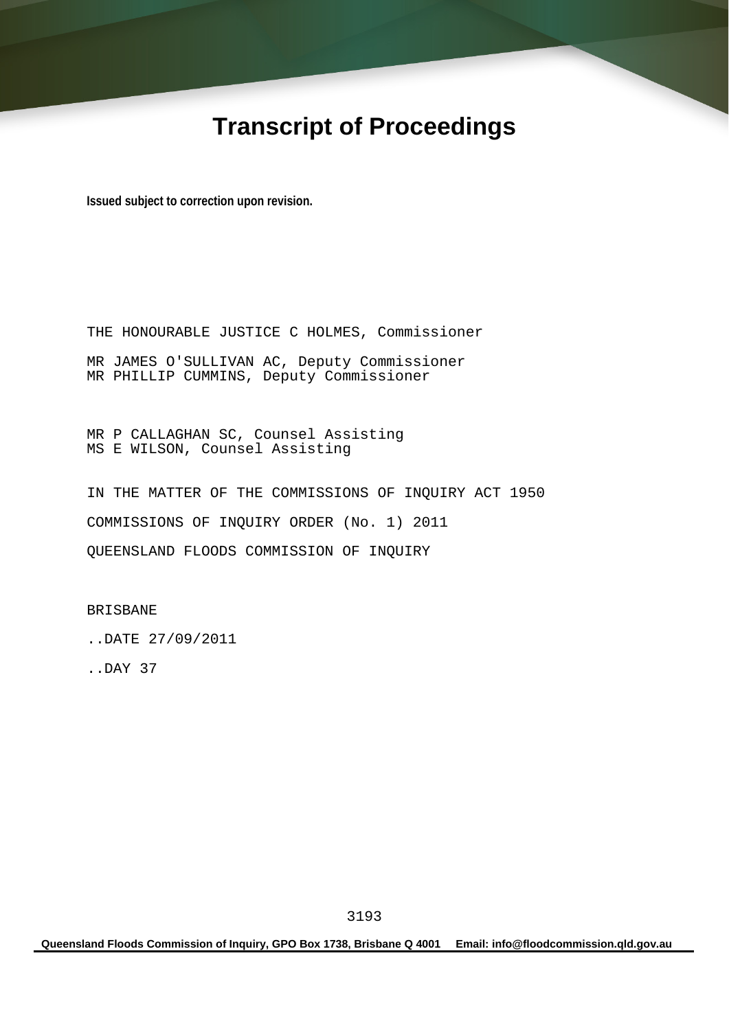# Transcript of Proceedings

**Issued subject to correction upon revision.**

THE HONOURABLE JUSTICE C HOLMES, Commissioner

MR JAMES O'SULLIVAN AC, Deputy Commissioner
MR PHILLIP CUMMINS, Deputy Commissioner

MR P CALLAGHAN SC, Counsel Assisting
MS E WILSON, Counsel Assisting

IN THE MATTER OF THE COMMISSIONS OF INQUIRY ACT 1950

COMMISSIONS OF INQUIRY ORDER (No. 1) 2011

QUEENSLAND FLOODS COMMISSION OF INQUIRY

BRISBANE

..DATE 27/09/2011

..DAY 37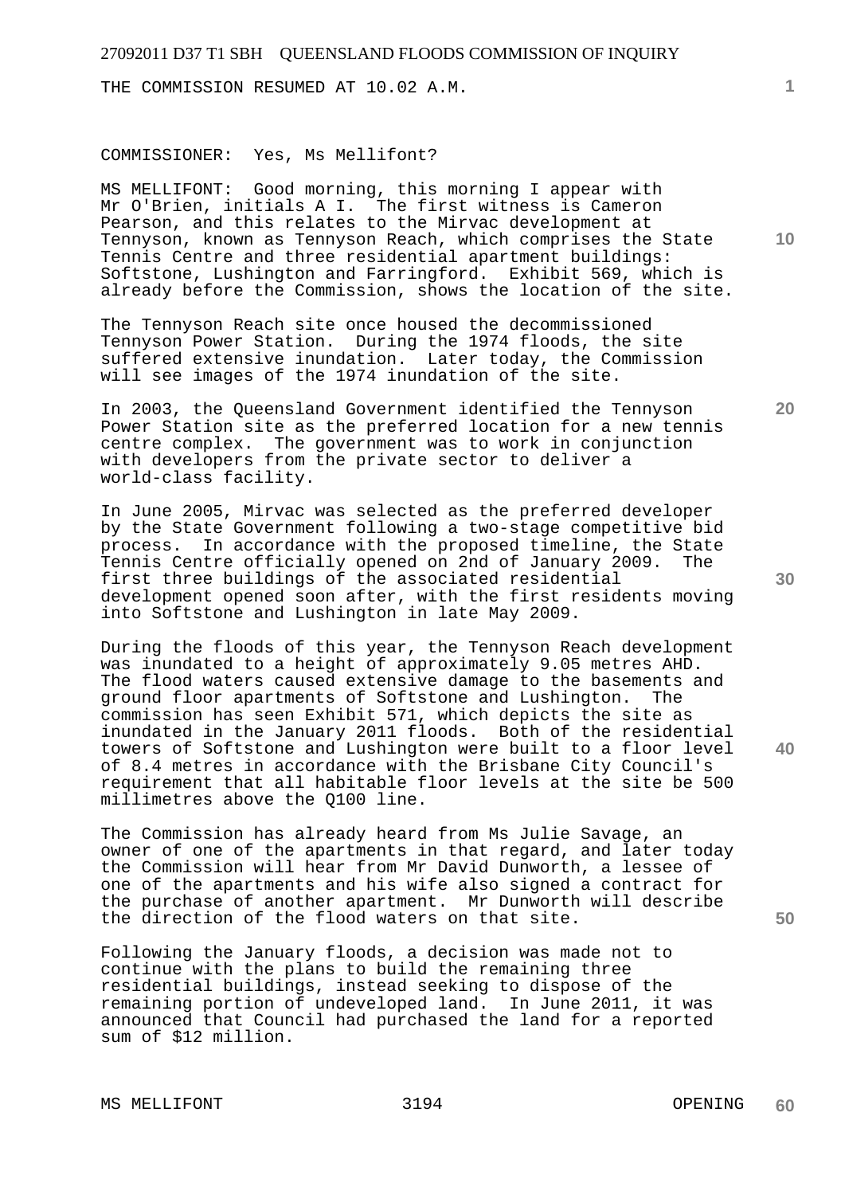THE COMMISSION RESUMED AT 10.02 A.M.

COMMISSIONER: Yes, Ms Mellifont?

MS MELLIFONT: Good morning, this morning I appear with Mr O'Brien, initials A I. The first witness is Cameron Pearson, and this relates to the Mirvac development at Tennyson, known as Tennyson Reach, which comprises the State Tennis Centre and three residential apartment buildings: Softstone, Lushington and Farringford. Exhibit 569, which is already before the Commission, shows the location of the site.

The Tennyson Reach site once housed the decommissioned Tennyson Power Station. During the 1974 floods, the site suffered extensive inundation. Later today, the Commission will see images of the 1974 inundation of the site.

In 2003, the Queensland Government identified the Tennyson Power Station site as the preferred location for a new tennis centre complex. The government was to work in conjunction with developers from the private sector to deliver a world-class facility.

In June 2005, Mirvac was selected as the preferred developer by the State Government following a two-stage competitive bid process. In accordance with the proposed timeline, the State Tennis Centre officially opened on 2nd of January 2009. The first three buildings of the associated residential development opened soon after, with the first residents moving into Softstone and Lushington in late May 2009.

During the floods of this year, the Tennyson Reach development was inundated to a height of approximately 9.05 metres AHD. The flood waters caused extensive damage to the basements and ground floor apartments of Softstone and Lushington. The commission has seen Exhibit 571, which depicts the site as inundated in the January 2011 floods. Both of the residential towers of Softstone and Lushington were built to a floor level of 8.4 metres in accordance with the Brisbane City Council's requirement that all habitable floor levels at the site be 500 millimetres above the Q100 line.

The Commission has already heard from Ms Julie Savage, an owner of one of the apartments in that regard, and later today the Commission will hear from Mr David Dunworth, a lessee of one of the apartments and his wife also signed a contract for the purchase of another apartment. Mr Dunworth will describe the direction of the flood waters on that site.

Following the January floods, a decision was made not to continue with the plans to build the remaining three residential buildings, instead seeking to dispose of the remaining portion of undeveloped land. In June 2011, it was announced that Council had purchased the land for a reported sum of $12 million.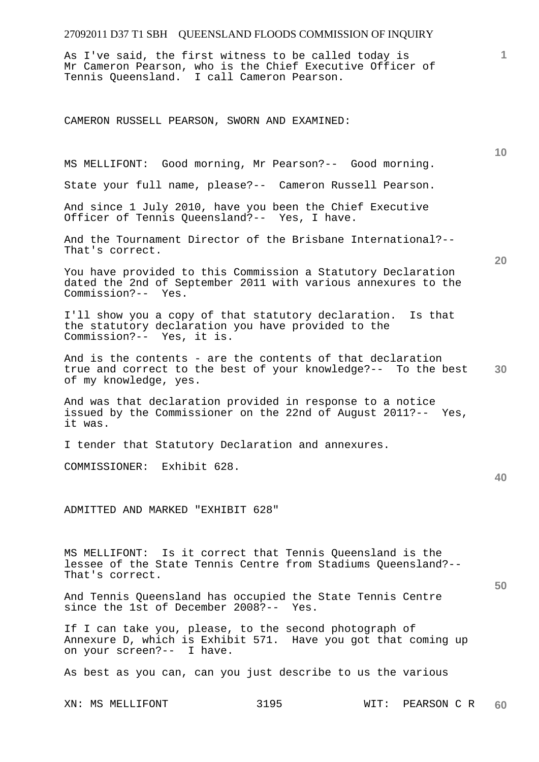As I've said, the first witness to be called today is Mr Cameron Pearson, who is the Chief Executive Officer of Tennis Queensland. I call Cameron Pearson.

CAMERON RUSSELL PEARSON, SWORN AND EXAMINED:

MS MELLIFONT: Good morning, Mr Pearson?-- Good morning.

State your full name, please?-- Cameron Russell Pearson.

And since 1 July 2010, have you been the Chief Executive Officer of Tennis Queensland?-- Yes, I have.

And the Tournament Director of the Brisbane International?-- That's correct.

You have provided to this Commission a Statutory Declaration dated the 2nd of September 2011 with various annexures to the Commission?-- Yes.

I'll show you a copy of that statutory declaration. Is that the statutory declaration you have provided to the Commission?-- Yes, it is.

And is the contents - are the contents of that declaration true and correct to the best of your knowledge?-- To the best of my knowledge, yes.

And was that declaration provided in response to a notice issued by the Commissioner on the 22nd of August 2011?-- Yes, it was.

I tender that Statutory Declaration and annexures.

COMMISSIONER: Exhibit 628.

ADMITTED AND MARKED "EXHIBIT 628"

MS MELLIFONT: Is it correct that Tennis Queensland is the lessee of the State Tennis Centre from Stadiums Queensland?-- That's correct.

And Tennis Queensland has occupied the State Tennis Centre since the 1st of December 2008?-- Yes.

If I can take you, please, to the second photograph of Annexure D, which is Exhibit 571. Have you got that coming up on your screen?-- I have.

As best as you can, can you just describe to us the various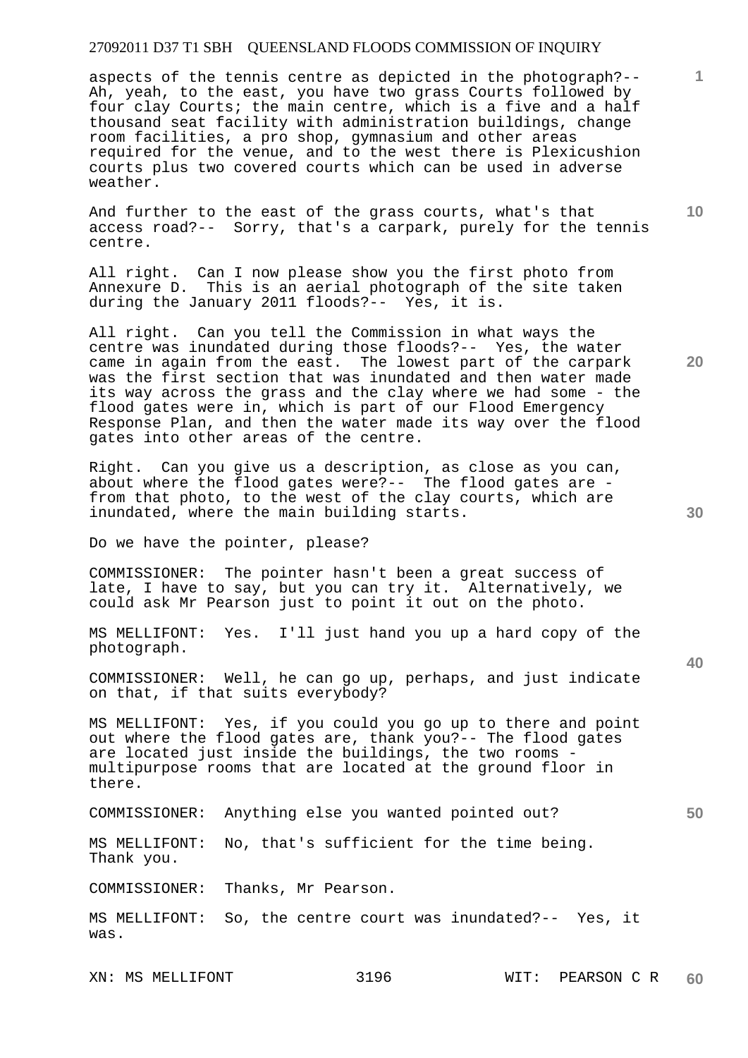aspects of the tennis centre as depicted in the photograph?-- Ah, yeah, to the east, you have two grass Courts followed by four clay Courts; the main centre, which is a five and a half thousand seat facility with administration buildings, change room facilities, a pro shop, gymnasium and other areas required for the venue, and to the west there is Plexicushion courts plus two covered courts which can be used in adverse weather.

And further to the east of the grass courts, what's that access road?-- Sorry, that's a carpark, purely for the tennis centre.

All right. Can I now please show you the first photo from Annexure D. This is an aerial photograph of the site taken during the January 2011 floods?-- Yes, it is.

All right. Can you tell the Commission in what ways the centre was inundated during those floods?-- Yes, the water came in again from the east. The lowest part of the carpark was the first section that was inundated and then water made its way across the grass and the clay where we had some - the flood gates were in, which is part of our Flood Emergency Response Plan, and then the water made its way over the flood gates into other areas of the centre.

Right. Can you give us a description, as close as you can, about where the flood gates were?-- The flood gates are - from that photo, to the west of the clay courts, which are inundated, where the main building starts.

Do we have the pointer, please?

COMMISSIONER: The pointer hasn't been a great success of late, I have to say, but you can try it. Alternatively, we could ask Mr Pearson just to point it out on the photo.

MS MELLIFONT: Yes. I'll just hand you up a hard copy of the photograph.

COMMISSIONER: Well, he can go up, perhaps, and just indicate on that, if that suits everybody?

MS MELLIFONT: Yes, if you could you go up to there and point out where the flood gates are, thank you?-- The flood gates are located just inside the buildings, the two rooms - multipurpose rooms that are located at the ground floor in there.

COMMISSIONER: Anything else you wanted pointed out?

MS MELLIFONT: No, that's sufficient for the time being. Thank you.

COMMISSIONER: Thanks, Mr Pearson.

MS MELLIFONT: So, the centre court was inundated?-- Yes, it was.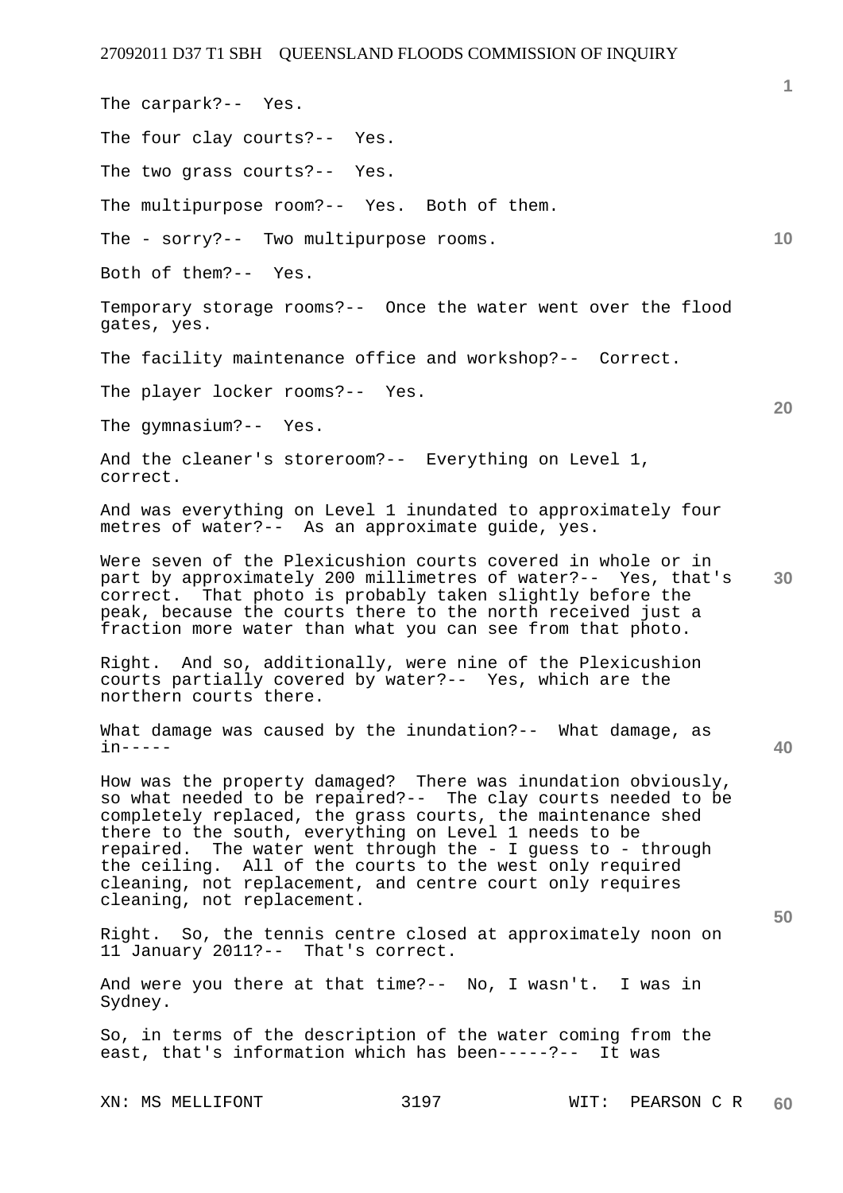The carpark?-- Yes.

The four clay courts?-- Yes.

The two grass courts?-- Yes.

The multipurpose room?-- Yes. Both of them.

The - sorry?-- Two multipurpose rooms.

Both of them?-- Yes.

Temporary storage rooms?-- Once the water went over the flood gates, yes.

The facility maintenance office and workshop?-- Correct.

The player locker rooms?-- Yes.

The gymnasium?-- Yes.

And the cleaner's storeroom?-- Everything on Level 1, correct.

And was everything on Level 1 inundated to approximately four metres of water?-- As an approximate guide, yes.

Were seven of the Plexicushion courts covered in whole or in part by approximately 200 millimetres of water?-- Yes, that's correct. That photo is probably taken slightly before the peak, because the courts there to the north received just a fraction more water than what you can see from that photo.

Right. And so, additionally, were nine of the Plexicushion courts partially covered by water?-- Yes, which are the northern courts there.

What damage was caused by the inundation?-- What damage, as in-----

How was the property damaged? There was inundation obviously, so what needed to be repaired?-- The clay courts needed to be completely replaced, the grass courts, the maintenance shed there to the south, everything on Level 1 needs to be repaired. The water went through the - I guess to - through the ceiling. All of the courts to the west only required cleaning, not replacement, and centre court only requires cleaning, not replacement.

Right. So, the tennis centre closed at approximately noon on 11 January 2011?-- That's correct.

And were you there at that time?-- No, I wasn't. I was in Sydney.

So, in terms of the description of the water coming from the east, that's information which has been-----?-- It was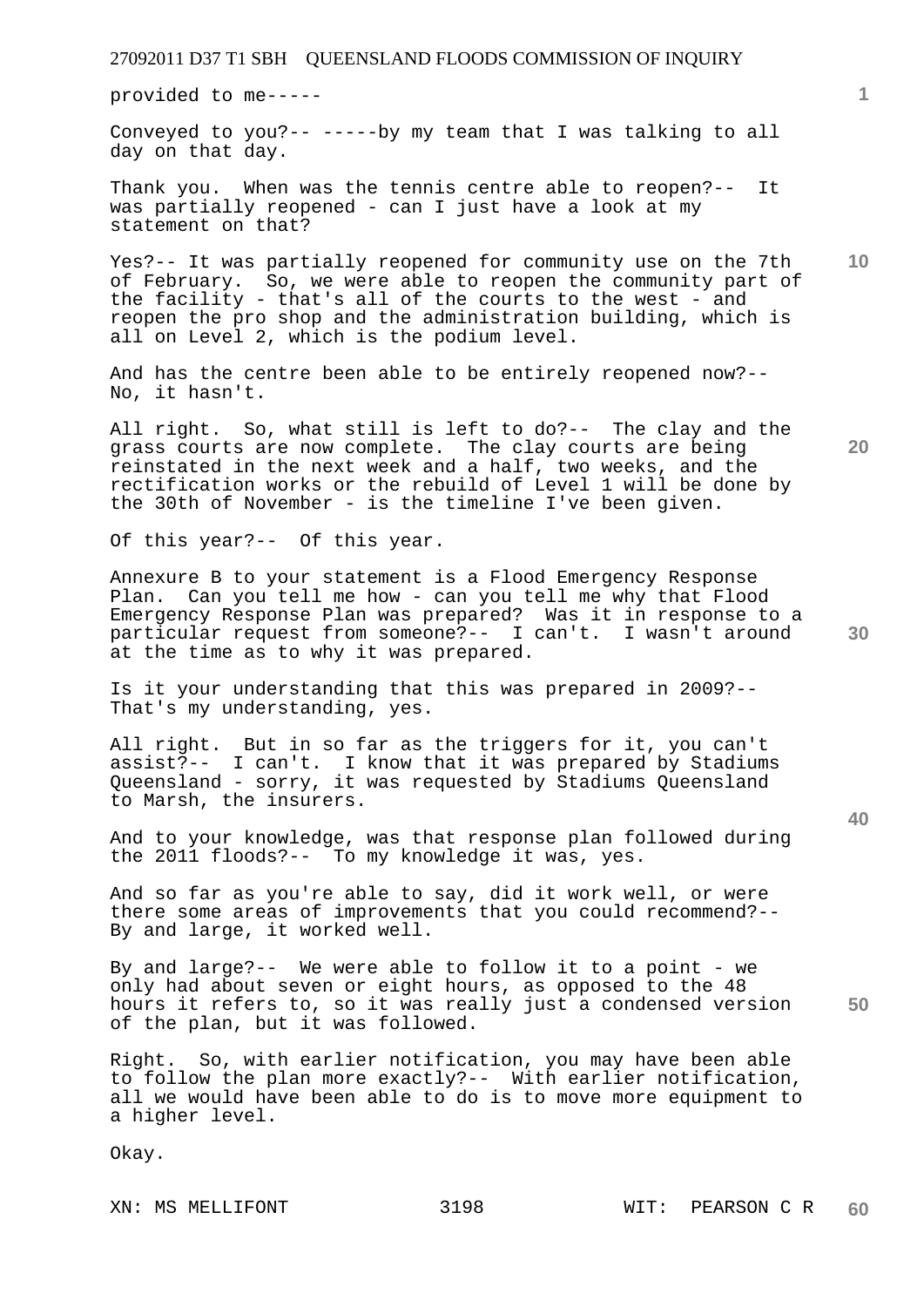provided to me-----

Conveyed to you?-- -----by my team that I was talking to all day on that day.

Thank you. When was the tennis centre able to reopen?-- It was partially reopened - can I just have a look at my statement on that?

Yes?-- It was partially reopened for community use on the 7th of February. So, we were able to reopen the community part of the facility - that's all of the courts to the west - and reopen the pro shop and the administration building, which is all on Level 2, which is the podium level.

And has the centre been able to be entirely reopened now?-- No, it hasn't.

All right. So, what still is left to do?-- The clay and the grass courts are now complete. The clay courts are being reinstated in the next week and a half, two weeks, and the rectification works or the rebuild of Level 1 will be done by the 30th of November - is the timeline I've been given.

Of this year?-- Of this year.

Annexure B to your statement is a Flood Emergency Response Plan. Can you tell me how - can you tell me why that Flood Emergency Response Plan was prepared? Was it in response to a particular request from someone?-- I can't. I wasn't around at the time as to why it was prepared.

Is it your understanding that this was prepared in 2009?-- That's my understanding, yes.

All right. But in so far as the triggers for it, you can't assist?-- I can't. I know that it was prepared by Stadiums Queensland - sorry, it was requested by Stadiums Queensland to Marsh, the insurers.

And to your knowledge, was that response plan followed during the 2011 floods?-- To my knowledge it was, yes.

And so far as you're able to say, did it work well, or were there some areas of improvements that you could recommend?-- By and large, it worked well.

By and large?-- We were able to follow it to a point - we only had about seven or eight hours, as opposed to the 48 hours it refers to, so it was really just a condensed version of the plan, but it was followed.

Right. So, with earlier notification, you may have been able to follow the plan more exactly?-- With earlier notification, all we would have been able to do is to move more equipment to a higher level.

Okay.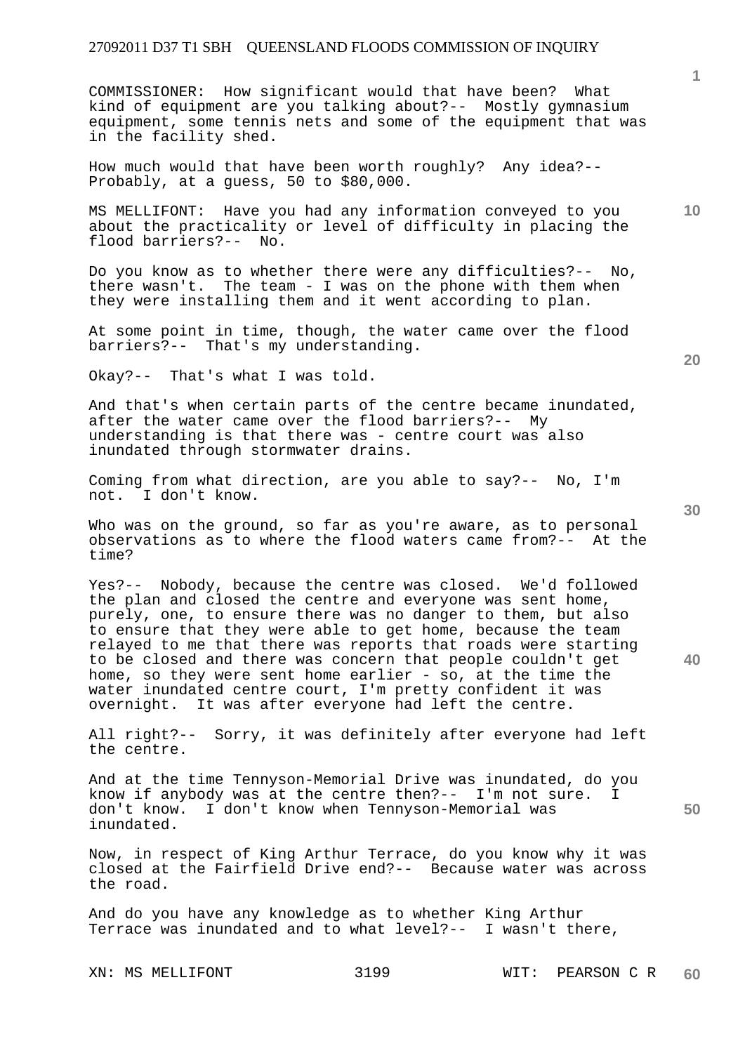COMMISSIONER: How significant would that have been? What kind of equipment are you talking about?-- Mostly gymnasium equipment, some tennis nets and some of the equipment that was in the facility shed.

How much would that have been worth roughly? Any idea?-- Probably, at a guess, 50 to $80,000.

MS MELLIFONT: Have you had any information conveyed to you about the practicality or level of difficulty in placing the flood barriers?-- No.

Do you know as to whether there were any difficulties?-- No, there wasn't. The team - I was on the phone with them when they were installing them and it went according to plan.

At some point in time, though, the water came over the flood barriers?-- That's my understanding.

Okay?-- That's what I was told.

And that's when certain parts of the centre became inundated, after the water came over the flood barriers?-- My understanding is that there was - centre court was also inundated through stormwater drains.

Coming from what direction, are you able to say?-- No, I'm not. I don't know.

Who was on the ground, so far as you're aware, as to personal observations as to where the flood waters came from?-- At the time?

Yes?-- Nobody, because the centre was closed. We'd followed the plan and closed the centre and everyone was sent home, purely, one, to ensure there was no danger to them, but also to ensure that they were able to get home, because the team relayed to me that there was reports that roads were starting to be closed and there was concern that people couldn't get home, so they were sent home earlier - so, at the time the water inundated centre court, I'm pretty confident it was overnight. It was after everyone had left the centre.

All right?-- Sorry, it was definitely after everyone had left the centre.

And at the time Tennyson-Memorial Drive was inundated, do you know if anybody was at the centre then?-- I'm not sure. I don't know. I don't know when Tennyson-Memorial was inundated.

Now, in respect of King Arthur Terrace, do you know why it was closed at the Fairfield Drive end?-- Because water was across the road.

And do you have any knowledge as to whether King Arthur Terrace was inundated and to what level?-- I wasn't there,

XN: MS MELLIFONT WIT: PEARSON C R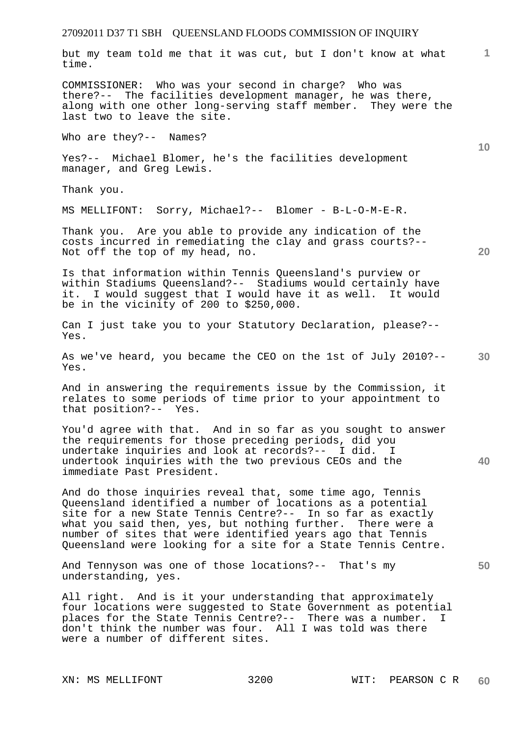but my team told me that it was cut, but I don't know at what time.

COMMISSIONER: Who was your second in charge? Who was there?-- The facilities development manager, he was there, along with one other long-serving staff member. They were the last two to leave the site.

Who are they?-- Names?

Yes?-- Michael Blomer, he's the facilities development manager, and Greg Lewis.

Thank you.

MS MELLIFONT: Sorry, Michael?-- Blomer - B-L-O-M-E-R.

Thank you. Are you able to provide any indication of the costs incurred in remediating the clay and grass courts?-- Not off the top of my head, no.

Is that information within Tennis Queensland's purview or within Stadiums Queensland?-- Stadiums would certainly have it. I would suggest that I would have it as well. It would be in the vicinity of 200 to $250,000.

Can I just take you to your Statutory Declaration, please?-- Yes.

As we've heard, you became the CEO on the 1st of July 2010?-- Yes.

And in answering the requirements issue by the Commission, it relates to some periods of time prior to your appointment to that position?-- Yes.

You'd agree with that. And in so far as you sought to answer the requirements for those preceding periods, did you undertake inquiries and look at records?-- I did. I undertook inquiries with the two previous CEOs and the immediate Past President.

And do those inquiries reveal that, some time ago, Tennis Queensland identified a number of locations as a potential site for a new State Tennis Centre?-- In so far as exactly what you said then, yes, but nothing further. There were a number of sites that were identified years ago that Tennis Queensland were looking for a site for a State Tennis Centre.

And Tennyson was one of those locations?-- That's my understanding, yes.

All right. And is it your understanding that approximately four locations were suggested to State Government as potential places for the State Tennis Centre?-- There was a number. I don't think the number was four. All I was told was there were a number of different sites.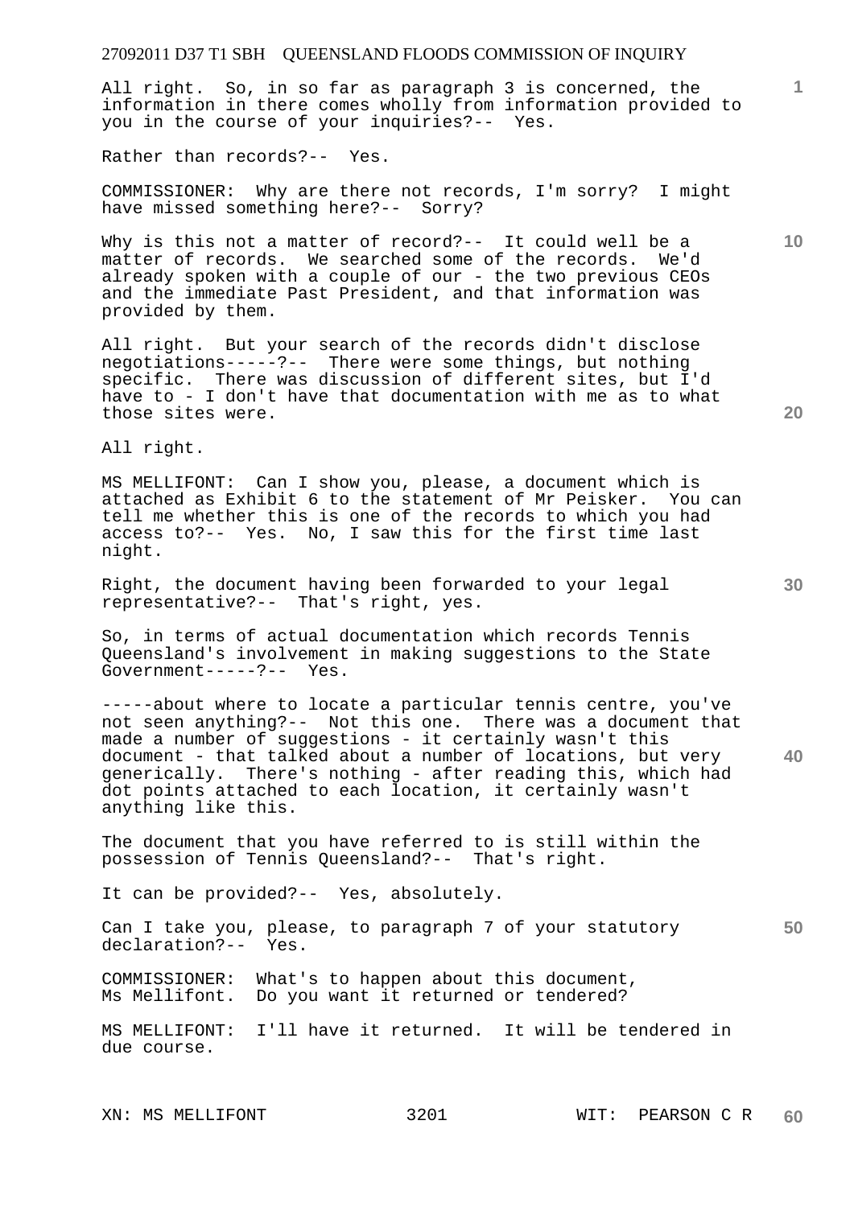All right. So, in so far as paragraph 3 is concerned, the information in there comes wholly from information provided to you in the course of your inquiries?-- Yes.

Rather than records?-- Yes.

COMMISSIONER: Why are there not records, I'm sorry? I might have missed something here?-- Sorry?

Why is this not a matter of record?-- It could well be a matter of records. We searched some of the records. We'd already spoken with a couple of our - the two previous CEOs and the immediate Past President, and that information was provided by them.

All right. But your search of the records didn't disclose negotiations-----?-- There were some things, but nothing specific. There was discussion of different sites, but I'd have to - I don't have that documentation with me as to what those sites were.

All right.

MS MELLIFONT: Can I show you, please, a document which is attached as Exhibit 6 to the statement of Mr Peisker. You can tell me whether this is one of the records to which you had access to?-- Yes. No, I saw this for the first time last night.

Right, the document having been forwarded to your legal representative?-- That's right, yes.

So, in terms of actual documentation which records Tennis Queensland's involvement in making suggestions to the State Government-----?-- Yes.

-----about where to locate a particular tennis centre, you've not seen anything?-- Not this one. There was a document that made a number of suggestions - it certainly wasn't this document - that talked about a number of locations, but very generically. There's nothing - after reading this, which had dot points attached to each location, it certainly wasn't anything like this.

The document that you have referred to is still within the possession of Tennis Queensland?-- That's right.

It can be provided?-- Yes, absolutely.

Can I take you, please, to paragraph 7 of your statutory declaration?-- Yes.

COMMISSIONER: What's to happen about this document, Ms Mellifont. Do you want it returned or tendered?

MS MELLIFONT: I'll have it returned. It will be tendered in due course.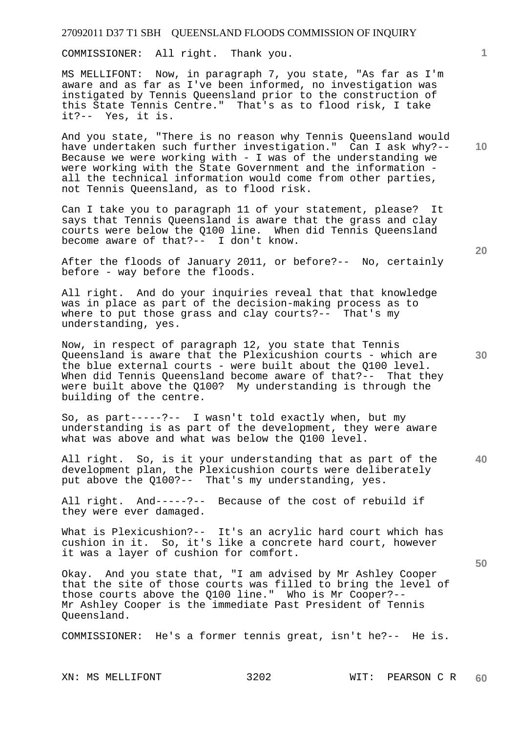COMMISSIONER: All right. Thank you.

MS MELLIFONT: Now, in paragraph 7, you state, "As far as I'm aware and as far as I've been informed, no investigation was instigated by Tennis Queensland prior to the construction of this State Tennis Centre." That's as to flood risk, I take it?-- Yes, it is.

And you state, "There is no reason why Tennis Queensland would have undertaken such further investigation." Can I ask why?-- Because we were working with - I was of the understanding we were working with the State Government and the information - all the technical information would come from other parties, not Tennis Queensland, as to flood risk.

Can I take you to paragraph 11 of your statement, please? It says that Tennis Queensland is aware that the grass and clay courts were below the Q100 line. When did Tennis Queensland become aware of that?-- I don't know.

After the floods of January 2011, or before?-- No, certainly before - way before the floods.

All right. And do your inquiries reveal that that knowledge was in place as part of the decision-making process as to where to put those grass and clay courts?-- That's my understanding, yes.

Now, in respect of paragraph 12, you state that Tennis Queensland is aware that the Plexicushion courts - which are the blue external courts - were built about the Q100 level. When did Tennis Queensland become aware of that?-- That they were built above the Q100? My understanding is through the building of the centre.

So, as part-----?-- I wasn't told exactly when, but my understanding is as part of the development, they were aware what was above and what was below the Q100 level.

All right. So, is it your understanding that as part of the development plan, the Plexicushion courts were deliberately put above the Q100?-- That's my understanding, yes.

All right. And-----?-- Because of the cost of rebuild if they were ever damaged.

What is Plexicushion?-- It's an acrylic hard court which has cushion in it. So, it's like a concrete hard court, however it was a layer of cushion for comfort.

Okay. And you state that, "I am advised by Mr Ashley Cooper that the site of those courts was filled to bring the level of those courts above the Q100 line." Who is Mr Cooper?-- Mr Ashley Cooper is the immediate Past President of Tennis Queensland.

COMMISSIONER: He's a former tennis great, isn't he?-- He is.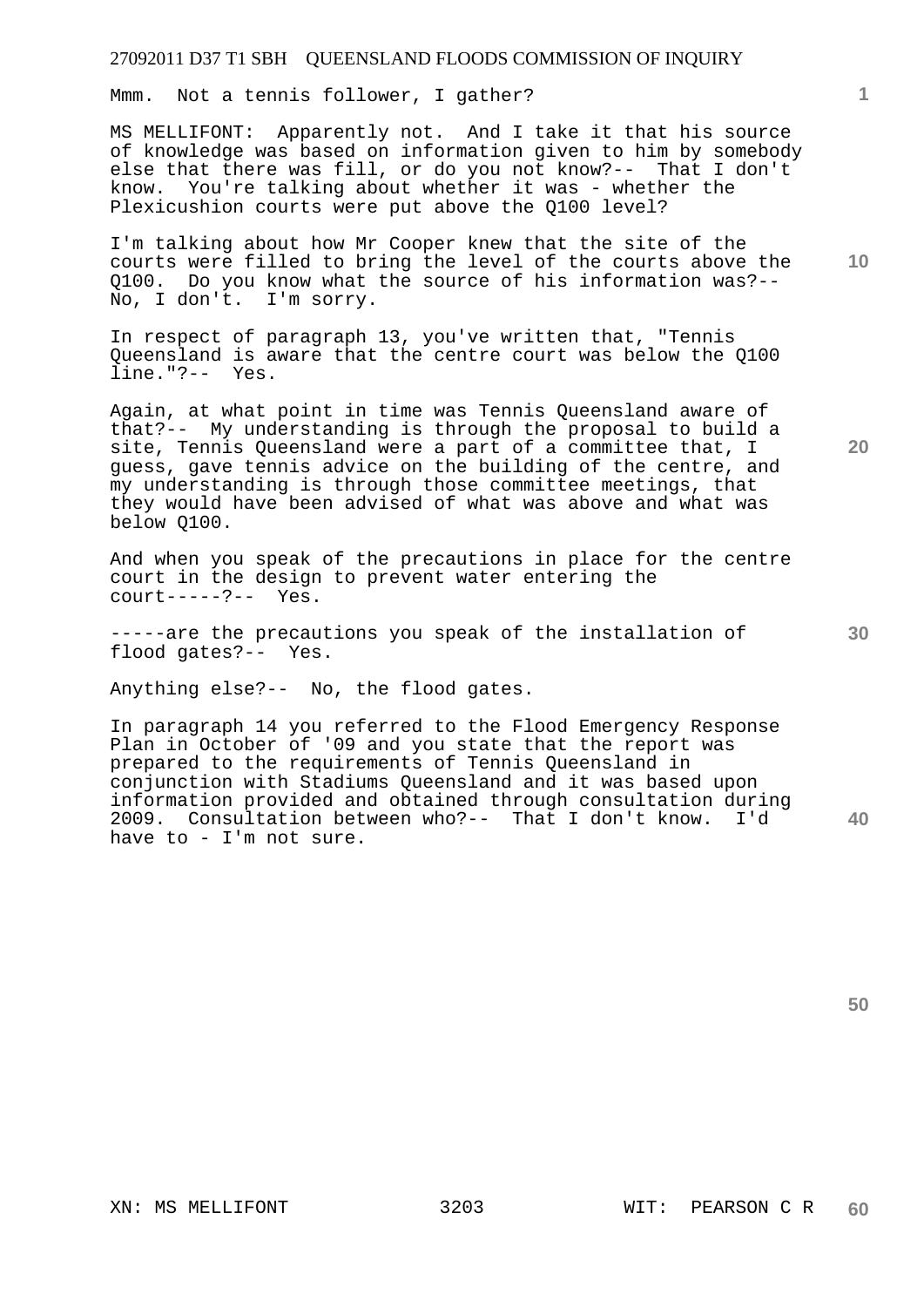Mmm. Not a tennis follower, I gather?

MS MELLIFONT: Apparently not. And I take it that his source of knowledge was based on information given to him by somebody else that there was fill, or do you not know?-- That I don't know. You're talking about whether it was - whether the Plexicushion courts were put above the Q100 level?

I'm talking about how Mr Cooper knew that the site of the courts were filled to bring the level of the courts above the Q100. Do you know what the source of his information was?-- No, I don't. I'm sorry.

In respect of paragraph 13, you've written that, "Tennis Queensland is aware that the centre court was below the Q100 line."?-- Yes.

Again, at what point in time was Tennis Queensland aware of that?-- My understanding is through the proposal to build a site, Tennis Queensland were a part of a committee that, I guess, gave tennis advice on the building of the centre, and my understanding is through those committee meetings, that they would have been advised of what was above and what was below Q100.

And when you speak of the precautions in place for the centre court in the design to prevent water entering the court-----?-- Yes.

-----are the precautions you speak of the installation of flood gates?-- Yes.

Anything else?-- No, the flood gates.

In paragraph 14 you referred to the Flood Emergency Response Plan in October of '09 and you state that the report was prepared to the requirements of Tennis Queensland in conjunction with Stadiums Queensland and it was based upon information provided and obtained through consultation during 2009. Consultation between who?-- That I don't know. I'd have to - I'm not sure.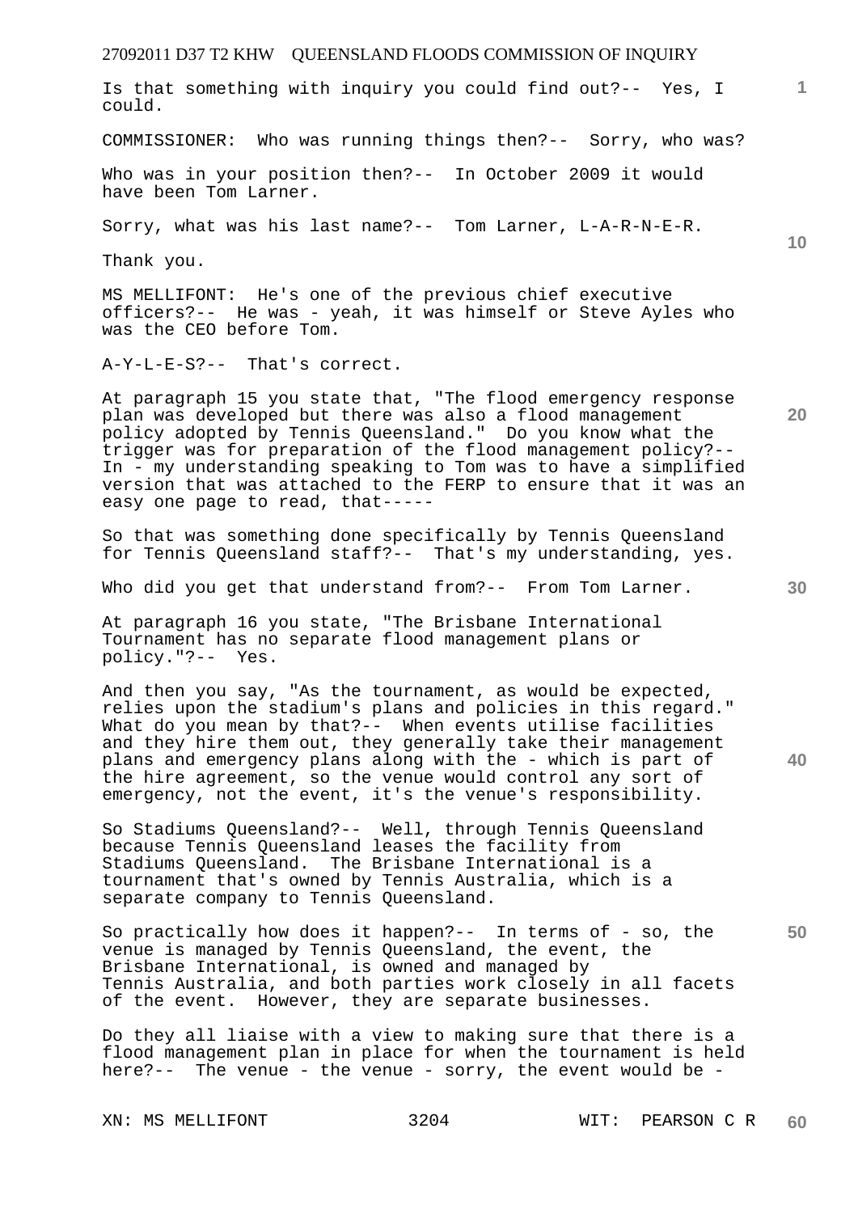Is that something with inquiry you could find out?-- Yes, I could.

COMMISSIONER: Who was running things then?-- Sorry, who was?

Who was in your position then?-- In October 2009 it would have been Tom Larner.

Sorry, what was his last name?-- Tom Larner, L-A-R-N-E-R.

Thank you.

MS MELLIFONT: He's one of the previous chief executive officers?-- He was - yeah, it was himself or Steve Ayles who was the CEO before Tom.

A-Y-L-E-S?-- That's correct.

At paragraph 15 you state that, "The flood emergency response plan was developed but there was also a flood management policy adopted by Tennis Queensland." Do you know what the trigger was for preparation of the flood management policy?-- In - my understanding speaking to Tom was to have a simplified version that was attached to the FERP to ensure that it was an easy one page to read, that-----

So that was something done specifically by Tennis Queensland for Tennis Queensland staff?-- That's my understanding, yes.

Who did you get that understand from?-- From Tom Larner.

At paragraph 16 you state, "The Brisbane International Tournament has no separate flood management plans or policy."?-- Yes.

And then you say, "As the tournament, as would be expected, relies upon the stadium's plans and policies in this regard." What do you mean by that?-- When events utilise facilities and they hire them out, they generally take their management plans and emergency plans along with the - which is part of the hire agreement, so the venue would control any sort of emergency, not the event, it's the venue's responsibility.

So Stadiums Queensland?-- Well, through Tennis Queensland because Tennis Queensland leases the facility from Stadiums Queensland. The Brisbane International is a tournament that's owned by Tennis Australia, which is a separate company to Tennis Queensland.

So practically how does it happen?-- In terms of - so, the venue is managed by Tennis Queensland, the event, the Brisbane International, is owned and managed by Tennis Australia, and both parties work closely in all facets of the event. However, they are separate businesses.

Do they all liaise with a view to making sure that there is a flood management plan in place for when the tournament is held here?-- The venue - the venue - sorry, the event would be -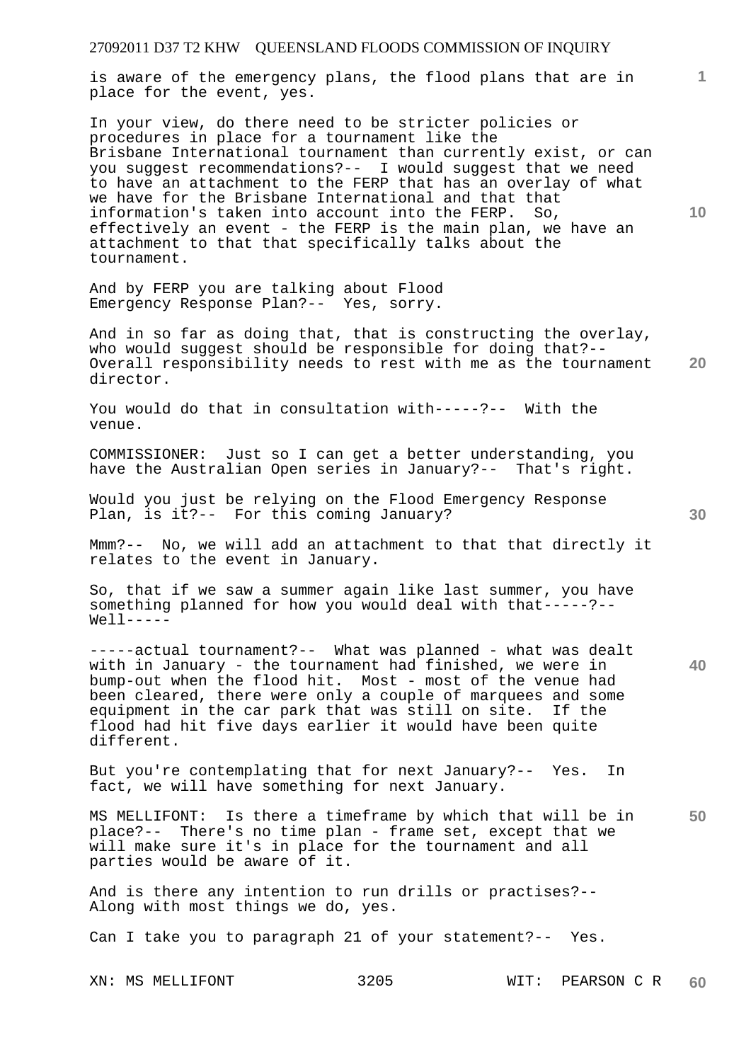is aware of the emergency plans, the flood plans that are in place for the event, yes.

In your view, do there need to be stricter policies or procedures in place for a tournament like the Brisbane International tournament than currently exist, or can you suggest recommendations?-- I would suggest that we need to have an attachment to the FERP that has an overlay of what we have for the Brisbane International and that that information's taken into account into the FERP. So, effectively an event - the FERP is the main plan, we have an attachment to that that specifically talks about the tournament.

And by FERP you are talking about Flood Emergency Response Plan?-- Yes, sorry.

And in so far as doing that, that is constructing the overlay, who would suggest should be responsible for doing that?-- Overall responsibility needs to rest with me as the tournament director.

You would do that in consultation with-----?-- With the venue.

COMMISSIONER: Just so I can get a better understanding, you have the Australian Open series in January?-- That's right.

Would you just be relying on the Flood Emergency Response Plan, is it?-- For this coming January?

Mmm?-- No, we will add an attachment to that that directly it relates to the event in January.

So, that if we saw a summer again like last summer, you have something planned for how you would deal with that-----?-- Well-----

-----actual tournament?-- What was planned - what was dealt with in January - the tournament had finished, we were in bump-out when the flood hit. Most - most of the venue had been cleared, there were only a couple of marquees and some equipment in the car park that was still on site. If the flood had hit five days earlier it would have been quite different.

But you're contemplating that for next January?-- Yes. In fact, we will have something for next January.

MS MELLIFONT: Is there a timeframe by which that will be in place?-- There's no time plan - frame set, except that we will make sure it's in place for the tournament and all parties would be aware of it.

And is there any intention to run drills or practises?-- Along with most things we do, yes.

Can I take you to paragraph 21 of your statement?-- Yes.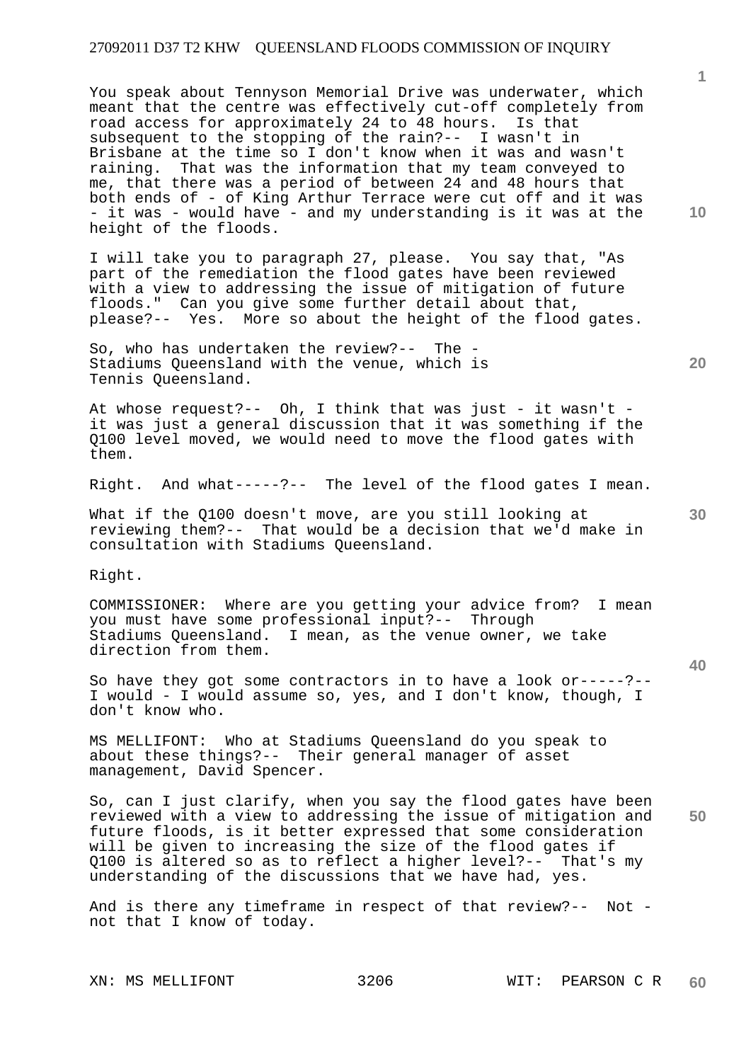You speak about Tennyson Memorial Drive was underwater, which meant that the centre was effectively cut-off completely from road access for approximately 24 to 48 hours. Is that subsequent to the stopping of the rain?-- I wasn't in Brisbane at the time so I don't know when it was and wasn't raining. That was the information that my team conveyed to me, that there was a period of between 24 and 48 hours that both ends of - of King Arthur Terrace were cut off and it was - it was - would have - and my understanding is it was at the height of the floods.

I will take you to paragraph 27, please. You say that, "As part of the remediation the flood gates have been reviewed with a view to addressing the issue of mitigation of future floods." Can you give some further detail about that, please?-- Yes. More so about the height of the flood gates.

So, who has undertaken the review?-- The - Stadiums Queensland with the venue, which is Tennis Queensland.

At whose request?-- Oh, I think that was just - it wasn't - it was just a general discussion that it was something if the Q100 level moved, we would need to move the flood gates with them.

Right. And what-----?-- The level of the flood gates I mean.

What if the Q100 doesn't move, are you still looking at reviewing them?-- That would be a decision that we'd make in consultation with Stadiums Queensland.

Right.

COMMISSIONER: Where are you getting your advice from? I mean you must have some professional input?-- Through Stadiums Queensland. I mean, as the venue owner, we take direction from them.

So have they got some contractors in to have a look or-----?-- I would - I would assume so, yes, and I don't know, though, I don't know who.

MS MELLIFONT: Who at Stadiums Queensland do you speak to about these things?-- Their general manager of asset management, David Spencer.

So, can I just clarify, when you say the flood gates have been reviewed with a view to addressing the issue of mitigation and future floods, is it better expressed that some consideration will be given to increasing the size of the flood gates if Q100 is altered so as to reflect a higher level?-- That's my understanding of the discussions that we have had, yes.

And is there any timeframe in respect of that review?-- Not - not that I know of today.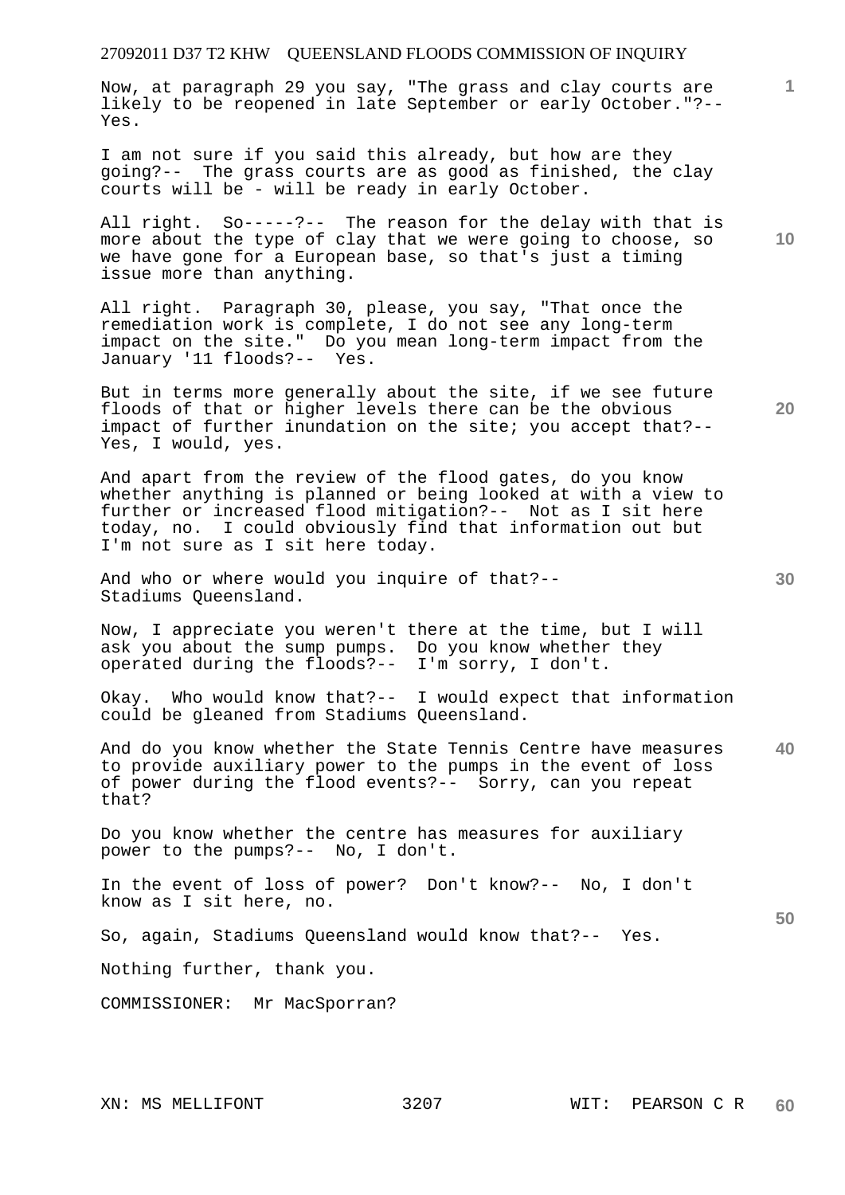Now, at paragraph 29 you say, "The grass and clay courts are likely to be reopened in late September or early October."?-- Yes.

I am not sure if you said this already, but how are they going?-- The grass courts are as good as finished, the clay courts will be - will be ready in early October.

All right. So-----?-- The reason for the delay with that is more about the type of clay that we were going to choose, so we have gone for a European base, so that's just a timing issue more than anything.

All right. Paragraph 30, please, you say, "That once the remediation work is complete, I do not see any long-term impact on the site." Do you mean long-term impact from the January '11 floods?-- Yes.

But in terms more generally about the site, if we see future floods of that or higher levels there can be the obvious impact of further inundation on the site; you accept that?-- Yes, I would, yes.

And apart from the review of the flood gates, do you know whether anything is planned or being looked at with a view to further or increased flood mitigation?-- Not as I sit here today, no. I could obviously find that information out but I'm not sure as I sit here today.

And who or where would you inquire of that?-- Stadiums Queensland.

Now, I appreciate you weren't there at the time, but I will ask you about the sump pumps. Do you know whether they operated during the floods?-- I'm sorry, I don't.

Okay. Who would know that?-- I would expect that information could be gleaned from Stadiums Queensland.

And do you know whether the State Tennis Centre have measures to provide auxiliary power to the pumps in the event of loss of power during the flood events?-- Sorry, can you repeat that?

Do you know whether the centre has measures for auxiliary power to the pumps?-- No, I don't.

In the event of loss of power? Don't know?-- No, I don't know as I sit here, no.

So, again, Stadiums Queensland would know that?-- Yes.

Nothing further, thank you.

COMMISSIONER: Mr MacSporran?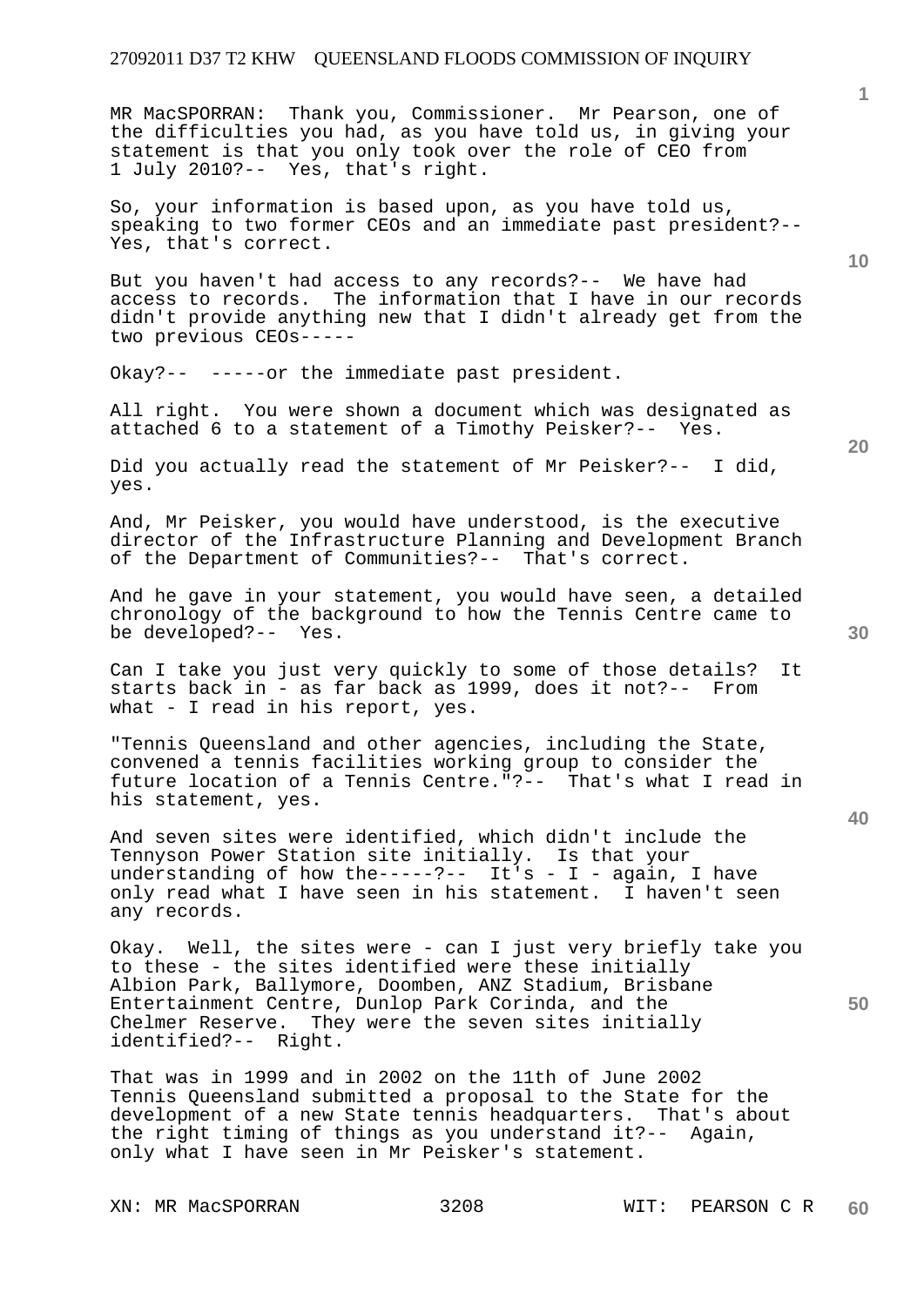MR MacSPORRAN: Thank you, Commissioner. Mr Pearson, one of the difficulties you had, as you have told us, in giving your statement is that you only took over the role of CEO from 1 July 2010?-- Yes, that's right.

So, your information is based upon, as you have told us, speaking to two former CEOs and an immediate past president?-- Yes, that's correct.

But you haven't had access to any records?-- We have had access to records. The information that I have in our records didn't provide anything new that I didn't already get from the two previous CEOs-----

Okay?-- -----or the immediate past president.

All right. You were shown a document which was designated as attached 6 to a statement of a Timothy Peisker?-- Yes.

Did you actually read the statement of Mr Peisker?-- I did, yes.

And, Mr Peisker, you would have understood, is the executive director of the Infrastructure Planning and Development Branch of the Department of Communities?-- That's correct.

And he gave in your statement, you would have seen, a detailed chronology of the background to how the Tennis Centre came to be developed?-- Yes.

Can I take you just very quickly to some of those details? It starts back in - as far back as 1999, does it not?-- From what - I read in his report, yes.

"Tennis Queensland and other agencies, including the State, convened a tennis facilities working group to consider the future location of a Tennis Centre."?-- That's what I read in his statement, yes.

And seven sites were identified, which didn't include the Tennyson Power Station site initially. Is that your understanding of how the-----?-- It's - I - again, I have only read what I have seen in his statement. I haven't seen any records.

Okay. Well, the sites were - can I just very briefly take you to these - the sites identified were these initially Albion Park, Ballymore, Doomben, ANZ Stadium, Brisbane Entertainment Centre, Dunlop Park Corinda, and the Chelmer Reserve. They were the seven sites initially identified?-- Right.

That was in 1999 and in 2002 on the 11th of June 2002 Tennis Queensland submitted a proposal to the State for the development of a new State tennis headquarters. That's about the right timing of things as you understand it?-- Again, only what I have seen in Mr Peisker's statement.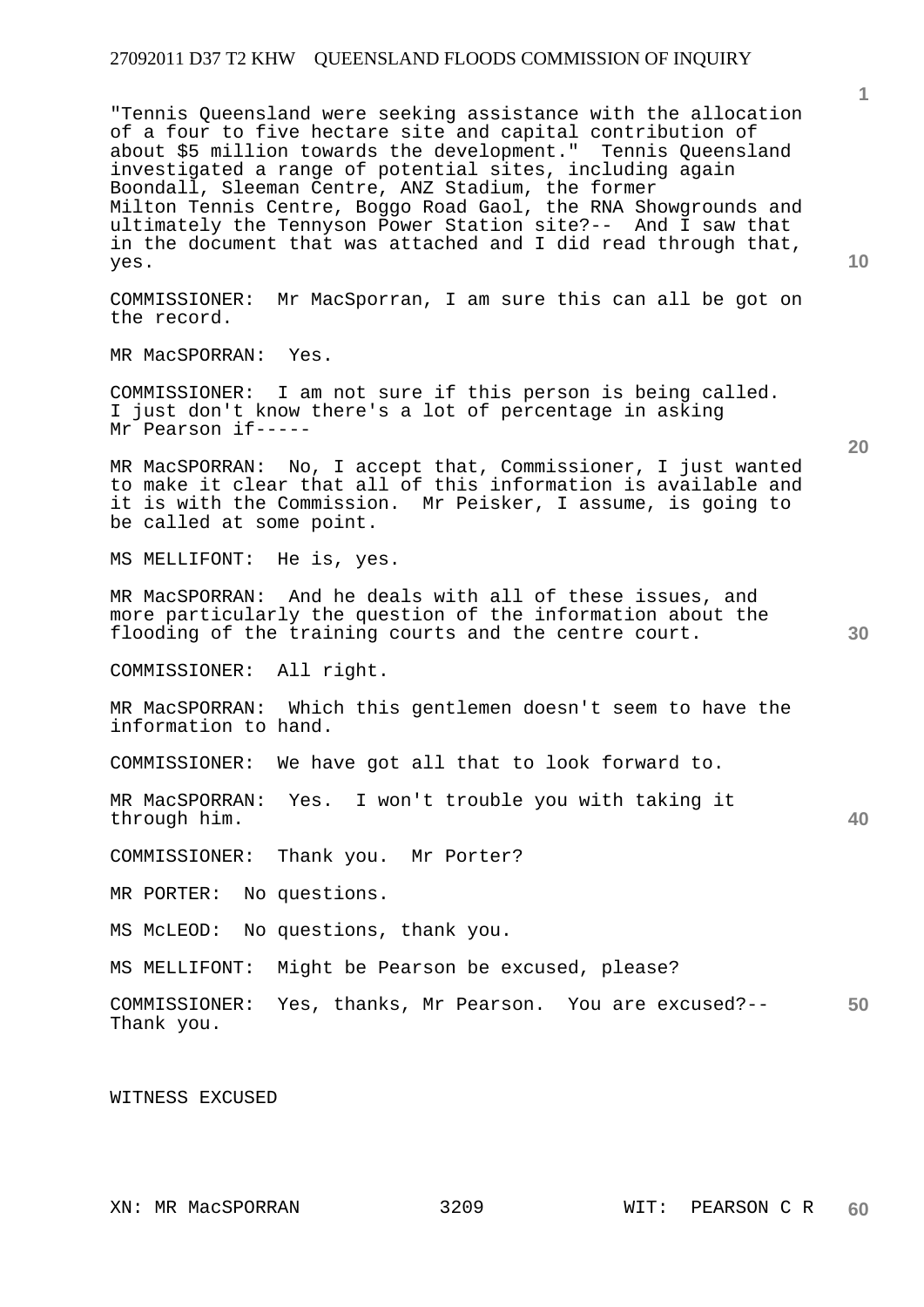"Tennis Queensland were seeking assistance with the allocation of a four to five hectare site and capital contribution of about $5 million towards the development." Tennis Queensland investigated a range of potential sites, including again Boondall, Sleeman Centre, ANZ Stadium, the former Milton Tennis Centre, Boggo Road Gaol, the RNA Showgrounds and ultimately the Tennyson Power Station site?-- And I saw that in the document that was attached and I did read through that, yes.

COMMISSIONER: Mr MacSporran, I am sure this can all be got on the record.

MR MacSPORRAN: Yes.

COMMISSIONER: I am not sure if this person is being called. I just don't know there's a lot of percentage in asking Mr Pearson if-----

MR MacSPORRAN: No, I accept that, Commissioner, I just wanted to make it clear that all of this information is available and it is with the Commission. Mr Peisker, I assume, is going to be called at some point.

MS MELLIFONT: He is, yes.

MR MacSPORRAN: And he deals with all of these issues, and more particularly the question of the information about the flooding of the training courts and the centre court.

COMMISSIONER: All right.

MR MacSPORRAN: Which this gentlemen doesn't seem to have the information to hand.

COMMISSIONER: We have got all that to look forward to.

MR MacSPORRAN: Yes. I won't trouble you with taking it through him.

COMMISSIONER: Thank you. Mr Porter?

MR PORTER: No questions.

MS McLEOD: No questions, thank you.

MS MELLIFONT: Might be Pearson be excused, please?

COMMISSIONER: Yes, thanks, Mr Pearson. You are excused?-- Thank you.

WITNESS EXCUSED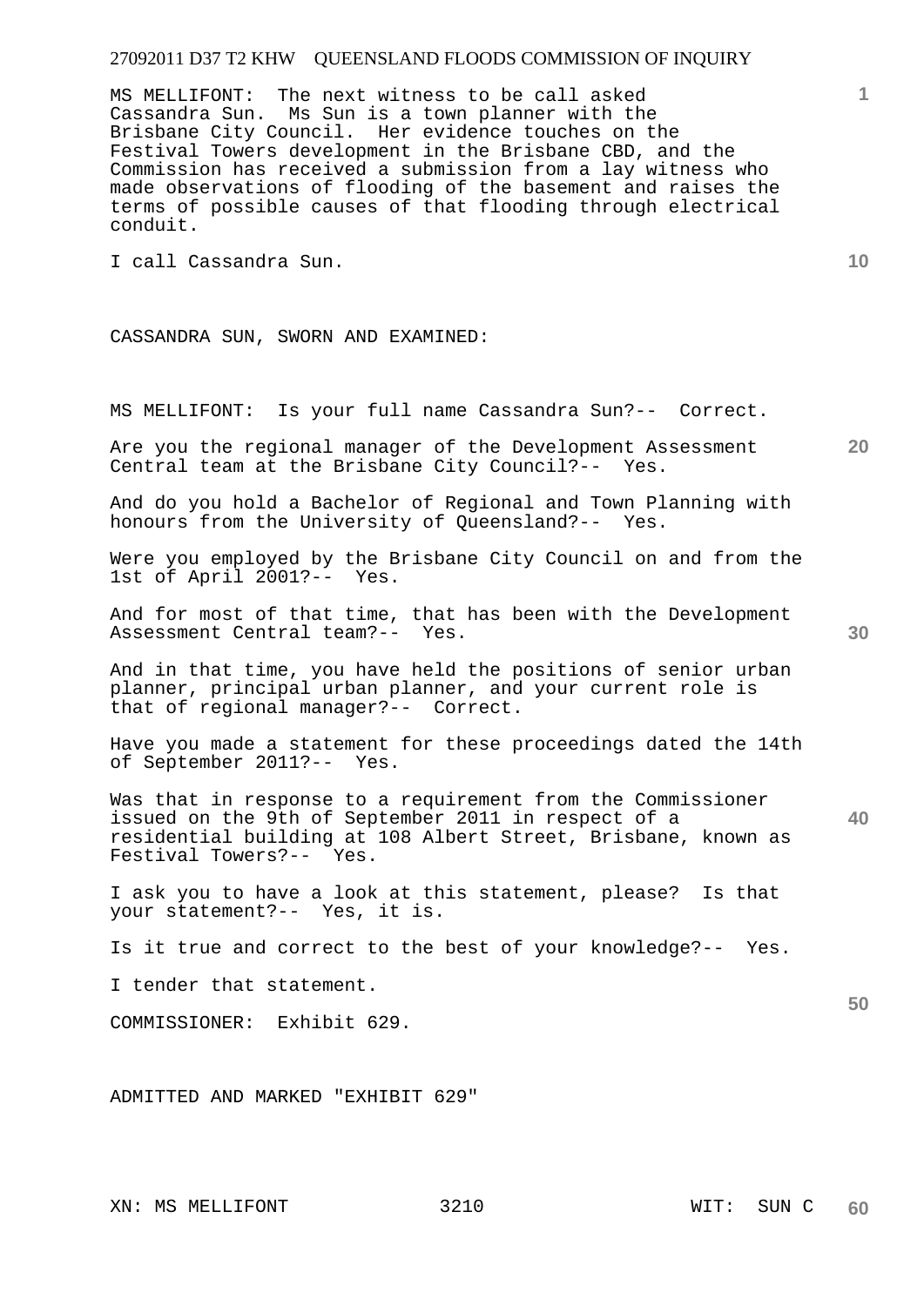MS MELLIFONT: The next witness to be call asked Cassandra Sun. Ms Sun is a town planner with the Brisbane City Council. Her evidence touches on the Festival Towers development in the Brisbane CBD, and the Commission has received a submission from a lay witness who made observations of flooding of the basement and raises the terms of possible causes of that flooding through electrical conduit.

I call Cassandra Sun.

CASSANDRA SUN, SWORN AND EXAMINED:

MS MELLIFONT: Is your full name Cassandra Sun?-- Correct.

Are you the regional manager of the Development Assessment Central team at the Brisbane City Council?-- Yes.

And do you hold a Bachelor of Regional and Town Planning with honours from the University of Queensland?-- Yes.

Were you employed by the Brisbane City Council on and from the 1st of April 2001?-- Yes.

And for most of that time, that has been with the Development Assessment Central team?-- Yes.

And in that time, you have held the positions of senior urban planner, principal urban planner, and your current role is that of regional manager?-- Correct.

Have you made a statement for these proceedings dated the 14th of September 2011?-- Yes.

Was that in response to a requirement from the Commissioner issued on the 9th of September 2011 in respect of a residential building at 108 Albert Street, Brisbane, known as Festival Towers?-- Yes.

I ask you to have a look at this statement, please? Is that your statement?-- Yes, it is.

Is it true and correct to the best of your knowledge?-- Yes.

I tender that statement.

COMMISSIONER: Exhibit 629.

ADMITTED AND MARKED "EXHIBIT 629"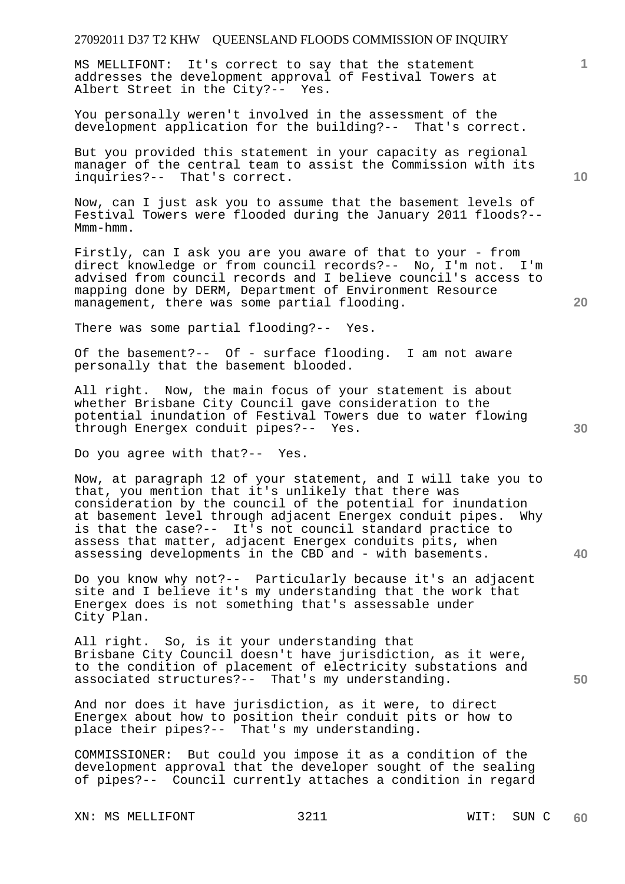MS MELLIFONT: It's correct to say that the statement addresses the development approval of Festival Towers at Albert Street in the City?-- Yes.

You personally weren't involved in the assessment of the development application for the building?-- That's correct.

But you provided this statement in your capacity as regional manager of the central team to assist the Commission with its inquiries?-- That's correct.

Now, can I just ask you to assume that the basement levels of Festival Towers were flooded during the January 2011 floods?-- Mmm-hmm.

Firstly, can I ask you are you aware of that to your - from direct knowledge or from council records?-- No, I'm not. I'm advised from council records and I believe council's access to mapping done by DERM, Department of Environment Resource management, there was some partial flooding.

There was some partial flooding?-- Yes.

Of the basement?-- Of - surface flooding. I am not aware personally that the basement blooded.

All right. Now, the main focus of your statement is about whether Brisbane City Council gave consideration to the potential inundation of Festival Towers due to water flowing through Energex conduit pipes?-- Yes.

Do you agree with that?-- Yes.

Now, at paragraph 12 of your statement, and I will take you to that, you mention that it's unlikely that there was consideration by the council of the potential for inundation at basement level through adjacent Energex conduit pipes. Why is that the case?-- It's not council standard practice to assess that matter, adjacent Energex conduits pits, when assessing developments in the CBD and - with basements.

Do you know why not?-- Particularly because it's an adjacent site and I believe it's my understanding that the work that Energex does is not something that's assessable under City Plan.

All right. So, is it your understanding that Brisbane City Council doesn't have jurisdiction, as it were, to the condition of placement of electricity substations and associated structures?-- That's my understanding.

And nor does it have jurisdiction, as it were, to direct Energex about how to position their conduit pits or how to place their pipes?-- That's my understanding.

COMMISSIONER: But could you impose it as a condition of the development approval that the developer sought of the sealing of pipes?-- Council currently attaches a condition in regard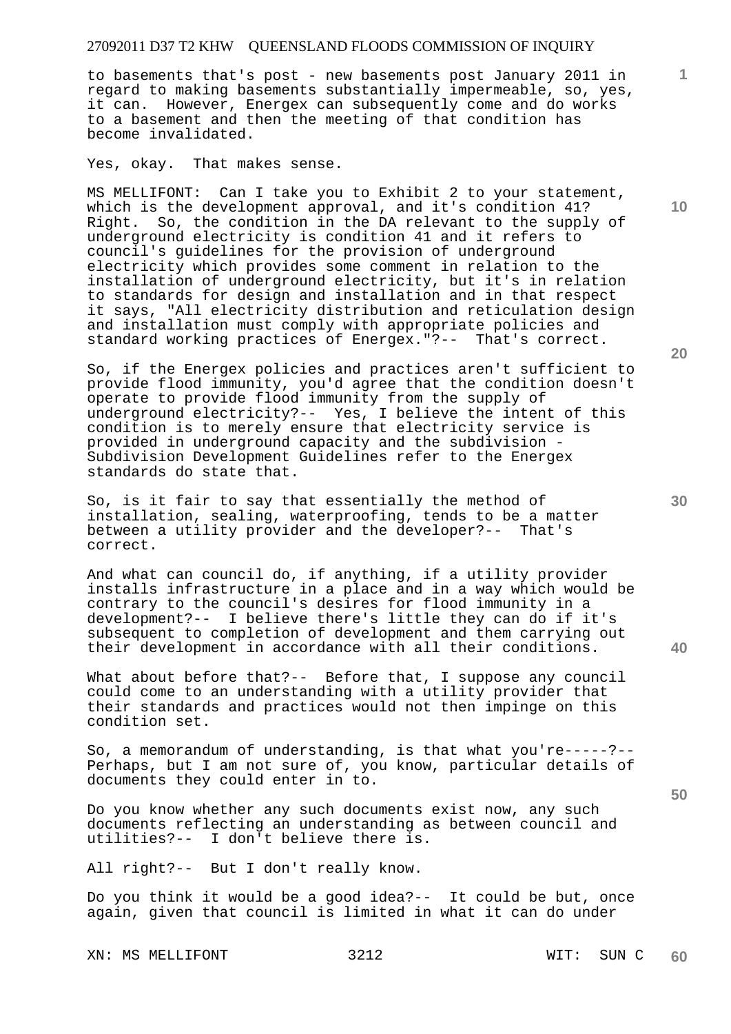to basements that's post - new basements post January 2011 in regard to making basements substantially impermeable, so, yes, it can. However, Energex can subsequently come and do works to a basement and then the meeting of that condition has become invalidated.

Yes, okay. That makes sense.

MS MELLIFONT: Can I take you to Exhibit 2 to your statement, which is the development approval, and it's condition 41? Right. So, the condition in the DA relevant to the supply of underground electricity is condition 41 and it refers to council's guidelines for the provision of underground electricity which provides some comment in relation to the installation of underground electricity, but it's in relation to standards for design and installation and in that respect it says, "All electricity distribution and reticulation design and installation must comply with appropriate policies and standard working practices of Energex."?-- That's correct.

So, if the Energex policies and practices aren't sufficient to provide flood immunity, you'd agree that the condition doesn't operate to provide flood immunity from the supply of underground electricity?-- Yes, I believe the intent of this condition is to merely ensure that electricity service is provided in underground capacity and the subdivision - Subdivision Development Guidelines refer to the Energex standards do state that.

So, is it fair to say that essentially the method of installation, sealing, waterproofing, tends to be a matter between a utility provider and the developer?-- That's correct.

And what can council do, if anything, if a utility provider installs infrastructure in a place and in a way which would be contrary to the council's desires for flood immunity in a development?-- I believe there's little they can do if it's subsequent to completion of development and them carrying out their development in accordance with all their conditions.

What about before that?-- Before that, I suppose any council could come to an understanding with a utility provider that their standards and practices would not then impinge on this condition set.

So, a memorandum of understanding, is that what you're-----?-- Perhaps, but I am not sure of, you know, particular details of documents they could enter in to.

Do you know whether any such documents exist now, any such documents reflecting an understanding as between council and utilities?-- I don't believe there is.

All right?-- But I don't really know.

Do you think it would be a good idea?-- It could be but, once again, given that council is limited in what it can do under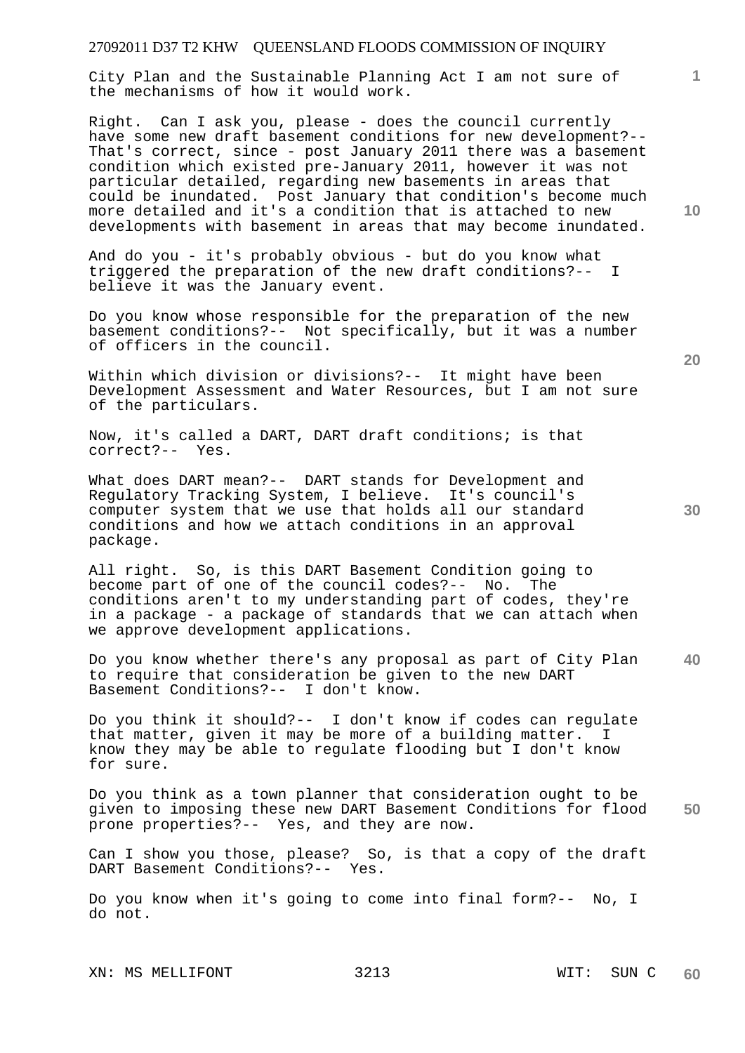City Plan and the Sustainable Planning Act I am not sure of the mechanisms of how it would work.

Right. Can I ask you, please - does the council currently have some new draft basement conditions for new development?-- That's correct, since - post January 2011 there was a basement condition which existed pre-January 2011, however it was not particular detailed, regarding new basements in areas that could be inundated. Post January that condition's become much more detailed and it's a condition that is attached to new developments with basement in areas that may become inundated.

And do you - it's probably obvious - but do you know what triggered the preparation of the new draft conditions?-- I believe it was the January event.

Do you know whose responsible for the preparation of the new basement conditions?-- Not specifically, but it was a number of officers in the council.

Within which division or divisions?-- It might have been Development Assessment and Water Resources, but I am not sure of the particulars.

Now, it's called a DART, DART draft conditions; is that correct?-- Yes.

What does DART mean?-- DART stands for Development and Regulatory Tracking System, I believe. It's council's computer system that we use that holds all our standard conditions and how we attach conditions in an approval package.

All right. So, is this DART Basement Condition going to become part of one of the council codes?-- No. The conditions aren't to my understanding part of codes, they're in a package - a package of standards that we can attach when we approve development applications.

Do you know whether there's any proposal as part of City Plan to require that consideration be given to the new DART Basement Conditions?-- I don't know.

Do you think it should?-- I don't know if codes can regulate that matter, given it may be more of a building matter. I know they may be able to regulate flooding but I don't know for sure.

Do you think as a town planner that consideration ought to be given to imposing these new DART Basement Conditions for flood prone properties?-- Yes, and they are now.

Can I show you those, please? So, is that a copy of the draft DART Basement Conditions?-- Yes.

Do you know when it's going to come into final form?-- No, I do not.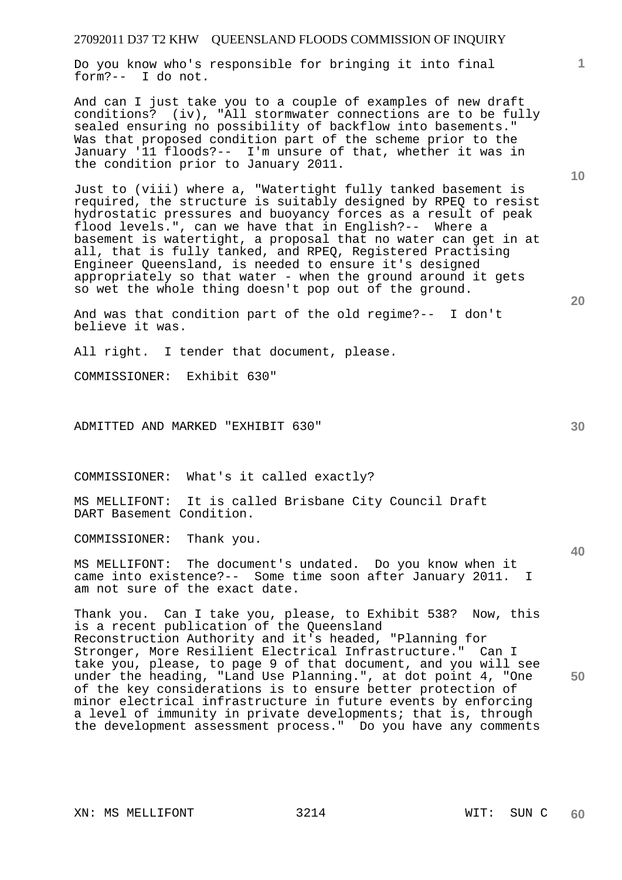Do you know who's responsible for bringing it into final form?-- I do not.

And can I just take you to a couple of examples of new draft conditions? (iv), "All stormwater connections are to be fully sealed ensuring no possibility of backflow into basements." Was that proposed condition part of the scheme prior to the January '11 floods?-- I'm unsure of that, whether it was in the condition prior to January 2011.

Just to (viii) where a, "Watertight fully tanked basement is required, the structure is suitably designed by RPEQ to resist hydrostatic pressures and buoyancy forces as a result of peak flood levels.", can we have that in English?-- Where a basement is watertight, a proposal that no water can get in at all, that is fully tanked, and RPEQ, Registered Practising Engineer Queensland, is needed to ensure it's designed appropriately so that water - when the ground around it gets so wet the whole thing doesn't pop out of the ground.

And was that condition part of the old regime?-- I don't believe it was.

All right. I tender that document, please.

COMMISSIONER: Exhibit 630"

ADMITTED AND MARKED "EXHIBIT 630"

COMMISSIONER: What's it called exactly?

MS MELLIFONT: It is called Brisbane City Council Draft DART Basement Condition.

COMMISSIONER: Thank you.

MS MELLIFONT: The document's undated. Do you know when it came into existence?-- Some time soon after January 2011. I am not sure of the exact date.

Thank you. Can I take you, please, to Exhibit 538? Now, this is a recent publication of the Queensland Reconstruction Authority and it's headed, "Planning for Stronger, More Resilient Electrical Infrastructure." Can I take you, please, to page 9 of that document, and you will see under the heading, "Land Use Planning.", at dot point 4, "One of the key considerations is to ensure better protection of minor electrical infrastructure in future events by enforcing a level of immunity in private developments; that is, through the development assessment process." Do you have any comments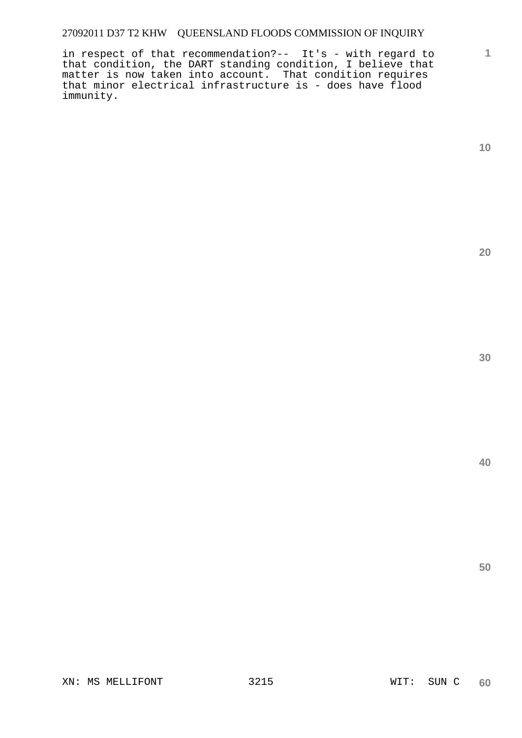in respect of that recommendation?-- It's - with regard to that condition, the DART standing condition, I believe that matter is now taken into account. That condition requires that minor electrical infrastructure is - does have flood immunity.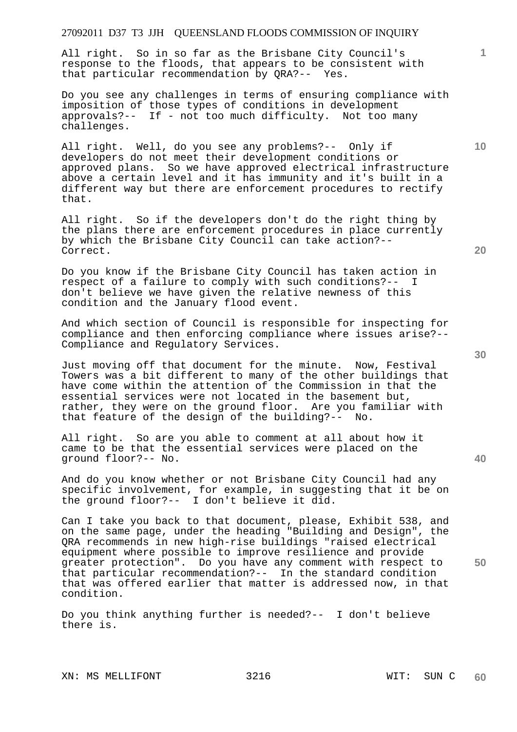All right. So in so far as the Brisbane City Council's response to the floods, that appears to be consistent with that particular recommendation by QRA?-- Yes.

Do you see any challenges in terms of ensuring compliance with imposition of those types of conditions in development approvals?-- If - not too much difficulty. Not too many challenges.

All right. Well, do you see any problems?-- Only if developers do not meet their development conditions or approved plans. So we have approved electrical infrastructure above a certain level and it has immunity and it's built in a different way but there are enforcement procedures to rectify that.

All right. So if the developers don't do the right thing by the plans there are enforcement procedures in place currently by which the Brisbane City Council can take action?-- Correct.

Do you know if the Brisbane City Council has taken action in respect of a failure to comply with such conditions?-- I don't believe we have given the relative newness of this condition and the January flood event.

And which section of Council is responsible for inspecting for compliance and then enforcing compliance where issues arise?-- Compliance and Regulatory Services.

Just moving off that document for the minute. Now, Festival Towers was a bit different to many of the other buildings that have come within the attention of the Commission in that the essential services were not located in the basement but, rather, they were on the ground floor. Are you familiar with that feature of the design of the building?-- No.

All right. So are you able to comment at all about how it came to be that the essential services were placed on the ground floor?-- No.

And do you know whether or not Brisbane City Council had any specific involvement, for example, in suggesting that it be on the ground floor?-- I don't believe it did.

Can I take you back to that document, please, Exhibit 538, and on the same page, under the heading "Building and Design", the QRA recommends in new high-rise buildings "raised electrical equipment where possible to improve resilience and provide greater protection". Do you have any comment with respect to that particular recommendation?-- In the standard condition that was offered earlier that matter is addressed now, in that condition.

Do you think anything further is needed?-- I don't believe there is.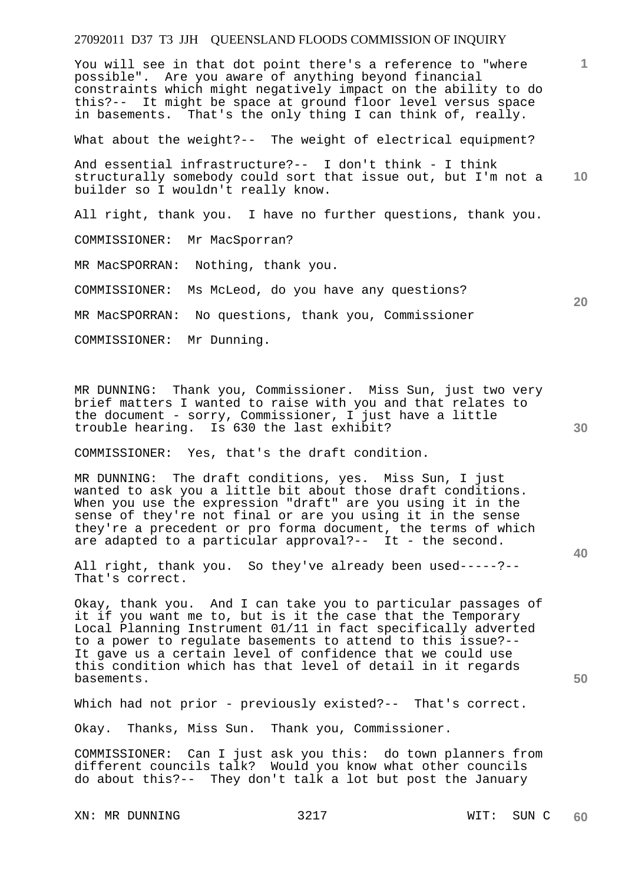You will see in that dot point there's a reference to "where possible". Are you aware of anything beyond financial constraints which might negatively impact on the ability to do this?-- It might be space at ground floor level versus space in basements. That's the only thing I can think of, really.

What about the weight?-- The weight of electrical equipment?

And essential infrastructure?-- I don't think - I think structurally somebody could sort that issue out, but I'm not a builder so I wouldn't really know.

All right, thank you. I have no further questions, thank you.

COMMISSIONER: Mr MacSporran?

MR MacSPORRAN: Nothing, thank you.

COMMISSIONER: Ms McLeod, do you have any questions?

MR MacSPORRAN: No questions, thank you, Commissioner

COMMISSIONER: Mr Dunning.

MR DUNNING: Thank you, Commissioner. Miss Sun, just two very brief matters I wanted to raise with you and that relates to the document - sorry, Commissioner, I just have a little trouble hearing. Is 630 the last exhibit?

COMMISSIONER: Yes, that's the draft condition.

MR DUNNING: The draft conditions, yes. Miss Sun, I just wanted to ask you a little bit about those draft conditions. When you use the expression "draft" are you using it in the sense of they're not final or are you using it in the sense they're a precedent or pro forma document, the terms of which are adapted to a particular approval?-- It - the second.

All right, thank you. So they've already been used-----?-- That's correct.

Okay, thank you. And I can take you to particular passages of it if you want me to, but is it the case that the Temporary Local Planning Instrument 01/11 in fact specifically adverted to a power to regulate basements to attend to this issue?-- It gave us a certain level of confidence that we could use this condition which has that level of detail in it regards basements.

Which had not prior - previously existed?-- That's correct.

Okay. Thanks, Miss Sun. Thank you, Commissioner.

COMMISSIONER: Can I just ask you this: do town planners from different councils talk? Would you know what other councils do about this?-- They don't talk a lot but post the January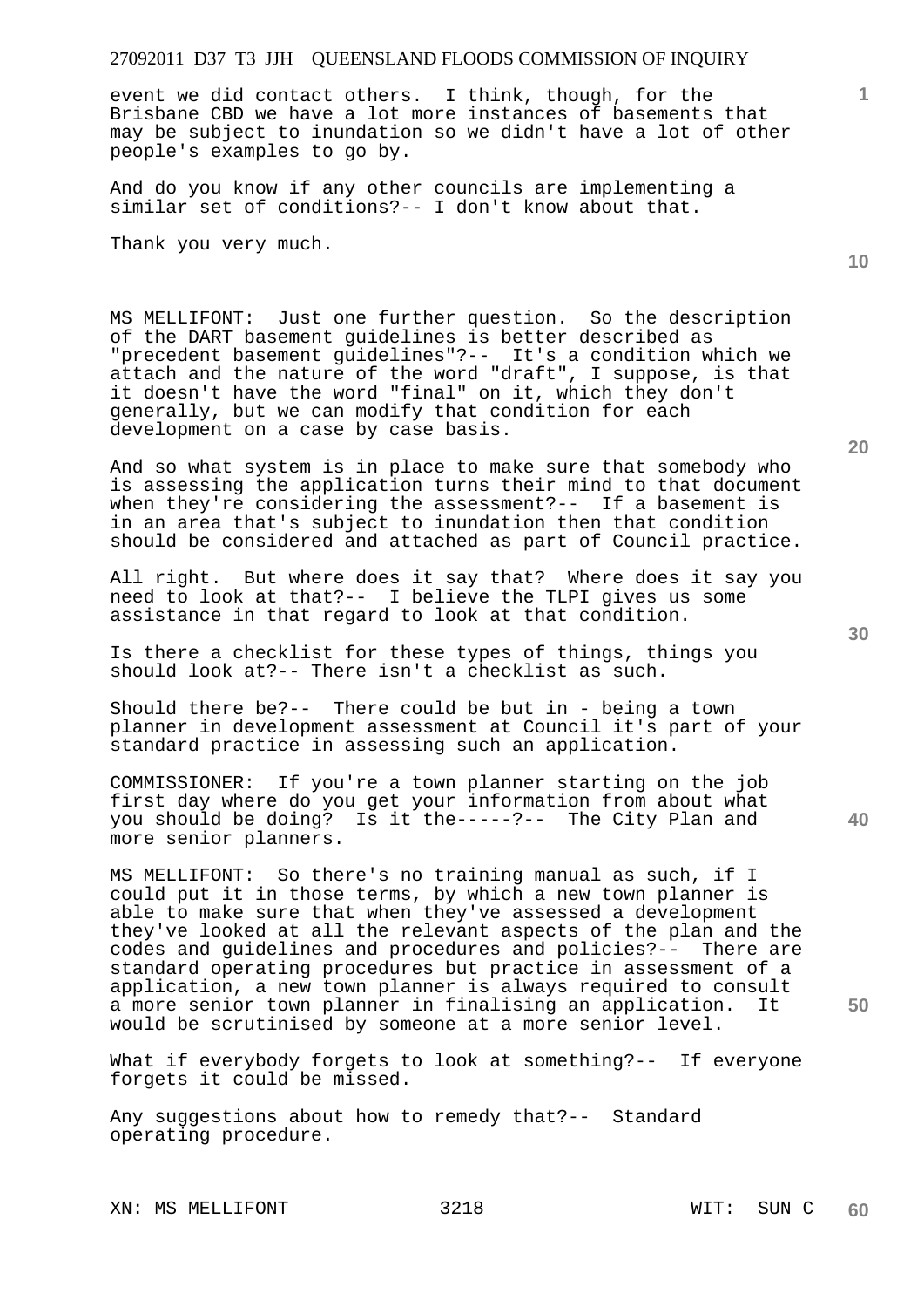event we did contact others. I think, though, for the Brisbane CBD we have a lot more instances of basements that may be subject to inundation so we didn't have a lot of other people's examples to go by.

And do you know if any other councils are implementing a similar set of conditions?-- I don't know about that.

Thank you very much.

MS MELLIFONT: Just one further question. So the description of the DART basement guidelines is better described as "precedent basement guidelines"?-- It's a condition which we attach and the nature of the word "draft", I suppose, is that it doesn't have the word "final" on it, which they don't generally, but we can modify that condition for each development on a case by case basis.

And so what system is in place to make sure that somebody who is assessing the application turns their mind to that document when they're considering the assessment?-- If a basement is in an area that's subject to inundation then that condition should be considered and attached as part of Council practice.

All right. But where does it say that? Where does it say you need to look at that?-- I believe the TLPI gives us some assistance in that regard to look at that condition.

Is there a checklist for these types of things, things you should look at?-- There isn't a checklist as such.

Should there be?-- There could be but in - being a town planner in development assessment at Council it's part of your standard practice in assessing such an application.

COMMISSIONER: If you're a town planner starting on the job first day where do you get your information from about what you should be doing? Is it the-----?-- The City Plan and more senior planners.

MS MELLIFONT: So there's no training manual as such, if I could put it in those terms, by which a new town planner is able to make sure that when they've assessed a development they've looked at all the relevant aspects of the plan and the codes and guidelines and procedures and policies?-- There are standard operating procedures but practice in assessment of a application, a new town planner is always required to consult a more senior town planner in finalising an application. It would be scrutinised by someone at a more senior level.

What if everybody forgets to look at something?-- If everyone forgets it could be missed.

Any suggestions about how to remedy that?-- Standard operating procedure.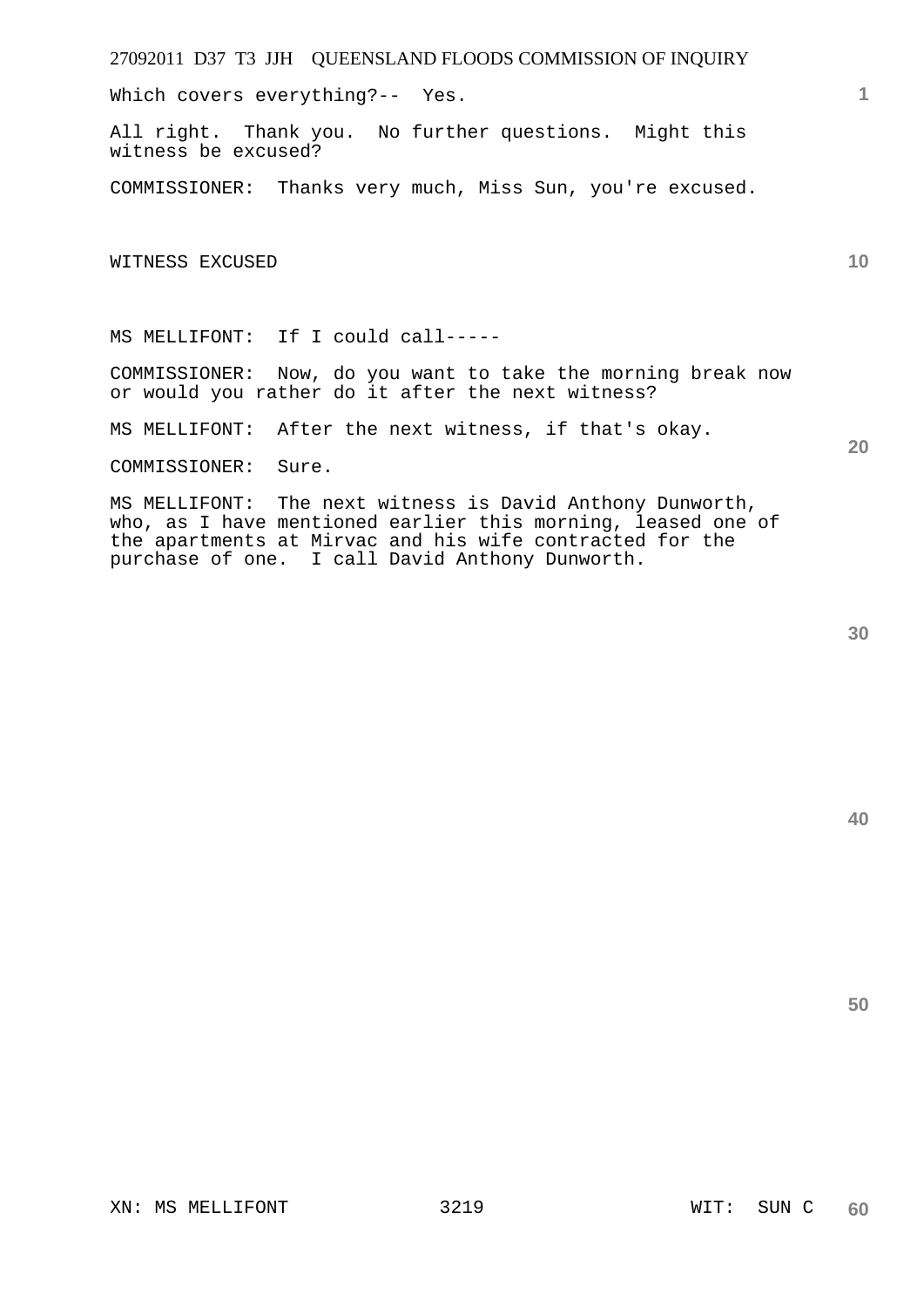Which covers everything?-- Yes.

All right. Thank you. No further questions. Might this witness be excused?

COMMISSIONER: Thanks very much, Miss Sun, you're excused.

WITNESS EXCUSED

MS MELLIFONT: If I could call-----

COMMISSIONER: Now, do you want to take the morning break now or would you rather do it after the next witness?

MS MELLIFONT: After the next witness, if that's okay.

COMMISSIONER: Sure.

MS MELLIFONT: The next witness is David Anthony Dunworth, who, as I have mentioned earlier this morning, leased one of the apartments at Mirvac and his wife contracted for the purchase of one. I call David Anthony Dunworth.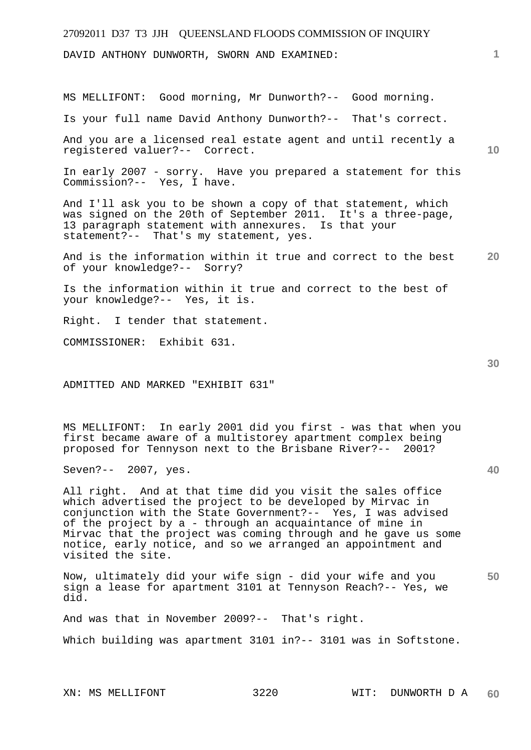DAVID ANTHONY DUNWORTH, SWORN AND EXAMINED:

MS MELLIFONT: Good morning, Mr Dunworth?-- Good morning.

Is your full name David Anthony Dunworth?-- That's correct.

And you are a licensed real estate agent and until recently a registered valuer?-- Correct.

In early 2007 - sorry. Have you prepared a statement for this Commission?-- Yes, I have.

And I'll ask you to be shown a copy of that statement, which was signed on the 20th of September 2011. It's a three-page, 13 paragraph statement with annexures. Is that your statement?-- That's my statement, yes.

And is the information within it true and correct to the best of your knowledge?-- Sorry?

Is the information within it true and correct to the best of your knowledge?-- Yes, it is.

Right. I tender that statement.

COMMISSIONER: Exhibit 631.

ADMITTED AND MARKED "EXHIBIT 631"

MS MELLIFONT: In early 2001 did you first - was that when you first became aware of a multistorey apartment complex being proposed for Tennyson next to the Brisbane River?-- 2001?

Seven?-- 2007, yes.

All right. And at that time did you visit the sales office which advertised the project to be developed by Mirvac in conjunction with the State Government?-- Yes, I was advised of the project by a - through an acquaintance of mine in Mirvac that the project was coming through and he gave us some notice, early notice, and so we arranged an appointment and visited the site.

Now, ultimately did your wife sign - did your wife and you sign a lease for apartment 3101 at Tennyson Reach?-- Yes, we did.

And was that in November 2009?-- That's right.

Which building was apartment 3101 in?-- 3101 was in Softstone.

XN: MS MELLIFONT WIT: DUNWORTH D A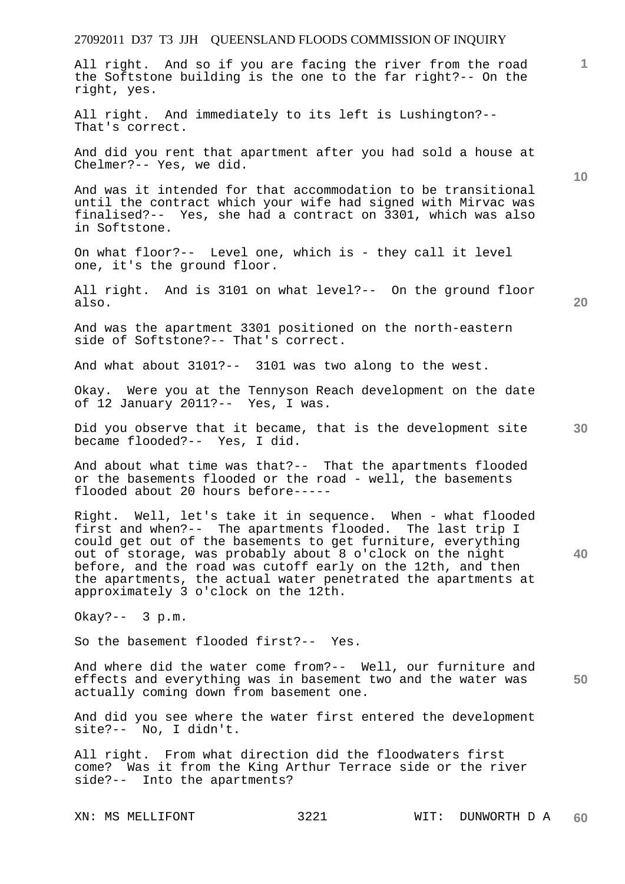All right. And so if you are facing the river from the road the Softstone building is the one to the far right?-- On the right, yes.

All right. And immediately to its left is Lushington?-- That's correct.

And did you rent that apartment after you had sold a house at Chelmer?-- Yes, we did.

And was it intended for that accommodation to be transitional until the contract which your wife had signed with Mirvac was finalised?-- Yes, she had a contract on 3301, which was also in Softstone.

On what floor?-- Level one, which is - they call it level one, it's the ground floor.

All right. And is 3101 on what level?-- On the ground floor also.

And was the apartment 3301 positioned on the north-eastern side of Softstone?-- That's correct.

And what about 3101?-- 3101 was two along to the west.

Okay. Were you at the Tennyson Reach development on the date of 12 January 2011?-- Yes, I was.

Did you observe that it became, that is the development site became flooded?-- Yes, I did.

And about what time was that?-- That the apartments flooded or the basements flooded or the road - well, the basements flooded about 20 hours before-----

Right. Well, let's take it in sequence. When - what flooded first and when?-- The apartments flooded. The last trip I could get out of the basements to get furniture, everything out of storage, was probably about 8 o'clock on the night before, and the road was cutoff early on the 12th, and then the apartments, the actual water penetrated the apartments at approximately 3 o'clock on the 12th.

Okay?-- 3 p.m.

So the basement flooded first?-- Yes.

And where did the water come from?-- Well, our furniture and effects and everything was in basement two and the water was actually coming down from basement one.

And did you see where the water first entered the development site?-- No, I didn't.

All right. From what direction did the floodwaters first come? Was it from the King Arthur Terrace side or the river side?-- Into the apartments?

XN: MS MELLIFONT 3221 WIT: DUNWORTH D A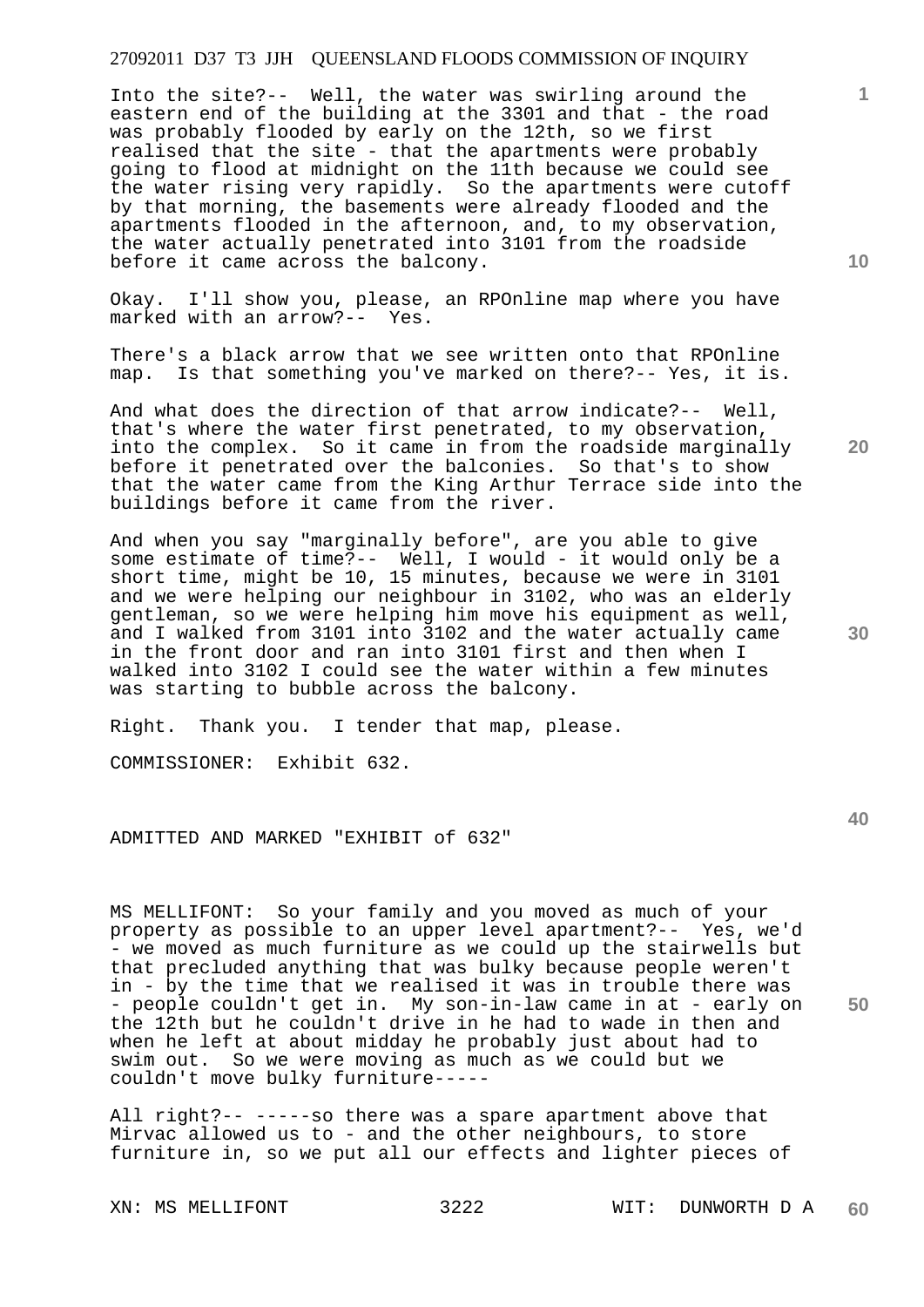Into the site?-- Well, the water was swirling around the eastern end of the building at the 3301 and that - the road was probably flooded by early on the 12th, so we first realised that the site - that the apartments were probably going to flood at midnight on the 11th because we could see the water rising very rapidly. So the apartments were cutoff by that morning, the basements were already flooded and the apartments flooded in the afternoon, and, to my observation, the water actually penetrated into 3101 from the roadside before it came across the balcony.

Okay. I'll show you, please, an RPOnline map where you have marked with an arrow?-- Yes.

There's a black arrow that we see written onto that RPOnline map. Is that something you've marked on there?-- Yes, it is.

And what does the direction of that arrow indicate?-- Well, that's where the water first penetrated, to my observation, into the complex. So it came in from the roadside marginally before it penetrated over the balconies. So that's to show that the water came from the King Arthur Terrace side into the buildings before it came from the river.

And when you say "marginally before", are you able to give some estimate of time?-- Well, I would - it would only be a short time, might be 10, 15 minutes, because we were in 3101 and we were helping our neighbour in 3102, who was an elderly gentleman, so we were helping him move his equipment as well, and I walked from 3101 into 3102 and the water actually came in the front door and ran into 3101 first and then when I walked into 3102 I could see the water within a few minutes was starting to bubble across the balcony.

Right. Thank you. I tender that map, please.

COMMISSIONER: Exhibit 632.

ADMITTED AND MARKED "EXHIBIT of 632"

MS MELLIFONT: So your family and you moved as much of your property as possible to an upper level apartment?-- Yes, we'd - we moved as much furniture as we could up the stairwells but that precluded anything that was bulky because people weren't in - by the time that we realised it was in trouble there was - people couldn't get in. My son-in-law came in at - early on the 12th but he couldn't drive in he had to wade in then and when he left at about midday he probably just about had to swim out. So we were moving as much as we could but we couldn't move bulky furniture-----

All right?-- -----so there was a spare apartment above that Mirvac allowed us to - and the other neighbours, to store furniture in, so we put all our effects and lighter pieces of

XN: MS MELLIFONT WIT: DUNWORTH D A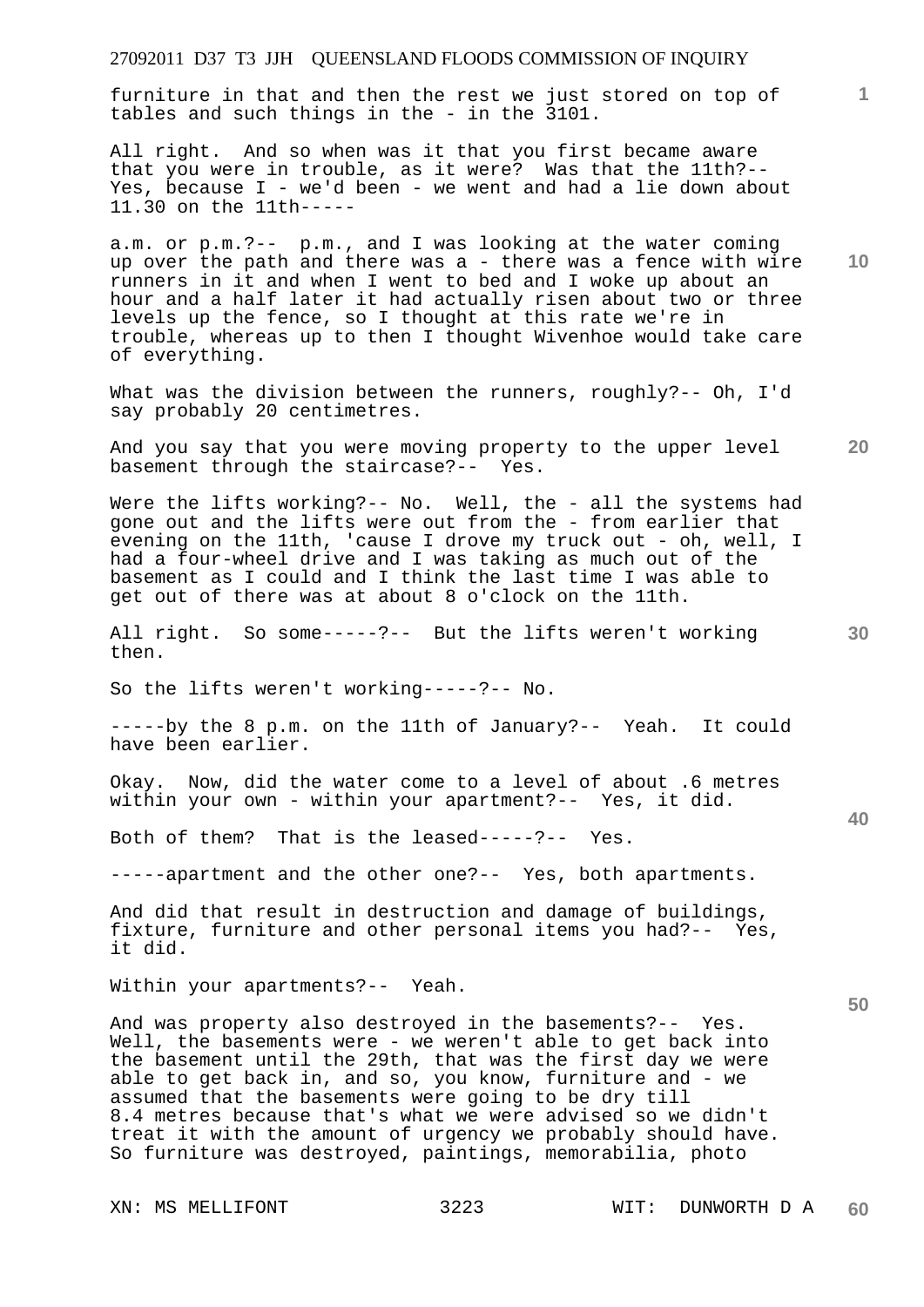furniture in that and then the rest we just stored on top of tables and such things in the - in the 3101.

All right. And so when was it that you first became aware that you were in trouble, as it were? Was that the 11th?-- Yes, because I - we'd been - we went and had a lie down about 11.30 on the 11th-----

a.m. or p.m.?-- p.m., and I was looking at the water coming up over the path and there was a - there was a fence with wire runners in it and when I went to bed and I woke up about an hour and a half later it had actually risen about two or three levels up the fence, so I thought at this rate we're in trouble, whereas up to then I thought Wivenhoe would take care of everything.

What was the division between the runners, roughly?-- Oh, I'd say probably 20 centimetres.

And you say that you were moving property to the upper level basement through the staircase?-- Yes.

Were the lifts working?-- No. Well, the - all the systems had gone out and the lifts were out from the - from earlier that evening on the 11th, 'cause I drove my truck out - oh, well, I had a four-wheel drive and I was taking as much out of the basement as I could and I think the last time I was able to get out of there was at about 8 o'clock on the 11th.

All right. So some-----?-- But the lifts weren't working then.

So the lifts weren't working-----?-- No.

-----by the 8 p.m. on the 11th of January?-- Yeah. It could have been earlier.

Okay. Now, did the water come to a level of about .6 metres within your own - within your apartment?-- Yes, it did.

Both of them? That is the leased-----?-- Yes.

-----apartment and the other one?-- Yes, both apartments.

And did that result in destruction and damage of buildings, fixture, furniture and other personal items you had?-- Yes, it did.

Within your apartments?-- Yeah.

And was property also destroyed in the basements?-- Yes. Well, the basements were - we weren't able to get back into the basement until the 29th, that was the first day we were able to get back in, and so, you know, furniture and - we assumed that the basements were going to be dry till 8.4 metres because that's what we were advised so we didn't treat it with the amount of urgency we probably should have. So furniture was destroyed, paintings, memorabilia, photo

XN: MS MELLIFONT WIT: DUNWORTH D A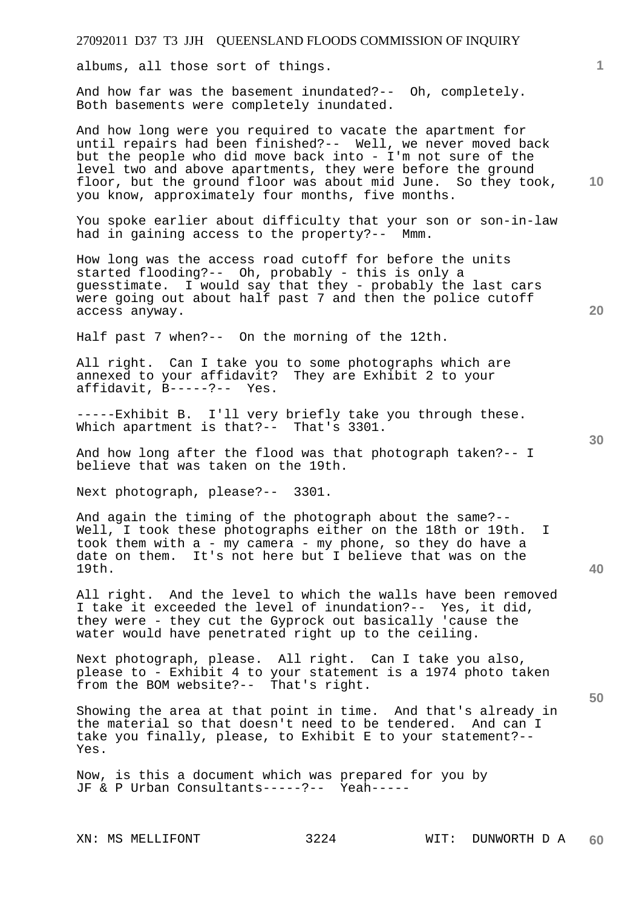albums, all those sort of things.

And how far was the basement inundated?-- Oh, completely. Both basements were completely inundated.

And how long were you required to vacate the apartment for until repairs had been finished?-- Well, we never moved back but the people who did move back into - I'm not sure of the level two and above apartments, they were before the ground floor, but the ground floor was about mid June. So they took, you know, approximately four months, five months.

You spoke earlier about difficulty that your son or son-in-law had in gaining access to the property?-- Mmm.

How long was the access road cutoff for before the units started flooding?-- Oh, probably - this is only a guesstimate. I would say that they - probably the last cars were going out about half past 7 and then the police cutoff access anyway.

Half past 7 when?-- On the morning of the 12th.

All right. Can I take you to some photographs which are annexed to your affidavit? They are Exhibit 2 to your affidavit, B-----?-- Yes.

-----Exhibit B. I'll very briefly take you through these. Which apartment is that?-- That's 3301.

And how long after the flood was that photograph taken?-- I believe that was taken on the 19th.

Next photograph, please?-- 3301.

And again the timing of the photograph about the same?-- Well, I took these photographs either on the 18th or 19th. I took them with a - my camera - my phone, so they do have a date on them. It's not here but I believe that was on the 19th.

All right. And the level to which the walls have been removed I take it exceeded the level of inundation?-- Yes, it did, they were - they cut the Gyprock out basically 'cause the water would have penetrated right up to the ceiling.

Next photograph, please. All right. Can I take you also, please to - Exhibit 4 to your statement is a 1974 photo taken from the BOM website?-- That's right.

Showing the area at that point in time. And that's already in the material so that doesn't need to be tendered. And can I take you finally, please, to Exhibit E to your statement?-- Yes.

Now, is this a document which was prepared for you by JF & P Urban Consultants-----?-- Yeah-----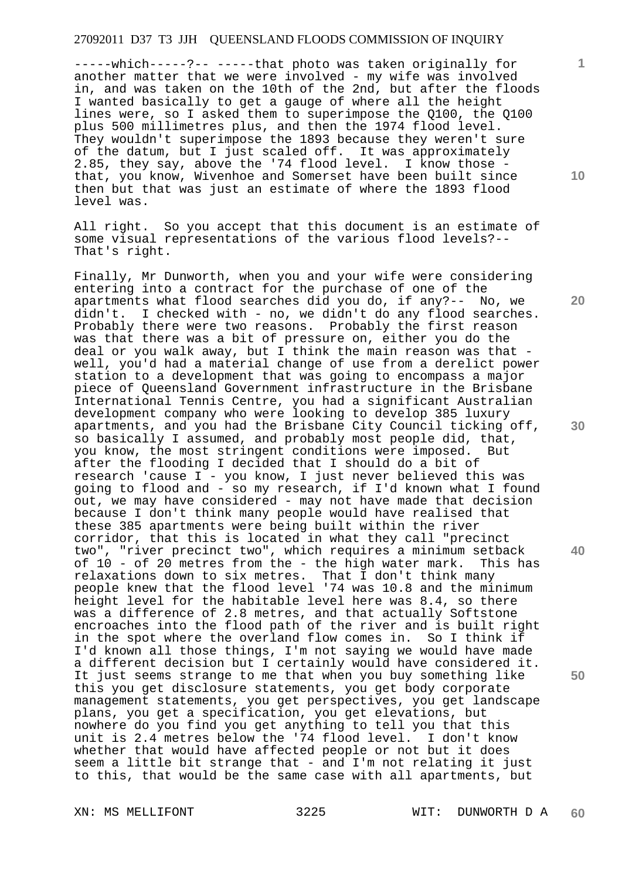-----which-----?-- -----that photo was taken originally for another matter that we were involved - my wife was involved in, and was taken on the 10th of the 2nd, but after the floods I wanted basically to get a gauge of where all the height lines were, so I asked them to superimpose the Q100, the Q100 plus 500 millimetres plus, and then the 1974 flood level. They wouldn't superimpose the 1893 because they weren't sure of the datum, but I just scaled off. It was approximately 2.85, they say, above the '74 flood level. I know those - that, you know, Wivenhoe and Somerset have been built since then but that was just an estimate of where the 1893 flood level was.

All right. So you accept that this document is an estimate of some visual representations of the various flood levels?-- That's right.

Finally, Mr Dunworth, when you and your wife were considering entering into a contract for the purchase of one of the apartments what flood searches did you do, if any?-- No, we didn't. I checked with - no, we didn't do any flood searches. Probably there were two reasons. Probably the first reason was that there was a bit of pressure on, either you do the deal or you walk away, but I think the main reason was that - well, you'd had a material change of use from a derelict power station to a development that was going to encompass a major piece of Queensland Government infrastructure in the Brisbane International Tennis Centre, you had a significant Australian development company who were looking to develop 385 luxury apartments, and you had the Brisbane City Council ticking off, so basically I assumed, and probably most people did, that, you know, the most stringent conditions were imposed. But after the flooding I decided that I should do a bit of research 'cause I - you know, I just never believed this was going to flood and - so my research, if I'd known what I found out, we may have considered - may not have made that decision because I don't think many people would have realised that these 385 apartments were being built within the river corridor, that this is located in what they call "precinct two", "river precinct two", which requires a minimum setback of 10 - of 20 metres from the - the high water mark. This has relaxations down to six metres. That I don't think many people knew that the flood level '74 was 10.8 and the minimum height level for the habitable level here was 8.4, so there was a difference of 2.8 metres, and that actually Softstone encroaches into the flood path of the river and is built right in the spot where the overland flow comes in. So I think if I'd known all those things, I'm not saying we would have made a different decision but I certainly would have considered it. It just seems strange to me that when you buy something like this you get disclosure statements, you get body corporate management statements, you get perspectives, you get landscape plans, you get a specification, you get elevations, but nowhere do you find you get anything to tell you that this unit is 2.4 metres below the '74 flood level. I don't know whether that would have affected people or not but it does seem a little bit strange that - and I'm not relating it just to this, that would be the same case with all apartments, but

XN: MS MELLIFONT 3225 WIT: DUNWORTH D A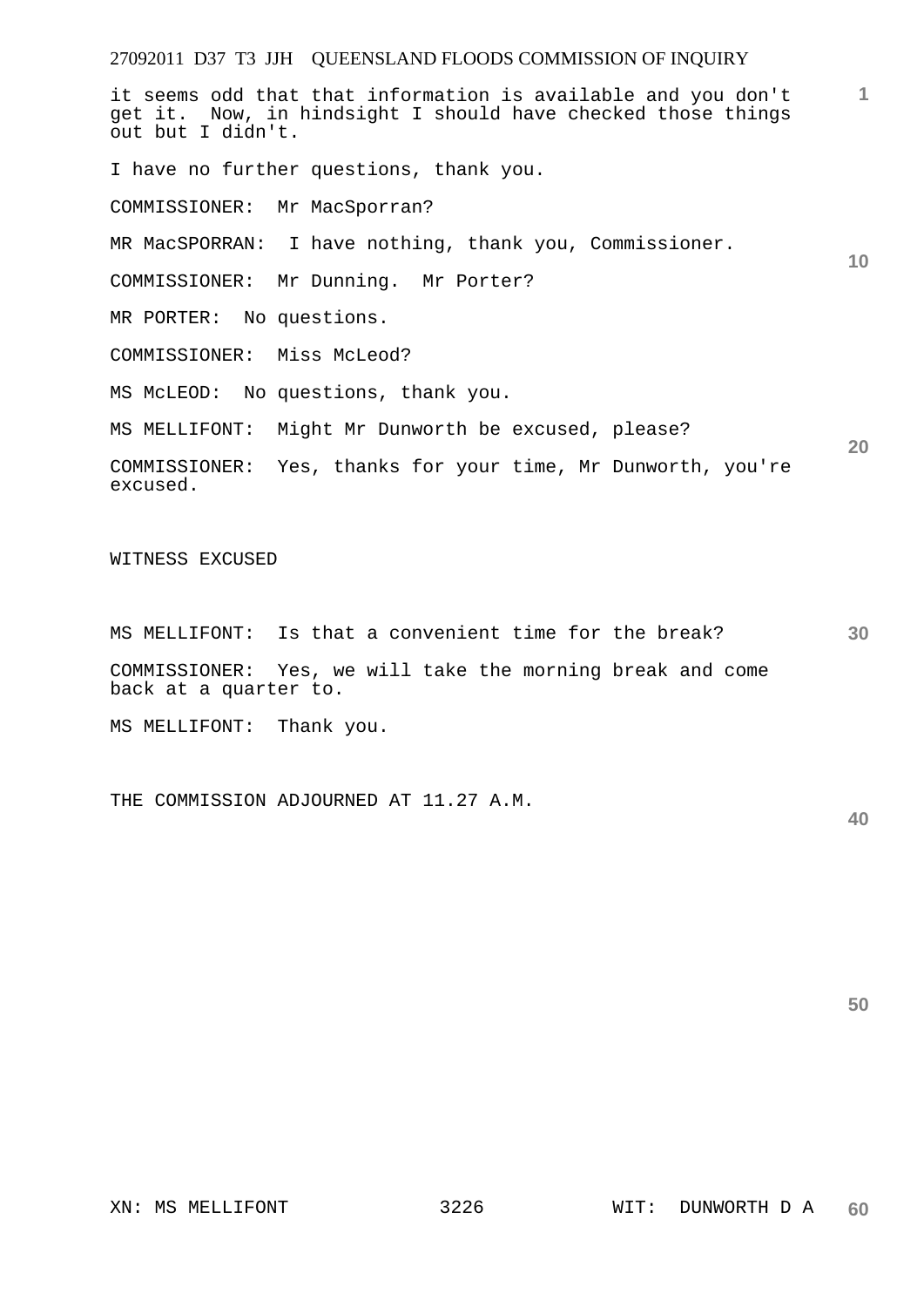it seems odd that that information is available and you don't get it. Now, in hindsight I should have checked those things out but I didn't.

I have no further questions, thank you.

COMMISSIONER: Mr MacSporran?

MR MacSPORRAN: I have nothing, thank you, Commissioner.

COMMISSIONER: Mr Dunning. Mr Porter?

MR PORTER: No questions.

COMMISSIONER: Miss McLeod?

MS McLEOD: No questions, thank you.

MS MELLIFONT: Might Mr Dunworth be excused, please?

COMMISSIONER: Yes, thanks for your time, Mr Dunworth, you're excused.

WITNESS EXCUSED

MS MELLIFONT: Is that a convenient time for the break?

COMMISSIONER: Yes, we will take the morning break and come back at a quarter to.

MS MELLIFONT: Thank you.

THE COMMISSION ADJOURNED AT 11.27 A.M.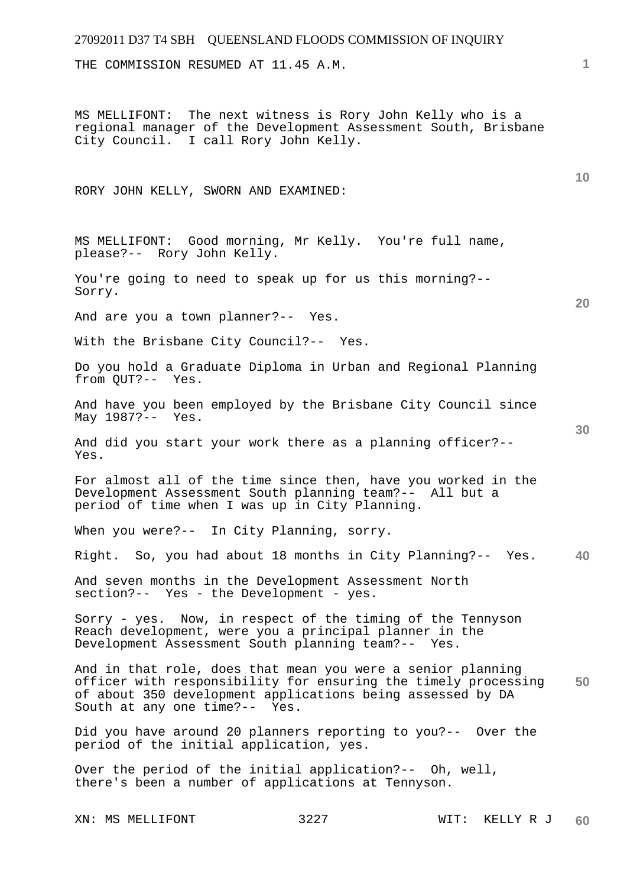THE COMMISSION RESUMED AT 11.45 A.M.

MS MELLIFONT: The next witness is Rory John Kelly who is a regional manager of the Development Assessment South, Brisbane City Council. I call Rory John Kelly.

RORY JOHN KELLY, SWORN AND EXAMINED:

MS MELLIFONT: Good morning, Mr Kelly. You're full name, please?-- Rory John Kelly.

You're going to need to speak up for us this morning?-- Sorry.

And are you a town planner?-- Yes.

With the Brisbane City Council?-- Yes.

Do you hold a Graduate Diploma in Urban and Regional Planning from QUT?-- Yes.

And have you been employed by the Brisbane City Council since May 1987?-- Yes.

And did you start your work there as a planning officer?-- Yes.

For almost all of the time since then, have you worked in the Development Assessment South planning team?-- All but a period of time when I was up in City Planning.

When you were?-- In City Planning, sorry.

Right. So, you had about 18 months in City Planning?-- Yes.

And seven months in the Development Assessment North section?-- Yes - the Development - yes.

Sorry - yes. Now, in respect of the timing of the Tennyson Reach development, were you a principal planner in the Development Assessment South planning team?-- Yes.

And in that role, does that mean you were a senior planning officer with responsibility for ensuring the timely processing of about 350 development applications being assessed by DA South at any one time?-- Yes.

Did you have around 20 planners reporting to you?-- Over the period of the initial application, yes.

Over the period of the initial application?-- Oh, well, there's been a number of applications at Tennyson.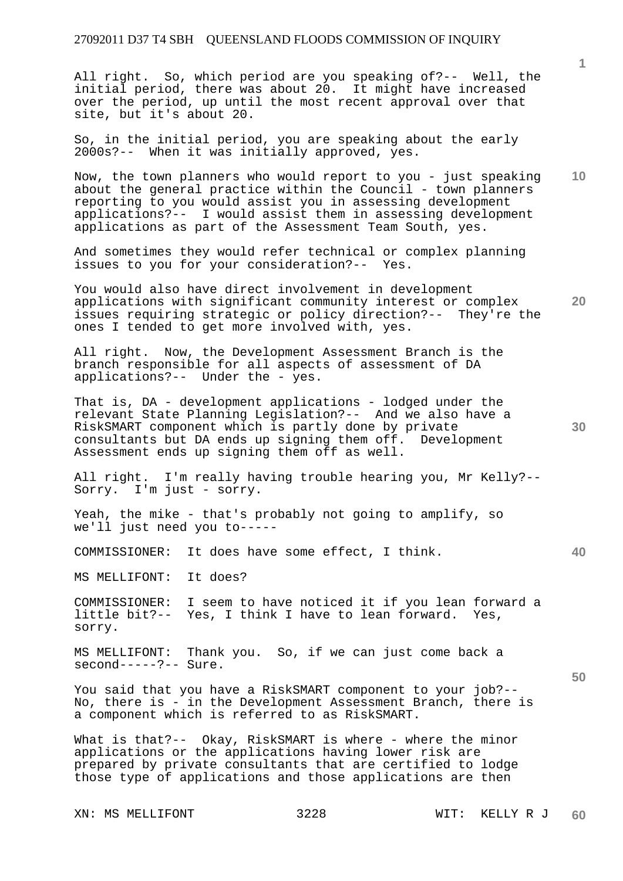All right. So, which period are you speaking of?-- Well, the initial period, there was about 20. It might have increased over the period, up until the most recent approval over that site, but it's about 20.

So, in the initial period, you are speaking about the early 2000s?-- When it was initially approved, yes.

Now, the town planners who would report to you - just speaking about the general practice within the Council - town planners reporting to you would assist you in assessing development applications?-- I would assist them in assessing development applications as part of the Assessment Team South, yes.

And sometimes they would refer technical or complex planning issues to you for your consideration?-- Yes.

You would also have direct involvement in development applications with significant community interest or complex issues requiring strategic or policy direction?-- They're the ones I tended to get more involved with, yes.

All right. Now, the Development Assessment Branch is the branch responsible for all aspects of assessment of DA applications?-- Under the - yes.

That is, DA - development applications - lodged under the relevant State Planning Legislation?-- And we also have a RiskSMART component which is partly done by private consultants but DA ends up signing them off. Development Assessment ends up signing them off as well.

All right. I'm really having trouble hearing you, Mr Kelly?-- Sorry. I'm just - sorry.

Yeah, the mike - that's probably not going to amplify, so we'll just need you to-----

COMMISSIONER: It does have some effect, I think.

MS MELLIFONT: It does?

COMMISSIONER: I seem to have noticed it if you lean forward a little bit?-- Yes, I think I have to lean forward. Yes, sorry.

MS MELLIFONT: Thank you. So, if we can just come back a second-----?-- Sure.

You said that you have a RiskSMART component to your job?-- No, there is - in the Development Assessment Branch, there is a component which is referred to as RiskSMART.

What is that?-- Okay, RiskSMART is where - where the minor applications or the applications having lower risk are prepared by private consultants that are certified to lodge those type of applications and those applications are then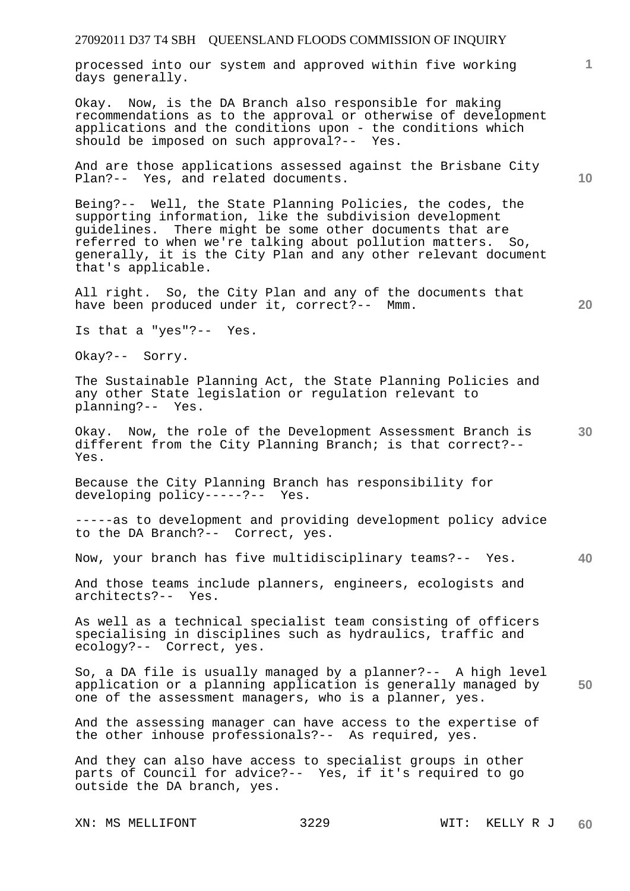processed into our system and approved within five working days generally.

Okay. Now, is the DA Branch also responsible for making recommendations as to the approval or otherwise of development applications and the conditions upon - the conditions which should be imposed on such approval?-- Yes.

And are those applications assessed against the Brisbane City Plan?-- Yes, and related documents.

Being?-- Well, the State Planning Policies, the codes, the supporting information, like the subdivision development guidelines. There might be some other documents that are referred to when we're talking about pollution matters. So, generally, it is the City Plan and any other relevant document that's applicable.

All right. So, the City Plan and any of the documents that have been produced under it, correct?-- Mmm.

Is that a "yes"?-- Yes.

Okay?-- Sorry.

The Sustainable Planning Act, the State Planning Policies and any other State legislation or regulation relevant to planning?-- Yes.

Okay. Now, the role of the Development Assessment Branch is different from the City Planning Branch; is that correct?-- Yes.

Because the City Planning Branch has responsibility for developing policy-----?-- Yes.

-----as to development and providing development policy advice to the DA Branch?-- Correct, yes.

Now, your branch has five multidisciplinary teams?-- Yes.

And those teams include planners, engineers, ecologists and architects?-- Yes.

As well as a technical specialist team consisting of officers specialising in disciplines such as hydraulics, traffic and ecology?-- Correct, yes.

So, a DA file is usually managed by a planner?-- A high level application or a planning application is generally managed by one of the assessment managers, who is a planner, yes.

And the assessing manager can have access to the expertise of the other inhouse professionals?-- As required, yes.

And they can also have access to specialist groups in other parts of Council for advice?-- Yes, if it's required to go outside the DA branch, yes.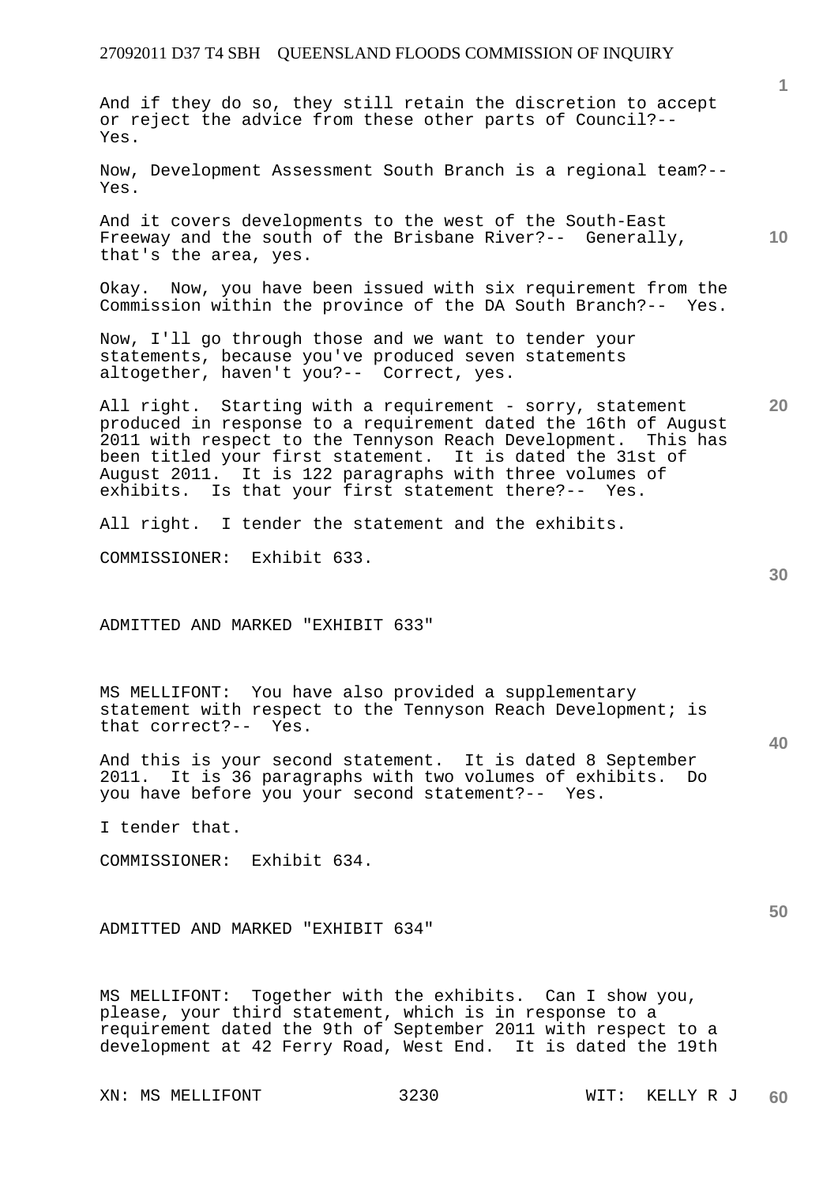And if they do so, they still retain the discretion to accept or reject the advice from these other parts of Council?-- Yes.

Now, Development Assessment South Branch is a regional team?-- Yes.

And it covers developments to the west of the South-East Freeway and the south of the Brisbane River?-- Generally, that's the area, yes.

Okay. Now, you have been issued with six requirement from the Commission within the province of the DA South Branch?-- Yes.

Now, I'll go through those and we want to tender your statements, because you've produced seven statements altogether, haven't you?-- Correct, yes.

All right. Starting with a requirement - sorry, statement produced in response to a requirement dated the 16th of August 2011 with respect to the Tennyson Reach Development. This has been titled your first statement. It is dated the 31st of August 2011. It is 122 paragraphs with three volumes of exhibits. Is that your first statement there?-- Yes.

All right. I tender the statement and the exhibits.

COMMISSIONER: Exhibit 633.

ADMITTED AND MARKED "EXHIBIT 633"

MS MELLIFONT: You have also provided a supplementary statement with respect to the Tennyson Reach Development; is that correct?-- Yes.

And this is your second statement. It is dated 8 September 2011. It is 36 paragraphs with two volumes of exhibits. Do you have before you your second statement?-- Yes.

I tender that.

COMMISSIONER: Exhibit 634.

ADMITTED AND MARKED "EXHIBIT 634"

MS MELLIFONT: Together with the exhibits. Can I show you, please, your third statement, which is in response to a requirement dated the 9th of September 2011 with respect to a development at 42 Ferry Road, West End. It is dated the 19th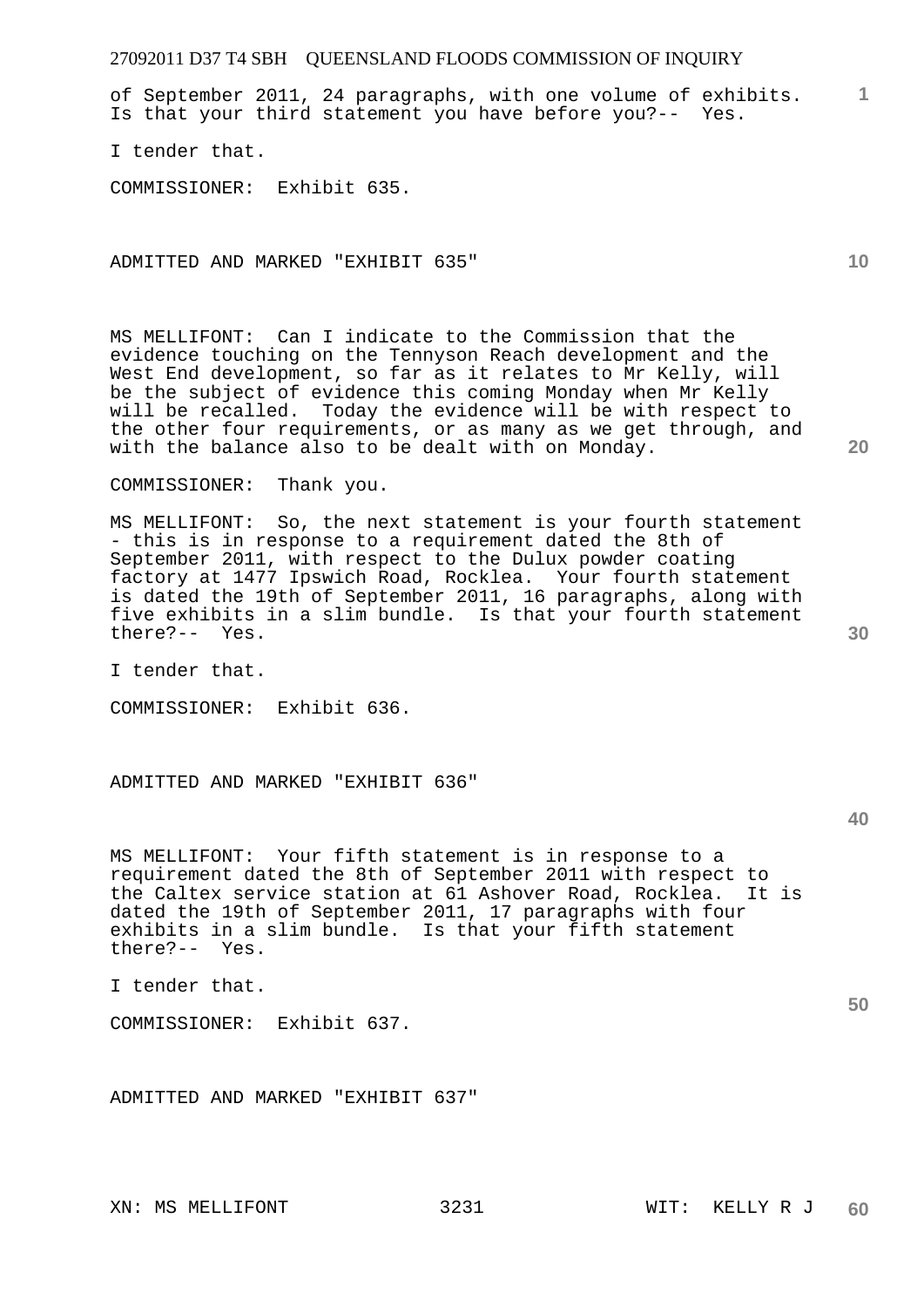of September 2011, 24 paragraphs, with one volume of exhibits. Is that your third statement you have before you?-- Yes.

I tender that.

COMMISSIONER: Exhibit 635.

ADMITTED AND MARKED "EXHIBIT 635"

MS MELLIFONT: Can I indicate to the Commission that the evidence touching on the Tennyson Reach development and the West End development, so far as it relates to Mr Kelly, will be the subject of evidence this coming Monday when Mr Kelly will be recalled. Today the evidence will be with respect to the other four requirements, or as many as we get through, and with the balance also to be dealt with on Monday.

COMMISSIONER: Thank you.

MS MELLIFONT: So, the next statement is your fourth statement - this is in response to a requirement dated the 8th of September 2011, with respect to the Dulux powder coating factory at 1477 Ipswich Road, Rocklea. Your fourth statement is dated the 19th of September 2011, 16 paragraphs, along with five exhibits in a slim bundle. Is that your fourth statement there?-- Yes.

I tender that.

COMMISSIONER: Exhibit 636.

ADMITTED AND MARKED "EXHIBIT 636"

MS MELLIFONT: Your fifth statement is in response to a requirement dated the 8th of September 2011 with respect to the Caltex service station at 61 Ashover Road, Rocklea. It is dated the 19th of September 2011, 17 paragraphs with four exhibits in a slim bundle. Is that your fifth statement there?-- Yes.

I tender that.

COMMISSIONER: Exhibit 637.

ADMITTED AND MARKED "EXHIBIT 637"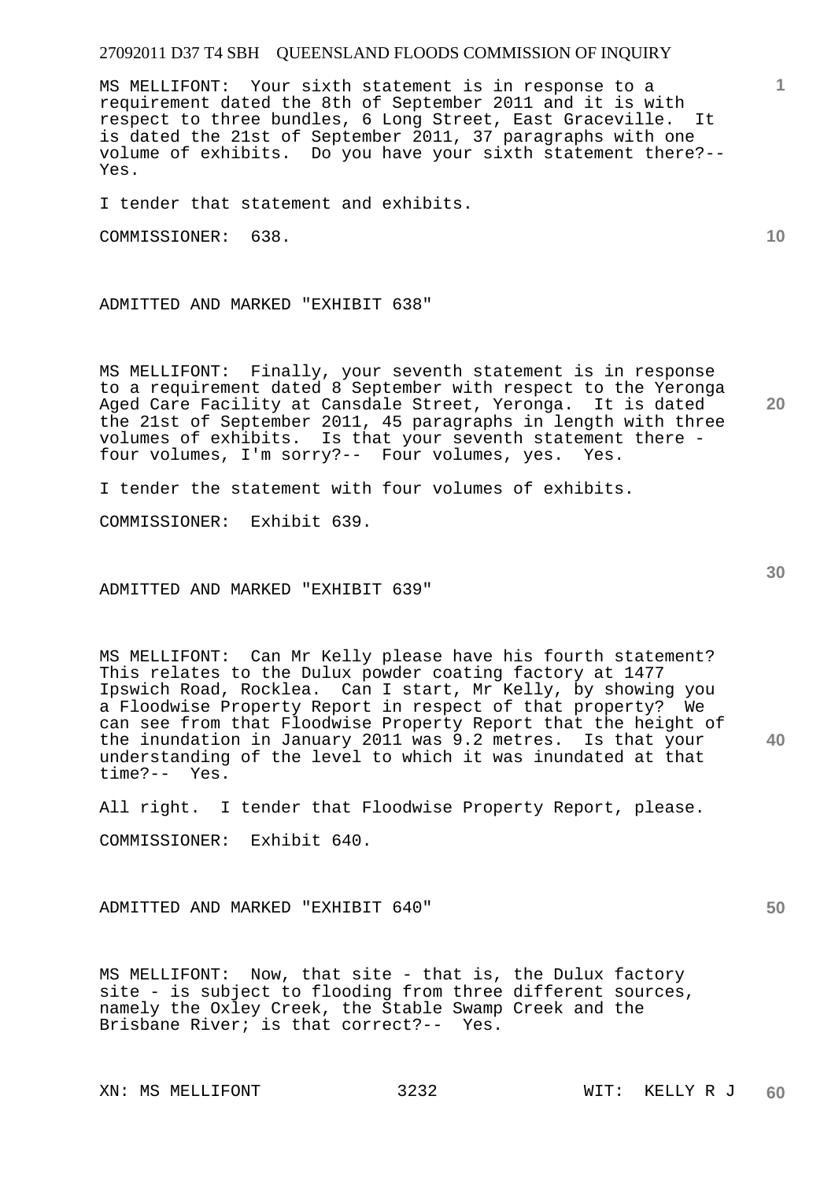MS MELLIFONT: Your sixth statement is in response to a requirement dated the 8th of September 2011 and it is with respect to three bundles, 6 Long Street, East Graceville. It is dated the 21st of September 2011, 37 paragraphs with one volume of exhibits. Do you have your sixth statement there?-- Yes.

I tender that statement and exhibits.

COMMISSIONER: 638.

ADMITTED AND MARKED "EXHIBIT 638"

MS MELLIFONT: Finally, your seventh statement is in response to a requirement dated 8 September with respect to the Yeronga Aged Care Facility at Cansdale Street, Yeronga. It is dated the 21st of September 2011, 45 paragraphs in length with three volumes of exhibits. Is that your seventh statement there - four volumes, I'm sorry?-- Four volumes, yes. Yes.

I tender the statement with four volumes of exhibits.

COMMISSIONER: Exhibit 639.

ADMITTED AND MARKED "EXHIBIT 639"

MS MELLIFONT: Can Mr Kelly please have his fourth statement? This relates to the Dulux powder coating factory at 1477 Ipswich Road, Rocklea. Can I start, Mr Kelly, by showing you a Floodwise Property Report in respect of that property? We can see from that Floodwise Property Report that the height of the inundation in January 2011 was 9.2 metres. Is that your understanding of the level to which it was inundated at that time?-- Yes.

All right. I tender that Floodwise Property Report, please.

COMMISSIONER: Exhibit 640.

ADMITTED AND MARKED "EXHIBIT 640"

MS MELLIFONT: Now, that site - that is, the Dulux factory site - is subject to flooding from three different sources, namely the Oxley Creek, the Stable Swamp Creek and the Brisbane River; is that correct?-- Yes.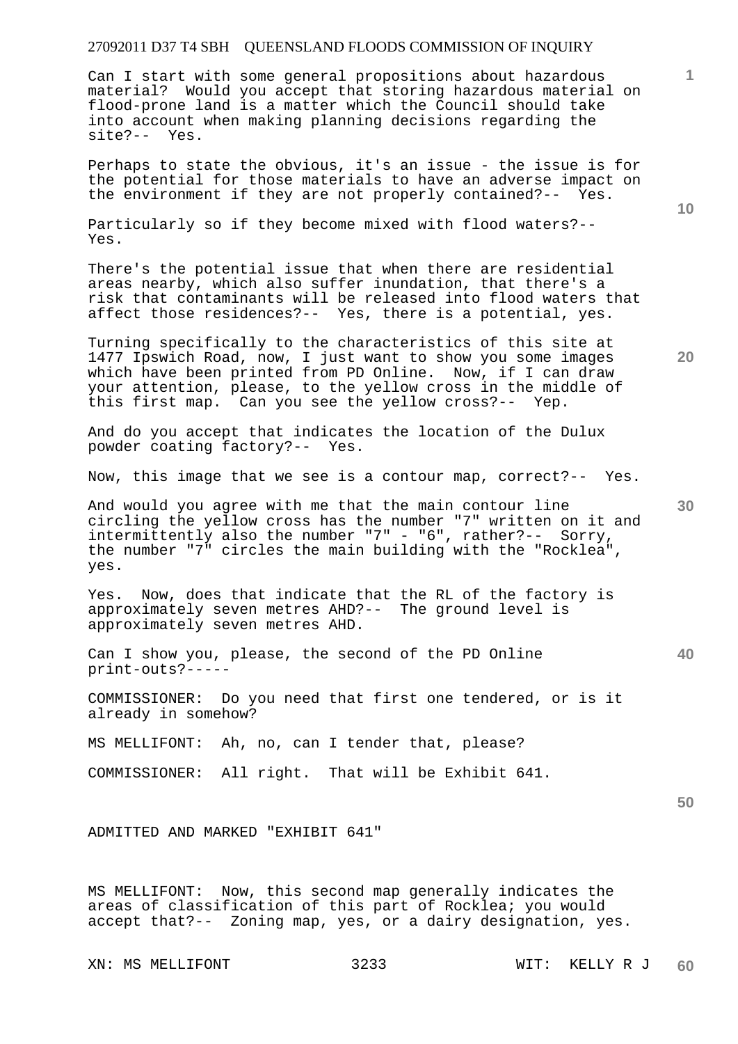Can I start with some general propositions about hazardous material? Would you accept that storing hazardous material on flood-prone land is a matter which the Council should take into account when making planning decisions regarding the site?-- Yes.

Perhaps to state the obvious, it's an issue - the issue is for the potential for those materials to have an adverse impact on the environment if they are not properly contained?-- Yes.

Particularly so if they become mixed with flood waters?-- Yes.

There's the potential issue that when there are residential areas nearby, which also suffer inundation, that there's a risk that contaminants will be released into flood waters that affect those residences?-- Yes, there is a potential, yes.

Turning specifically to the characteristics of this site at 1477 Ipswich Road, now, I just want to show you some images which have been printed from PD Online. Now, if I can draw your attention, please, to the yellow cross in the middle of this first map. Can you see the yellow cross?-- Yep.

And do you accept that indicates the location of the Dulux powder coating factory?-- Yes.

Now, this image that we see is a contour map, correct?-- Yes.

And would you agree with me that the main contour line circling the yellow cross has the number "7" written on it and intermittently also the number "7" - "6", rather?-- Sorry, the number "7" circles the main building with the "Rocklea", yes.

Yes. Now, does that indicate that the RL of the factory is approximately seven metres AHD?-- The ground level is approximately seven metres AHD.

Can I show you, please, the second of the PD Online print-outs?-----

COMMISSIONER: Do you need that first one tendered, or is it already in somehow?

MS MELLIFONT: Ah, no, can I tender that, please?

COMMISSIONER: All right. That will be Exhibit 641.

ADMITTED AND MARKED "EXHIBIT 641"

MS MELLIFONT: Now, this second map generally indicates the areas of classification of this part of Rocklea; you would accept that?-- Zoning map, yes, or a dairy designation, yes.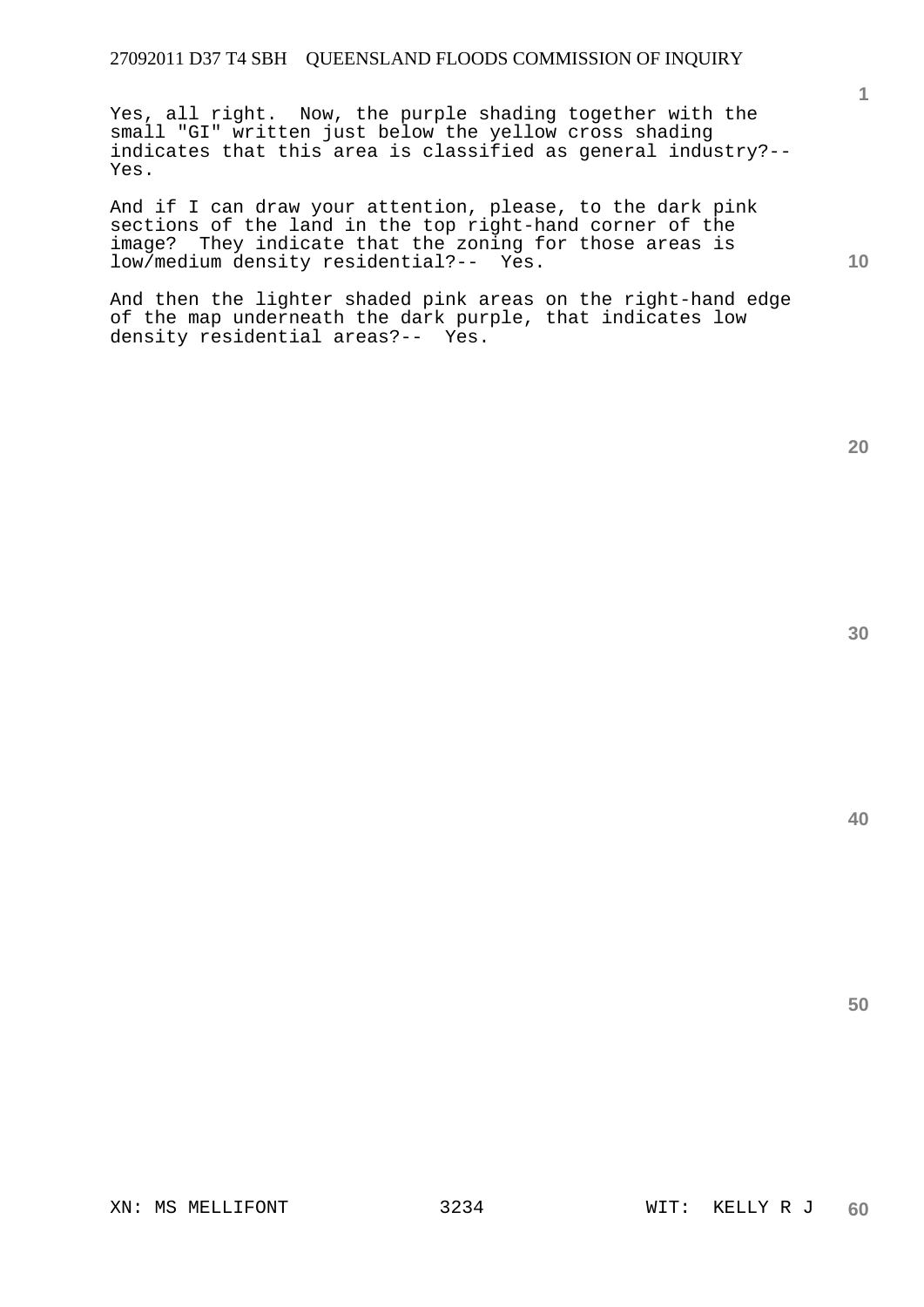Yes, all right. Now, the purple shading together with the small "GI" written just below the yellow cross shading indicates that this area is classified as general industry?-- Yes.

And if I can draw your attention, please, to the dark pink sections of the land in the top right-hand corner of the image? They indicate that the zoning for those areas is low/medium density residential?-- Yes.

And then the lighter shaded pink areas on the right-hand edge of the map underneath the dark purple, that indicates low density residential areas?-- Yes.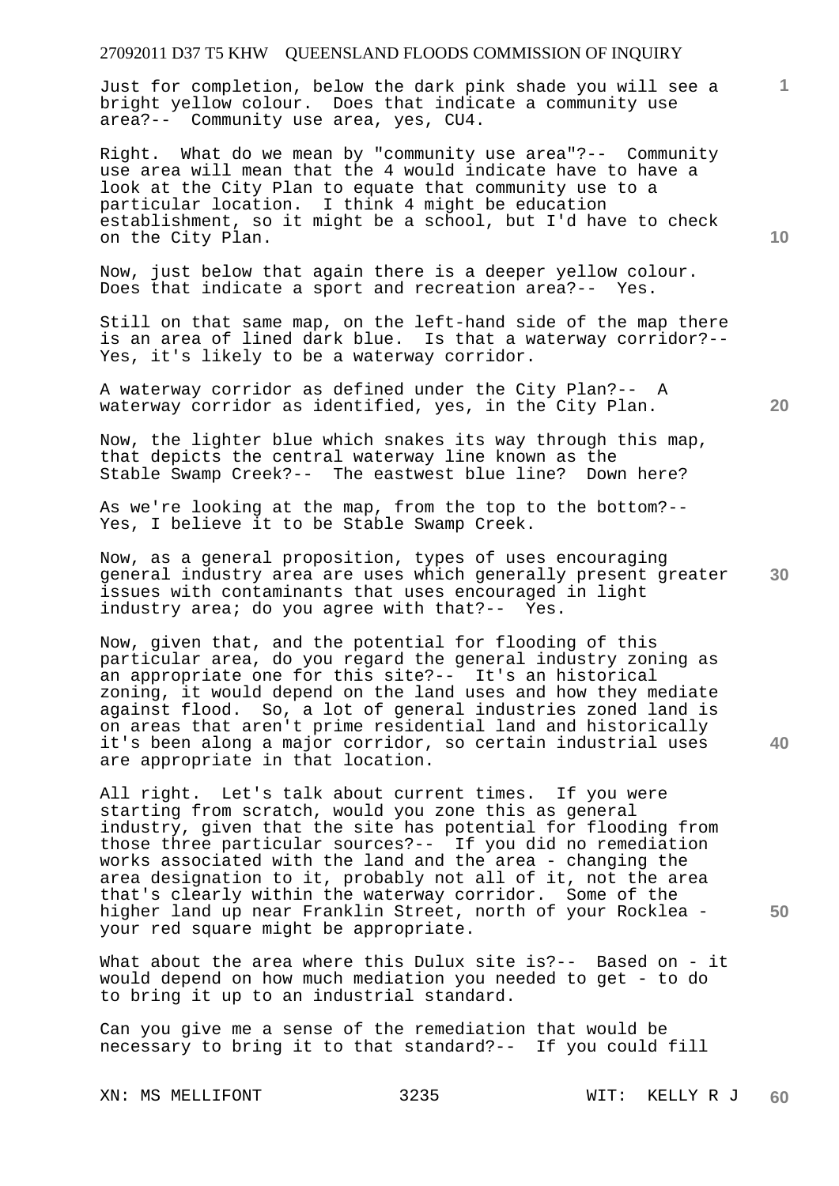Just for completion, below the dark pink shade you will see a bright yellow colour. Does that indicate a community use area?-- Community use area, yes, CU4.

Right. What do we mean by "community use area"?-- Community use area will mean that the 4 would indicate have to have a look at the City Plan to equate that community use to a particular location. I think 4 might be education establishment, so it might be a school, but I'd have to check on the City Plan.

Now, just below that again there is a deeper yellow colour. Does that indicate a sport and recreation area?-- Yes.

Still on that same map, on the left-hand side of the map there is an area of lined dark blue. Is that a waterway corridor?-- Yes, it's likely to be a waterway corridor.

A waterway corridor as defined under the City Plan?-- A waterway corridor as identified, yes, in the City Plan.

Now, the lighter blue which snakes its way through this map, that depicts the central waterway line known as the Stable Swamp Creek?-- The eastwest blue line? Down here?

As we're looking at the map, from the top to the bottom?-- Yes, I believe it to be Stable Swamp Creek.

Now, as a general proposition, types of uses encouraging general industry area are uses which generally present greater issues with contaminants that uses encouraged in light industry area; do you agree with that?-- Yes.

Now, given that, and the potential for flooding of this particular area, do you regard the general industry zoning as an appropriate one for this site?-- It's an historical zoning, it would depend on the land uses and how they mediate against flood. So, a lot of general industries zoned land is on areas that aren't prime residential land and historically it's been along a major corridor, so certain industrial uses are appropriate in that location.

All right. Let's talk about current times. If you were starting from scratch, would you zone this as general industry, given that the site has potential for flooding from those three particular sources?-- If you did no remediation works associated with the land and the area - changing the area designation to it, probably not all of it, not the area that's clearly within the waterway corridor. Some of the higher land up near Franklin Street, north of your Rocklea - your red square might be appropriate.

What about the area where this Dulux site is?-- Based on - it would depend on how much mediation you needed to get - to do to bring it up to an industrial standard.

Can you give me a sense of the remediation that would be necessary to bring it to that standard?-- If you could fill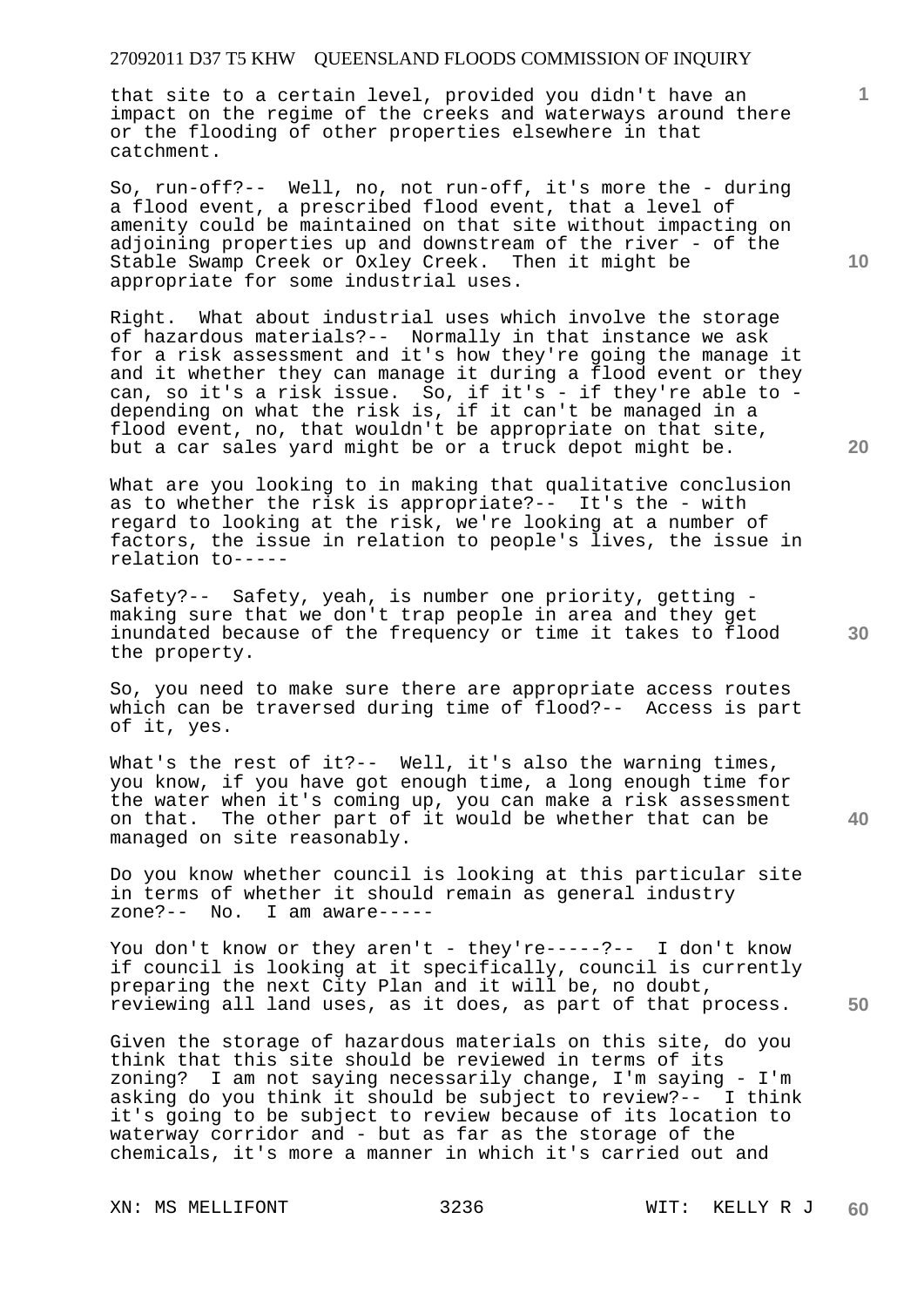that site to a certain level, provided you didn't have an impact on the regime of the creeks and waterways around there or the flooding of other properties elsewhere in that catchment.

So, run-off?-- Well, no, not run-off, it's more the - during a flood event, a prescribed flood event, that a level of amenity could be maintained on that site without impacting on adjoining properties up and downstream of the river - of the Stable Swamp Creek or Oxley Creek. Then it might be appropriate for some industrial uses.

Right. What about industrial uses which involve the storage of hazardous materials?-- Normally in that instance we ask for a risk assessment and it's how they're going the manage it and it whether they can manage it during a flood event or they can, so it's a risk issue. So, if it's - if they're able to - depending on what the risk is, if it can't be managed in a flood event, no, that wouldn't be appropriate on that site, but a car sales yard might be or a truck depot might be.

What are you looking to in making that qualitative conclusion as to whether the risk is appropriate?-- It's the - with regard to looking at the risk, we're looking at a number of factors, the issue in relation to people's lives, the issue in relation to-----

Safety?-- Safety, yeah, is number one priority, getting - making sure that we don't trap people in area and they get inundated because of the frequency or time it takes to flood the property.

So, you need to make sure there are appropriate access routes which can be traversed during time of flood?-- Access is part of it, yes.

What's the rest of it?-- Well, it's also the warning times, you know, if you have got enough time, a long enough time for the water when it's coming up, you can make a risk assessment on that. The other part of it would be whether that can be managed on site reasonably.

Do you know whether council is looking at this particular site in terms of whether it should remain as general industry zone?-- No. I am aware-----

You don't know or they aren't - they're-----?-- I don't know if council is looking at it specifically, council is currently preparing the next City Plan and it will be, no doubt, reviewing all land uses, as it does, as part of that process.

Given the storage of hazardous materials on this site, do you think that this site should be reviewed in terms of its zoning? I am not saying necessarily change, I'm saying - I'm asking do you think it should be subject to review?-- I think it's going to be subject to review because of its location to waterway corridor and - but as far as the storage of the chemicals, it's more a manner in which it's carried out and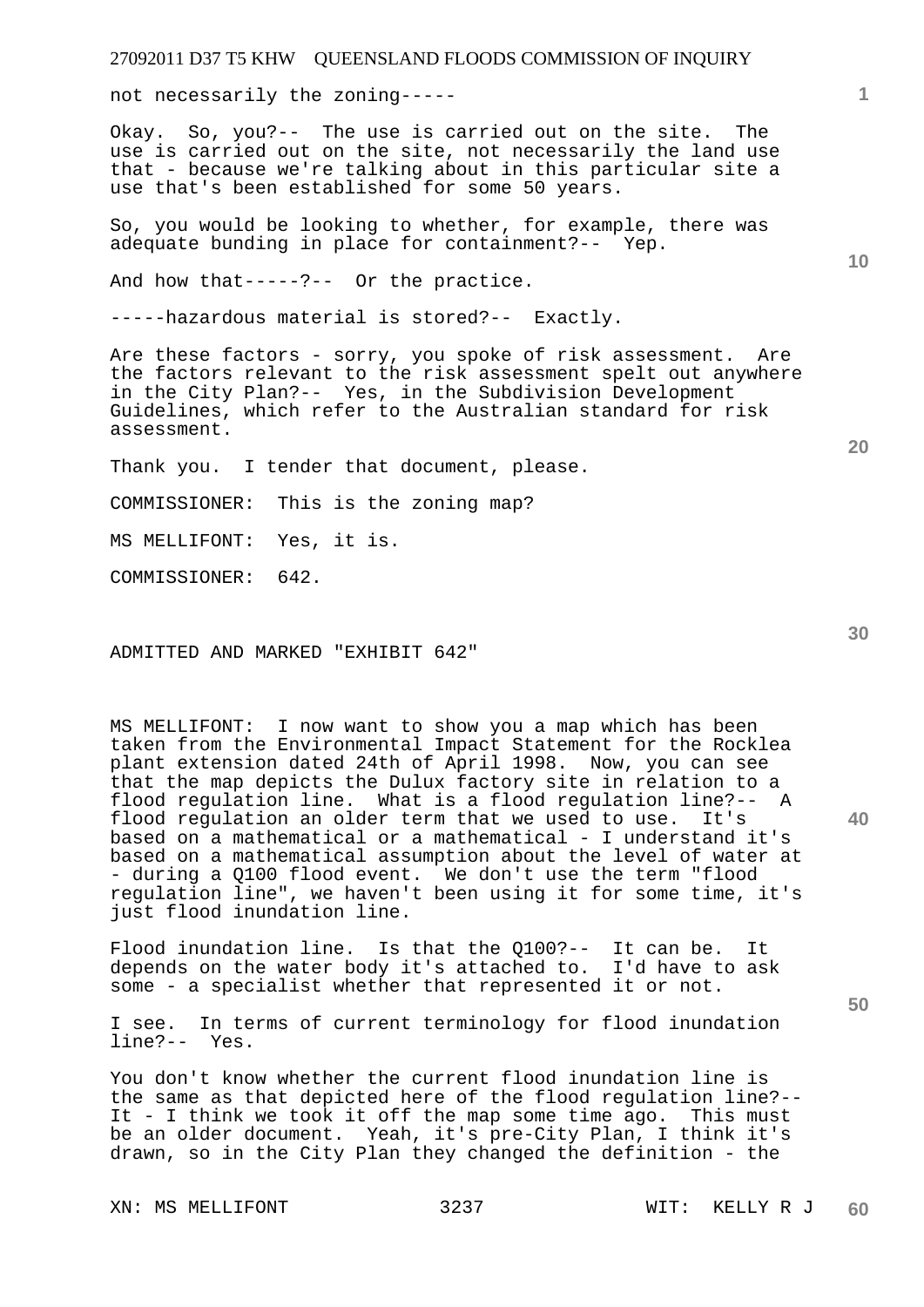not necessarily the zoning-----

Okay. So, you?-- The use is carried out on the site. The use is carried out on the site, not necessarily the land use that - because we're talking about in this particular site a use that's been established for some 50 years.

So, you would be looking to whether, for example, there was adequate bunding in place for containment?-- Yep.

And how that-----?-- Or the practice.

-----hazardous material is stored?-- Exactly.

Are these factors - sorry, you spoke of risk assessment. Are the factors relevant to the risk assessment spelt out anywhere in the City Plan?-- Yes, in the Subdivision Development Guidelines, which refer to the Australian standard for risk assessment.

Thank you. I tender that document, please.

COMMISSIONER: This is the zoning map?

MS MELLIFONT: Yes, it is.

COMMISSIONER: 642.

ADMITTED AND MARKED "EXHIBIT 642"

MS MELLIFONT: I now want to show you a map which has been taken from the Environmental Impact Statement for the Rocklea plant extension dated 24th of April 1998. Now, you can see that the map depicts the Dulux factory site in relation to a flood regulation line. What is a flood regulation line?-- A flood regulation an older term that we used to use. It's based on a mathematical or a mathematical - I understand it's based on a mathematical assumption about the level of water at - during a Q100 flood event. We don't use the term "flood regulation line", we haven't been using it for some time, it's just flood inundation line.

Flood inundation line. Is that the Q100?-- It can be. It depends on the water body it's attached to. I'd have to ask some - a specialist whether that represented it or not.

I see. In terms of current terminology for flood inundation line?-- Yes.

You don't know whether the current flood inundation line is the same as that depicted here of the flood regulation line?-- It - I think we took it off the map some time ago. This must be an older document. Yeah, it's pre-City Plan, I think it's drawn, so in the City Plan they changed the definition - the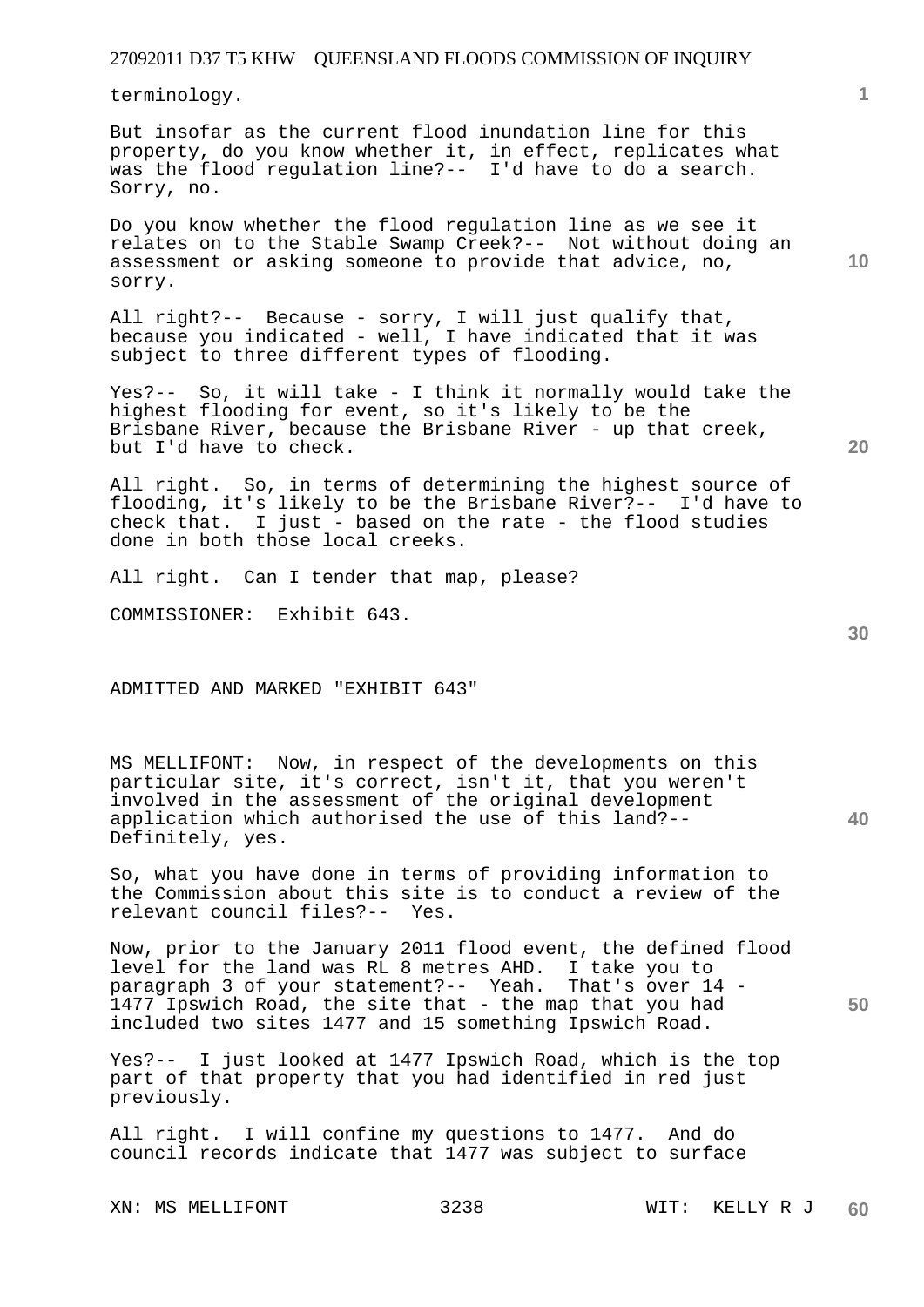terminology.

But insofar as the current flood inundation line for this property, do you know whether it, in effect, replicates what was the flood regulation line?-- I'd have to do a search. Sorry, no.

Do you know whether the flood regulation line as we see it relates on to the Stable Swamp Creek?-- Not without doing an assessment or asking someone to provide that advice, no, sorry.

All right?-- Because - sorry, I will just qualify that, because you indicated - well, I have indicated that it was subject to three different types of flooding.

Yes?-- So, it will take - I think it normally would take the highest flooding for event, so it's likely to be the Brisbane River, because the Brisbane River - up that creek, but I'd have to check.

All right. So, in terms of determining the highest source of flooding, it's likely to be the Brisbane River?-- I'd have to check that. I just - based on the rate - the flood studies done in both those local creeks.

All right. Can I tender that map, please?

COMMISSIONER: Exhibit 643.

ADMITTED AND MARKED "EXHIBIT 643"

MS MELLIFONT: Now, in respect of the developments on this particular site, it's correct, isn't it, that you weren't involved in the assessment of the original development application which authorised the use of this land?-- Definitely, yes.

So, what you have done in terms of providing information to the Commission about this site is to conduct a review of the relevant council files?-- Yes.

Now, prior to the January 2011 flood event, the defined flood level for the land was RL 8 metres AHD. I take you to paragraph 3 of your statement?-- Yeah. That's over 14 - 1477 Ipswich Road, the site that - the map that you had included two sites 1477 and 15 something Ipswich Road.

Yes?-- I just looked at 1477 Ipswich Road, which is the top part of that property that you had identified in red just previously.

All right. I will confine my questions to 1477. And do council records indicate that 1477 was subject to surface

XN: MS MELLIFONT WIT: KELLY R J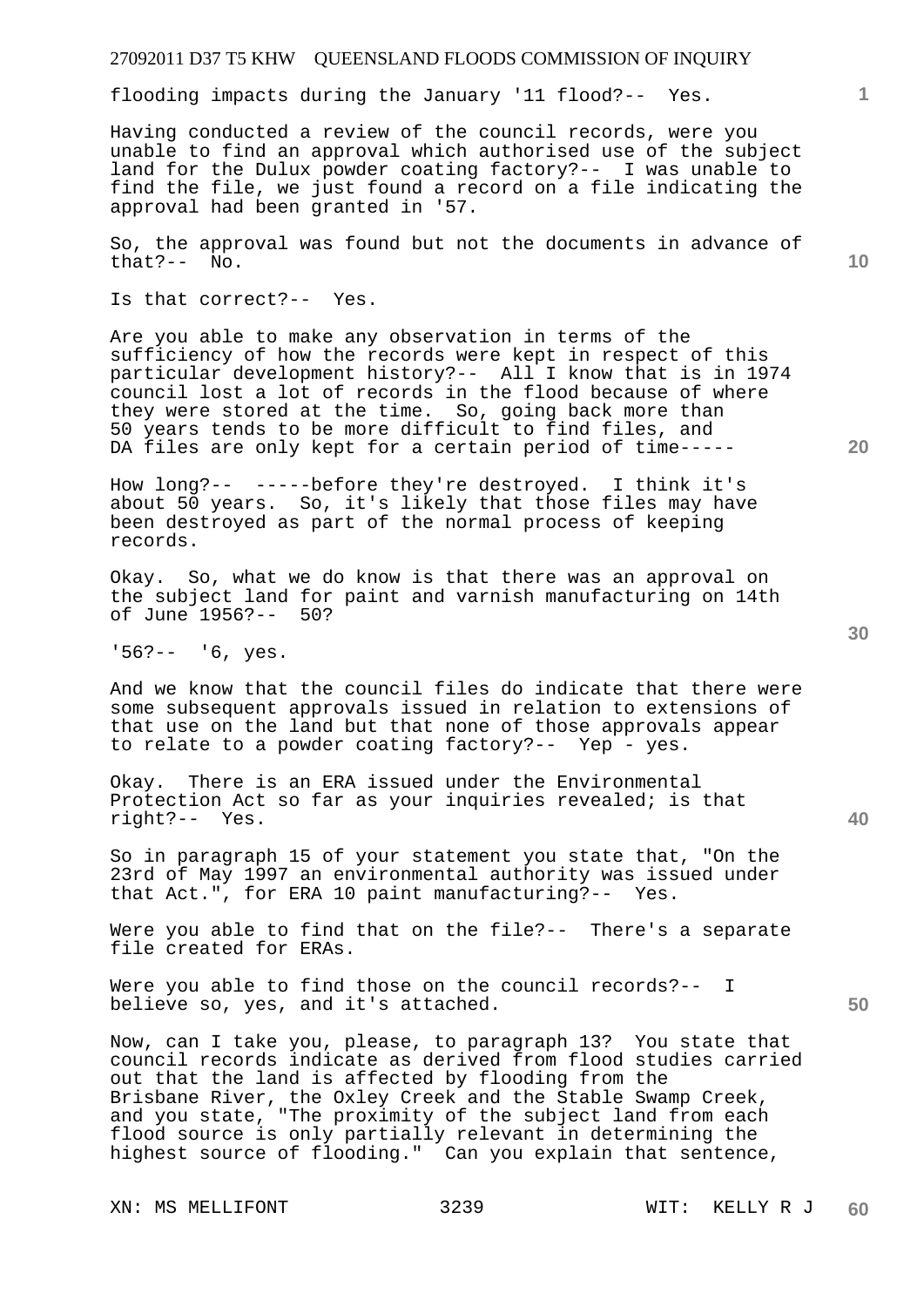flooding impacts during the January '11 flood?-- Yes.

Having conducted a review of the council records, were you unable to find an approval which authorised use of the subject land for the Dulux powder coating factory?-- I was unable to find the file, we just found a record on a file indicating the approval had been granted in '57.

So, the approval was found but not the documents in advance of that?-- No.

Is that correct?-- Yes.

Are you able to make any observation in terms of the sufficiency of how the records were kept in respect of this particular development history?-- All I know that is in 1974 council lost a lot of records in the flood because of where they were stored at the time. So, going back more than 50 years tends to be more difficult to find files, and DA files are only kept for a certain period of time-----

How long?-- -----before they're destroyed. I think it's about 50 years. So, it's likely that those files may have been destroyed as part of the normal process of keeping records.

Okay. So, what we do know is that there was an approval on the subject land for paint and varnish manufacturing on 14th of June 1956?-- 50?

'56?-- '6, yes.

And we know that the council files do indicate that there were some subsequent approvals issued in relation to extensions of that use on the land but that none of those approvals appear to relate to a powder coating factory?-- Yep - yes.

Okay. There is an ERA issued under the Environmental Protection Act so far as your inquiries revealed; is that right?-- Yes.

So in paragraph 15 of your statement you state that, "On the 23rd of May 1997 an environmental authority was issued under that Act.", for ERA 10 paint manufacturing?-- Yes.

Were you able to find that on the file?-- There's a separate file created for ERAs.

Were you able to find those on the council records?-- I believe so, yes, and it's attached.

Now, can I take you, please, to paragraph 13? You state that council records indicate as derived from flood studies carried out that the land is affected by flooding from the Brisbane River, the Oxley Creek and the Stable Swamp Creek, and you state, "The proximity of the subject land from each flood source is only partially relevant in determining the highest source of flooding." Can you explain that sentence,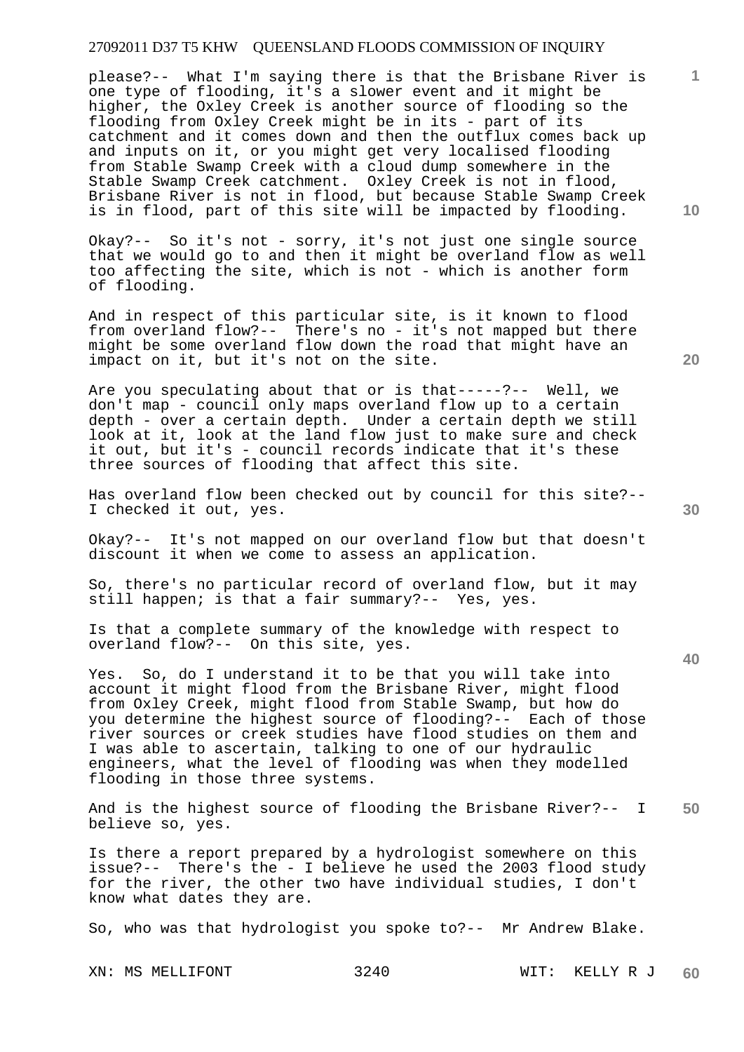please?-- What I'm saying there is that the Brisbane River is one type of flooding, it's a slower event and it might be higher, the Oxley Creek is another source of flooding so the flooding from Oxley Creek might be in its - part of its catchment and it comes down and then the outflux comes back up and inputs on it, or you might get very localised flooding from Stable Swamp Creek with a cloud dump somewhere in the Stable Swamp Creek catchment. Oxley Creek is not in flood, Brisbane River is not in flood, but because Stable Swamp Creek is in flood, part of this site will be impacted by flooding.

Okay?-- So it's not - sorry, it's not just one single source that we would go to and then it might be overland flow as well too affecting the site, which is not - which is another form of flooding.

And in respect of this particular site, is it known to flood from overland flow?-- There's no - it's not mapped but there might be some overland flow down the road that might have an impact on it, but it's not on the site.

Are you speculating about that or is that-----?-- Well, we don't map - council only maps overland flow up to a certain depth - over a certain depth. Under a certain depth we still look at it, look at the land flow just to make sure and check it out, but it's - council records indicate that it's these three sources of flooding that affect this site.

Has overland flow been checked out by council for this site?-- I checked it out, yes.

Okay?-- It's not mapped on our overland flow but that doesn't discount it when we come to assess an application.

So, there's no particular record of overland flow, but it may still happen; is that a fair summary?-- Yes, yes.

Is that a complete summary of the knowledge with respect to overland flow?-- On this site, yes.

Yes. So, do I understand it to be that you will take into account it might flood from the Brisbane River, might flood from Oxley Creek, might flood from Stable Swamp, but how do you determine the highest source of flooding?-- Each of those river sources or creek studies have flood studies on them and I was able to ascertain, talking to one of our hydraulic engineers, what the level of flooding was when they modelled flooding in those three systems.

And is the highest source of flooding the Brisbane River?-- I believe so, yes.

Is there a report prepared by a hydrologist somewhere on this issue?-- There's the - I believe he used the 2003 flood study for the river, the other two have individual studies, I don't know what dates they are.

So, who was that hydrologist you spoke to?-- Mr Andrew Blake.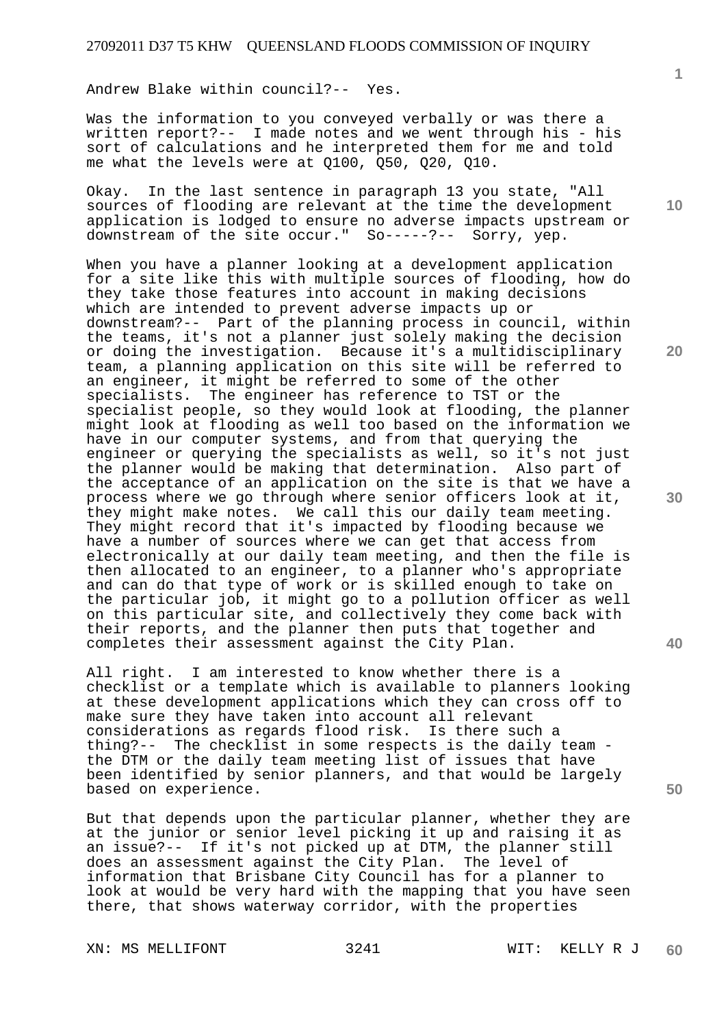Andrew Blake within council?-- Yes.

Was the information to you conveyed verbally or was there a written report?-- I made notes and we went through his - his sort of calculations and he interpreted them for me and told me what the levels were at Q100, Q50, Q20, Q10.

Okay. In the last sentence in paragraph 13 you state, "All sources of flooding are relevant at the time the development application is lodged to ensure no adverse impacts upstream or downstream of the site occur." So-----?-- Sorry, yep.

When you have a planner looking at a development application for a site like this with multiple sources of flooding, how do they take those features into account in making decisions which are intended to prevent adverse impacts up or downstream?-- Part of the planning process in council, within the teams, it's not a planner just solely making the decision or doing the investigation. Because it's a multidisciplinary team, a planning application on this site will be referred to an engineer, it might be referred to some of the other specialists. The engineer has reference to TST or the specialist people, so they would look at flooding, the planner might look at flooding as well too based on the information we have in our computer systems, and from that querying the engineer or querying the specialists as well, so it's not just the planner would be making that determination. Also part of the acceptance of an application on the site is that we have a process where we go through where senior officers look at it, they might make notes. We call this our daily team meeting. They might record that it's impacted by flooding because we have a number of sources where we can get that access from electronically at our daily team meeting, and then the file is then allocated to an engineer, to a planner who's appropriate and can do that type of work or is skilled enough to take on the particular job, it might go to a pollution officer as well on this particular site, and collectively they come back with their reports, and the planner then puts that together and completes their assessment against the City Plan.

All right. I am interested to know whether there is a checklist or a template which is available to planners looking at these development applications which they can cross off to make sure they have taken into account all relevant considerations as regards flood risk. Is there such a thing?-- The checklist in some respects is the daily team - the DTM or the daily team meeting list of issues that have been identified by senior planners, and that would be largely based on experience.

But that depends upon the particular planner, whether they are at the junior or senior level picking it up and raising it as an issue?-- If it's not picked up at DTM, the planner still does an assessment against the City Plan. The level of information that Brisbane City Council has for a planner to look at would be very hard with the mapping that you have seen there, that shows waterway corridor, with the properties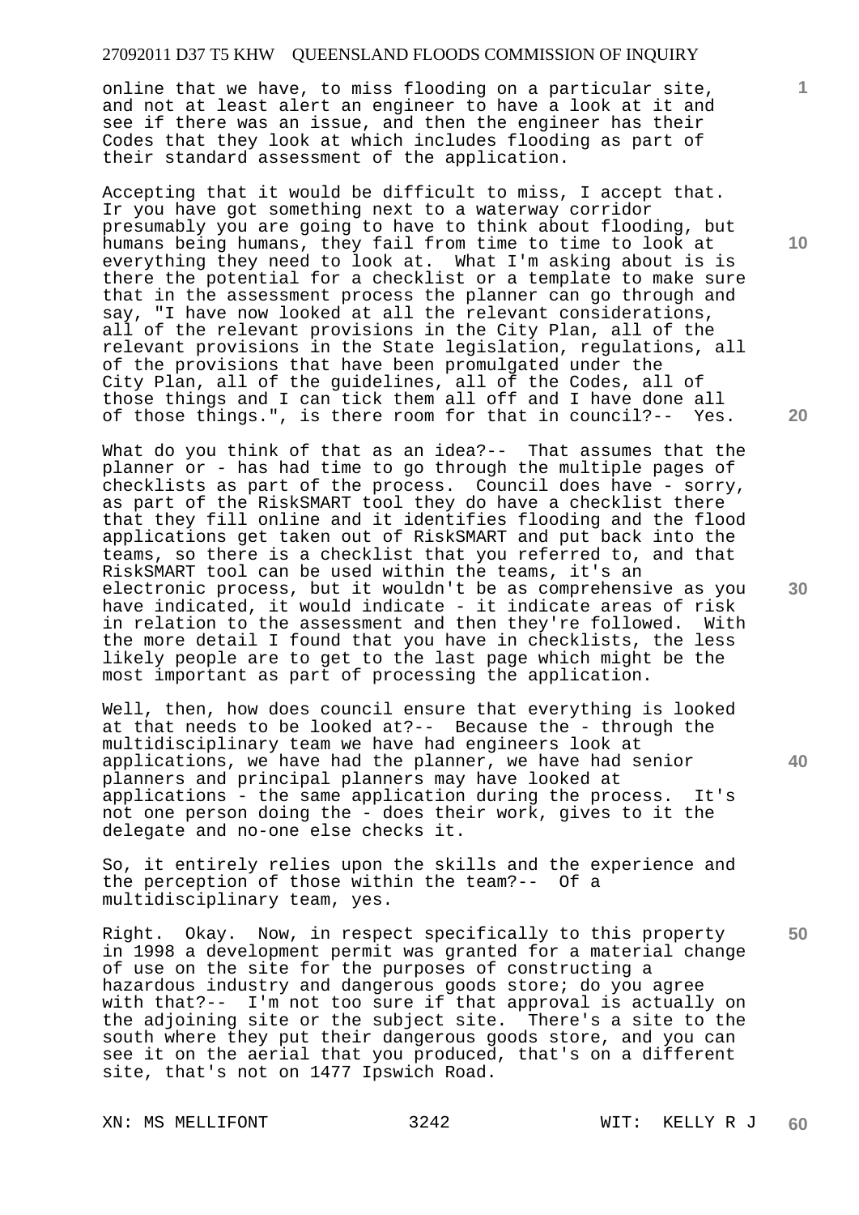online that we have, to miss flooding on a particular site, and not at least alert an engineer to have a look at it and see if there was an issue, and then the engineer has their Codes that they look at which includes flooding as part of their standard assessment of the application.

Accepting that it would be difficult to miss, I accept that. Ir you have got something next to a waterway corridor presumably you are going to have to think about flooding, but humans being humans, they fail from time to time to look at everything they need to look at. What I'm asking about is is there the potential for a checklist or a template to make sure that in the assessment process the planner can go through and say, "I have now looked at all the relevant considerations, all of the relevant provisions in the City Plan, all of the relevant provisions in the State legislation, regulations, all of the provisions that have been promulgated under the City Plan, all of the guidelines, all of the Codes, all of those things and I can tick them all off and I have done all of those things.", is there room for that in council?-- Yes.

What do you think of that as an idea?-- That assumes that the planner or - has had time to go through the multiple pages of checklists as part of the process. Council does have - sorry, as part of the RiskSMART tool they do have a checklist there that they fill online and it identifies flooding and the flood applications get taken out of RiskSMART and put back into the teams, so there is a checklist that you referred to, and that RiskSMART tool can be used within the teams, it's an electronic process, but it wouldn't be as comprehensive as you have indicated, it would indicate - it indicate areas of risk in relation to the assessment and then they're followed. With the more detail I found that you have in checklists, the less likely people are to get to the last page which might be the most important as part of processing the application.

Well, then, how does council ensure that everything is looked at that needs to be looked at?-- Because the - through the multidisciplinary team we have had engineers look at applications, we have had the planner, we have had senior planners and principal planners may have looked at applications - the same application during the process. It's not one person doing the - does their work, gives to it the delegate and no-one else checks it.

So, it entirely relies upon the skills and the experience and the perception of those within the team?-- Of a multidisciplinary team, yes.

Right. Okay. Now, in respect specifically to this property in 1998 a development permit was granted for a material change of use on the site for the purposes of constructing a hazardous industry and dangerous goods store; do you agree with that?-- I'm not too sure if that approval is actually on the adjoining site or the subject site. There's a site to the south where they put their dangerous goods store, and you can see it on the aerial that you produced, that's on a different site, that's not on 1477 Ipswich Road.

XN: MS MELLIFONT 3242 WIT: KELLY R J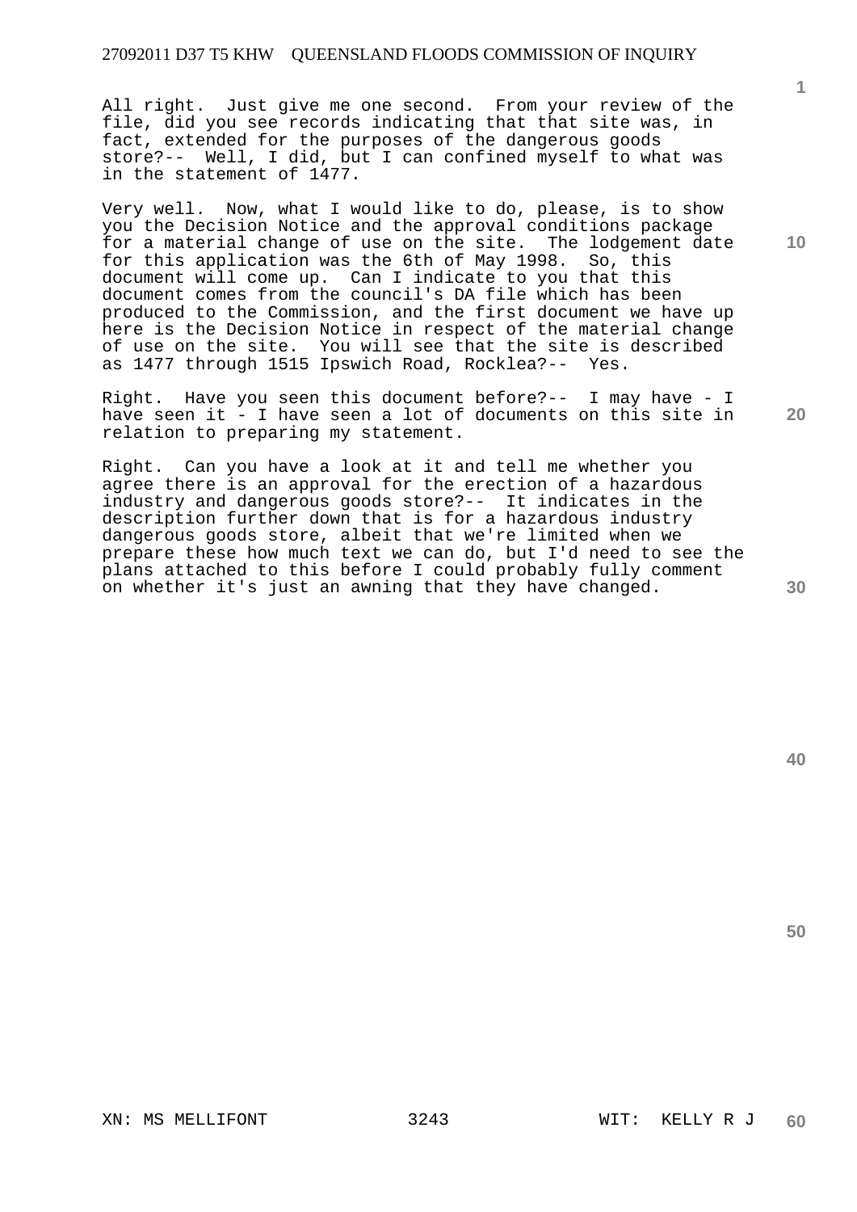All right. Just give me one second. From your review of the file, did you see records indicating that that site was, in fact, extended for the purposes of the dangerous goods store?-- Well, I did, but I can confined myself to what was in the statement of 1477.

Very well. Now, what I would like to do, please, is to show you the Decision Notice and the approval conditions package for a material change of use on the site. The lodgement date for this application was the 6th of May 1998. So, this document will come up. Can I indicate to you that this document comes from the council's DA file which has been produced to the Commission, and the first document we have up here is the Decision Notice in respect of the material change of use on the site. You will see that the site is described as 1477 through 1515 Ipswich Road, Rocklea?-- Yes.

Right. Have you seen this document before?-- I may have - I have seen it - I have seen a lot of documents on this site in relation to preparing my statement.

Right. Can you have a look at it and tell me whether you agree there is an approval for the erection of a hazardous industry and dangerous goods store?-- It indicates in the description further down that is for a hazardous industry dangerous goods store, albeit that we're limited when we prepare these how much text we can do, but I'd need to see the plans attached to this before I could probably fully comment on whether it's just an awning that they have changed.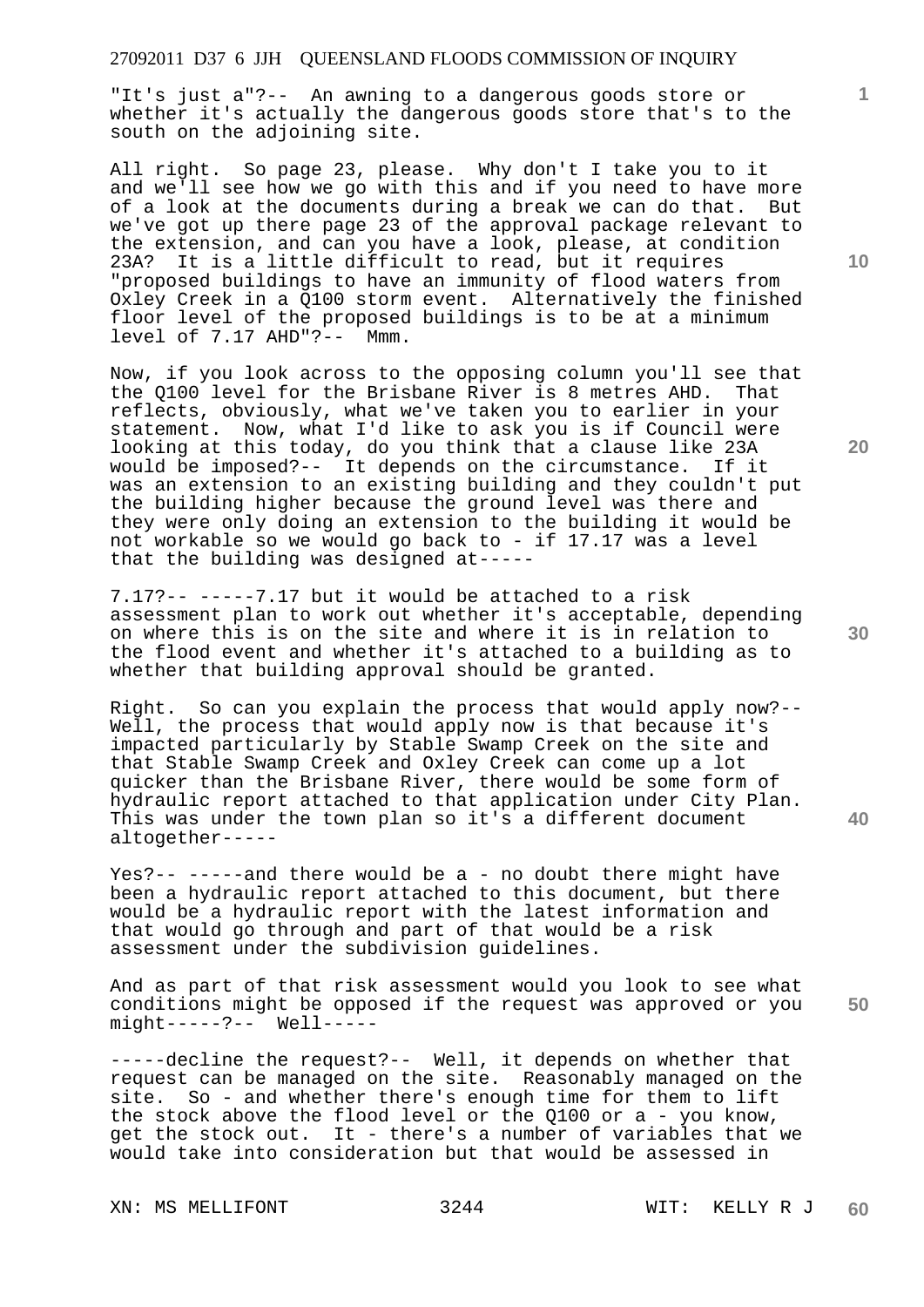"It's just a"?-- An awning to a dangerous goods store or whether it's actually the dangerous goods store that's to the south on the adjoining site.

All right. So page 23, please. Why don't I take you to it and we'll see how we go with this and if you need to have more of a look at the documents during a break we can do that. But we've got up there page 23 of the approval package relevant to the extension, and can you have a look, please, at condition 23A? It is a little difficult to read, but it requires "proposed buildings to have an immunity of flood waters from Oxley Creek in a Q100 storm event. Alternatively the finished floor level of the proposed buildings is to be at a minimum level of 7.17 AHD"?-- Mmm.

Now, if you look across to the opposing column you'll see that the Q100 level for the Brisbane River is 8 metres AHD. That reflects, obviously, what we've taken you to earlier in your statement. Now, what I'd like to ask you is if Council were looking at this today, do you think that a clause like 23A would be imposed?-- It depends on the circumstance. If it was an extension to an existing building and they couldn't put the building higher because the ground level was there and they were only doing an extension to the building it would be not workable so we would go back to - if 17.17 was a level that the building was designed at-----

7.17?-- -----7.17 but it would be attached to a risk assessment plan to work out whether it's acceptable, depending on where this is on the site and where it is in relation to the flood event and whether it's attached to a building as to whether that building approval should be granted.

Right. So can you explain the process that would apply now?-- Well, the process that would apply now is that because it's impacted particularly by Stable Swamp Creek on the site and that Stable Swamp Creek and Oxley Creek can come up a lot quicker than the Brisbane River, there would be some form of hydraulic report attached to that application under City Plan. This was under the town plan so it's a different document altogether-----

Yes?-- -----and there would be a - no doubt there might have been a hydraulic report attached to this document, but there would be a hydraulic report with the latest information and that would go through and part of that would be a risk assessment under the subdivision guidelines.

And as part of that risk assessment would you look to see what conditions might be opposed if the request was approved or you might-----?-- Well-----

-----decline the request?-- Well, it depends on whether that request can be managed on the site. Reasonably managed on the site. So - and whether there's enough time for them to lift the stock above the flood level or the Q100 or a - you know, get the stock out. It - there's a number of variables that we would take into consideration but that would be assessed in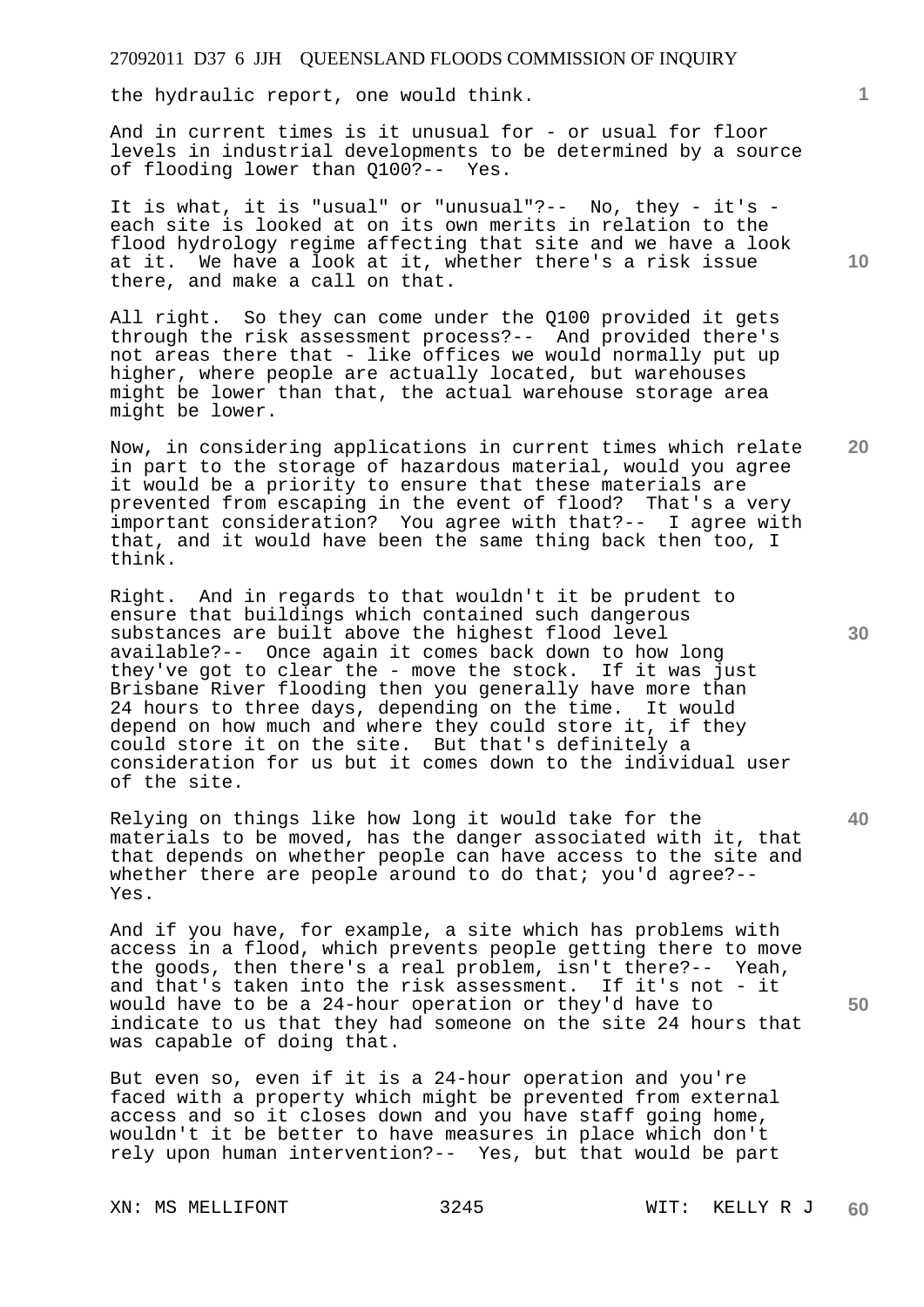the hydraulic report, one would think.

And in current times is it unusual for - or usual for floor levels in industrial developments to be determined by a source of flooding lower than Q100?-- Yes.

It is what, it is "usual" or "unusual"?-- No, they - it's - each site is looked at on its own merits in relation to the flood hydrology regime affecting that site and we have a look at it. We have a look at it, whether there's a risk issue there, and make a call on that.

All right. So they can come under the Q100 provided it gets through the risk assessment process?-- And provided there's not areas there that - like offices we would normally put up higher, where people are actually located, but warehouses might be lower than that, the actual warehouse storage area might be lower.

Now, in considering applications in current times which relate in part to the storage of hazardous material, would you agree it would be a priority to ensure that these materials are prevented from escaping in the event of flood? That's a very important consideration? You agree with that?-- I agree with that, and it would have been the same thing back then too, I think.

Right. And in regards to that wouldn't it be prudent to ensure that buildings which contained such dangerous substances are built above the highest flood level available?-- Once again it comes back down to how long they've got to clear the - move the stock. If it was just Brisbane River flooding then you generally have more than 24 hours to three days, depending on the time. It would depend on how much and where they could store it, if they could store it on the site. But that's definitely a consideration for us but it comes down to the individual user of the site.

Relying on things like how long it would take for the materials to be moved, has the danger associated with it, that that depends on whether people can have access to the site and whether there are people around to do that; you'd agree?-- Yes.

And if you have, for example, a site which has problems with access in a flood, which prevents people getting there to move the goods, then there's a real problem, isn't there?-- Yeah, and that's taken into the risk assessment. If it's not - it would have to be a 24-hour operation or they'd have to indicate to us that they had someone on the site 24 hours that was capable of doing that.

But even so, even if it is a 24-hour operation and you're faced with a property which might be prevented from external access and so it closes down and you have staff going home, wouldn't it be better to have measures in place which don't rely upon human intervention?-- Yes, but that would be part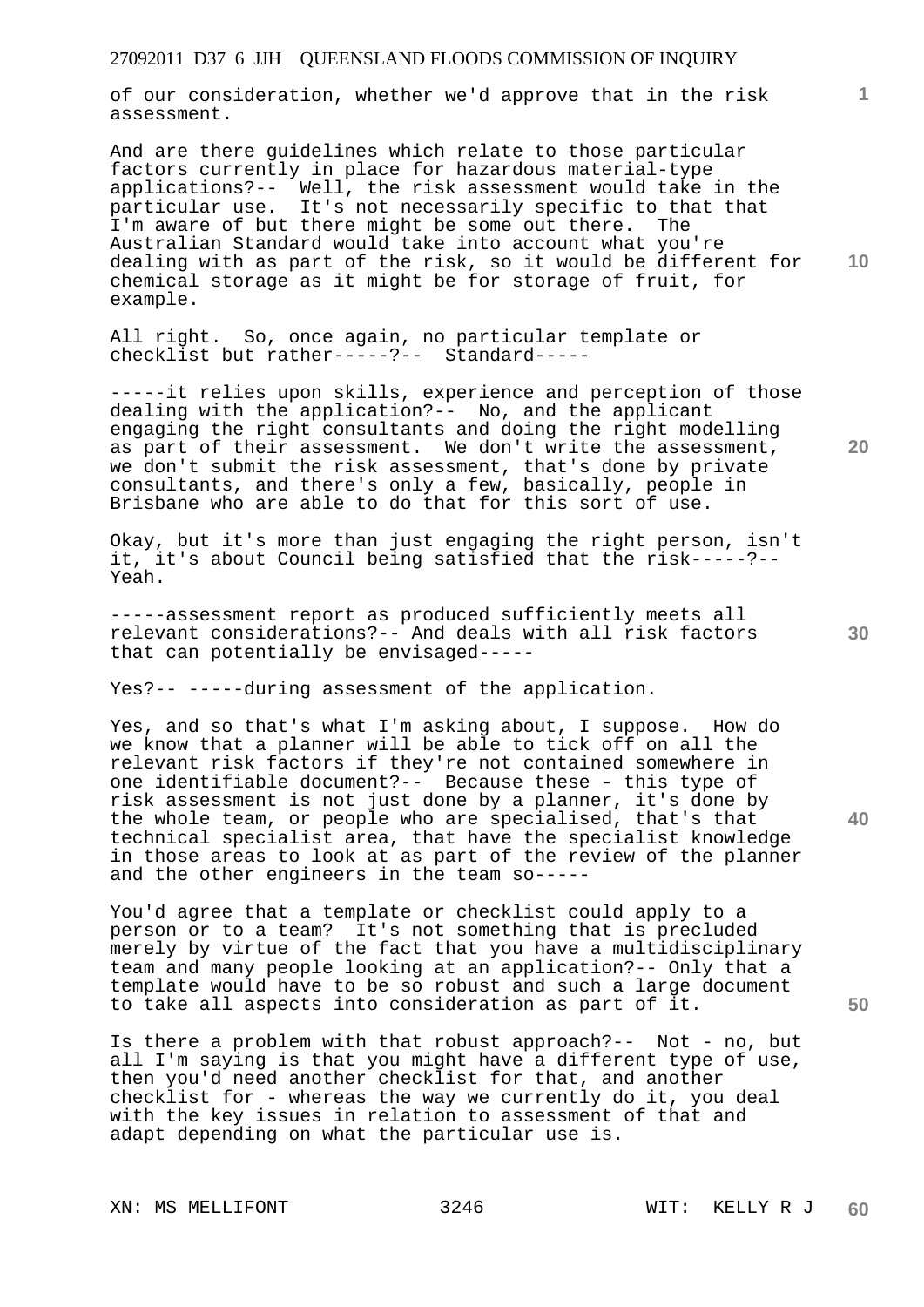of our consideration, whether we'd approve that in the risk assessment.

And are there guidelines which relate to those particular factors currently in place for hazardous material-type applications?-- Well, the risk assessment would take in the particular use. It's not necessarily specific to that that I'm aware of but there might be some out there. The Australian Standard would take into account what you're dealing with as part of the risk, so it would be different for chemical storage as it might be for storage of fruit, for example.

All right. So, once again, no particular template or checklist but rather-----?-- Standard-----

-----it relies upon skills, experience and perception of those dealing with the application?-- No, and the applicant engaging the right consultants and doing the right modelling as part of their assessment. We don't write the assessment, we don't submit the risk assessment, that's done by private consultants, and there's only a few, basically, people in Brisbane who are able to do that for this sort of use.

Okay, but it's more than just engaging the right person, isn't it, it's about Council being satisfied that the risk-----?-- Yeah.

-----assessment report as produced sufficiently meets all relevant considerations?-- And deals with all risk factors that can potentially be envisaged-----

Yes?-- -----during assessment of the application.

Yes, and so that's what I'm asking about, I suppose. How do we know that a planner will be able to tick off on all the relevant risk factors if they're not contained somewhere in one identifiable document?-- Because these - this type of risk assessment is not just done by a planner, it's done by the whole team, or people who are specialised, that's that technical specialist area, that have the specialist knowledge in those areas to look at as part of the review of the planner and the other engineers in the team so-----

You'd agree that a template or checklist could apply to a person or to a team? It's not something that is precluded merely by virtue of the fact that you have a multidisciplinary team and many people looking at an application?-- Only that a template would have to be so robust and such a large document to take all aspects into consideration as part of it.

Is there a problem with that robust approach?-- Not - no, but all I'm saying is that you might have a different type of use, then you'd need another checklist for that, and another checklist for - whereas the way we currently do it, you deal with the key issues in relation to assessment of that and adapt depending on what the particular use is.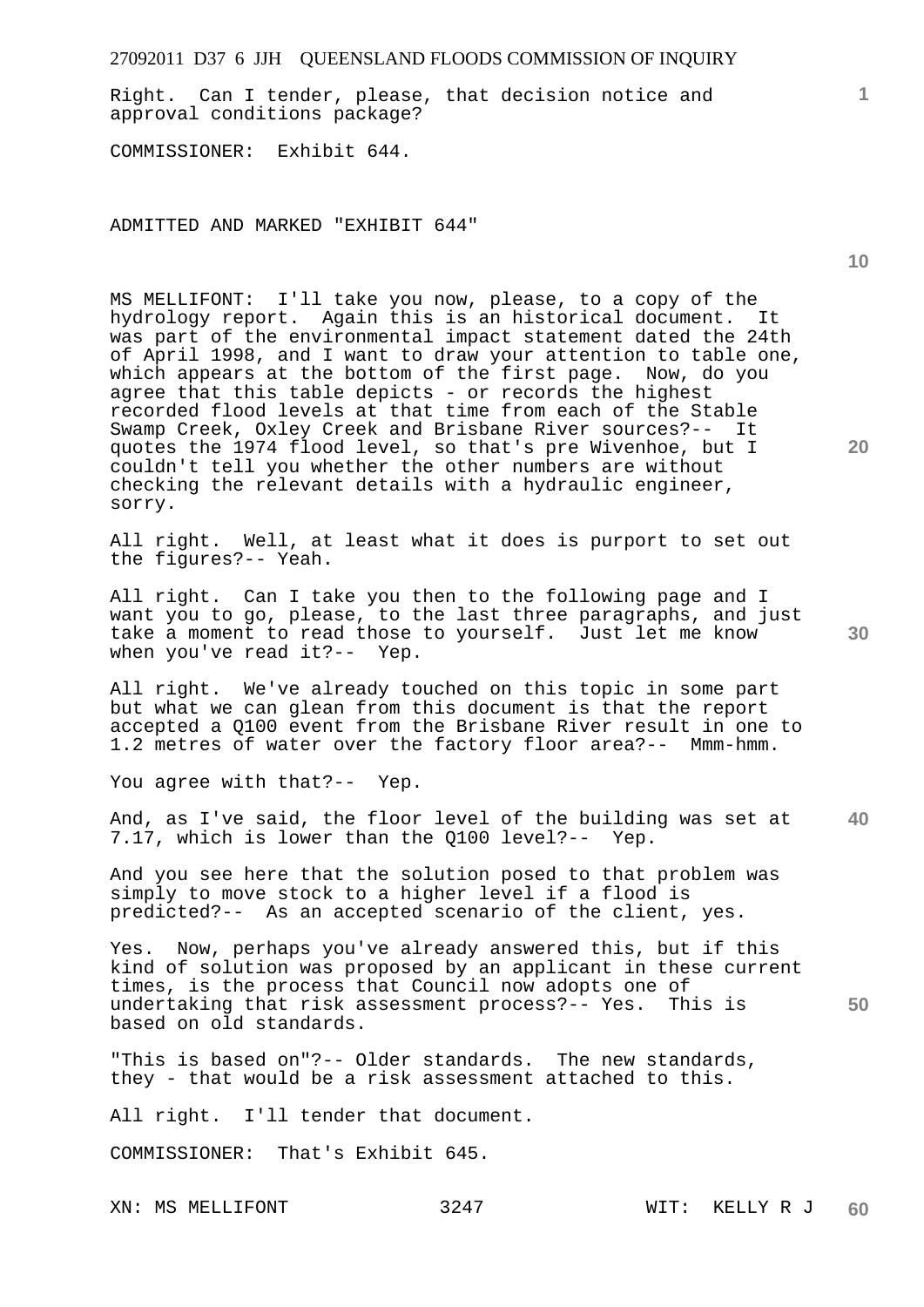Right. Can I tender, please, that decision notice and approval conditions package?

COMMISSIONER: Exhibit 644.

ADMITTED AND MARKED "EXHIBIT 644"

MS MELLIFONT: I'll take you now, please, to a copy of the hydrology report. Again this is an historical document. It was part of the environmental impact statement dated the 24th of April 1998, and I want to draw your attention to table one, which appears at the bottom of the first page. Now, do you agree that this table depicts - or records the highest recorded flood levels at that time from each of the Stable Swamp Creek, Oxley Creek and Brisbane River sources?-- It quotes the 1974 flood level, so that's pre Wivenhoe, but I couldn't tell you whether the other numbers are without checking the relevant details with a hydraulic engineer, sorry.

All right. Well, at least what it does is purport to set out the figures?-- Yeah.

All right. Can I take you then to the following page and I want you to go, please, to the last three paragraphs, and just take a moment to read those to yourself. Just let me know when you've read it?-- Yep.

All right. We've already touched on this topic in some part but what we can glean from this document is that the report accepted a Q100 event from the Brisbane River result in one to 1.2 metres of water over the factory floor area?-- Mmm-hmm.

You agree with that?-- Yep.

And, as I've said, the floor level of the building was set at 7.17, which is lower than the Q100 level?-- Yep.

And you see here that the solution posed to that problem was simply to move stock to a higher level if a flood is predicted?-- As an accepted scenario of the client, yes.

Yes. Now, perhaps you've already answered this, but if this kind of solution was proposed by an applicant in these current times, is the process that Council now adopts one of undertaking that risk assessment process?-- Yes. This is based on old standards.

"This is based on"?-- Older standards. The new standards, they - that would be a risk assessment attached to this.

All right. I'll tender that document.

COMMISSIONER: That's Exhibit 645.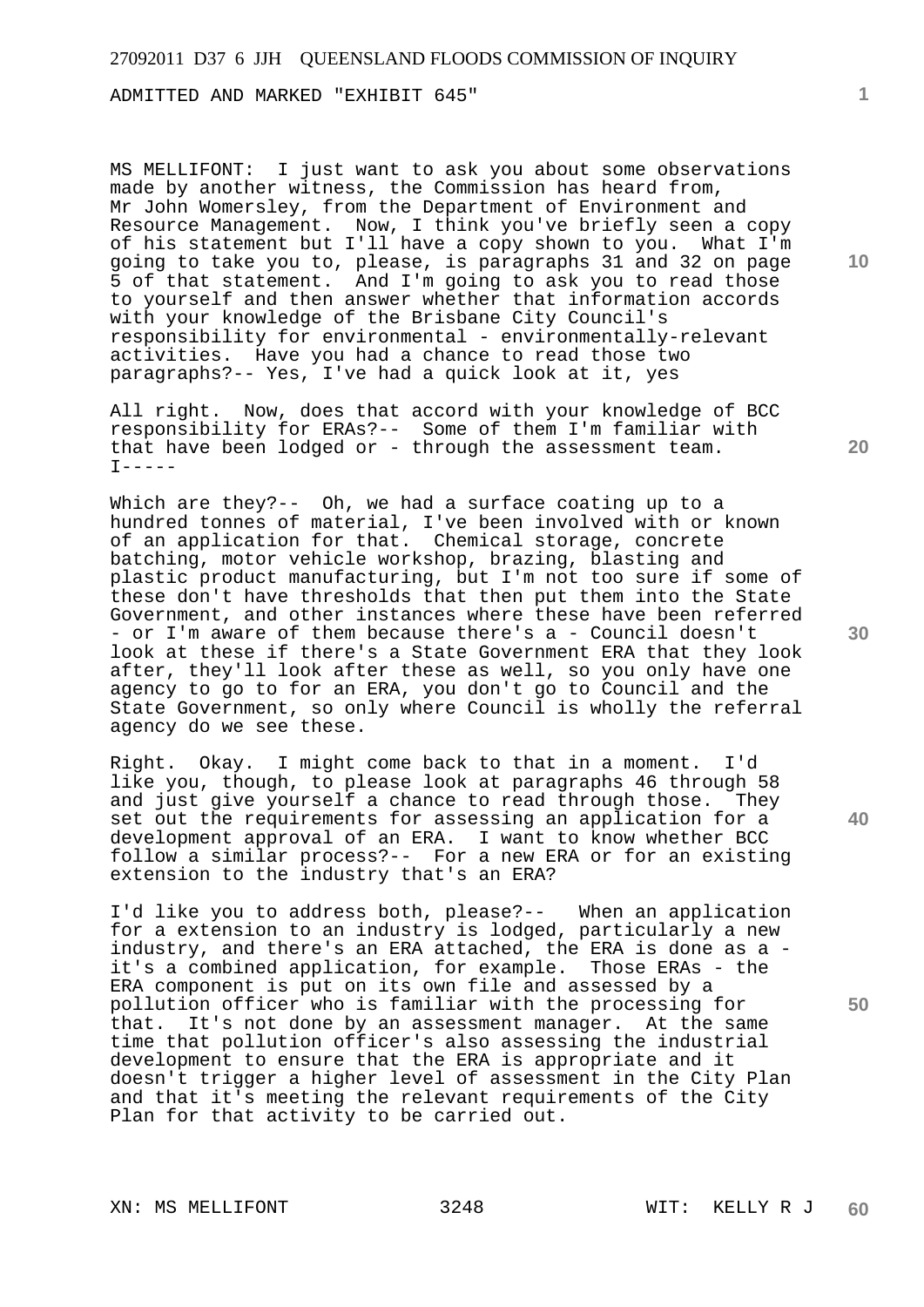ADMITTED AND MARKED "EXHIBIT 645"

MS MELLIFONT: I just want to ask you about some observations made by another witness, the Commission has heard from, Mr John Womersley, from the Department of Environment and Resource Management. Now, I think you've briefly seen a copy of his statement but I'll have a copy shown to you. What I'm going to take you to, please, is paragraphs 31 and 32 on page 5 of that statement. And I'm going to ask you to read those to yourself and then answer whether that information accords with your knowledge of the Brisbane City Council's responsibility for environmental - environmentally-relevant activities. Have you had a chance to read those two paragraphs?-- Yes, I've had a quick look at it, yes

All right. Now, does that accord with your knowledge of BCC responsibility for ERAs?-- Some of them I'm familiar with that have been lodged or - through the assessment team. I-----

Which are they?-- Oh, we had a surface coating up to a hundred tonnes of material, I've been involved with or known of an application for that. Chemical storage, concrete batching, motor vehicle workshop, brazing, blasting and plastic product manufacturing, but I'm not too sure if some of these don't have thresholds that then put them into the State Government, and other instances where these have been referred - or I'm aware of them because there's a - Council doesn't look at these if there's a State Government ERA that they look after, they'll look after these as well, so you only have one agency to go to for an ERA, you don't go to Council and the State Government, so only where Council is wholly the referral agency do we see these.

Right. Okay. I might come back to that in a moment. I'd like you, though, to please look at paragraphs 46 through 58 and just give yourself a chance to read through those. They set out the requirements for assessing an application for a development approval of an ERA. I want to know whether BCC follow a similar process?-- For a new ERA or for an existing extension to the industry that's an ERA?

I'd like you to address both, please?-- When an application for a extension to an industry is lodged, particularly a new industry, and there's an ERA attached, the ERA is done as a - it's a combined application, for example. Those ERAs - the ERA component is put on its own file and assessed by a pollution officer who is familiar with the processing for that. It's not done by an assessment manager. At the same time that pollution officer's also assessing the industrial development to ensure that the ERA is appropriate and it doesn't trigger a higher level of assessment in the City Plan and that it's meeting the relevant requirements of the City Plan for that activity to be carried out.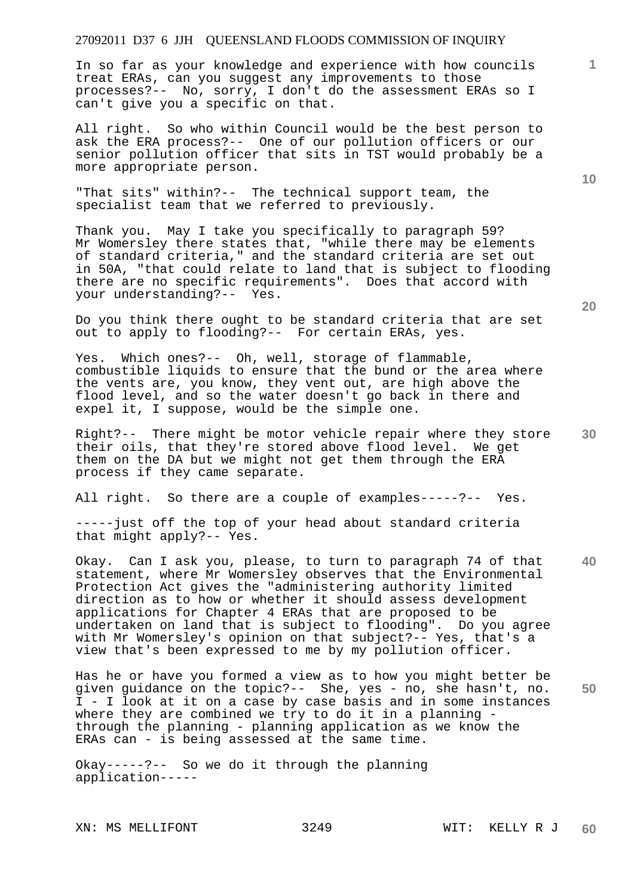In so far as your knowledge and experience with how councils treat ERAs, can you suggest any improvements to those processes?-- No, sorry, I don't do the assessment ERAs so I can't give you a specific on that.

All right. So who within Council would be the best person to ask the ERA process?-- One of our pollution officers or our senior pollution officer that sits in TST would probably be a more appropriate person.

"That sits" within?-- The technical support team, the specialist team that we referred to previously.

Thank you. May I take you specifically to paragraph 59? Mr Womersley there states that, "while there may be elements of standard criteria," and the standard criteria are set out in 50A, "that could relate to land that is subject to flooding there are no specific requirements". Does that accord with your understanding?-- Yes.

Do you think there ought to be standard criteria that are set out to apply to flooding?-- For certain ERAs, yes.

Yes. Which ones?-- Oh, well, storage of flammable, combustible liquids to ensure that the bund or the area where the vents are, you know, they vent out, are high above the flood level, and so the water doesn't go back in there and expel it, I suppose, would be the simple one.

Right?-- There might be motor vehicle repair where they store their oils, that they're stored above flood level. We get them on the DA but we might not get them through the ERA process if they came separate.

All right. So there are a couple of examples-----?-- Yes.

-----just off the top of your head about standard criteria that might apply?-- Yes.

Okay. Can I ask you, please, to turn to paragraph 74 of that statement, where Mr Womersley observes that the Environmental Protection Act gives the "administering authority limited direction as to how or whether it should assess development applications for Chapter 4 ERAs that are proposed to be undertaken on land that is subject to flooding". Do you agree with Mr Womersley's opinion on that subject?-- Yes, that's a view that's been expressed to me by my pollution officer.

Has he or have you formed a view as to how you might better be given guidance on the topic?-- She, yes - no, she hasn't, no. I - I look at it on a case by case basis and in some instances where they are combined we try to do it in a planning - through the planning - planning application as we know the ERAs can - is being assessed at the same time.

Okay-----?-- So we do it through the planning application-----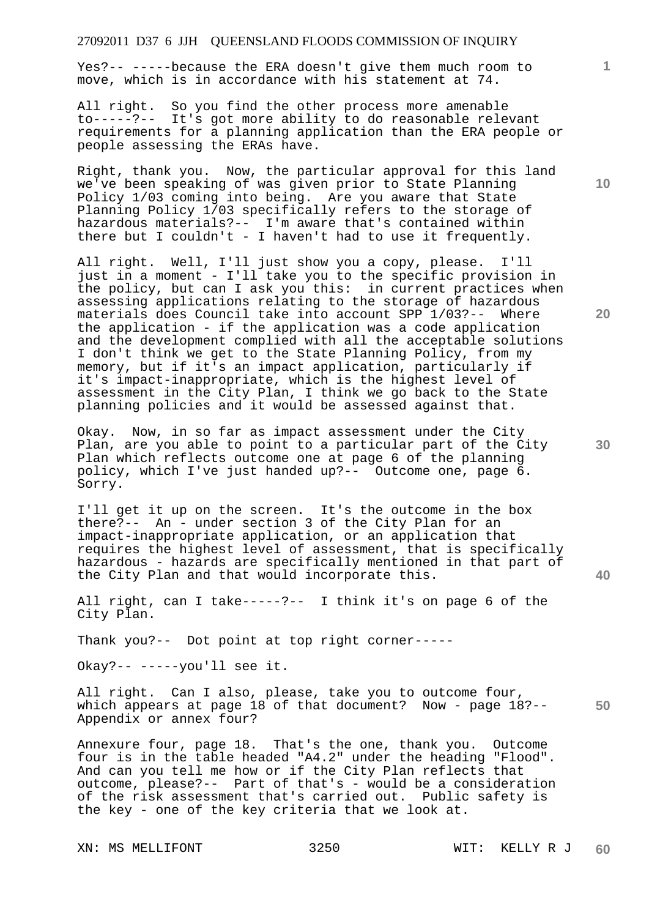Yes?-- -----because the ERA doesn't give them much room to move, which is in accordance with his statement at 74.

All right. So you find the other process more amenable to-----?-- It's got more ability to do reasonable relevant requirements for a planning application than the ERA people or people assessing the ERAs have.

Right, thank you. Now, the particular approval for this land we've been speaking of was given prior to State Planning Policy 1/03 coming into being. Are you aware that State Planning Policy 1/03 specifically refers to the storage of hazardous materials?-- I'm aware that's contained within there but I couldn't - I haven't had to use it frequently.

All right. Well, I'll just show you a copy, please. I'll just in a moment - I'll take you to the specific provision in the policy, but can I ask you this: in current practices when assessing applications relating to the storage of hazardous materials does Council take into account SPP 1/03?-- Where the application - if the application was a code application and the development complied with all the acceptable solutions I don't think we get to the State Planning Policy, from my memory, but if it's an impact application, particularly if it's impact-inappropriate, which is the highest level of assessment in the City Plan, I think we go back to the State planning policies and it would be assessed against that.

Okay. Now, in so far as impact assessment under the City Plan, are you able to point to a particular part of the City Plan which reflects outcome one at page 6 of the planning policy, which I've just handed up?-- Outcome one, page 6. Sorry.

I'll get it up on the screen. It's the outcome in the box there?-- An - under section 3 of the City Plan for an impact-inappropriate application, or an application that requires the highest level of assessment, that is specifically hazardous - hazards are specifically mentioned in that part of the City Plan and that would incorporate this.

All right, can I take-----?-- I think it's on page 6 of the City Plan.

Thank you?-- Dot point at top right corner-----

Okay?-- -----you'll see it.

All right. Can I also, please, take you to outcome four, which appears at page 18 of that document? Now - page 18?-- Appendix or annex four?

Annexure four, page 18. That's the one, thank you. Outcome four is in the table headed "A4.2" under the heading "Flood". And can you tell me how or if the City Plan reflects that outcome, please?-- Part of that's - would be a consideration of the risk assessment that's carried out. Public safety is the key - one of the key criteria that we look at.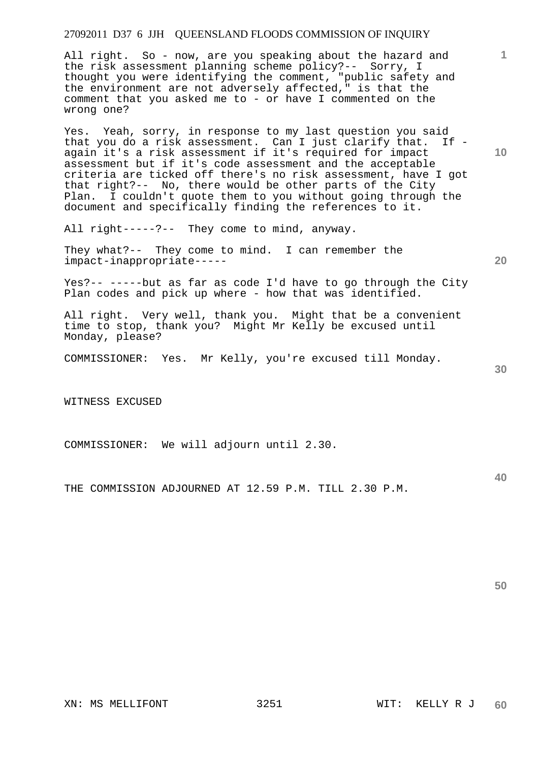All right. So - now, are you speaking about the hazard and the risk assessment planning scheme policy?-- Sorry, I thought you were identifying the comment, "public safety and the environment are not adversely affected," is that the comment that you asked me to - or have I commented on the wrong one?

Yes. Yeah, sorry, in response to my last question you said that you do a risk assessment. Can I just clarify that. If - again it's a risk assessment if it's required for impact assessment but if it's code assessment and the acceptable criteria are ticked off there's no risk assessment, have I got that right?-- No, there would be other parts of the City Plan. I couldn't quote them to you without going through the document and specifically finding the references to it.

All right-----?-- They come to mind, anyway.

They what?-- They come to mind. I can remember the impact-inappropriate-----

Yes?-- -----but as far as code I'd have to go through the City Plan codes and pick up where - how that was identified.

All right. Very well, thank you. Might that be a convenient time to stop, thank you? Might Mr Kelly be excused until Monday, please?

COMMISSIONER: Yes. Mr Kelly, you're excused till Monday.

WITNESS EXCUSED

COMMISSIONER: We will adjourn until 2.30.

THE COMMISSION ADJOURNED AT 12.59 P.M. TILL 2.30 P.M.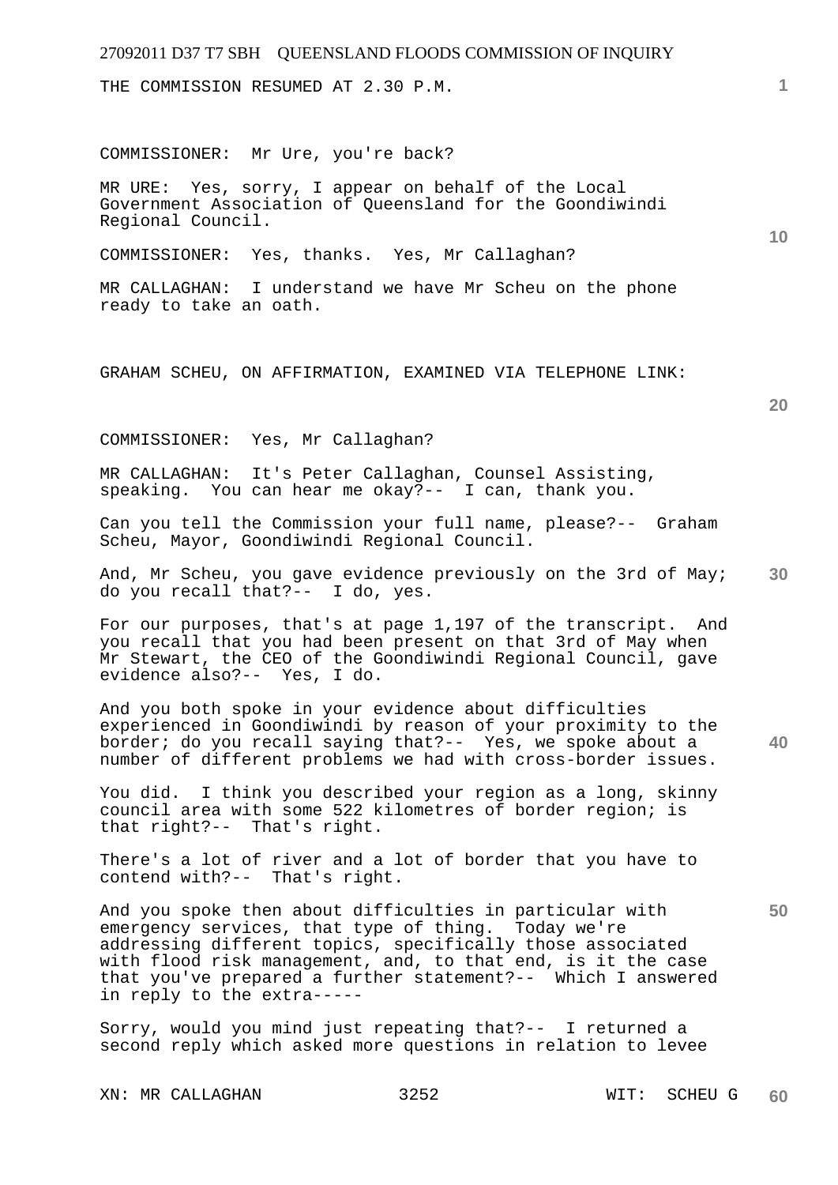THE COMMISSION RESUMED AT 2.30 P.M.

COMMISSIONER: Mr Ure, you're back?

MR URE: Yes, sorry, I appear on behalf of the Local Government Association of Queensland for the Goondiwindi Regional Council.

COMMISSIONER: Yes, thanks. Yes, Mr Callaghan?

MR CALLAGHAN: I understand we have Mr Scheu on the phone ready to take an oath.

GRAHAM SCHEU, ON AFFIRMATION, EXAMINED VIA TELEPHONE LINK:

COMMISSIONER: Yes, Mr Callaghan?

MR CALLAGHAN: It's Peter Callaghan, Counsel Assisting, speaking. You can hear me okay?-- I can, thank you.

Can you tell the Commission your full name, please?-- Graham Scheu, Mayor, Goondiwindi Regional Council.

And, Mr Scheu, you gave evidence previously on the 3rd of May; do you recall that?-- I do, yes.

For our purposes, that's at page 1,197 of the transcript. And you recall that you had been present on that 3rd of May when Mr Stewart, the CEO of the Goondiwindi Regional Council, gave evidence also?-- Yes, I do.

And you both spoke in your evidence about difficulties experienced in Goondiwindi by reason of your proximity to the border; do you recall saying that?-- Yes, we spoke about a number of different problems we had with cross-border issues.

You did. I think you described your region as a long, skinny council area with some 522 kilometres of border region; is that right?-- That's right.

There's a lot of river and a lot of border that you have to contend with?-- That's right.

And you spoke then about difficulties in particular with emergency services, that type of thing. Today we're addressing different topics, specifically those associated with flood risk management, and, to that end, is it the case that you've prepared a further statement?-- Which I answered in reply to the extra-----

Sorry, would you mind just repeating that?-- I returned a second reply which asked more questions in relation to levee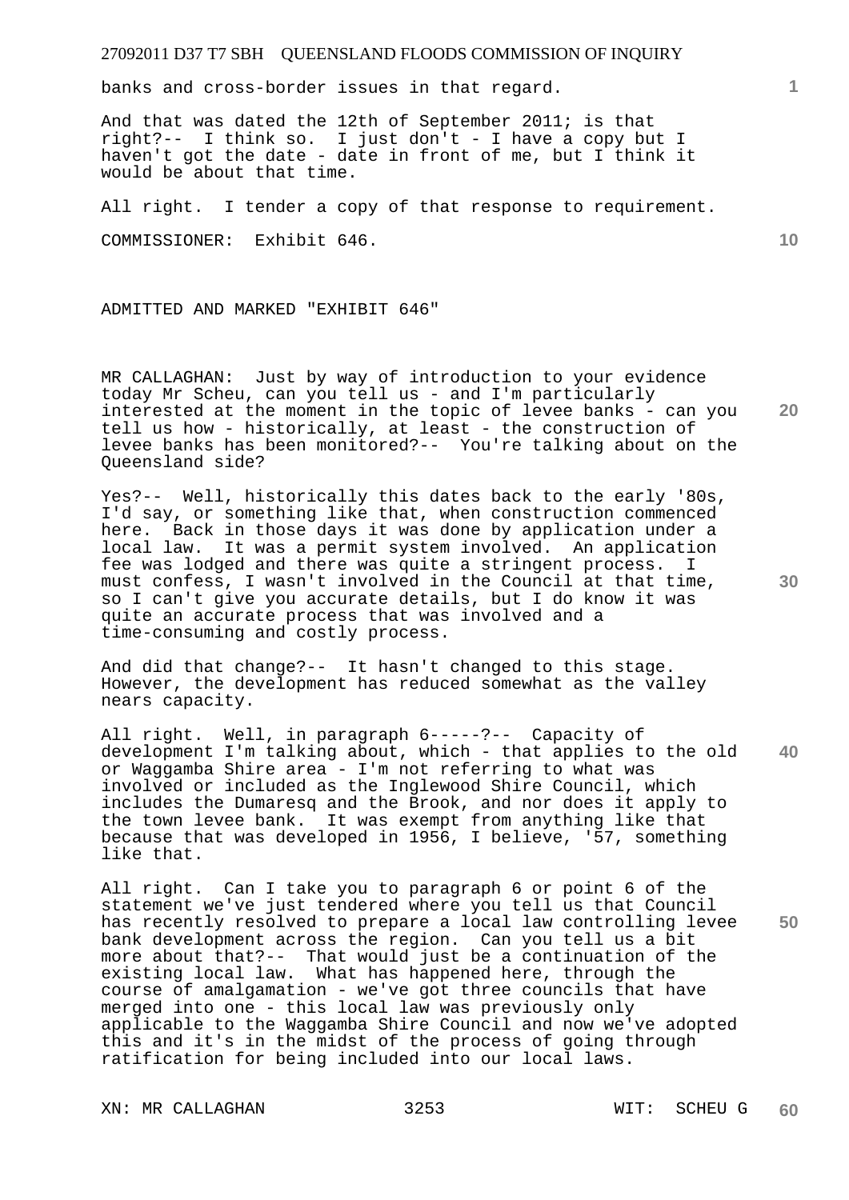banks and cross-border issues in that regard.

And that was dated the 12th of September 2011; is that right?-- I think so. I just don't - I have a copy but I haven't got the date - date in front of me, but I think it would be about that time.

All right. I tender a copy of that response to requirement.

COMMISSIONER: Exhibit 646.

ADMITTED AND MARKED "EXHIBIT 646"

MR CALLAGHAN: Just by way of introduction to your evidence today Mr Scheu, can you tell us - and I'm particularly interested at the moment in the topic of levee banks - can you tell us how - historically, at least - the construction of levee banks has been monitored?-- You're talking about on the Queensland side?

Yes?-- Well, historically this dates back to the early '80s, I'd say, or something like that, when construction commenced here. Back in those days it was done by application under a local law. It was a permit system involved. An application fee was lodged and there was quite a stringent process. I must confess, I wasn't involved in the Council at that time, so I can't give you accurate details, but I do know it was quite an accurate process that was involved and a time-consuming and costly process.

And did that change?-- It hasn't changed to this stage. However, the development has reduced somewhat as the valley nears capacity.

All right. Well, in paragraph 6-----?-- Capacity of development I'm talking about, which - that applies to the old or Waggamba Shire area - I'm not referring to what was involved or included as the Inglewood Shire Council, which includes the Dumaresq and the Brook, and nor does it apply to the town levee bank. It was exempt from anything like that because that was developed in 1956, I believe, '57, something like that.

All right. Can I take you to paragraph 6 or point 6 of the statement we've just tendered where you tell us that Council has recently resolved to prepare a local law controlling levee bank development across the region. Can you tell us a bit more about that?-- That would just be a continuation of the existing local law. What has happened here, through the course of amalgamation - we've got three councils that have merged into one - this local law was previously only applicable to the Waggamba Shire Council and now we've adopted this and it's in the midst of the process of going through ratification for being included into our local laws.

XN: MR CALLAGHAN 3253 WIT: SCHEU G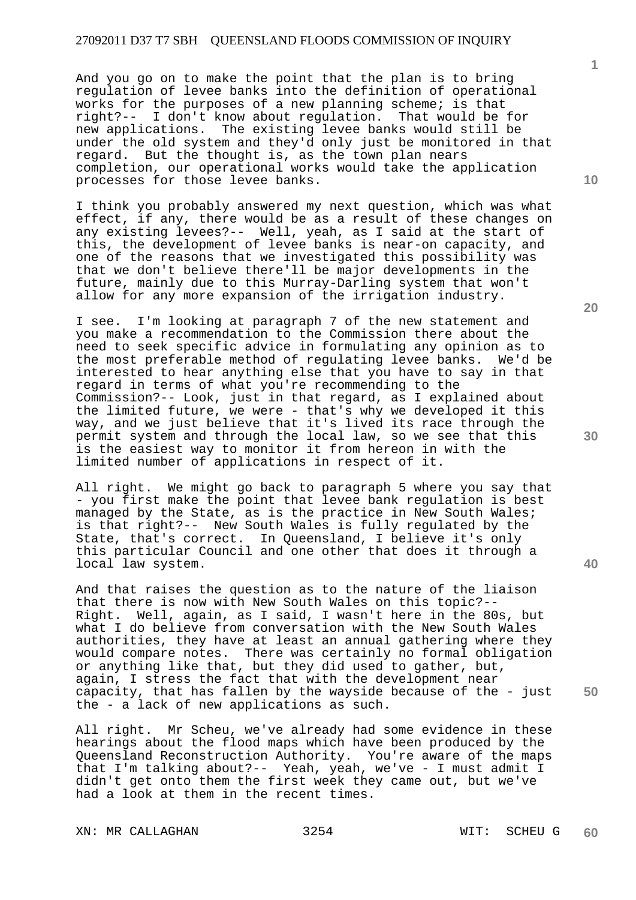And you go on to make the point that the plan is to bring regulation of levee banks into the definition of operational works for the purposes of a new planning scheme; is that right?-- I don't know about regulation. That would be for new applications. The existing levee banks would still be under the old system and they'd only just be monitored in that regard. But the thought is, as the town plan nears completion, our operational works would take the application processes for those levee banks.

I think you probably answered my next question, which was what effect, if any, there would be as a result of these changes on any existing levees?-- Well, yeah, as I said at the start of this, the development of levee banks is near-on capacity, and one of the reasons that we investigated this possibility was that we don't believe there'll be major developments in the future, mainly due to this Murray-Darling system that won't allow for any more expansion of the irrigation industry.

I see. I'm looking at paragraph 7 of the new statement and you make a recommendation to the Commission there about the need to seek specific advice in formulating any opinion as to the most preferable method of regulating levee banks. We'd be interested to hear anything else that you have to say in that regard in terms of what you're recommending to the Commission?-- Look, just in that regard, as I explained about the limited future, we were - that's why we developed it this way, and we just believe that it's lived its race through the permit system and through the local law, so we see that this is the easiest way to monitor it from hereon in with the limited number of applications in respect of it.

All right. We might go back to paragraph 5 where you say that - you first make the point that levee bank regulation is best managed by the State, as is the practice in New South Wales; is that right?-- New South Wales is fully regulated by the State, that's correct. In Queensland, I believe it's only this particular Council and one other that does it through a local law system.

And that raises the question as to the nature of the liaison that there is now with New South Wales on this topic?-- Right. Well, again, as I said, I wasn't here in the 80s, but what I do believe from conversation with the New South Wales authorities, they have at least an annual gathering where they would compare notes. There was certainly no formal obligation or anything like that, but they did used to gather, but, again, I stress the fact that with the development near capacity, that has fallen by the wayside because of the - just the - a lack of new applications as such.

All right. Mr Scheu, we've already had some evidence in these hearings about the flood maps which have been produced by the Queensland Reconstruction Authority. You're aware of the maps that I'm talking about?-- Yeah, yeah, we've - I must admit I didn't get onto them the first week they came out, but we've had a look at them in the recent times.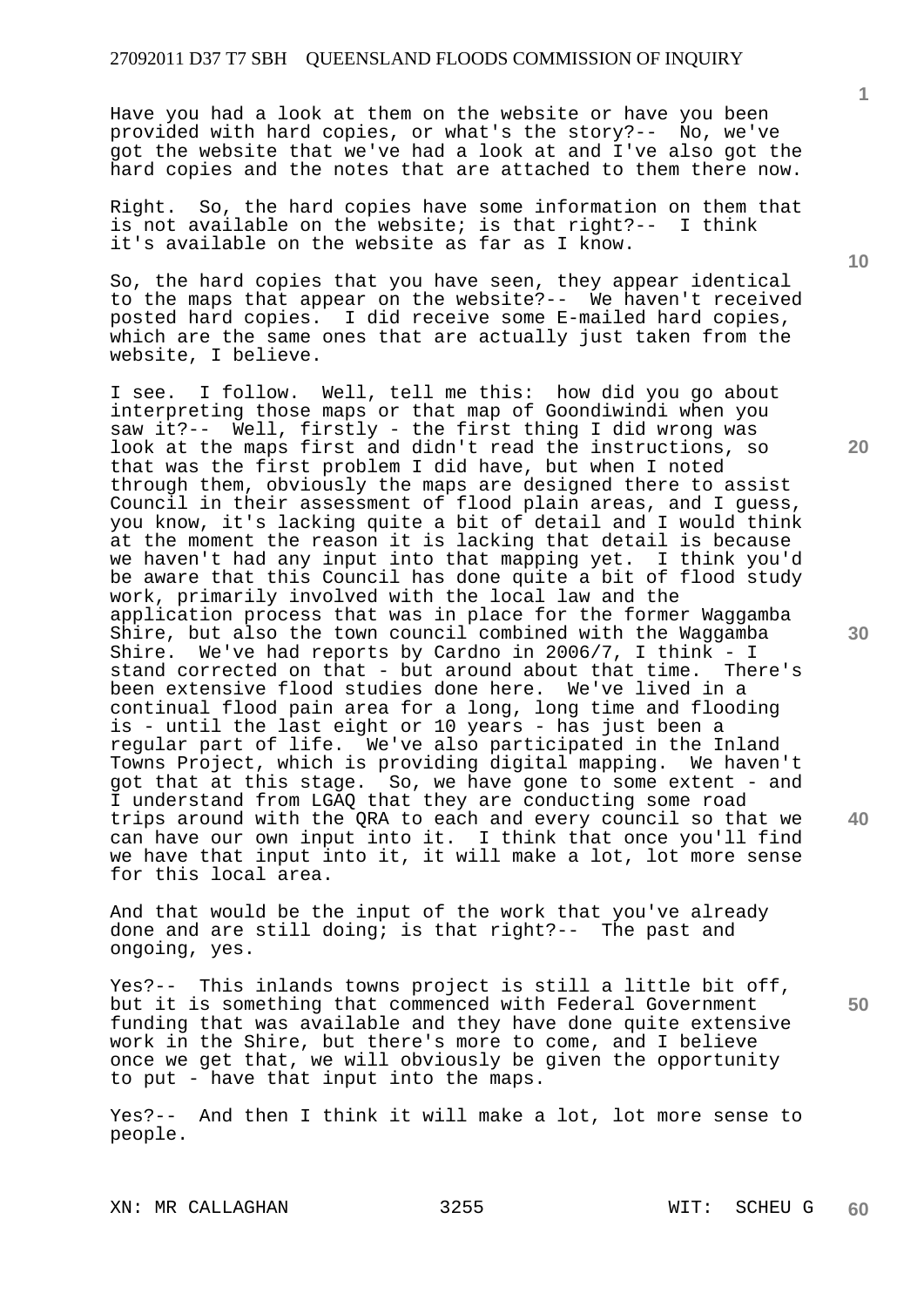Have you had a look at them on the website or have you been provided with hard copies, or what's the story?-- No, we've got the website that we've had a look at and I've also got the hard copies and the notes that are attached to them there now.

Right. So, the hard copies have some information on them that is not available on the website; is that right?-- I think it's available on the website as far as I know.

So, the hard copies that you have seen, they appear identical to the maps that appear on the website?-- We haven't received posted hard copies. I did receive some E-mailed hard copies, which are the same ones that are actually just taken from the website, I believe.

I see. I follow. Well, tell me this: how did you go about interpreting those maps or that map of Goondiwindi when you saw it?-- Well, firstly - the first thing I did wrong was look at the maps first and didn't read the instructions, so that was the first problem I did have, but when I noted through them, obviously the maps are designed there to assist Council in their assessment of flood plain areas, and I guess, you know, it's lacking quite a bit of detail and I would think at the moment the reason it is lacking that detail is because we haven't had any input into that mapping yet. I think you'd be aware that this Council has done quite a bit of flood study work, primarily involved with the local law and the application process that was in place for the former Waggamba Shire, but also the town council combined with the Waggamba Shire. We've had reports by Cardno in 2006/7, I think - I stand corrected on that - but around about that time. There's been extensive flood studies done here. We've lived in a continual flood pain area for a long, long time and flooding is - until the last eight or 10 years - has just been a regular part of life. We've also participated in the Inland Towns Project, which is providing digital mapping. We haven't got that at this stage. So, we have gone to some extent - and I understand from LGAQ that they are conducting some road trips around with the QRA to each and every council so that we can have our own input into it. I think that once you'll find we have that input into it, it will make a lot, lot more sense for this local area.

And that would be the input of the work that you've already done and are still doing; is that right?-- The past and ongoing, yes.

Yes?-- This inlands towns project is still a little bit off, but it is something that commenced with Federal Government funding that was available and they have done quite extensive work in the Shire, but there's more to come, and I believe once we get that, we will obviously be given the opportunity to put - have that input into the maps.

Yes?-- And then I think it will make a lot, lot more sense to people.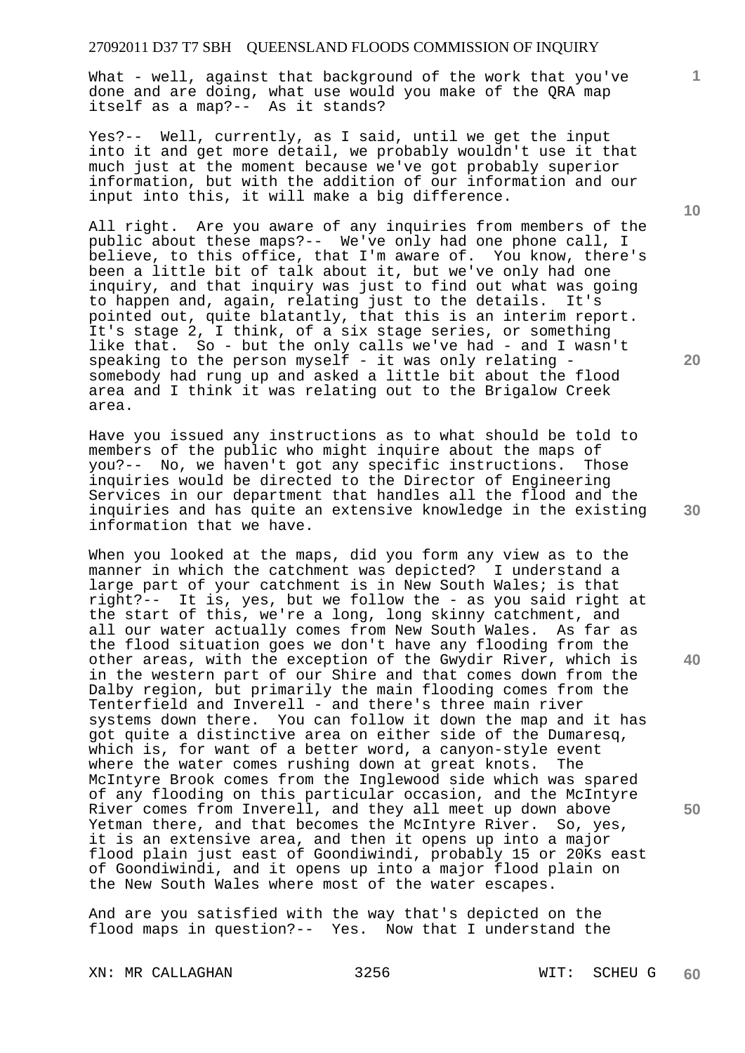What - well, against that background of the work that you've done and are doing, what use would you make of the QRA map itself as a map?-- As it stands?

Yes?-- Well, currently, as I said, until we get the input into it and get more detail, we probably wouldn't use it that much just at the moment because we've got probably superior information, but with the addition of our information and our input into this, it will make a big difference.

All right. Are you aware of any inquiries from members of the public about these maps?-- We've only had one phone call, I believe, to this office, that I'm aware of. You know, there's been a little bit of talk about it, but we've only had one inquiry, and that inquiry was just to find out what was going to happen and, again, relating just to the details. It's pointed out, quite blatantly, that this is an interim report. It's stage 2, I think, of a six stage series, or something like that. So - but the only calls we've had - and I wasn't speaking to the person myself - it was only relating - somebody had rung up and asked a little bit about the flood area and I think it was relating out to the Brigalow Creek area.

Have you issued any instructions as to what should be told to members of the public who might inquire about the maps of you?-- No, we haven't got any specific instructions. Those inquiries would be directed to the Director of Engineering Services in our department that handles all the flood and the inquiries and has quite an extensive knowledge in the existing information that we have.

When you looked at the maps, did you form any view as to the manner in which the catchment was depicted? I understand a large part of your catchment is in New South Wales; is that right?-- It is, yes, but we follow the - as you said right at the start of this, we're a long, long skinny catchment, and all our water actually comes from New South Wales. As far as the flood situation goes we don't have any flooding from the other areas, with the exception of the Gwydir River, which is in the western part of our Shire and that comes down from the Dalby region, but primarily the main flooding comes from the Tenterfield and Inverell - and there's three main river systems down there. You can follow it down the map and it has got quite a distinctive area on either side of the Dumaresq, which is, for want of a better word, a canyon-style event where the water comes rushing down at great knots. The McIntyre Brook comes from the Inglewood side which was spared of any flooding on this particular occasion, and the McIntyre River comes from Inverell, and they all meet up down above Yetman there, and that becomes the McIntyre River. So, yes, it is an extensive area, and then it opens up into a major flood plain just east of Goondiwindi, probably 15 or 20Ks east of Goondiwindi, and it opens up into a major flood plain on the New South Wales where most of the water escapes.

And are you satisfied with the way that's depicted on the flood maps in question?-- Yes. Now that I understand the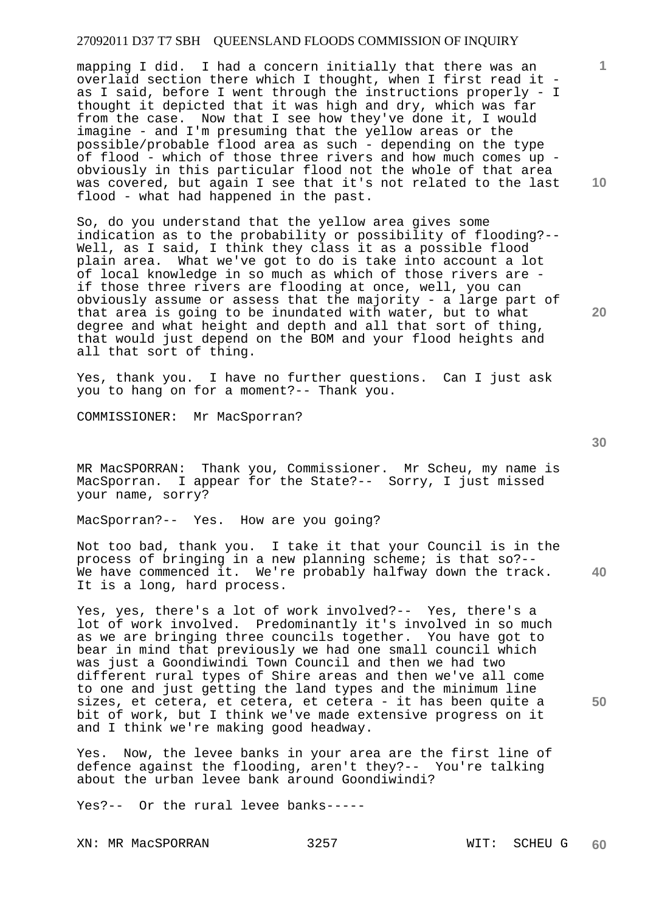mapping I did. I had a concern initially that there was an overlaid section there which I thought, when I first read it - as I said, before I went through the instructions properly - I thought it depicted that it was high and dry, which was far from the case. Now that I see how they've done it, I would imagine - and I'm presuming that the yellow areas or the possible/probable flood area as such - depending on the type of flood - which of those three rivers and how much comes up - obviously in this particular flood not the whole of that area was covered, but again I see that it's not related to the last flood - what had happened in the past.

So, do you understand that the yellow area gives some indication as to the probability or possibility of flooding?-- Well, as I said, I think they class it as a possible flood plain area. What we've got to do is take into account a lot of local knowledge in so much as which of those rivers are - if those three rivers are flooding at once, well, you can obviously assume or assess that the majority - a large part of that area is going to be inundated with water, but to what degree and what height and depth and all that sort of thing, that would just depend on the BOM and your flood heights and all that sort of thing.

Yes, thank you. I have no further questions. Can I just ask you to hang on for a moment?-- Thank you.

COMMISSIONER: Mr MacSporran?

MR MacSPORRAN: Thank you, Commissioner. Mr Scheu, my name is MacSporran. I appear for the State?-- Sorry, I just missed your name, sorry?

MacSporran?-- Yes. How are you going?

Not too bad, thank you. I take it that your Council is in the process of bringing in a new planning scheme; is that so?-- We have commenced it. We're probably halfway down the track. It is a long, hard process.

Yes, yes, there's a lot of work involved?-- Yes, there's a lot of work involved. Predominantly it's involved in so much as we are bringing three councils together. You have got to bear in mind that previously we had one small council which was just a Goondiwindi Town Council and then we had two different rural types of Shire areas and then we've all come to one and just getting the land types and the minimum line sizes, et cetera, et cetera, et cetera - it has been quite a bit of work, but I think we've made extensive progress on it and I think we're making good headway.

Yes. Now, the levee banks in your area are the first line of defence against the flooding, aren't they?-- You're talking about the urban levee bank around Goondiwindi?

Yes?-- Or the rural levee banks-----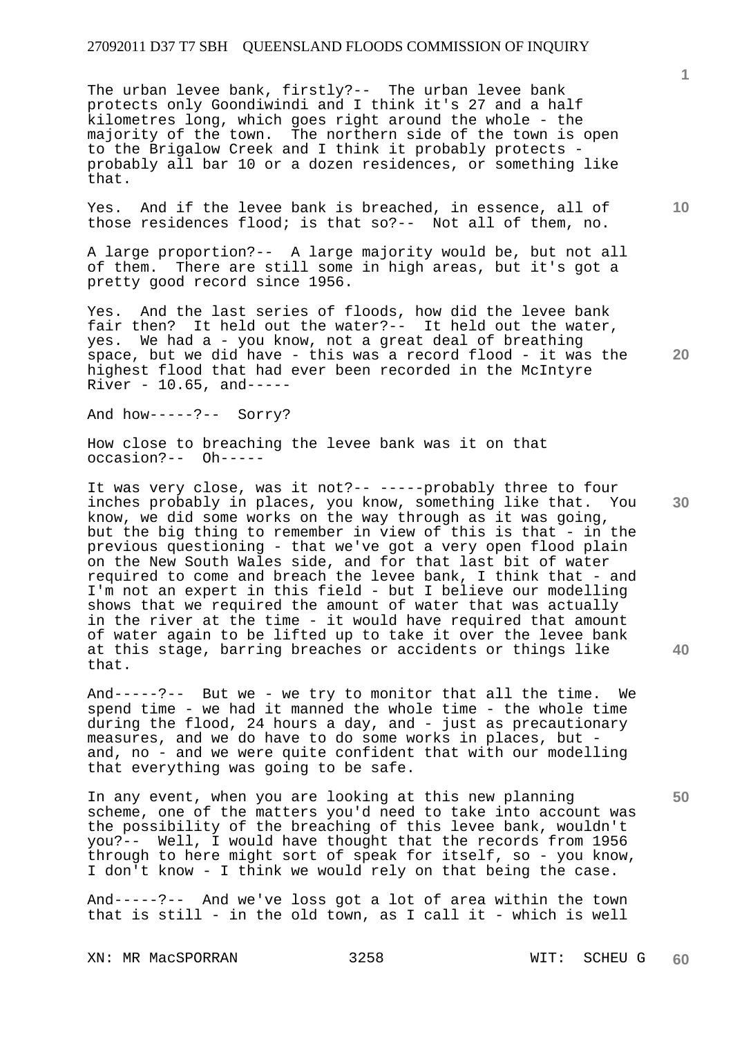The urban levee bank, firstly?-- The urban levee bank protects only Goondiwindi and I think it's 27 and a half kilometres long, which goes right around the whole - the majority of the town. The northern side of the town is open to the Brigalow Creek and I think it probably protects - probably all bar 10 or a dozen residences, or something like that.

Yes. And if the levee bank is breached, in essence, all of those residences flood; is that so?-- Not all of them, no.

A large proportion?-- A large majority would be, but not all of them. There are still some in high areas, but it's got a pretty good record since 1956.

Yes. And the last series of floods, how did the levee bank fair then? It held out the water?-- It held out the water, yes. We had a - you know, not a great deal of breathing space, but we did have - this was a record flood - it was the highest flood that had ever been recorded in the McIntyre River - 10.65, and-----

And how-----?-- Sorry?

How close to breaching the levee bank was it on that occasion?-- Oh-----

It was very close, was it not?-- -----probably three to four inches probably in places, you know, something like that. You know, we did some works on the way through as it was going, but the big thing to remember in view of this is that - in the previous questioning - that we've got a very open flood plain on the New South Wales side, and for that last bit of water required to come and breach the levee bank, I think that - and I'm not an expert in this field - but I believe our modelling shows that we required the amount of water that was actually in the river at the time - it would have required that amount of water again to be lifted up to take it over the levee bank at this stage, barring breaches or accidents or things like that.

And-----?-- But we - we try to monitor that all the time. We spend time - we had it manned the whole time - the whole time during the flood, 24 hours a day, and - just as precautionary measures, and we do have to do some works in places, but - and, no - and we were quite confident that with our modelling that everything was going to be safe.

In any event, when you are looking at this new planning scheme, one of the matters you'd need to take into account was the possibility of the breaching of this levee bank, wouldn't you?-- Well, I would have thought that the records from 1956 through to here might sort of speak for itself, so - you know, I don't know - I think we would rely on that being the case.

And-----?-- And we've loss got a lot of area within the town that is still - in the old town, as I call it - which is well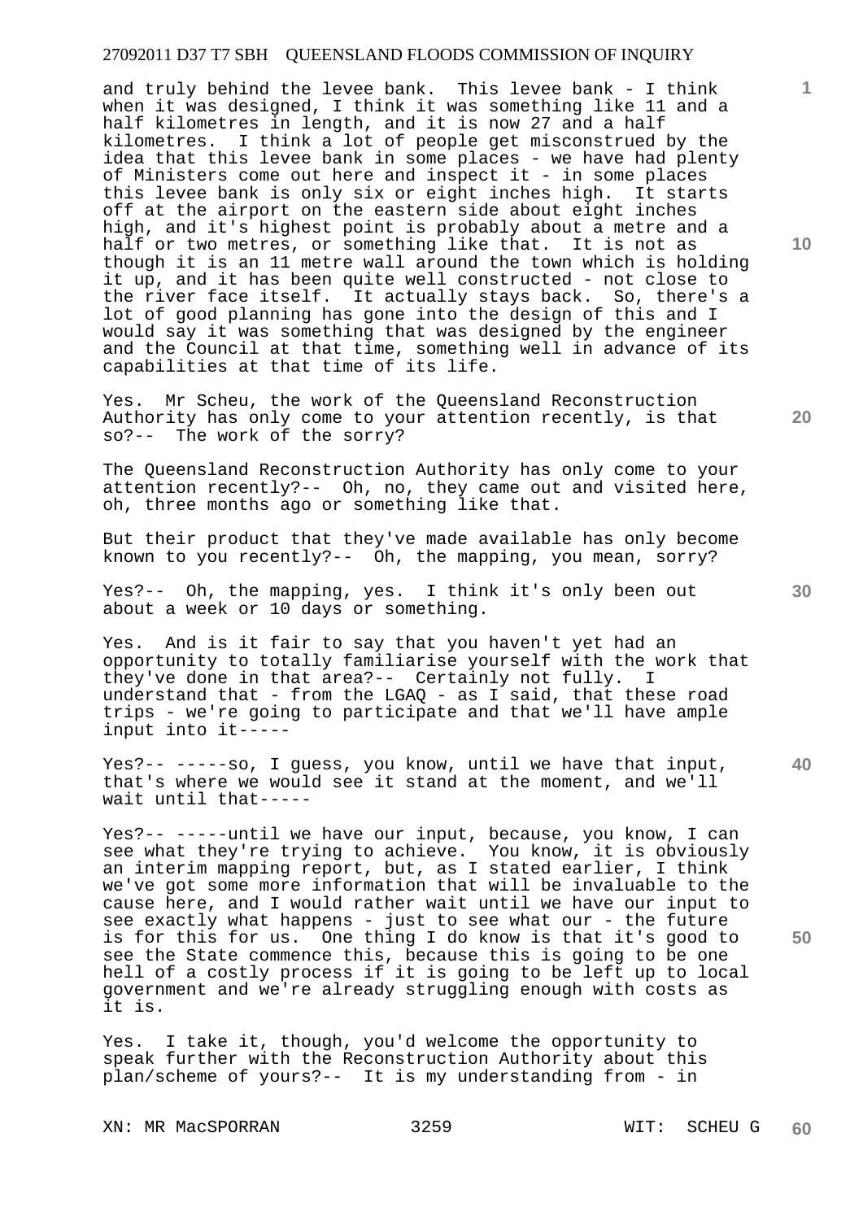and truly behind the levee bank. This levee bank - I think when it was designed, I think it was something like 11 and a half kilometres in length, and it is now 27 and a half kilometres. I think a lot of people get misconstrued by the idea that this levee bank in some places - we have had plenty of Ministers come out here and inspect it - in some places this levee bank is only six or eight inches high. It starts off at the airport on the eastern side about eight inches high, and it's highest point is probably about a metre and a half or two metres, or something like that. It is not as though it is an 11 metre wall around the town which is holding it up, and it has been quite well constructed - not close to the river face itself. It actually stays back. So, there's a lot of good planning has gone into the design of this and I would say it was something that was designed by the engineer and the Council at that time, something well in advance of its capabilities at that time of its life.

Yes. Mr Scheu, the work of the Queensland Reconstruction Authority has only come to your attention recently, is that so?-- The work of the sorry?

The Queensland Reconstruction Authority has only come to your attention recently?-- Oh, no, they came out and visited here, oh, three months ago or something like that.

But their product that they've made available has only become known to you recently?-- Oh, the mapping, you mean, sorry?

Yes?-- Oh, the mapping, yes. I think it's only been out about a week or 10 days or something.

Yes. And is it fair to say that you haven't yet had an opportunity to totally familiarise yourself with the work that they've done in that area?-- Certainly not fully. I understand that - from the LGAQ - as I said, that these road trips - we're going to participate and that we'll have ample input into it-----

Yes?-- -----so, I guess, you know, until we have that input, that's where we would see it stand at the moment, and we'll wait until that-----

Yes?-- -----until we have our input, because, you know, I can see what they're trying to achieve. You know, it is obviously an interim mapping report, but, as I stated earlier, I think we've got some more information that will be invaluable to the cause here, and I would rather wait until we have our input to see exactly what happens - just to see what our - the future is for this for us. One thing I do know is that it's good to see the State commence this, because this is going to be one hell of a costly process if it is going to be left up to local government and we're already struggling enough with costs as it is.

Yes. I take it, though, you'd welcome the opportunity to speak further with the Reconstruction Authority about this plan/scheme of yours?-- It is my understanding from - in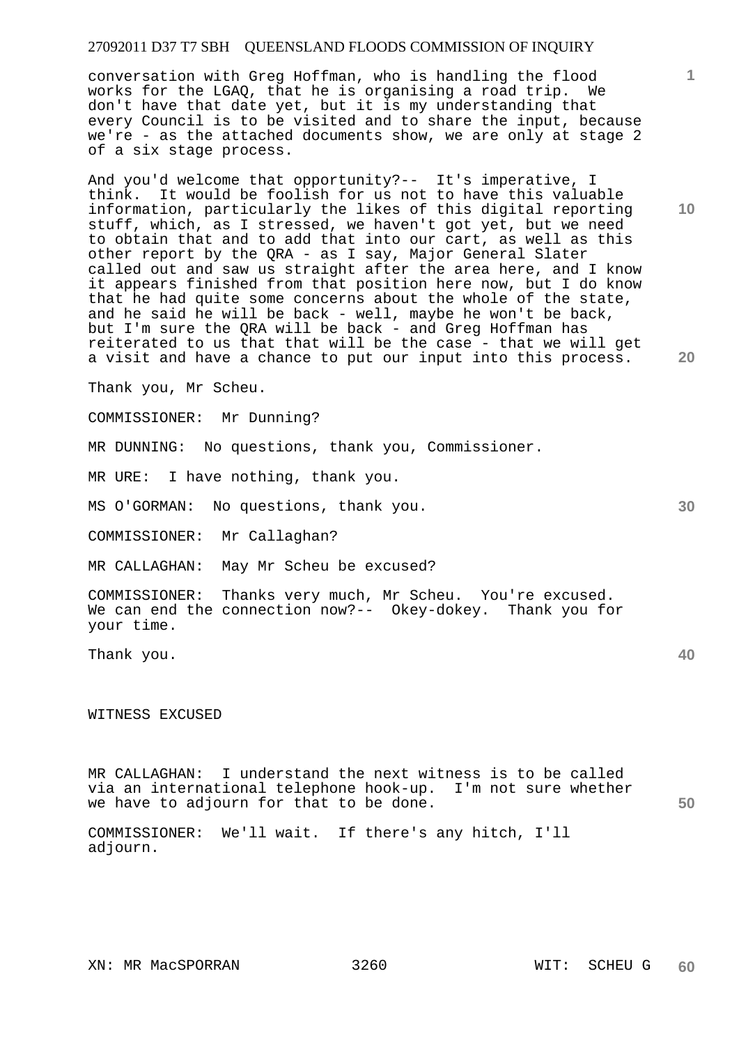conversation with Greg Hoffman, who is handling the flood works for the LGAQ, that he is organising a road trip. We don't have that date yet, but it is my understanding that every Council is to be visited and to share the input, because we're - as the attached documents show, we are only at stage 2 of a six stage process.

And you'd welcome that opportunity?-- It's imperative, I think. It would be foolish for us not to have this valuable information, particularly the likes of this digital reporting stuff, which, as I stressed, we haven't got yet, but we need to obtain that and to add that into our cart, as well as this other report by the QRA - as I say, Major General Slater called out and saw us straight after the area here, and I know it appears finished from that position here now, but I do know that he had quite some concerns about the whole of the state, and he said he will be back - well, maybe he won't be back, but I'm sure the QRA will be back - and Greg Hoffman has reiterated to us that that will be the case - that we will get a visit and have a chance to put our input into this process.

Thank you, Mr Scheu.

COMMISSIONER: Mr Dunning?

MR DUNNING: No questions, thank you, Commissioner.

MR URE: I have nothing, thank you.

MS O'GORMAN: No questions, thank you.

COMMISSIONER: Mr Callaghan?

MR CALLAGHAN: May Mr Scheu be excused?

COMMISSIONER: Thanks very much, Mr Scheu. You're excused. We can end the connection now?-- Okey-dokey. Thank you for your time.

Thank you.

WITNESS EXCUSED

MR CALLAGHAN: I understand the next witness is to be called via an international telephone hook-up. I'm not sure whether we have to adjourn for that to be done.

COMMISSIONER: We'll wait. If there's any hitch, I'll adjourn.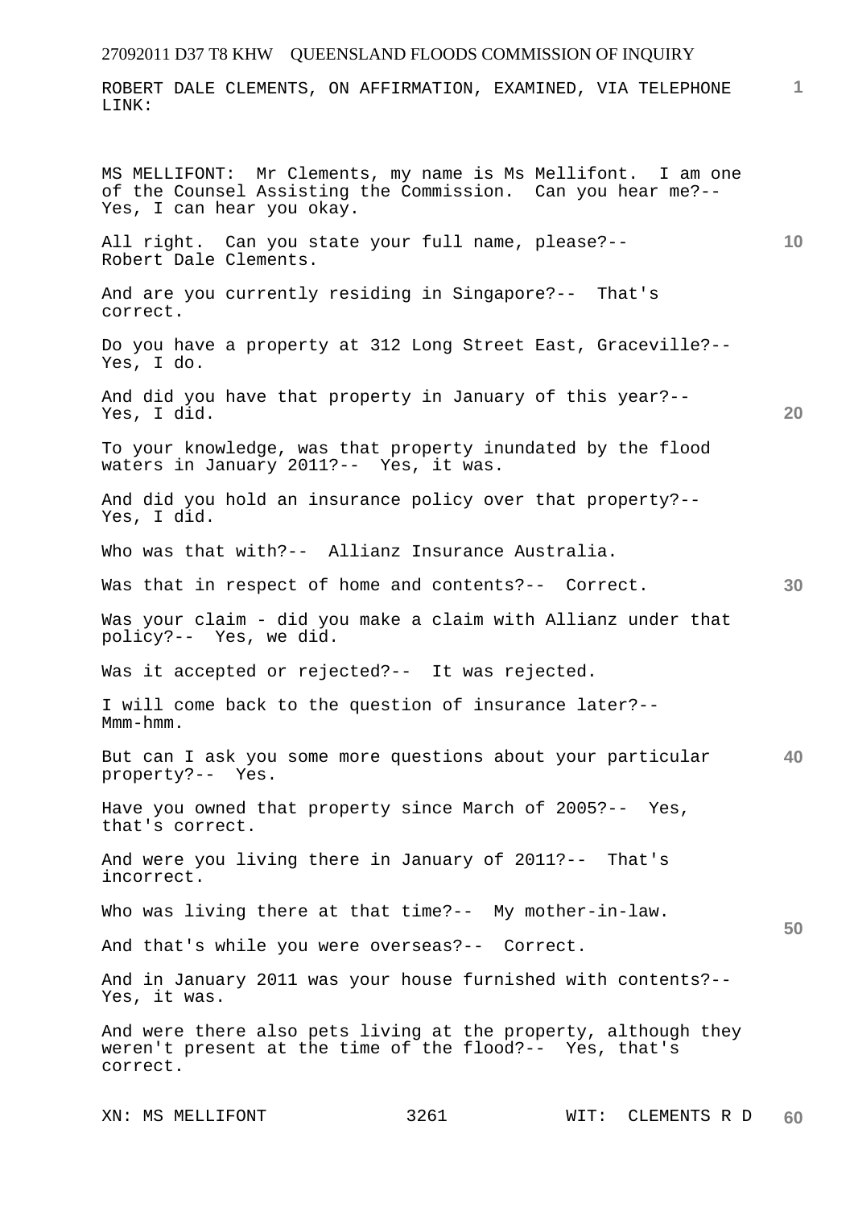ROBERT DALE CLEMENTS, ON AFFIRMATION, EXAMINED, VIA TELEPHONE LINK:

MS MELLIFONT: Mr Clements, my name is Ms Mellifont. I am one of the Counsel Assisting the Commission. Can you hear me?-- Yes, I can hear you okay.

All right. Can you state your full name, please?-- Robert Dale Clements.

And are you currently residing in Singapore?-- That's correct.

Do you have a property at 312 Long Street East, Graceville?-- Yes, I do.

And did you have that property in January of this year?-- Yes, I did.

To your knowledge, was that property inundated by the flood waters in January 2011?-- Yes, it was.

And did you hold an insurance policy over that property?-- Yes, I did.

Who was that with?-- Allianz Insurance Australia.

Was that in respect of home and contents?-- Correct.

Was your claim - did you make a claim with Allianz under that policy?-- Yes, we did.

Was it accepted or rejected?-- It was rejected.

I will come back to the question of insurance later?-- Mmm-hmm.

But can I ask you some more questions about your particular property?-- Yes.

Have you owned that property since March of 2005?-- Yes, that's correct.

And were you living there in January of 2011?-- That's incorrect.

Who was living there at that time?-- My mother-in-law.

And that's while you were overseas?-- Correct.

And in January 2011 was your house furnished with contents?-- Yes, it was.

And were there also pets living at the property, although they weren't present at the time of the flood?-- Yes, that's correct.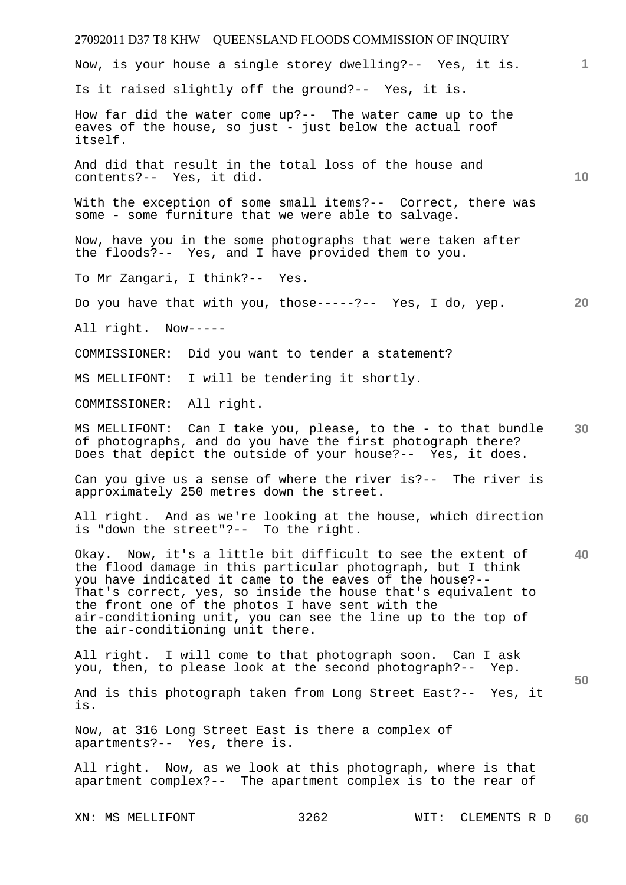Now, is your house a single storey dwelling?-- Yes, it is.

Is it raised slightly off the ground?-- Yes, it is.

How far did the water come up?-- The water came up to the eaves of the house, so just - just below the actual roof itself.

And did that result in the total loss of the house and contents?-- Yes, it did.

With the exception of some small items?-- Correct, there was some - some furniture that we were able to salvage.

Now, have you in the some photographs that were taken after the floods?-- Yes, and I have provided them to you.

To Mr Zangari, I think?-- Yes.

Do you have that with you, those-----?-- Yes, I do, yep.

All right. Now-----

COMMISSIONER: Did you want to tender a statement?

MS MELLIFONT: I will be tendering it shortly.

COMMISSIONER: All right.

MS MELLIFONT: Can I take you, please, to the - to that bundle of photographs, and do you have the first photograph there? Does that depict the outside of your house?-- Yes, it does.

Can you give us a sense of where the river is?-- The river is approximately 250 metres down the street.

All right. And as we're looking at the house, which direction is "down the street"?-- To the right.

Okay. Now, it's a little bit difficult to see the extent of the flood damage in this particular photograph, but I think you have indicated it came to the eaves of the house?-- That's correct, yes, so inside the house that's equivalent to the front one of the photos I have sent with the air-conditioning unit, you can see the line up to the top of the air-conditioning unit there.

All right. I will come to that photograph soon. Can I ask you, then, to please look at the second photograph?-- Yep.

And is this photograph taken from Long Street East?-- Yes, it is.

Now, at 316 Long Street East is there a complex of apartments?-- Yes, there is.

All right. Now, as we look at this photograph, where is that apartment complex?-- The apartment complex is to the rear of

XN: MS MELLIFONT WIT: CLEMENTS R D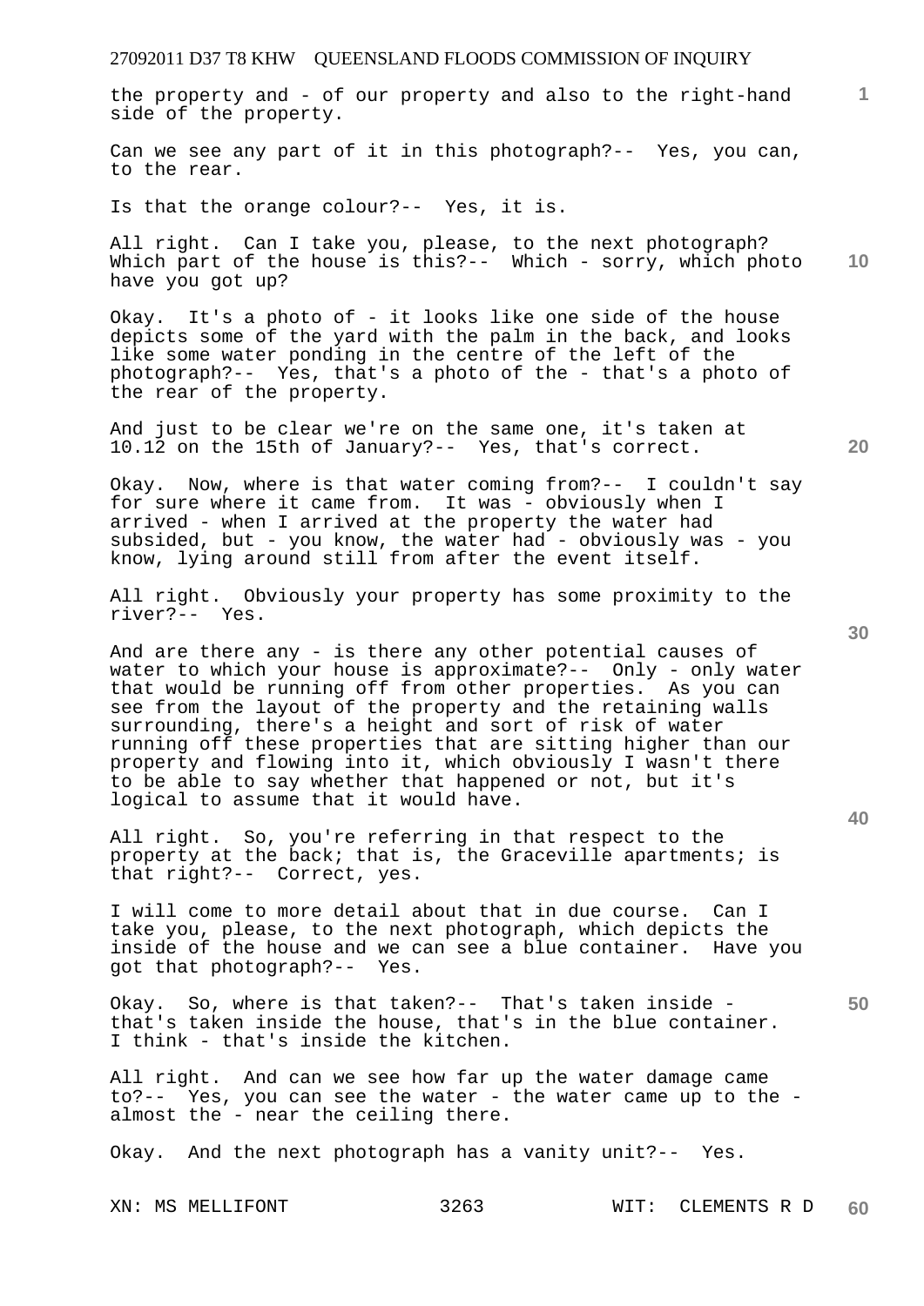the property and - of our property and also to the right-hand side of the property.

Can we see any part of it in this photograph?-- Yes, you can, to the rear.

Is that the orange colour?-- Yes, it is.

All right. Can I take you, please, to the next photograph? Which part of the house is this?-- Which - sorry, which photo have you got up?

Okay. It's a photo of - it looks like one side of the house depicts some of the yard with the palm in the back, and looks like some water ponding in the centre of the left of the photograph?-- Yes, that's a photo of the - that's a photo of the rear of the property.

And just to be clear we're on the same one, it's taken at 10.12 on the 15th of January?-- Yes, that's correct.

Okay. Now, where is that water coming from?-- I couldn't say for sure where it came from. It was - obviously when I arrived - when I arrived at the property the water had subsided, but - you know, the water had - obviously was - you know, lying around still from after the event itself.

All right. Obviously your property has some proximity to the river?-- Yes.

And are there any - is there any other potential causes of water to which your house is approximate?-- Only - only water that would be running off from other properties. As you can see from the layout of the property and the retaining walls surrounding, there's a height and sort of risk of water running off these properties that are sitting higher than our property and flowing into it, which obviously I wasn't there to be able to say whether that happened or not, but it's logical to assume that it would have.

All right. So, you're referring in that respect to the property at the back; that is, the Graceville apartments; is that right?-- Correct, yes.

I will come to more detail about that in due course. Can I take you, please, to the next photograph, which depicts the inside of the house and we can see a blue container. Have you got that photograph?-- Yes.

Okay. So, where is that taken?-- That's taken inside - that's taken inside the house, that's in the blue container. I think - that's inside the kitchen.

All right. And can we see how far up the water damage came to?-- Yes, you can see the water - the water came up to the - almost the - near the ceiling there.

Okay. And the next photograph has a vanity unit?-- Yes.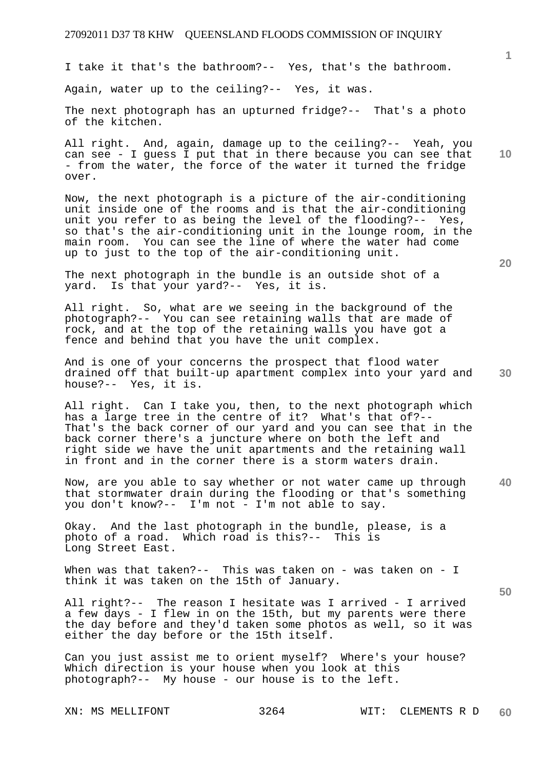I take it that's the bathroom?-- Yes, that's the bathroom.

Again, water up to the ceiling?-- Yes, it was.

The next photograph has an upturned fridge?-- That's a photo of the kitchen.

All right. And, again, damage up to the ceiling?-- Yeah, you can see - I guess I put that in there because you can see that - from the water, the force of the water it turned the fridge over.

Now, the next photograph is a picture of the air-conditioning unit inside one of the rooms and is that the air-conditioning unit you refer to as being the level of the flooding?-- Yes, so that's the air-conditioning unit in the lounge room, in the main room. You can see the line of where the water had come up to just to the top of the air-conditioning unit.

The next photograph in the bundle is an outside shot of a yard. Is that your yard?-- Yes, it is.

All right. So, what are we seeing in the background of the photograph?-- You can see retaining walls that are made of rock, and at the top of the retaining walls you have got a fence and behind that you have the unit complex.

And is one of your concerns the prospect that flood water drained off that built-up apartment complex into your yard and house?-- Yes, it is.

All right. Can I take you, then, to the next photograph which has a large tree in the centre of it? What's that of?-- That's the back corner of our yard and you can see that in the back corner there's a juncture where on both the left and right side we have the unit apartments and the retaining wall in front and in the corner there is a storm waters drain.

Now, are you able to say whether or not water came up through that stormwater drain during the flooding or that's something you don't know?-- I'm not - I'm not able to say.

Okay. And the last photograph in the bundle, please, is a photo of a road. Which road is this?-- This is Long Street East.

When was that taken?-- This was taken on - was taken on - I think it was taken on the 15th of January.

All right?-- The reason I hesitate was I arrived - I arrived a few days - I flew in on the 15th, but my parents were there the day before and they'd taken some photos as well, so it was either the day before or the 15th itself.

Can you just assist me to orient myself? Where's your house? Which direction is your house when you look at this photograph?-- My house - our house is to the left.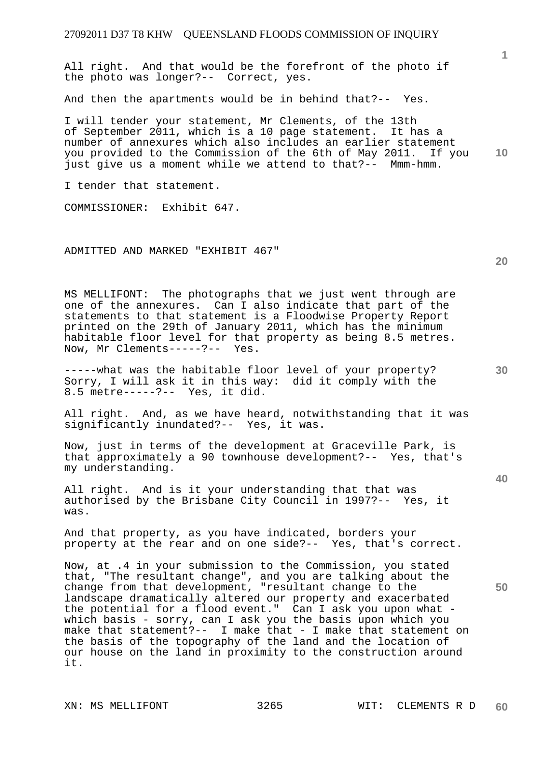All right. And that would be the forefront of the photo if the photo was longer?-- Correct, yes.

And then the apartments would be in behind that?-- Yes.

I will tender your statement, Mr Clements, of the 13th of September 2011, which is a 10 page statement. It has a number of annexures which also includes an earlier statement you provided to the Commission of the 6th of May 2011. If you just give us a moment while we attend to that?-- Mmm-hmm.

I tender that statement.

COMMISSIONER: Exhibit 647.

ADMITTED AND MARKED "EXHIBIT 467"

MS MELLIFONT: The photographs that we just went through are one of the annexures. Can I also indicate that part of the statements to that statement is a Floodwise Property Report printed on the 29th of January 2011, which has the minimum habitable floor level for that property as being 8.5 metres. Now, Mr Clements-----?-- Yes.

-----what was the habitable floor level of your property? Sorry, I will ask it in this way: did it comply with the 8.5 metre-----?-- Yes, it did.

All right. And, as we have heard, notwithstanding that it was significantly inundated?-- Yes, it was.

Now, just in terms of the development at Graceville Park, is that approximately a 90 townhouse development?-- Yes, that's my understanding.

All right. And is it your understanding that that was authorised by the Brisbane City Council in 1997?-- Yes, it was.

And that property, as you have indicated, borders your property at the rear and on one side?-- Yes, that's correct.

Now, at .4 in your submission to the Commission, you stated that, "The resultant change", and you are talking about the change from that development, "resultant change to the landscape dramatically altered our property and exacerbated the potential for a flood event." Can I ask you upon what - which basis - sorry, can I ask you the basis upon which you make that statement?-- I make that - I make that statement on the basis of the topography of the land and the location of our house on the land in proximity to the construction around it.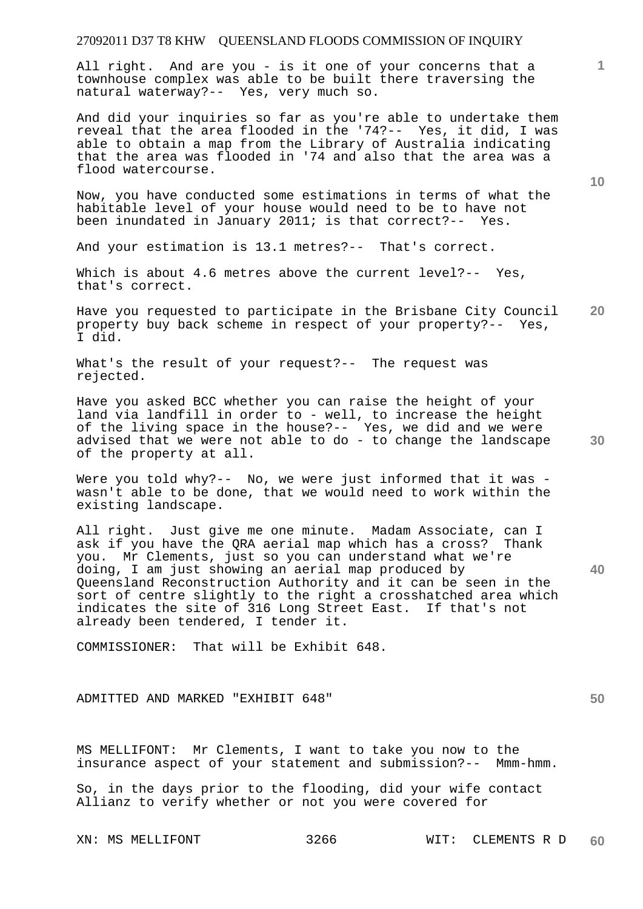All right. And are you - is it one of your concerns that a townhouse complex was able to be built there traversing the natural waterway?-- Yes, very much so.

And did your inquiries so far as you're able to undertake them reveal that the area flooded in the '74?-- Yes, it did, I was able to obtain a map from the Library of Australia indicating that the area was flooded in '74 and also that the area was a flood watercourse.

Now, you have conducted some estimations in terms of what the habitable level of your house would need to be to have not been inundated in January 2011; is that correct?-- Yes.

And your estimation is 13.1 metres?-- That's correct.

Which is about 4.6 metres above the current level?-- Yes, that's correct.

Have you requested to participate in the Brisbane City Council property buy back scheme in respect of your property?-- Yes, I did.

What's the result of your request?-- The request was rejected.

Have you asked BCC whether you can raise the height of your land via landfill in order to - well, to increase the height of the living space in the house?-- Yes, we did and we were advised that we were not able to do - to change the landscape of the property at all.

Were you told why?-- No, we were just informed that it was - wasn't able to be done, that we would need to work within the existing landscape.

All right. Just give me one minute. Madam Associate, can I ask if you have the QRA aerial map which has a cross? Thank you. Mr Clements, just so you can understand what we're doing, I am just showing an aerial map produced by Queensland Reconstruction Authority and it can be seen in the sort of centre slightly to the right a crosshatched area which indicates the site of 316 Long Street East. If that's not already been tendered, I tender it.

COMMISSIONER: That will be Exhibit 648.

ADMITTED AND MARKED "EXHIBIT 648"

MS MELLIFONT: Mr Clements, I want to take you now to the insurance aspect of your statement and submission?-- Mmm-hmm.

So, in the days prior to the flooding, did your wife contact Allianz to verify whether or not you were covered for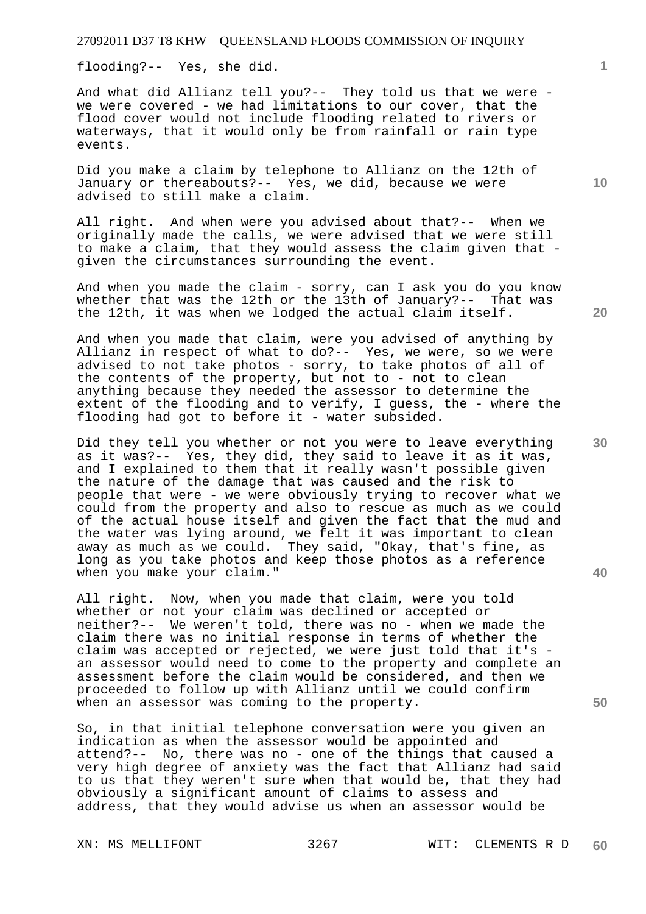flooding?-- Yes, she did.

And what did Allianz tell you?-- They told us that we were - we were covered - we had limitations to our cover, that the flood cover would not include flooding related to rivers or waterways, that it would only be from rainfall or rain type events.

Did you make a claim by telephone to Allianz on the 12th of January or thereabouts?-- Yes, we did, because we were advised to still make a claim.

All right. And when were you advised about that?-- When we originally made the calls, we were advised that we were still to make a claim, that they would assess the claim given that - given the circumstances surrounding the event.

And when you made the claim - sorry, can I ask you do you know whether that was the 12th or the 13th of January?-- That was the 12th, it was when we lodged the actual claim itself.

And when you made that claim, were you advised of anything by Allianz in respect of what to do?-- Yes, we were, so we were advised to not take photos - sorry, to take photos of all of the contents of the property, but not to - not to clean anything because they needed the assessor to determine the extent of the flooding and to verify, I guess, the - where the flooding had got to before it - water subsided.

Did they tell you whether or not you were to leave everything as it was?-- Yes, they did, they said to leave it as it was, and I explained to them that it really wasn't possible given the nature of the damage that was caused and the risk to people that were - we were obviously trying to recover what we could from the property and also to rescue as much as we could of the actual house itself and given the fact that the mud and the water was lying around, we felt it was important to clean away as much as we could. They said, "Okay, that's fine, as long as you take photos and keep those photos as a reference when you make your claim."

All right. Now, when you made that claim, were you told whether or not your claim was declined or accepted or neither?-- We weren't told, there was no - when we made the claim there was no initial response in terms of whether the claim was accepted or rejected, we were just told that it's - an assessor would need to come to the property and complete an assessment before the claim would be considered, and then we proceeded to follow up with Allianz until we could confirm when an assessor was coming to the property.

So, in that initial telephone conversation were you given an indication as when the assessor would be appointed and attend?-- No, there was no - one of the things that caused a very high degree of anxiety was the fact that Allianz had said to us that they weren't sure when that would be, that they had obviously a significant amount of claims to assess and address, that they would advise us when an assessor would be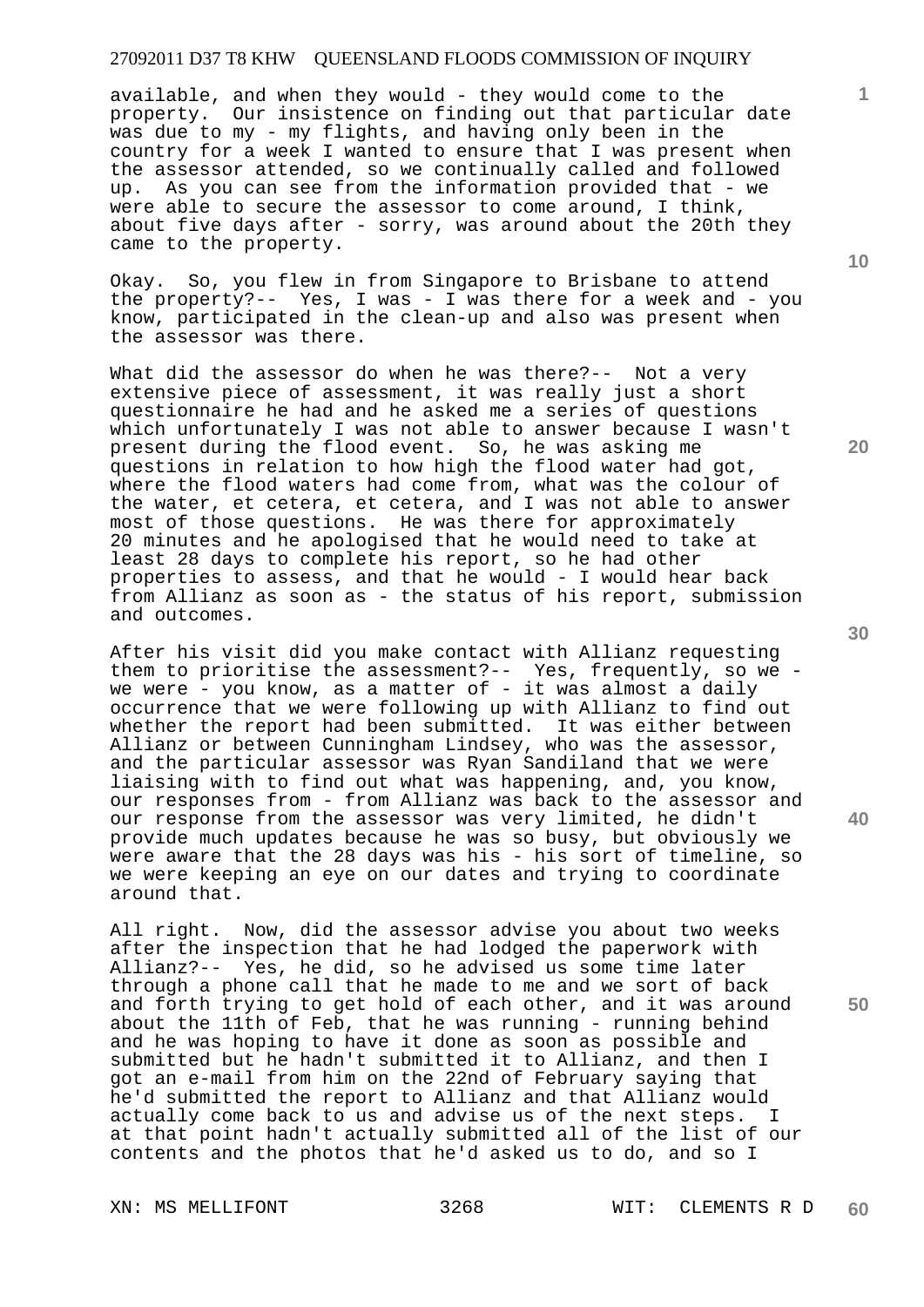available, and when they would - they would come to the property. Our insistence on finding out that particular date was due to my - my flights, and having only been in the country for a week I wanted to ensure that I was present when the assessor attended, so we continually called and followed up. As you can see from the information provided that - we were able to secure the assessor to come around, I think, about five days after - sorry, was around about the 20th they came to the property.

Okay. So, you flew in from Singapore to Brisbane to attend the property?-- Yes, I was - I was there for a week and - you know, participated in the clean-up and also was present when the assessor was there.

What did the assessor do when he was there?-- Not a very extensive piece of assessment, it was really just a short questionnaire he had and he asked me a series of questions which unfortunately I was not able to answer because I wasn't present during the flood event. So, he was asking me questions in relation to how high the flood water had got, where the flood waters had come from, what was the colour of the water, et cetera, et cetera, and I was not able to answer most of those questions. He was there for approximately 20 minutes and he apologised that he would need to take at least 28 days to complete his report, so he had other properties to assess, and that he would - I would hear back from Allianz as soon as - the status of his report, submission and outcomes.

After his visit did you make contact with Allianz requesting them to prioritise the assessment?-- Yes, frequently, so we - we were - you know, as a matter of - it was almost a daily occurrence that we were following up with Allianz to find out whether the report had been submitted. It was either between Allianz or between Cunningham Lindsey, who was the assessor, and the particular assessor was Ryan Sandiland that we were liaising with to find out what was happening, and, you know, our responses from - from Allianz was back to the assessor and our response from the assessor was very limited, he didn't provide much updates because he was so busy, but obviously we were aware that the 28 days was his - his sort of timeline, so we were keeping an eye on our dates and trying to coordinate around that.

All right. Now, did the assessor advise you about two weeks after the inspection that he had lodged the paperwork with Allianz?-- Yes, he did, so he advised us some time later through a phone call that he made to me and we sort of back and forth trying to get hold of each other, and it was around about the 11th of Feb, that he was running - running behind and he was hoping to have it done as soon as possible and submitted but he hadn't submitted it to Allianz, and then I got an e-mail from him on the 22nd of February saying that he'd submitted the report to Allianz and that Allianz would actually come back to us and advise us of the next steps. I at that point hadn't actually submitted all of the list of our contents and the photos that he'd asked us to do, and so I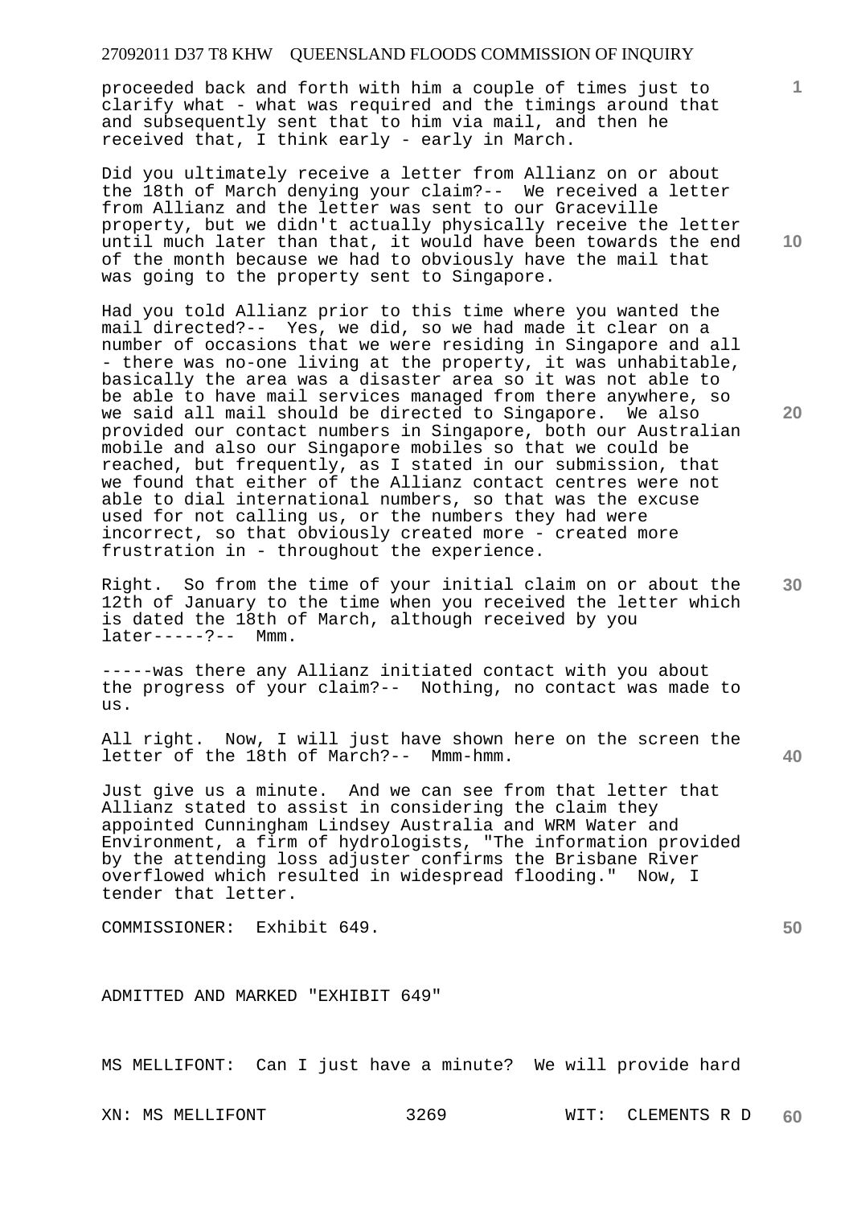proceeded back and forth with him a couple of times just to clarify what - what was required and the timings around that and subsequently sent that to him via mail, and then he received that, I think early - early in March.

Did you ultimately receive a letter from Allianz on or about the 18th of March denying your claim?-- We received a letter from Allianz and the letter was sent to our Graceville property, but we didn't actually physically receive the letter until much later than that, it would have been towards the end of the month because we had to obviously have the mail that was going to the property sent to Singapore.

Had you told Allianz prior to this time where you wanted the mail directed?-- Yes, we did, so we had made it clear on a number of occasions that we were residing in Singapore and all - there was no-one living at the property, it was unhabitable, basically the area was a disaster area so it was not able to be able to have mail services managed from there anywhere, so we said all mail should be directed to Singapore. We also provided our contact numbers in Singapore, both our Australian mobile and also our Singapore mobiles so that we could be reached, but frequently, as I stated in our submission, that we found that either of the Allianz contact centres were not able to dial international numbers, so that was the excuse used for not calling us, or the numbers they had were incorrect, so that obviously created more - created more frustration in - throughout the experience.

Right. So from the time of your initial claim on or about the 12th of January to the time when you received the letter which is dated the 18th of March, although received by you later-----?-- Mmm.

-----was there any Allianz initiated contact with you about the progress of your claim?-- Nothing, no contact was made to us.

All right. Now, I will just have shown here on the screen the letter of the 18th of March?-- Mmm-hmm.

Just give us a minute. And we can see from that letter that Allianz stated to assist in considering the claim they appointed Cunningham Lindsey Australia and WRM Water and Environment, a firm of hydrologists, "The information provided by the attending loss adjuster confirms the Brisbane River overflowed which resulted in widespread flooding." Now, I tender that letter.

COMMISSIONER: Exhibit 649.

ADMITTED AND MARKED "EXHIBIT 649"

MS MELLIFONT: Can I just have a minute? We will provide hard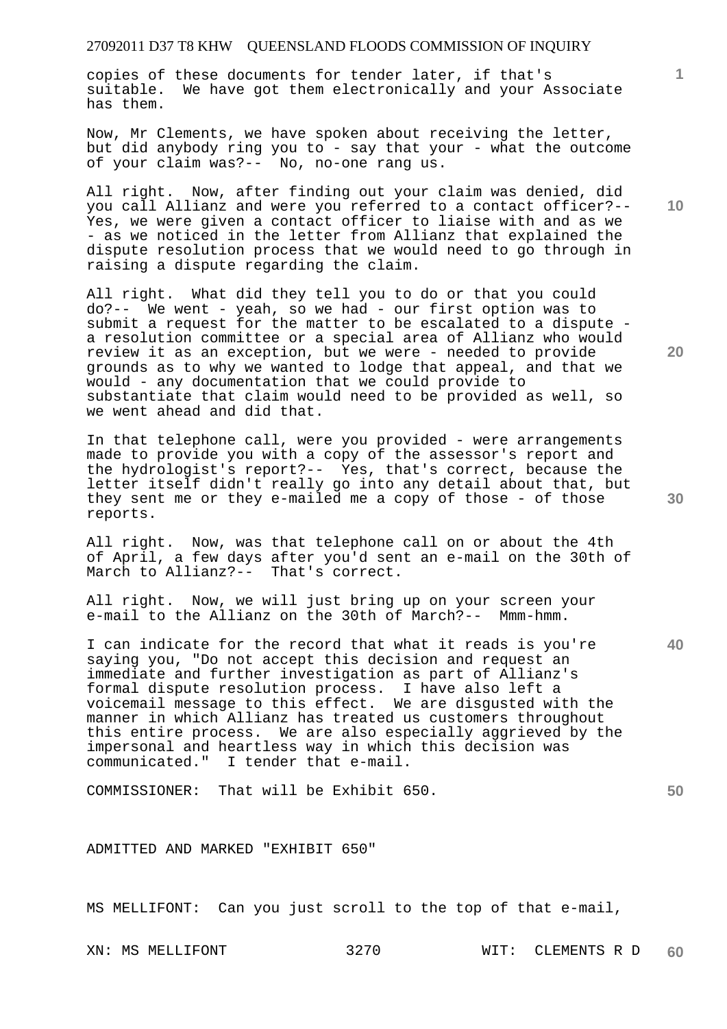copies of these documents for tender later, if that's suitable. We have got them electronically and your Associate has them.

Now, Mr Clements, we have spoken about receiving the letter, but did anybody ring you to - say that your - what the outcome of your claim was?-- No, no-one rang us.

All right. Now, after finding out your claim was denied, did you call Allianz and were you referred to a contact officer?-- Yes, we were given a contact officer to liaise with and as we - as we noticed in the letter from Allianz that explained the dispute resolution process that we would need to go through in raising a dispute regarding the claim.

All right. What did they tell you to do or that you could do?-- We went - yeah, so we had - our first option was to submit a request for the matter to be escalated to a dispute - a resolution committee or a special area of Allianz who would review it as an exception, but we were - needed to provide grounds as to why we wanted to lodge that appeal, and that we would - any documentation that we could provide to substantiate that claim would need to be provided as well, so we went ahead and did that.

In that telephone call, were you provided - were arrangements made to provide you with a copy of the assessor's report and the hydrologist's report?-- Yes, that's correct, because the letter itself didn't really go into any detail about that, but they sent me or they e-mailed me a copy of those - of those reports.

All right. Now, was that telephone call on or about the 4th of April, a few days after you'd sent an e-mail on the 30th of March to Allianz?-- That's correct.

All right. Now, we will just bring up on your screen your e-mail to the Allianz on the 30th of March?-- Mmm-hmm.

I can indicate for the record that what it reads is you're saying you, "Do not accept this decision and request an immediate and further investigation as part of Allianz's formal dispute resolution process. I have also left a voicemail message to this effect. We are disgusted with the manner in which Allianz has treated us customers throughout this entire process. We are also especially aggrieved by the impersonal and heartless way in which this decision was communicated." I tender that e-mail.

COMMISSIONER: That will be Exhibit 650.

ADMITTED AND MARKED "EXHIBIT 650"

MS MELLIFONT: Can you just scroll to the top of that e-mail,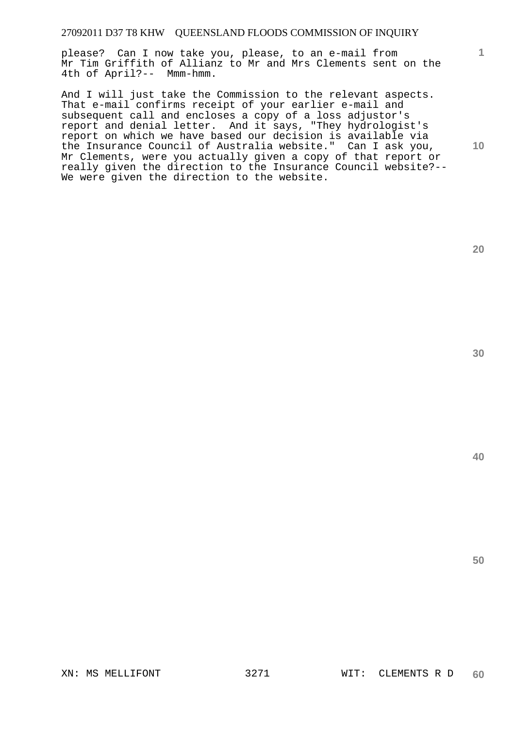please? Can I now take you, please, to an e-mail from Mr Tim Griffith of Allianz to Mr and Mrs Clements sent on the 4th of April?-- Mmm-hmm.

And I will just take the Commission to the relevant aspects. That e-mail confirms receipt of your earlier e-mail and subsequent call and encloses a copy of a loss adjustor's report and denial letter. And it says, "They hydrologist's report on which we have based our decision is available via the Insurance Council of Australia website." Can I ask you, Mr Clements, were you actually given a copy of that report or really given the direction to the Insurance Council website?-- We were given the direction to the website.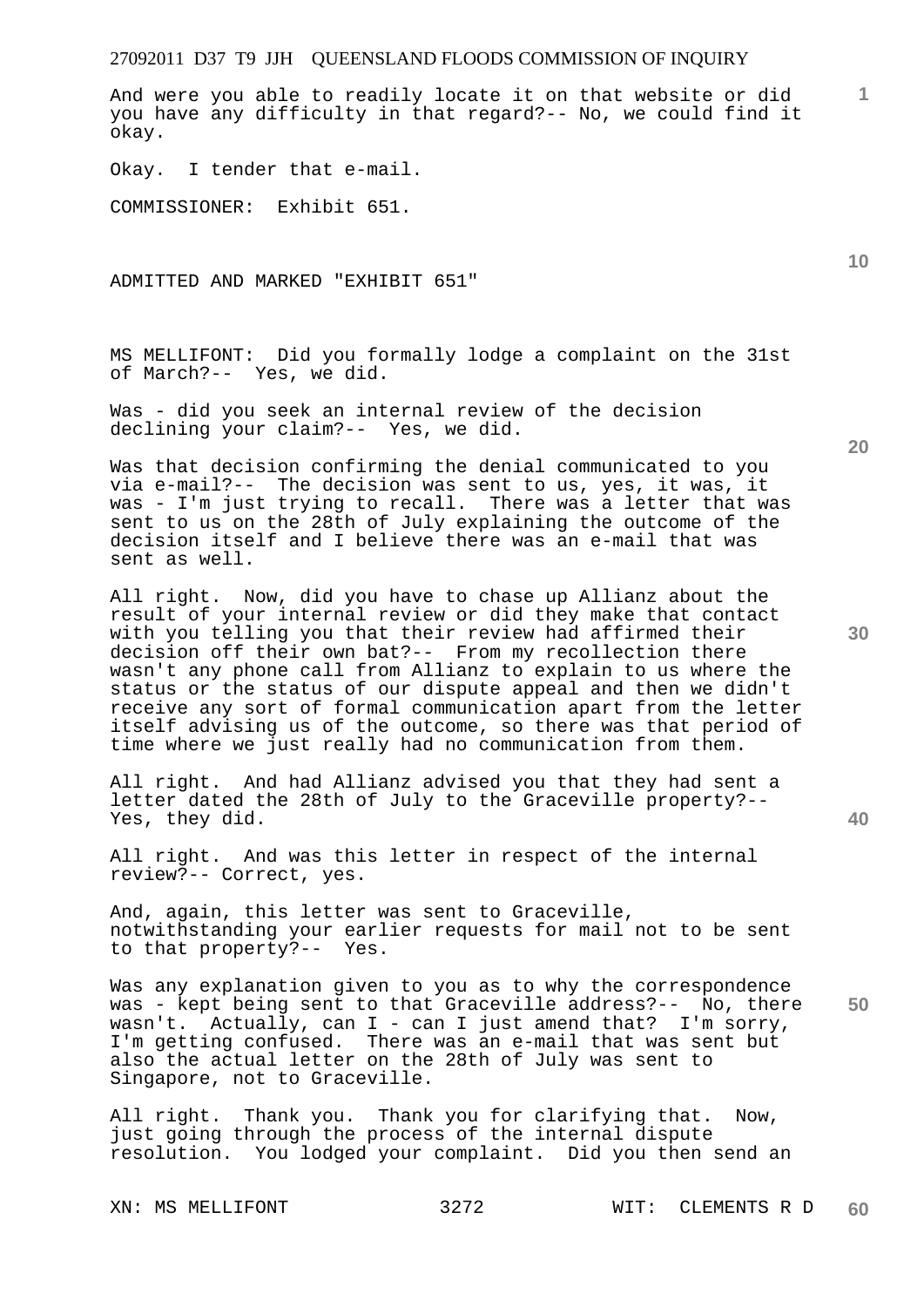And were you able to readily locate it on that website or did you have any difficulty in that regard?-- No, we could find it okay.

Okay. I tender that e-mail.

COMMISSIONER: Exhibit 651.

ADMITTED AND MARKED "EXHIBIT 651"

MS MELLIFONT: Did you formally lodge a complaint on the 31st of March?-- Yes, we did.

Was - did you seek an internal review of the decision declining your claim?-- Yes, we did.

Was that decision confirming the denial communicated to you via e-mail?-- The decision was sent to us, yes, it was, it was - I'm just trying to recall. There was a letter that was sent to us on the 28th of July explaining the outcome of the decision itself and I believe there was an e-mail that was sent as well.

All right. Now, did you have to chase up Allianz about the result of your internal review or did they make that contact with you telling you that their review had affirmed their decision off their own bat?-- From my recollection there wasn't any phone call from Allianz to explain to us where the status or the status of our dispute appeal and then we didn't receive any sort of formal communication apart from the letter itself advising us of the outcome, so there was that period of time where we just really had no communication from them.

All right. And had Allianz advised you that they had sent a letter dated the 28th of July to the Graceville property?-- Yes, they did.

All right. And was this letter in respect of the internal review?-- Correct, yes.

And, again, this letter was sent to Graceville, notwithstanding your earlier requests for mail not to be sent to that property?-- Yes.

Was any explanation given to you as to why the correspondence was - kept being sent to that Graceville address?-- No, there wasn't. Actually, can I - can I just amend that? I'm sorry, I'm getting confused. There was an e-mail that was sent but also the actual letter on the 28th of July was sent to Singapore, not to Graceville.

All right. Thank you. Thank you for clarifying that. Now, just going through the process of the internal dispute resolution. You lodged your complaint. Did you then send an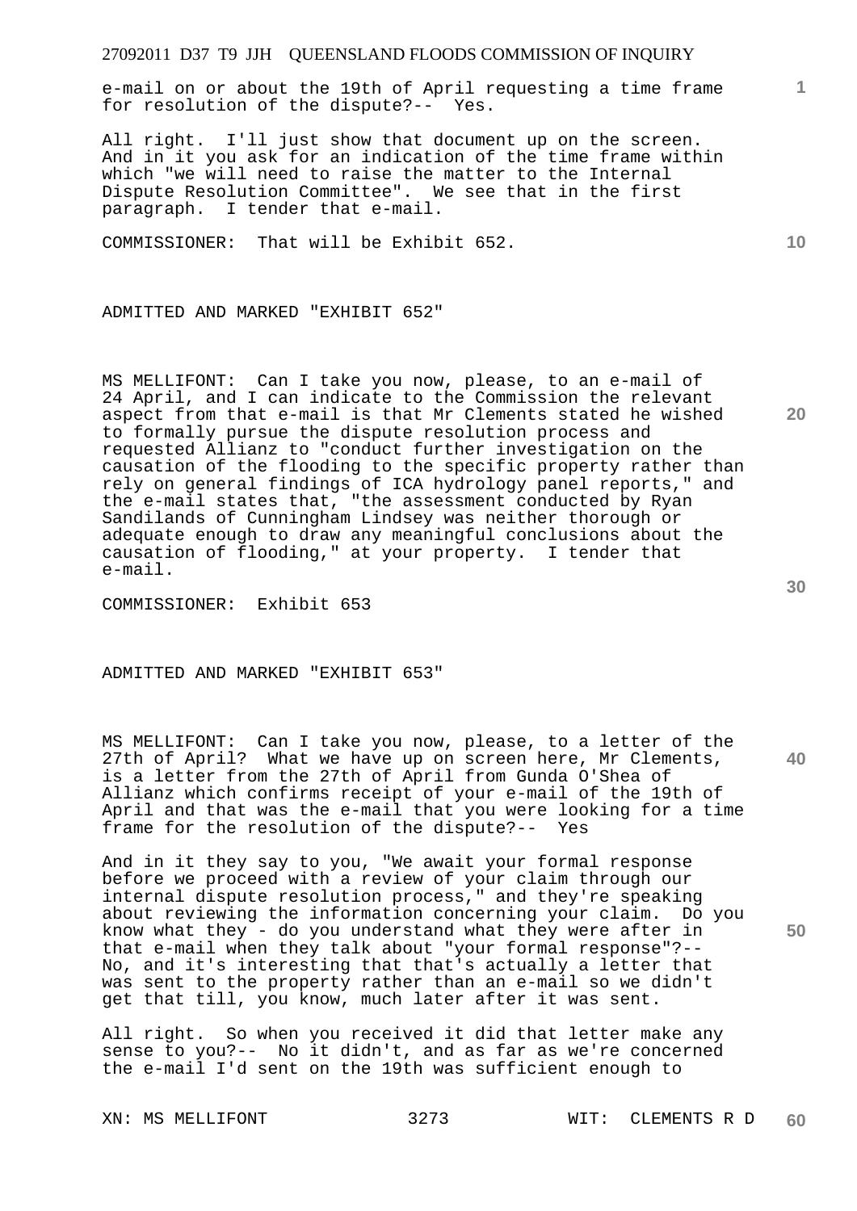e-mail on or about the 19th of April requesting a time frame for resolution of the dispute?-- Yes.

All right. I'll just show that document up on the screen. And in it you ask for an indication of the time frame within which "we will need to raise the matter to the Internal Dispute Resolution Committee". We see that in the first paragraph. I tender that e-mail.

COMMISSIONER: That will be Exhibit 652.

ADMITTED AND MARKED "EXHIBIT 652"

MS MELLIFONT: Can I take you now, please, to an e-mail of 24 April, and I can indicate to the Commission the relevant aspect from that e-mail is that Mr Clements stated he wished to formally pursue the dispute resolution process and requested Allianz to "conduct further investigation on the causation of the flooding to the specific property rather than rely on general findings of ICA hydrology panel reports," and the e-mail states that, "the assessment conducted by Ryan Sandilands of Cunningham Lindsey was neither thorough or adequate enough to draw any meaningful conclusions about the causation of flooding," at your property. I tender that e-mail.

COMMISSIONER: Exhibit 653

ADMITTED AND MARKED "EXHIBIT 653"

MS MELLIFONT: Can I take you now, please, to a letter of the 27th of April? What we have up on screen here, Mr Clements, is a letter from the 27th of April from Gunda O'Shea of Allianz which confirms receipt of your e-mail of the 19th of April and that was the e-mail that you were looking for a time frame for the resolution of the dispute?-- Yes

And in it they say to you, "We await your formal response before we proceed with a review of your claim through our internal dispute resolution process," and they're speaking about reviewing the information concerning your claim. Do you know what they - do you understand what they were after in that e-mail when they talk about "your formal response"?-- No, and it's interesting that that's actually a letter that was sent to the property rather than an e-mail so we didn't get that till, you know, much later after it was sent.

All right. So when you received it did that letter make any sense to you?-- No it didn't, and as far as we're concerned the e-mail I'd sent on the 19th was sufficient enough to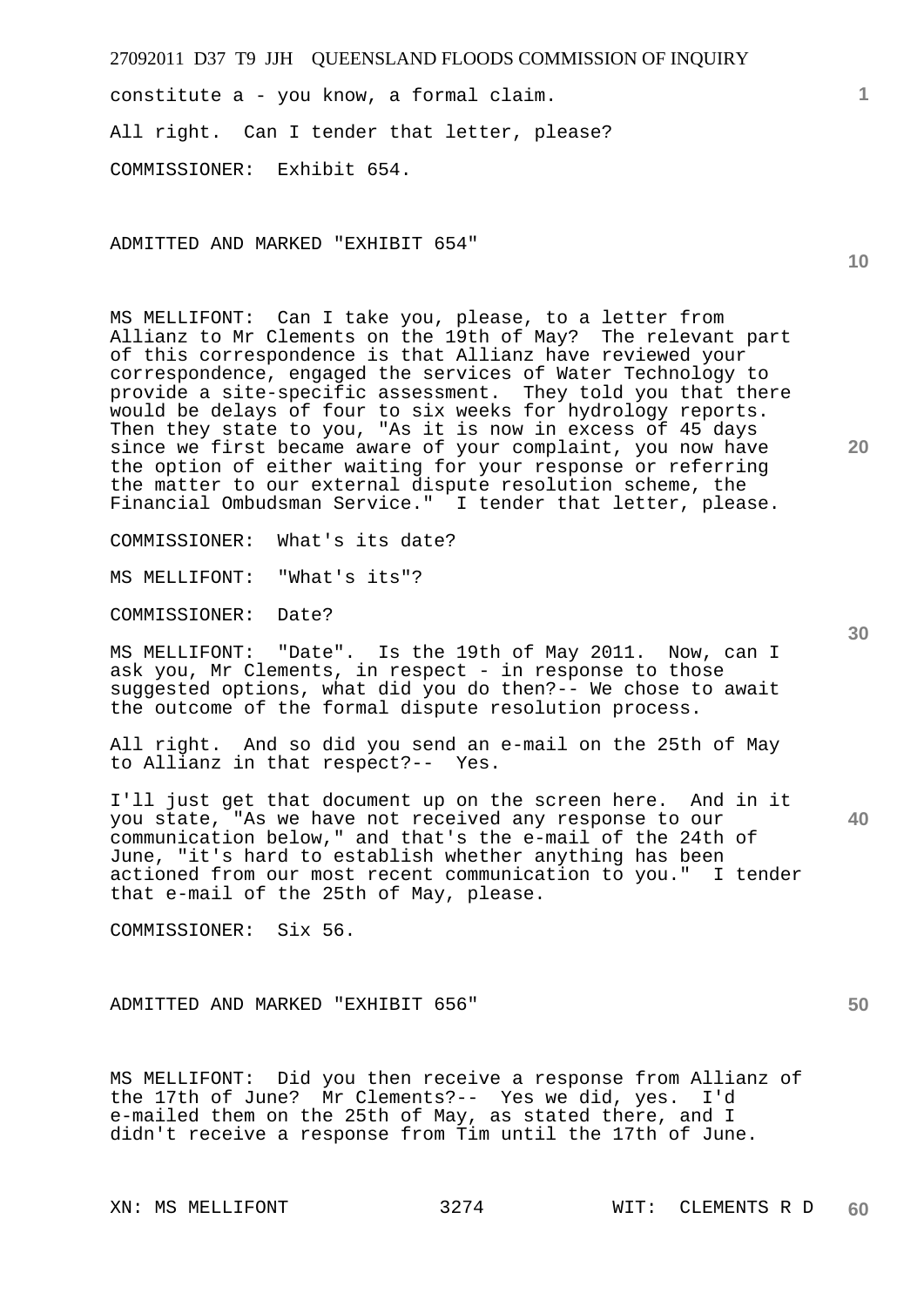constitute a - you know, a formal claim.

All right. Can I tender that letter, please?

COMMISSIONER: Exhibit 654.

ADMITTED AND MARKED "EXHIBIT 654"

MS MELLIFONT: Can I take you, please, to a letter from Allianz to Mr Clements on the 19th of May? The relevant part of this correspondence is that Allianz have reviewed your correspondence, engaged the services of Water Technology to provide a site-specific assessment. They told you that there would be delays of four to six weeks for hydrology reports. Then they state to you, "As it is now in excess of 45 days since we first became aware of your complaint, you now have the option of either waiting for your response or referring the matter to our external dispute resolution scheme, the Financial Ombudsman Service." I tender that letter, please.

COMMISSIONER: What's its date?

MS MELLIFONT: "What's its"?

COMMISSIONER: Date?

MS MELLIFONT: "Date". Is the 19th of May 2011. Now, can I ask you, Mr Clements, in respect - in response to those suggested options, what did you do then?-- We chose to await the outcome of the formal dispute resolution process.

All right. And so did you send an e-mail on the 25th of May to Allianz in that respect?-- Yes.

I'll just get that document up on the screen here. And in it you state, "As we have not received any response to our communication below," and that's the e-mail of the 24th of June, "it's hard to establish whether anything has been actioned from our most recent communication to you." I tender that e-mail of the 25th of May, please.

COMMISSIONER: Six 56.

ADMITTED AND MARKED "EXHIBIT 656"

MS MELLIFONT: Did you then receive a response from Allianz of the 17th of June? Mr Clements?-- Yes we did, yes. I'd e-mailed them on the 25th of May, as stated there, and I didn't receive a response from Tim until the 17th of June.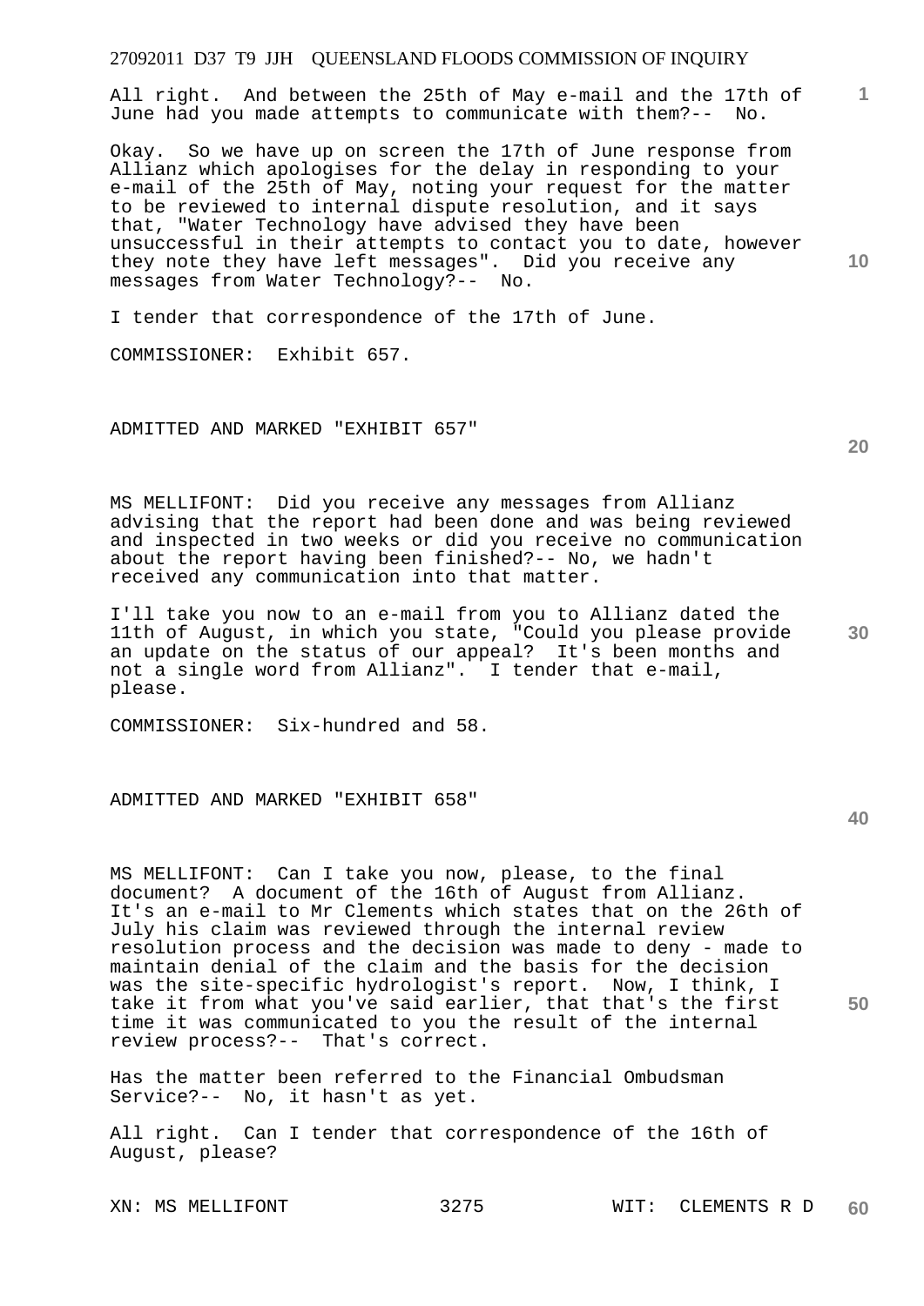All right. And between the 25th of May e-mail and the 17th of June had you made attempts to communicate with them?-- No.

Okay. So we have up on screen the 17th of June response from Allianz which apologises for the delay in responding to your e-mail of the 25th of May, noting your request for the matter to be reviewed to internal dispute resolution, and it says that, "Water Technology have advised they have been unsuccessful in their attempts to contact you to date, however they note they have left messages". Did you receive any messages from Water Technology?-- No.

I tender that correspondence of the 17th of June.

COMMISSIONER: Exhibit 657.

ADMITTED AND MARKED "EXHIBIT 657"

MS MELLIFONT: Did you receive any messages from Allianz advising that the report had been done and was being reviewed and inspected in two weeks or did you receive no communication about the report having been finished?-- No, we hadn't received any communication into that matter.

I'll take you now to an e-mail from you to Allianz dated the 11th of August, in which you state, "Could you please provide an update on the status of our appeal? It's been months and not a single word from Allianz". I tender that e-mail, please.

COMMISSIONER: Six-hundred and 58.

ADMITTED AND MARKED "EXHIBIT 658"

MS MELLIFONT: Can I take you now, please, to the final document? A document of the 16th of August from Allianz. It's an e-mail to Mr Clements which states that on the 26th of July his claim was reviewed through the internal review resolution process and the decision was made to deny - made to maintain denial of the claim and the basis for the decision was the site-specific hydrologist's report. Now, I think, I take it from what you've said earlier, that that's the first time it was communicated to you the result of the internal review process?-- That's correct.

Has the matter been referred to the Financial Ombudsman Service?-- No, it hasn't as yet.

All right. Can I tender that correspondence of the 16th of August, please?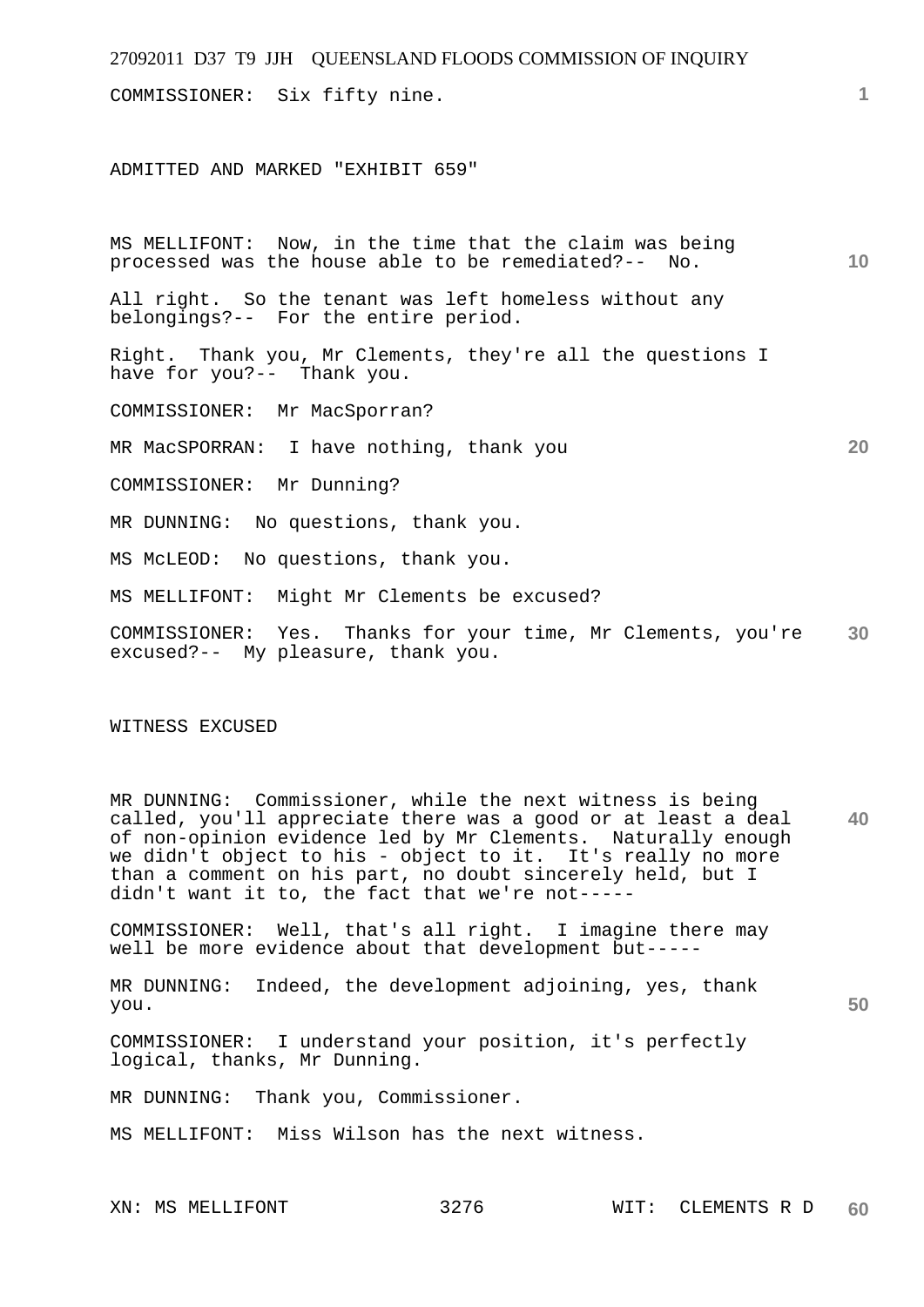COMMISSIONER: Six fifty nine.

ADMITTED AND MARKED "EXHIBIT 659"

MS MELLIFONT: Now, in the time that the claim was being processed was the house able to be remediated?-- No.

All right. So the tenant was left homeless without any belongings?-- For the entire period.

Right. Thank you, Mr Clements, they're all the questions I have for you?-- Thank you.

COMMISSIONER: Mr MacSporran?

MR MacSPORRAN: I have nothing, thank you

COMMISSIONER: Mr Dunning?

MR DUNNING: No questions, thank you.

MS McLEOD: No questions, thank you.

MS MELLIFONT: Might Mr Clements be excused?

COMMISSIONER: Yes. Thanks for your time, Mr Clements, you're excused?-- My pleasure, thank you.

WITNESS EXCUSED

MR DUNNING: Commissioner, while the next witness is being called, you'll appreciate there was a good or at least a deal of non-opinion evidence led by Mr Clements. Naturally enough we didn't object to his - object to it. It's really no more than a comment on his part, no doubt sincerely held, but I didn't want it to, the fact that we're not-----

COMMISSIONER: Well, that's all right. I imagine there may well be more evidence about that development but-----

MR DUNNING: Indeed, the development adjoining, yes, thank you.

COMMISSIONER: I understand your position, it's perfectly logical, thanks, Mr Dunning.

MR DUNNING: Thank you, Commissioner.

MS MELLIFONT: Miss Wilson has the next witness.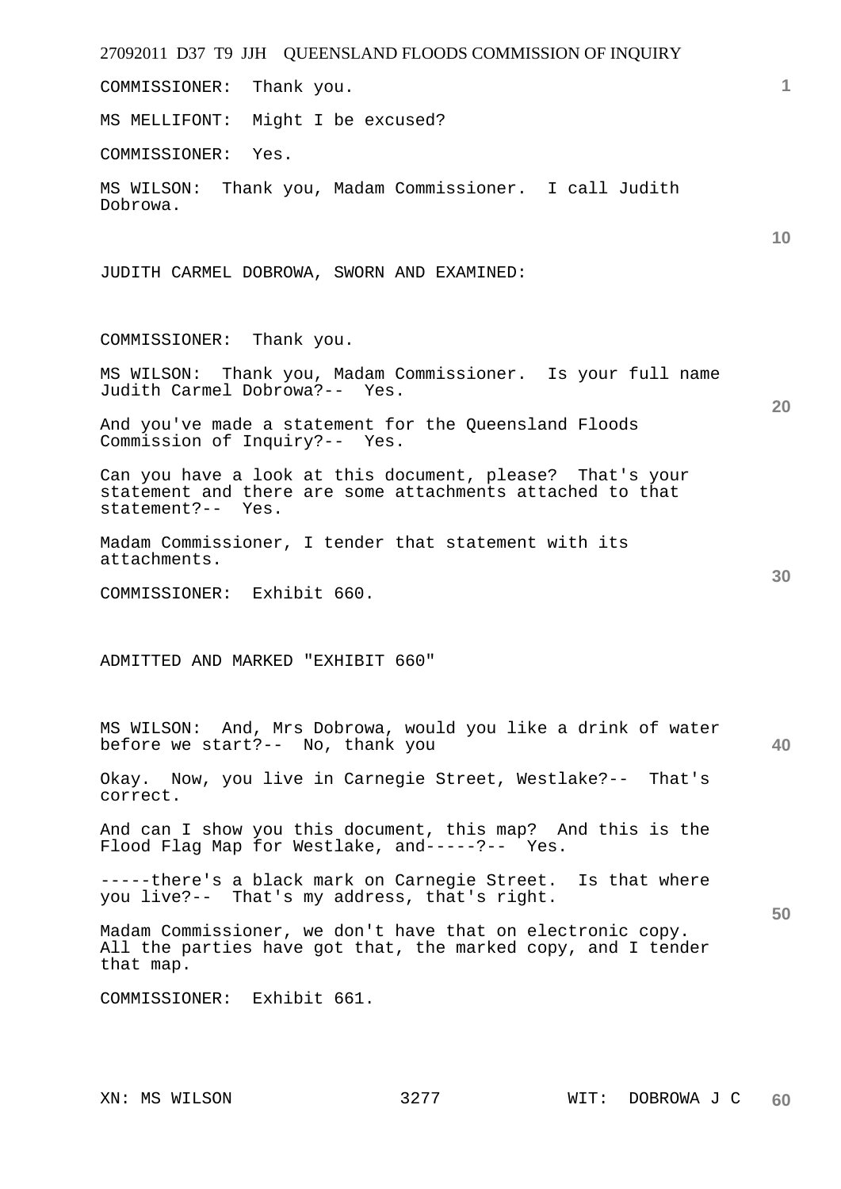COMMISSIONER: Thank you.

MS MELLIFONT: Might I be excused?

COMMISSIONER: Yes.

MS WILSON: Thank you, Madam Commissioner. I call Judith Dobrowa.

JUDITH CARMEL DOBROWA, SWORN AND EXAMINED:

COMMISSIONER: Thank you.

MS WILSON: Thank you, Madam Commissioner. Is your full name Judith Carmel Dobrowa?-- Yes.

And you've made a statement for the Queensland Floods Commission of Inquiry?-- Yes.

Can you have a look at this document, please? That's your statement and there are some attachments attached to that statement?-- Yes.

Madam Commissioner, I tender that statement with its attachments.

COMMISSIONER: Exhibit 660.

ADMITTED AND MARKED "EXHIBIT 660"

MS WILSON: And, Mrs Dobrowa, would you like a drink of water before we start?-- No, thank you

Okay. Now, you live in Carnegie Street, Westlake?-- That's correct.

And can I show you this document, this map? And this is the Flood Flag Map for Westlake, and-----?-- Yes.

-----there's a black mark on Carnegie Street. Is that where you live?-- That's my address, that's right.

Madam Commissioner, we don't have that on electronic copy. All the parties have got that, the marked copy, and I tender that map.

COMMISSIONER: Exhibit 661.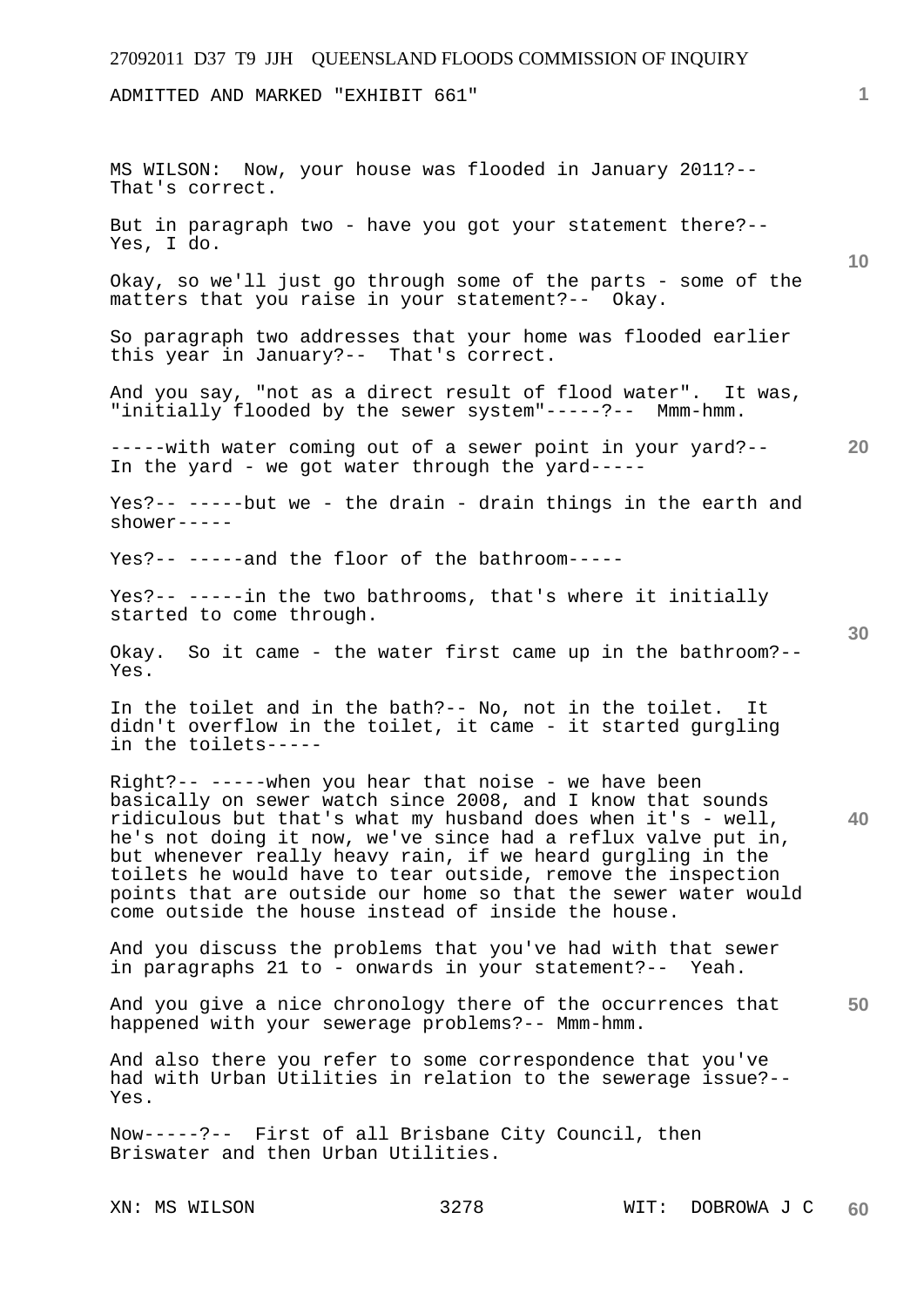ADMITTED AND MARKED "EXHIBIT 661"

MS WILSON: Now, your house was flooded in January 2011?-- That's correct.

But in paragraph two - have you got your statement there?-- Yes, I do.

Okay, so we'll just go through some of the parts - some of the matters that you raise in your statement?-- Okay.

So paragraph two addresses that your home was flooded earlier this year in January?-- That's correct.

And you say, "not as a direct result of flood water". It was, "initially flooded by the sewer system"-----?-- Mmm-hmm.

-----with water coming out of a sewer point in your yard?-- In the yard - we got water through the yard-----

Yes?-- -----but we - the drain - drain things in the earth and shower-----

Yes?-- -----and the floor of the bathroom-----

Yes?-- -----in the two bathrooms, that's where it initially started to come through.

Okay. So it came - the water first came up in the bathroom?-- Yes.

In the toilet and in the bath?-- No, not in the toilet. It didn't overflow in the toilet, it came - it started gurgling in the toilets-----

Right?-- -----when you hear that noise - we have been basically on sewer watch since 2008, and I know that sounds ridiculous but that's what my husband does when it's - well, he's not doing it now, we've since had a reflux valve put in, but whenever really heavy rain, if we heard gurgling in the toilets he would have to tear outside, remove the inspection points that are outside our home so that the sewer water would come outside the house instead of inside the house.

And you discuss the problems that you've had with that sewer in paragraphs 21 to - onwards in your statement?-- Yeah.

And you give a nice chronology there of the occurrences that happened with your sewerage problems?-- Mmm-hmm.

And also there you refer to some correspondence that you've had with Urban Utilities in relation to the sewerage issue?-- Yes.

Now-----?-- First of all Brisbane City Council, then Briswater and then Urban Utilities.

XN: MS WILSON WIT: DOBROWA J C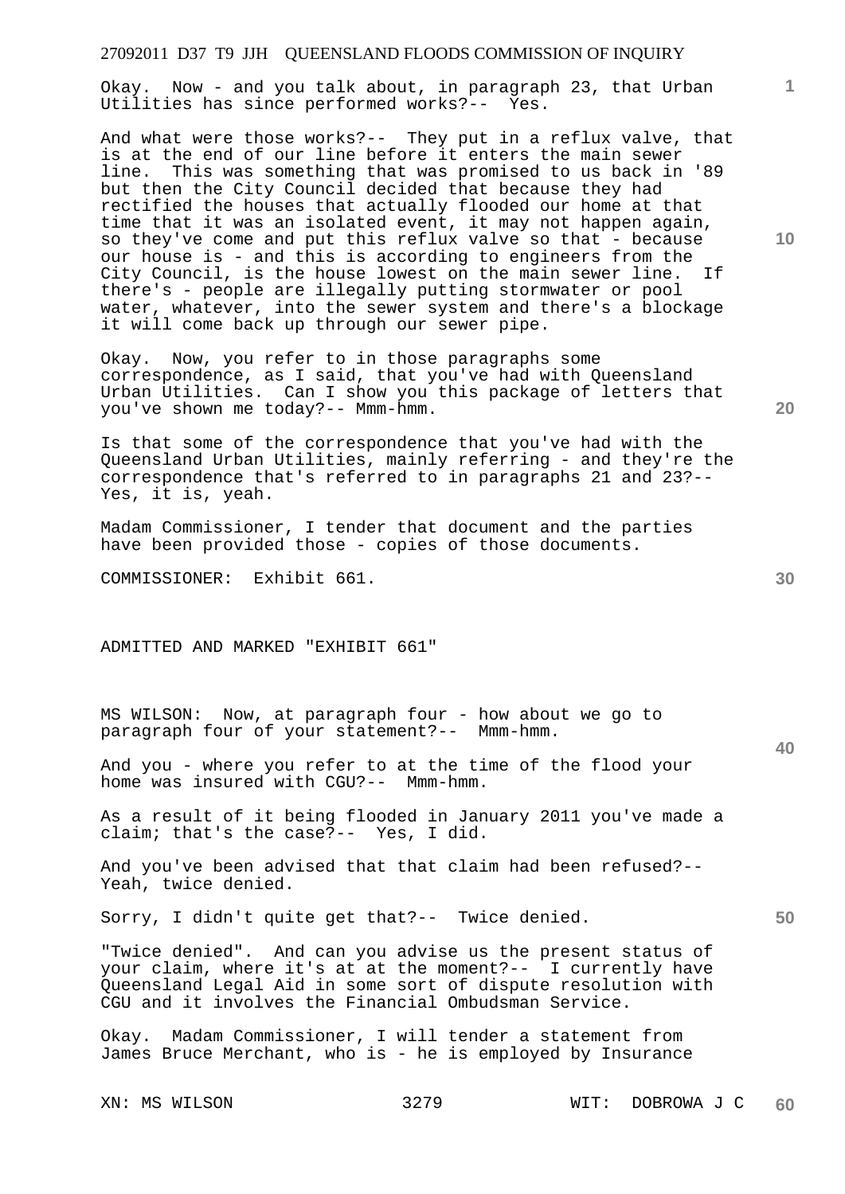Okay. Now - and you talk about, in paragraph 23, that Urban Utilities has since performed works?-- Yes.

And what were those works?-- They put in a reflux valve, that is at the end of our line before it enters the main sewer line. This was something that was promised to us back in '89 but then the City Council decided that because they had rectified the houses that actually flooded our home at that time that it was an isolated event, it may not happen again, so they've come and put this reflux valve so that - because our house is - and this is according to engineers from the City Council, is the house lowest on the main sewer line. If there's - people are illegally putting stormwater or pool water, whatever, into the sewer system and there's a blockage it will come back up through our sewer pipe.

Okay. Now, you refer to in those paragraphs some correspondence, as I said, that you've had with Queensland Urban Utilities. Can I show you this package of letters that you've shown me today?-- Mmm-hmm.

Is that some of the correspondence that you've had with the Queensland Urban Utilities, mainly referring - and they're the correspondence that's referred to in paragraphs 21 and 23?-- Yes, it is, yeah.

Madam Commissioner, I tender that document and the parties have been provided those - copies of those documents.

COMMISSIONER: Exhibit 661.

ADMITTED AND MARKED "EXHIBIT 661"

MS WILSON: Now, at paragraph four - how about we go to paragraph four of your statement?-- Mmm-hmm.

And you - where you refer to at the time of the flood your home was insured with CGU?-- Mmm-hmm.

As a result of it being flooded in January 2011 you've made a claim; that's the case?-- Yes, I did.

And you've been advised that that claim had been refused?-- Yeah, twice denied.

Sorry, I didn't quite get that?-- Twice denied.

"Twice denied". And can you advise us the present status of your claim, where it's at at the moment?-- I currently have Queensland Legal Aid in some sort of dispute resolution with CGU and it involves the Financial Ombudsman Service.

Okay. Madam Commissioner, I will tender a statement from James Bruce Merchant, who is - he is employed by Insurance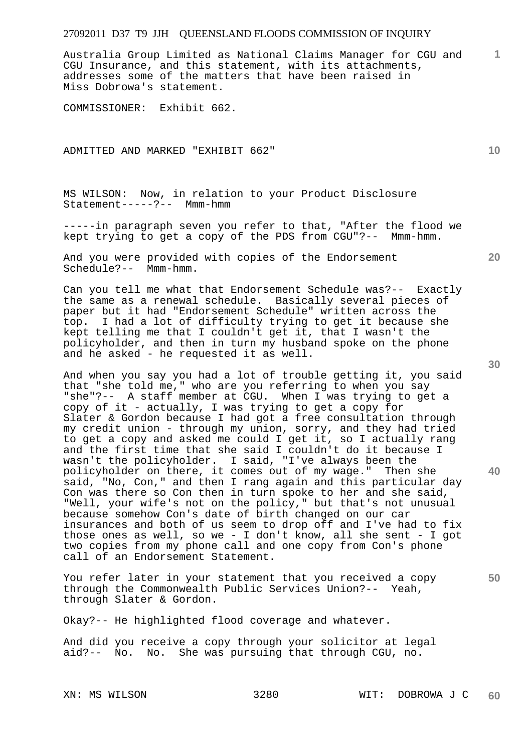Australia Group Limited as National Claims Manager for CGU and CGU Insurance, and this statement, with its attachments, addresses some of the matters that have been raised in Miss Dobrowa's statement.

COMMISSIONER: Exhibit 662.

ADMITTED AND MARKED "EXHIBIT 662"

MS WILSON: Now, in relation to your Product Disclosure Statement-----?-- Mmm-hmm

-----in paragraph seven you refer to that, "After the flood we kept trying to get a copy of the PDS from CGU"?-- Mmm-hmm.

And you were provided with copies of the Endorsement Schedule?-- Mmm-hmm.

Can you tell me what that Endorsement Schedule was?-- Exactly the same as a renewal schedule. Basically several pieces of paper but it had "Endorsement Schedule" written across the top. I had a lot of difficulty trying to get it because she kept telling me that I couldn't get it, that I wasn't the policyholder, and then in turn my husband spoke on the phone and he asked - he requested it as well.

And when you say you had a lot of trouble getting it, you said that "she told me," who are you referring to when you say "she"?-- A staff member at CGU. When I was trying to get a copy of it - actually, I was trying to get a copy for Slater & Gordon because I had got a free consultation through my credit union - through my union, sorry, and they had tried to get a copy and asked me could I get it, so I actually rang and the first time that she said I couldn't do it because I wasn't the policyholder. I said, "I've always been the policyholder on there, it comes out of my wage." Then she said, "No, Con," and then I rang again and this particular day Con was there so Con then in turn spoke to her and she said, "Well, your wife's not on the policy," but that's not unusual because somehow Con's date of birth changed on our car insurances and both of us seem to drop off and I've had to fix those ones as well, so we - I don't know, all she sent - I got two copies from my phone call and one copy from Con's phone call of an Endorsement Statement.

You refer later in your statement that you received a copy through the Commonwealth Public Services Union?-- Yeah, through Slater & Gordon.

Okay?-- He highlighted flood coverage and whatever.

And did you receive a copy through your solicitor at legal aid?-- No. No. She was pursuing that through CGU, no.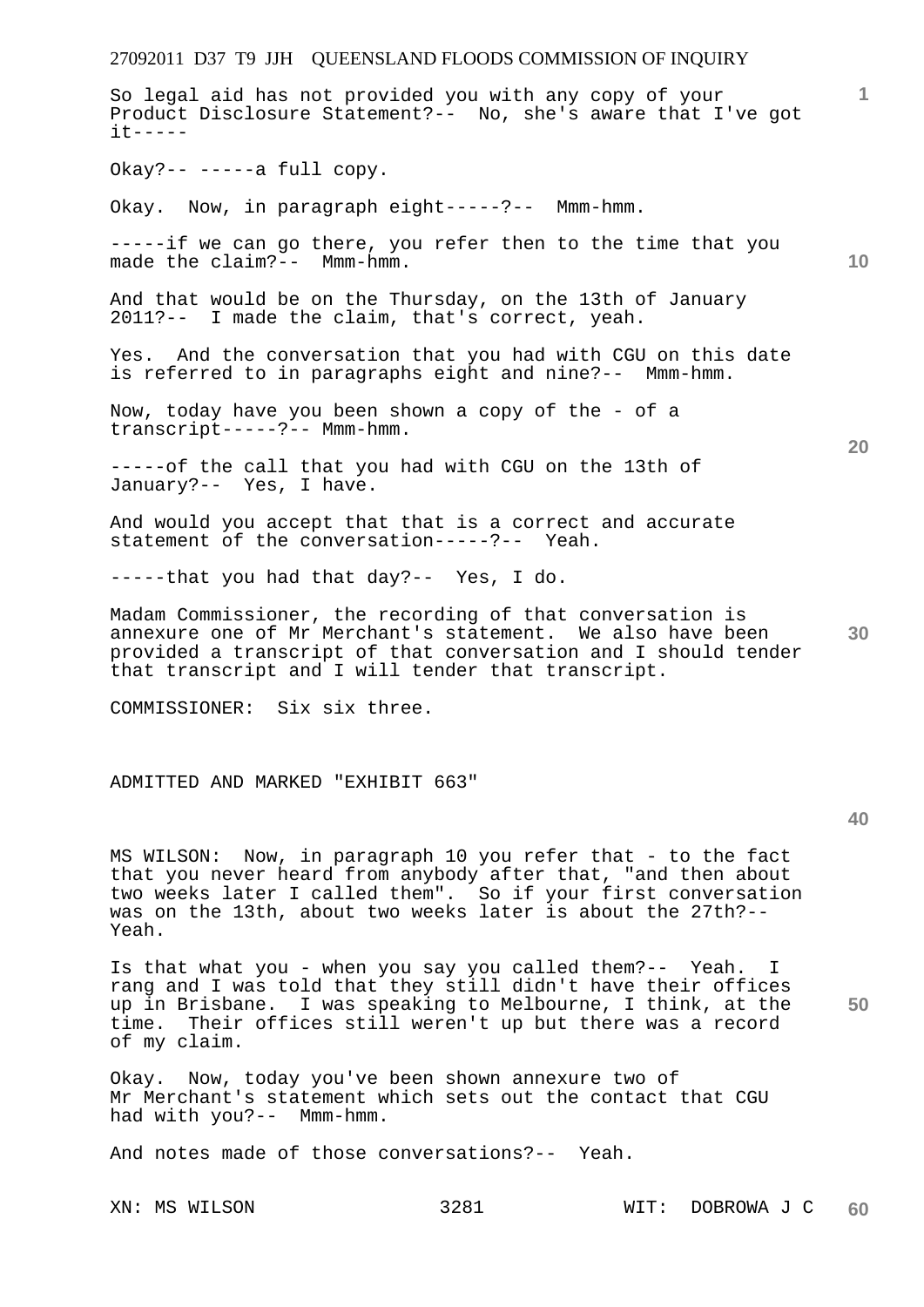So legal aid has not provided you with any copy of your Product Disclosure Statement?-- No, she's aware that I've got it-----

Okay?-- -----a full copy.

Okay. Now, in paragraph eight-----?-- Mmm-hmm.

-----if we can go there, you refer then to the time that you made the claim?-- Mmm-hmm.

And that would be on the Thursday, on the 13th of January 2011?-- I made the claim, that's correct, yeah.

Yes. And the conversation that you had with CGU on this date is referred to in paragraphs eight and nine?-- Mmm-hmm.

Now, today have you been shown a copy of the - of a transcript-----?-- Mmm-hmm.

-----of the call that you had with CGU on the 13th of January?-- Yes, I have.

And would you accept that that is a correct and accurate statement of the conversation-----?-- Yeah.

-----that you had that day?-- Yes, I do.

Madam Commissioner, the recording of that conversation is annexure one of Mr Merchant's statement. We also have been provided a transcript of that conversation and I should tender that transcript and I will tender that transcript.

COMMISSIONER: Six six three.

ADMITTED AND MARKED "EXHIBIT 663"

MS WILSON: Now, in paragraph 10 you refer that - to the fact that you never heard from anybody after that, "and then about two weeks later I called them". So if your first conversation was on the 13th, about two weeks later is about the 27th?-- Yeah.

Is that what you - when you say you called them?-- Yeah. I rang and I was told that they still didn't have their offices up in Brisbane. I was speaking to Melbourne, I think, at the time. Their offices still weren't up but there was a record of my claim.

Okay. Now, today you've been shown annexure two of Mr Merchant's statement which sets out the contact that CGU had with you?-- Mmm-hmm.

And notes made of those conversations?-- Yeah.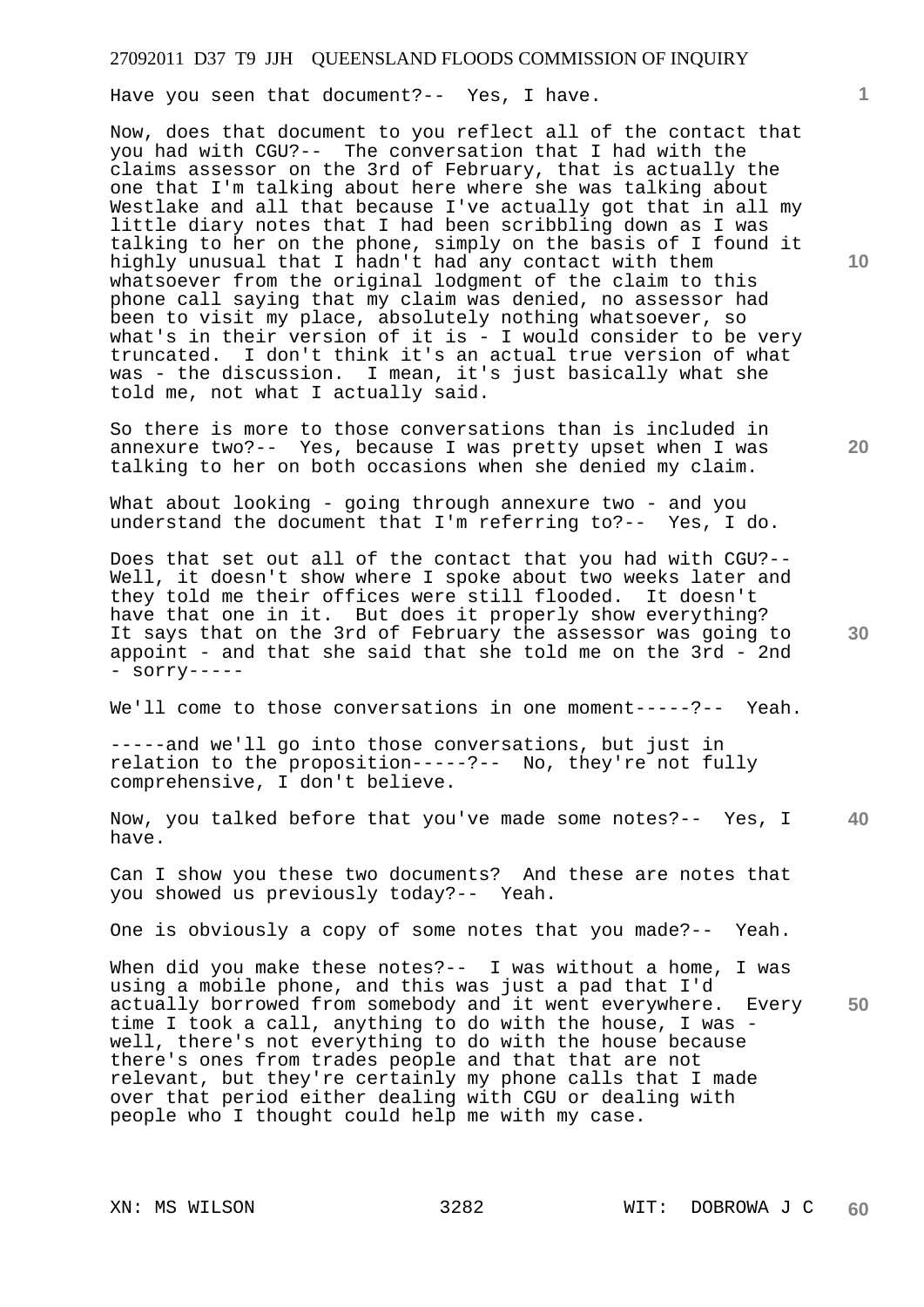Have you seen that document?-- Yes, I have.

Now, does that document to you reflect all of the contact that you had with CGU?-- The conversation that I had with the claims assessor on the 3rd of February, that is actually the one that I'm talking about here where she was talking about Westlake and all that because I've actually got that in all my little diary notes that I had been scribbling down as I was talking to her on the phone, simply on the basis of I found it highly unusual that I hadn't had any contact with them whatsoever from the original lodgment of the claim to this phone call saying that my claim was denied, no assessor had been to visit my place, absolutely nothing whatsoever, so what's in their version of it is - I would consider to be very truncated. I don't think it's an actual true version of what was - the discussion. I mean, it's just basically what she told me, not what I actually said.

So there is more to those conversations than is included in annexure two?-- Yes, because I was pretty upset when I was talking to her on both occasions when she denied my claim.

What about looking - going through annexure two - and you understand the document that I'm referring to?-- Yes, I do.

Does that set out all of the contact that you had with CGU?-- Well, it doesn't show where I spoke about two weeks later and they told me their offices were still flooded. It doesn't have that one in it. But does it properly show everything? It says that on the 3rd of February the assessor was going to appoint - and that she said that she told me on the 3rd - 2nd - sorry-----

We'll come to those conversations in one moment-----?-- Yeah.

-----and we'll go into those conversations, but just in relation to the proposition-----?-- No, they're not fully comprehensive, I don't believe.

Now, you talked before that you've made some notes?-- Yes, I have.

Can I show you these two documents? And these are notes that you showed us previously today?-- Yeah.

One is obviously a copy of some notes that you made?-- Yeah.

When did you make these notes?-- I was without a home, I was using a mobile phone, and this was just a pad that I'd actually borrowed from somebody and it went everywhere. Every time I took a call, anything to do with the house, I was - well, there's not everything to do with the house because there's ones from trades people and that that are not relevant, but they're certainly my phone calls that I made over that period either dealing with CGU or dealing with people who I thought could help me with my case.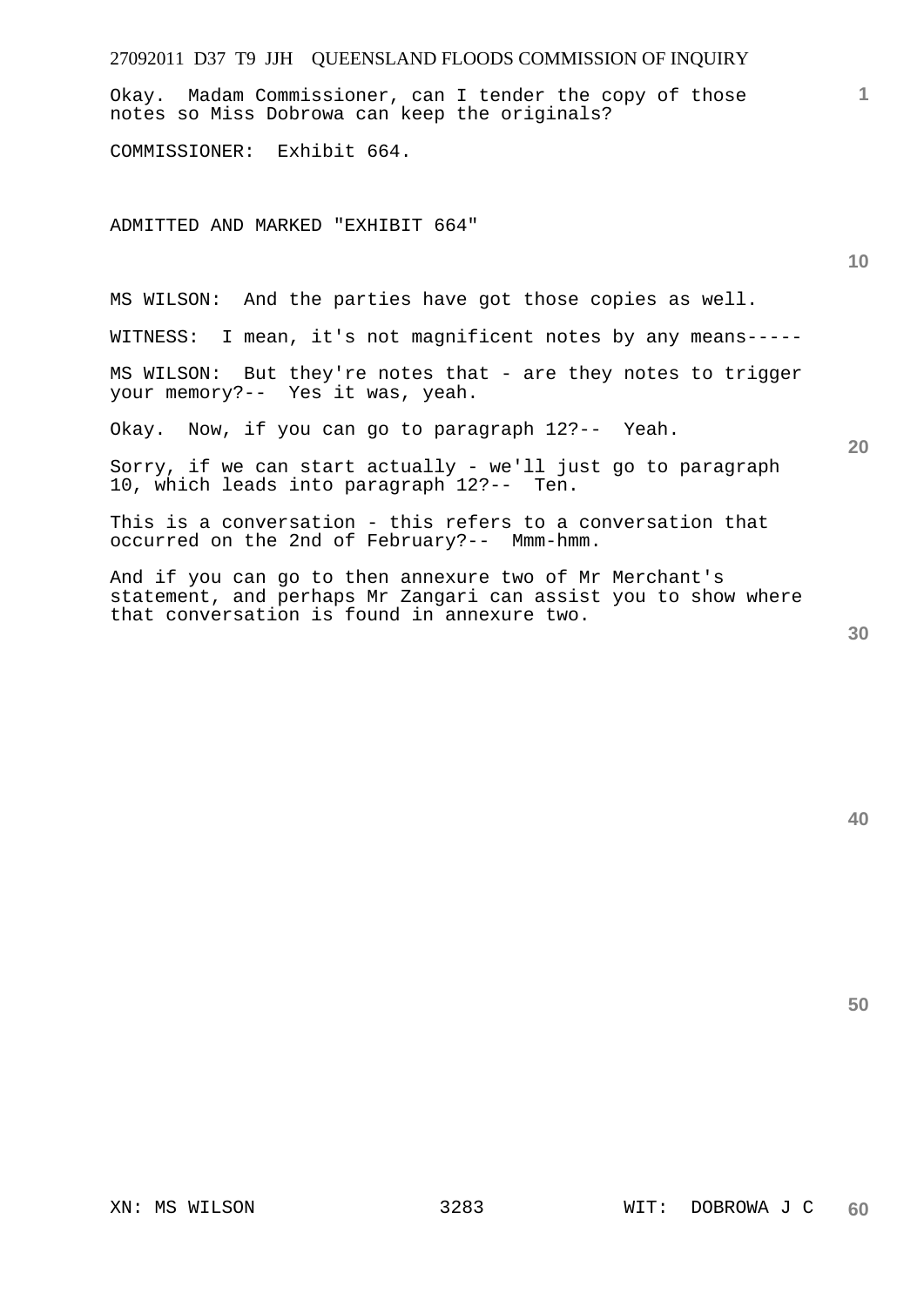Okay. Madam Commissioner, can I tender the copy of those notes so Miss Dobrowa can keep the originals?

COMMISSIONER: Exhibit 664.

ADMITTED AND MARKED "EXHIBIT 664"

MS WILSON: And the parties have got those copies as well.

WITNESS: I mean, it's not magnificent notes by any means-----

MS WILSON: But they're notes that - are they notes to trigger your memory?-- Yes it was, yeah.

Okay. Now, if you can go to paragraph 12?-- Yeah.

Sorry, if we can start actually - we'll just go to paragraph 10, which leads into paragraph 12?-- Ten.

This is a conversation - this refers to a conversation that occurred on the 2nd of February?-- Mmm-hmm.

And if you can go to then annexure two of Mr Merchant's statement, and perhaps Mr Zangari can assist you to show where that conversation is found in annexure two.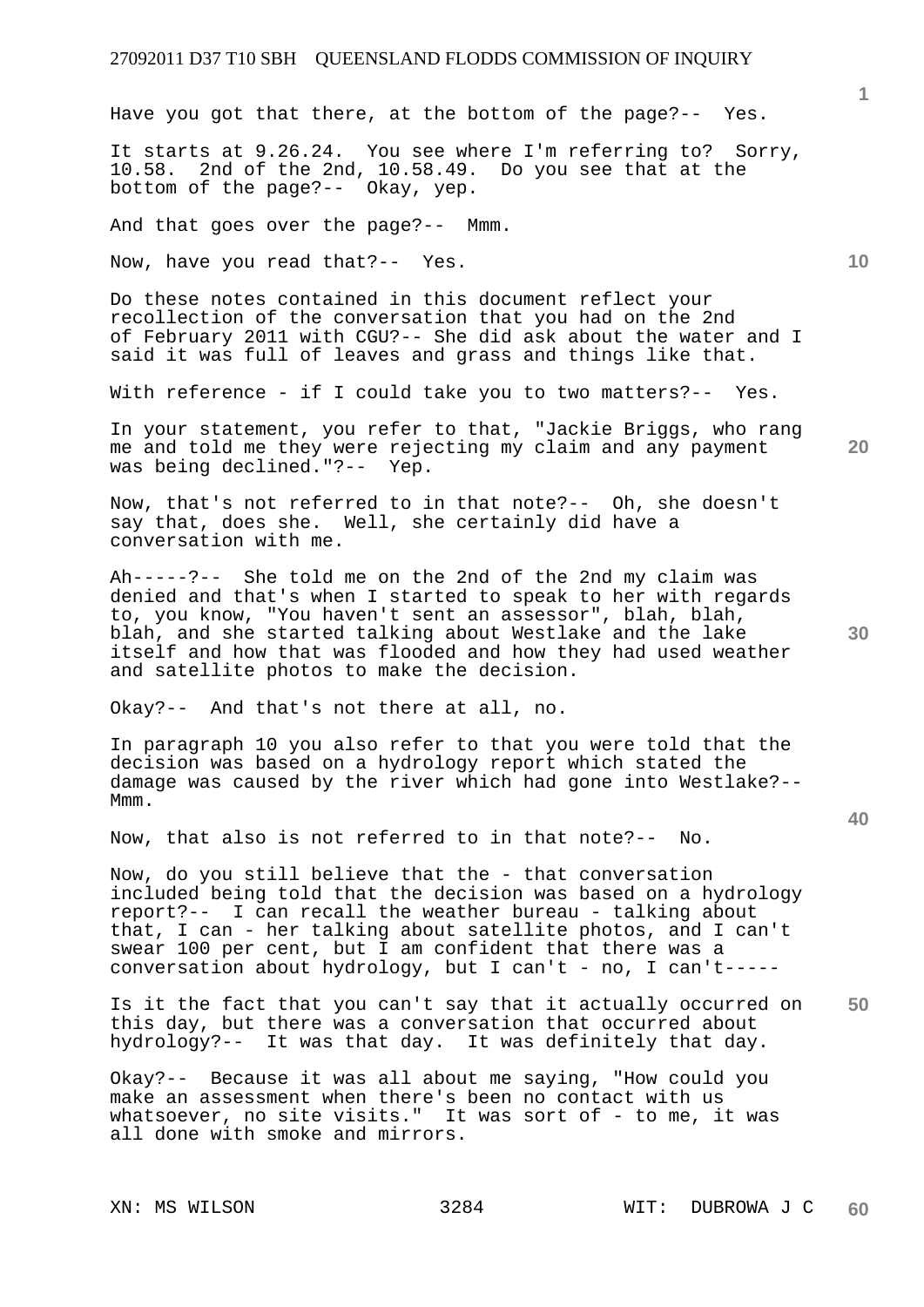Have you got that there, at the bottom of the page?-- Yes.

It starts at 9.26.24. You see where I'm referring to? Sorry, 10.58. 2nd of the 2nd, 10.58.49. Do you see that at the bottom of the page?-- Okay, yep.

And that goes over the page?-- Mmm.

Now, have you read that?-- Yes.

Do these notes contained in this document reflect your recollection of the conversation that you had on the 2nd of February 2011 with CGU?-- She did ask about the water and I said it was full of leaves and grass and things like that.

With reference - if I could take you to two matters?-- Yes.

In your statement, you refer to that, "Jackie Briggs, who rang me and told me they were rejecting my claim and any payment was being declined."?-- Yep.

Now, that's not referred to in that note?-- Oh, she doesn't say that, does she. Well, she certainly did have a conversation with me.

Ah-----?-- She told me on the 2nd of the 2nd my claim was denied and that's when I started to speak to her with regards to, you know, "You haven't sent an assessor", blah, blah, blah, and she started talking about Westlake and the lake itself and how that was flooded and how they had used weather and satellite photos to make the decision.

Okay?-- And that's not there at all, no.

In paragraph 10 you also refer to that you were told that the decision was based on a hydrology report which stated the damage was caused by the river which had gone into Westlake?-- Mmm.

Now, that also is not referred to in that note?-- No.

Now, do you still believe that the - that conversation included being told that the decision was based on a hydrology report?-- I can recall the weather bureau - talking about that, I can - her talking about satellite photos, and I can't swear 100 per cent, but I am confident that there was a conversation about hydrology, but I can't - no, I can't-----

Is it the fact that you can't say that it actually occurred on this day, but there was a conversation that occurred about hydrology?-- It was that day. It was definitely that day.

Okay?-- Because it was all about me saying, "How could you make an assessment when there's been no contact with us whatsoever, no site visits." It was sort of - to me, it was all done with smoke and mirrors.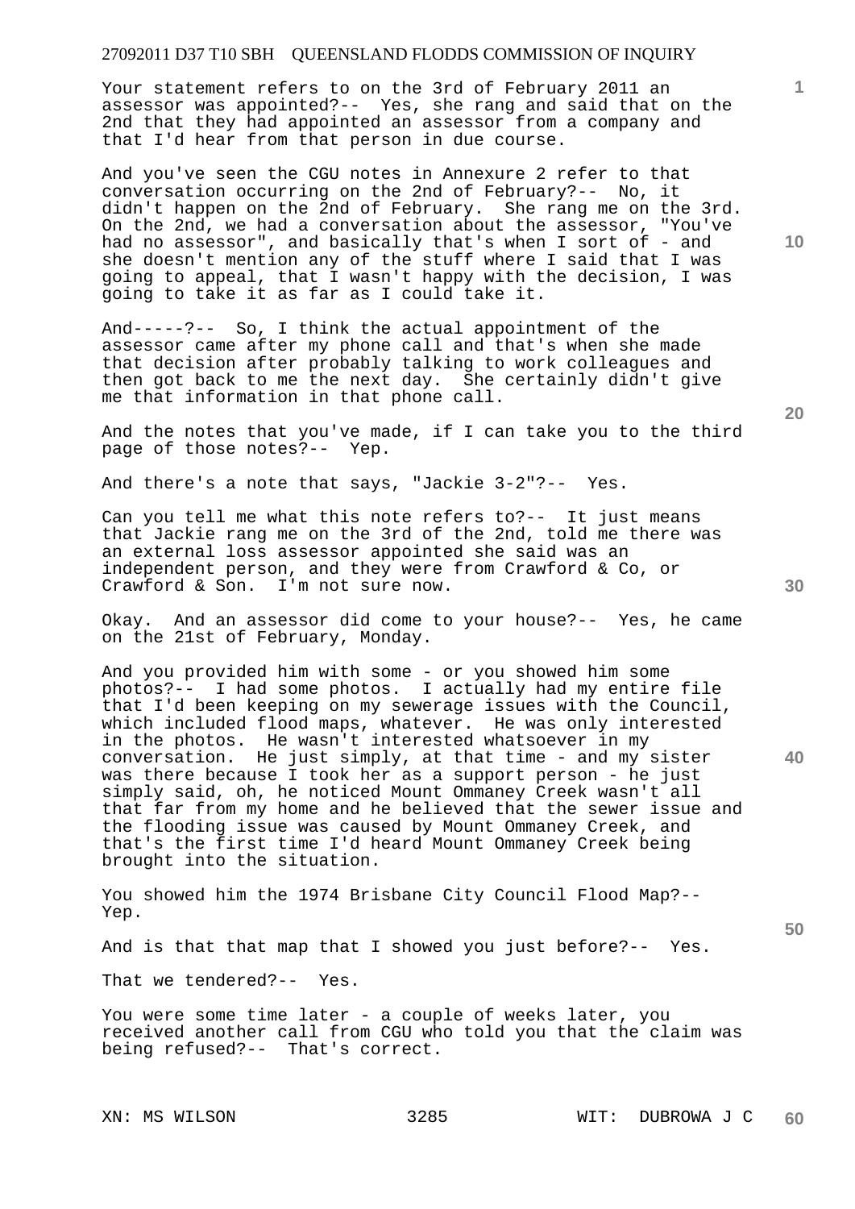Your statement refers to on the 3rd of February 2011 an assessor was appointed?-- Yes, she rang and said that on the 2nd that they had appointed an assessor from a company and that I'd hear from that person in due course.

And you've seen the CGU notes in Annexure 2 refer to that conversation occurring on the 2nd of February?-- No, it didn't happen on the 2nd of February. She rang me on the 3rd. On the 2nd, we had a conversation about the assessor, "You've had no assessor", and basically that's when I sort of - and she doesn't mention any of the stuff where I said that I was going to appeal, that I wasn't happy with the decision, I was going to take it as far as I could take it.

And-----?-- So, I think the actual appointment of the assessor came after my phone call and that's when she made that decision after probably talking to work colleagues and then got back to me the next day. She certainly didn't give me that information in that phone call.

And the notes that you've made, if I can take you to the third page of those notes?-- Yep.

And there's a note that says, "Jackie 3-2"?-- Yes.

Can you tell me what this note refers to?-- It just means that Jackie rang me on the 3rd of the 2nd, told me there was an external loss assessor appointed she said was an independent person, and they were from Crawford & Co, or Crawford & Son. I'm not sure now.

Okay. And an assessor did come to your house?-- Yes, he came on the 21st of February, Monday.

And you provided him with some - or you showed him some photos?-- I had some photos. I actually had my entire file that I'd been keeping on my sewerage issues with the Council, which included flood maps, whatever. He was only interested in the photos. He wasn't interested whatsoever in my conversation. He just simply, at that time - and my sister was there because I took her as a support person - he just simply said, oh, he noticed Mount Ommaney Creek wasn't all that far from my home and he believed that the sewer issue and the flooding issue was caused by Mount Ommaney Creek, and that's the first time I'd heard Mount Ommaney Creek being brought into the situation.

You showed him the 1974 Brisbane City Council Flood Map?-- Yep.

And is that that map that I showed you just before?-- Yes.

That we tendered?-- Yes.

You were some time later - a couple of weeks later, you received another call from CGU who told you that the claim was being refused?-- That's correct.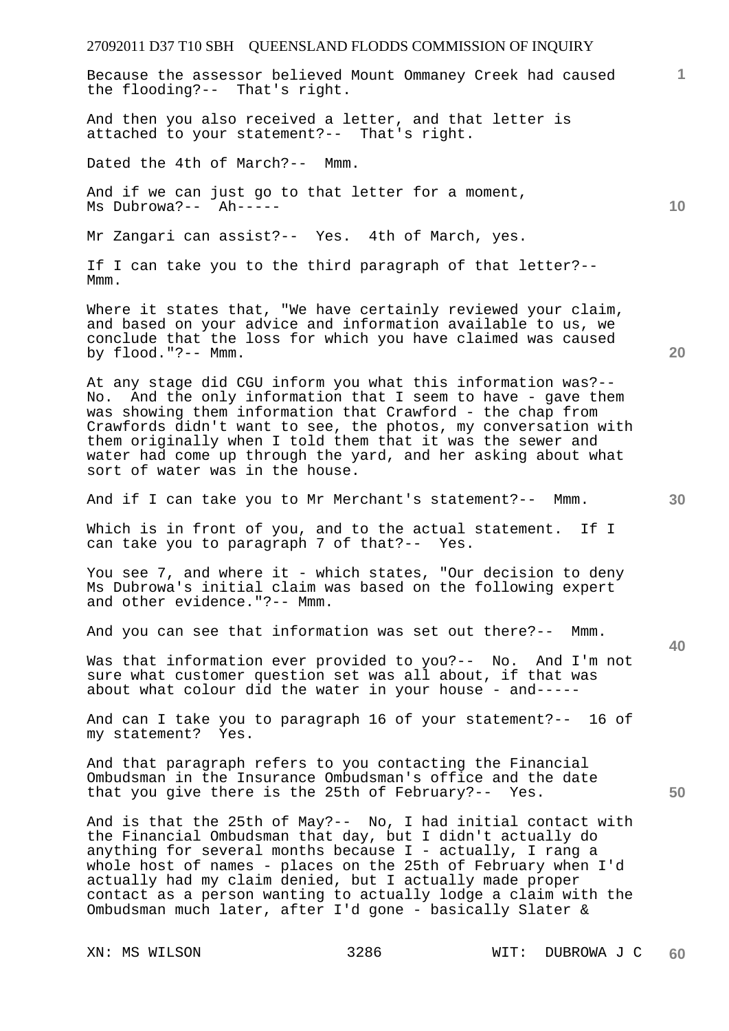Because the assessor believed Mount Ommaney Creek had caused the flooding?-- That's right.

And then you also received a letter, and that letter is attached to your statement?-- That's right.

Dated the 4th of March?-- Mmm.

And if we can just go to that letter for a moment, Ms Dubrowa?-- Ah-----

Mr Zangari can assist?-- Yes. 4th of March, yes.

If I can take you to the third paragraph of that letter?-- Mmm.

Where it states that, "We have certainly reviewed your claim, and based on your advice and information available to us, we conclude that the loss for which you have claimed was caused by flood."?-- Mmm.

At any stage did CGU inform you what this information was?-- No. And the only information that I seem to have - gave them was showing them information that Crawford - the chap from Crawfords didn't want to see, the photos, my conversation with them originally when I told them that it was the sewer and water had come up through the yard, and her asking about what sort of water was in the house.

And if I can take you to Mr Merchant's statement?-- Mmm.

Which is in front of you, and to the actual statement. If I can take you to paragraph 7 of that?-- Yes.

You see 7, and where it - which states, "Our decision to deny Ms Dubrowa's initial claim was based on the following expert and other evidence."?-- Mmm.

And you can see that information was set out there?-- Mmm.

Was that information ever provided to you?-- No. And I'm not sure what customer question set was all about, if that was about what colour did the water in your house - and-----

And can I take you to paragraph 16 of your statement?-- 16 of my statement? Yes.

And that paragraph refers to you contacting the Financial Ombudsman in the Insurance Ombudsman's office and the date that you give there is the 25th of February?-- Yes.

And is that the 25th of May?-- No, I had initial contact with the Financial Ombudsman that day, but I didn't actually do anything for several months because I - actually, I rang a whole host of names - places on the 25th of February when I'd actually had my claim denied, but I actually made proper contact as a person wanting to actually lodge a claim with the Ombudsman much later, after I'd gone - basically Slater &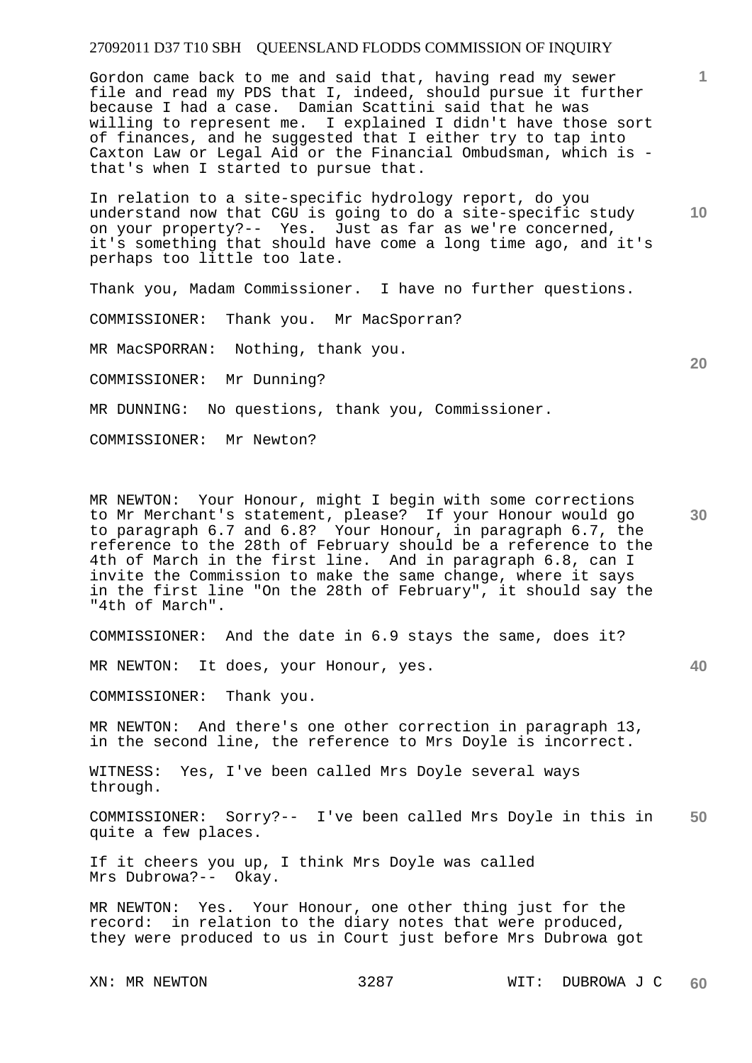Gordon came back to me and said that, having read my sewer file and read my PDS that I, indeed, should pursue it further because I had a case. Damian Scattini said that he was willing to represent me. I explained I didn't have those sort of finances, and he suggested that I either try to tap into Caxton Law or Legal Aid or the Financial Ombudsman, which is - that's when I started to pursue that.

In relation to a site-specific hydrology report, do you understand now that CGU is going to do a site-specific study on your property?-- Yes. Just as far as we're concerned, it's something that should have come a long time ago, and it's perhaps too little too late.

Thank you, Madam Commissioner. I have no further questions.

COMMISSIONER: Thank you. Mr MacSporran?

MR MacSPORRAN: Nothing, thank you.

COMMISSIONER: Mr Dunning?

MR DUNNING: No questions, thank you, Commissioner.

COMMISSIONER: Mr Newton?

MR NEWTON: Your Honour, might I begin with some corrections to Mr Merchant's statement, please? If your Honour would go to paragraph 6.7 and 6.8? Your Honour, in paragraph 6.7, the reference to the 28th of February should be a reference to the 4th of March in the first line. And in paragraph 6.8, can I invite the Commission to make the same change, where it says in the first line "On the 28th of February", it should say the "4th of March".

COMMISSIONER: And the date in 6.9 stays the same, does it?

MR NEWTON: It does, your Honour, yes.

COMMISSIONER: Thank you.

MR NEWTON: And there's one other correction in paragraph 13, in the second line, the reference to Mrs Doyle is incorrect.

WITNESS: Yes, I've been called Mrs Doyle several ways through.

COMMISSIONER: Sorry?-- I've been called Mrs Doyle in this in quite a few places.

If it cheers you up, I think Mrs Doyle was called Mrs Dubrowa?-- Okay.

MR NEWTON: Yes. Your Honour, one other thing just for the record: in relation to the diary notes that were produced, they were produced to us in Court just before Mrs Dubrowa got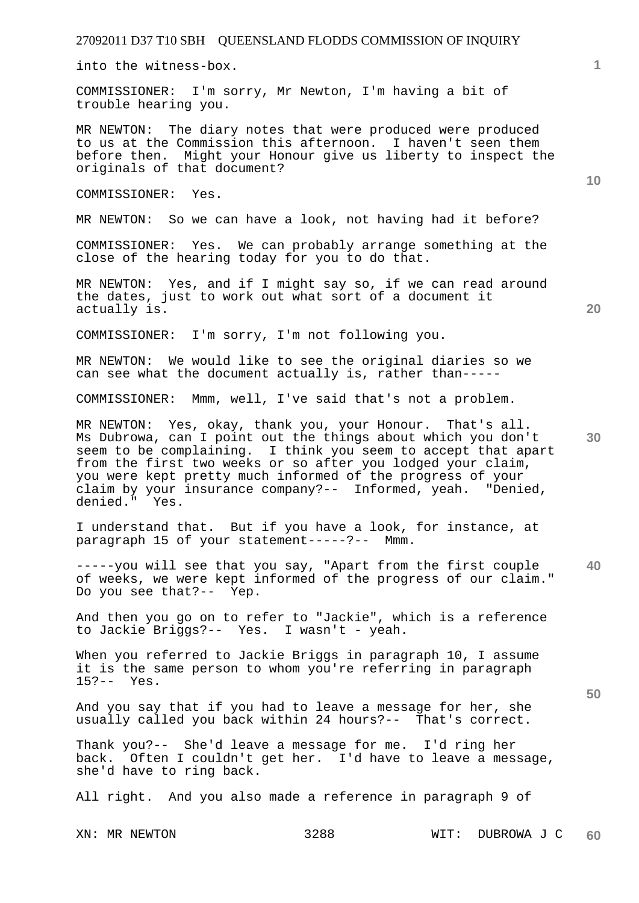into the witness-box.

COMMISSIONER: I'm sorry, Mr Newton, I'm having a bit of trouble hearing you.

MR NEWTON: The diary notes that were produced were produced to us at the Commission this afternoon. I haven't seen them before then. Might your Honour give us liberty to inspect the originals of that document?

COMMISSIONER: Yes.

MR NEWTON: So we can have a look, not having had it before?

COMMISSIONER: Yes. We can probably arrange something at the close of the hearing today for you to do that.

MR NEWTON: Yes, and if I might say so, if we can read around the dates, just to work out what sort of a document it actually is.

COMMISSIONER: I'm sorry, I'm not following you.

MR NEWTON: We would like to see the original diaries so we can see what the document actually is, rather than-----

COMMISSIONER: Mmm, well, I've said that's not a problem.

MR NEWTON: Yes, okay, thank you, your Honour. That's all. Ms Dubrowa, can I point out the things about which you don't seem to be complaining. I think you seem to accept that apart from the first two weeks or so after you lodged your claim, you were kept pretty much informed of the progress of your claim by your insurance company?-- Informed, yeah. "Denied, denied." Yes.

I understand that. But if you have a look, for instance, at paragraph 15 of your statement-----?-- Mmm.

-----you will see that you say, "Apart from the first couple of weeks, we were kept informed of the progress of our claim." Do you see that?-- Yep.

And then you go on to refer to "Jackie", which is a reference to Jackie Briggs?-- Yes. I wasn't - yeah.

When you referred to Jackie Briggs in paragraph 10, I assume it is the same person to whom you're referring in paragraph 15?-- Yes.

And you say that if you had to leave a message for her, she usually called you back within 24 hours?-- That's correct.

Thank you?-- She'd leave a message for me. I'd ring her back. Often I couldn't get her. I'd have to leave a message, she'd have to ring back.

All right. And you also made a reference in paragraph 9 of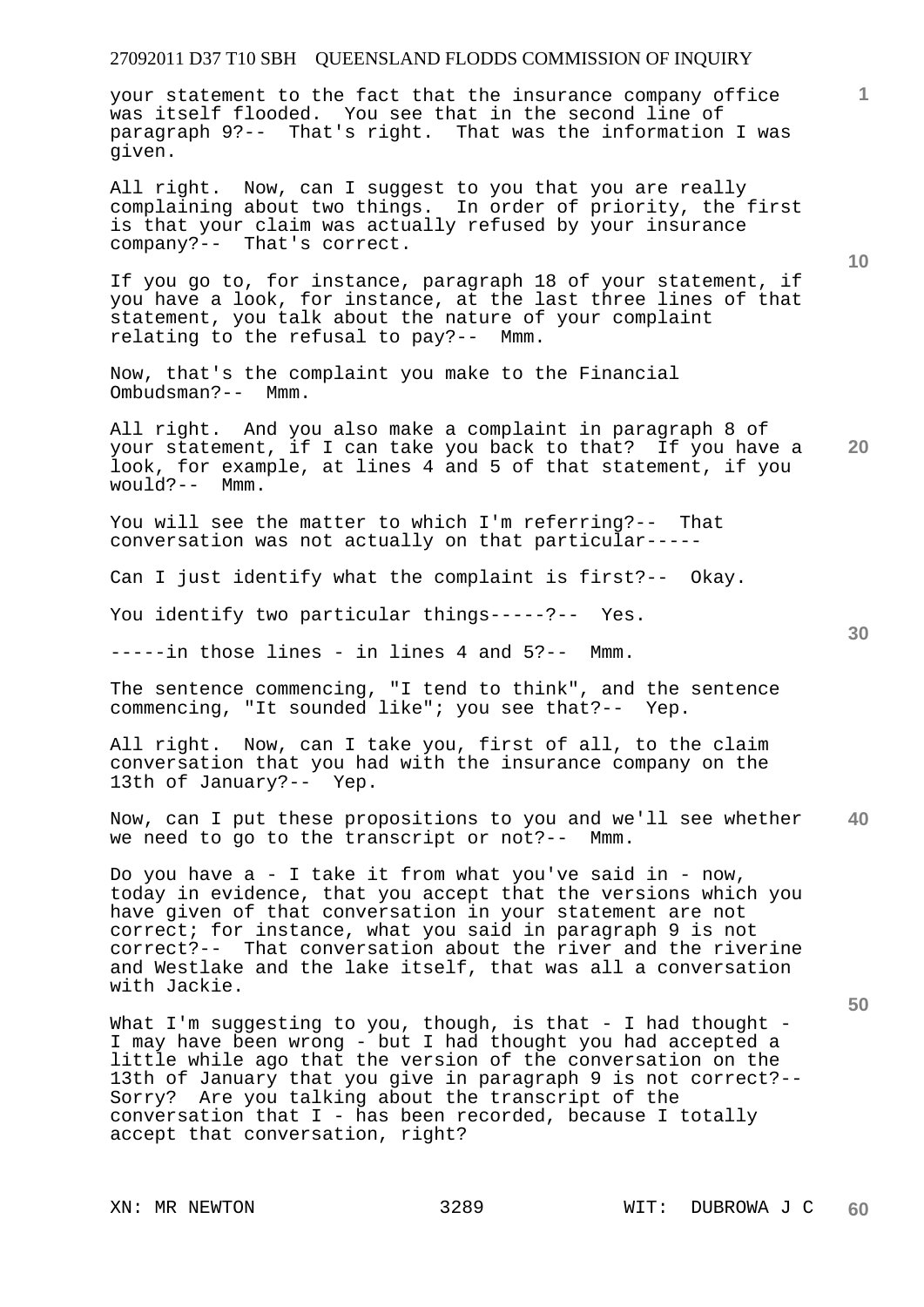your statement to the fact that the insurance company office was itself flooded. You see that in the second line of paragraph 9?-- That's right. That was the information I was given.

All right. Now, can I suggest to you that you are really complaining about two things. In order of priority, the first is that your claim was actually refused by your insurance company?-- That's correct.

If you go to, for instance, paragraph 18 of your statement, if you have a look, for instance, at the last three lines of that statement, you talk about the nature of your complaint relating to the refusal to pay?-- Mmm.

Now, that's the complaint you make to the Financial Ombudsman?-- Mmm.

All right. And you also make a complaint in paragraph 8 of your statement, if I can take you back to that? If you have a look, for example, at lines 4 and 5 of that statement, if you would?-- Mmm.

You will see the matter to which I'm referring?-- That conversation was not actually on that particular-----

Can I just identify what the complaint is first?-- Okay.

You identify two particular things-----?-- Yes.

-----in those lines - in lines 4 and 5?-- Mmm.

The sentence commencing, "I tend to think", and the sentence commencing, "It sounded like"; you see that?-- Yep.

All right. Now, can I take you, first of all, to the claim conversation that you had with the insurance company on the 13th of January?-- Yep.

Now, can I put these propositions to you and we'll see whether we need to go to the transcript or not?-- Mmm.

Do you have a - I take it from what you've said in - now, today in evidence, that you accept that the versions which you have given of that conversation in your statement are not correct; for instance, what you said in paragraph 9 is not correct?-- That conversation about the river and the riverine and Westlake and the lake itself, that was all a conversation with Jackie.

What I'm suggesting to you, though, is that - I had thought - I may have been wrong - but I had thought you had accepted a little while ago that the version of the conversation on the 13th of January that you give in paragraph 9 is not correct?-- Sorry? Are you talking about the transcript of the conversation that I - has been recorded, because I totally accept that conversation, right?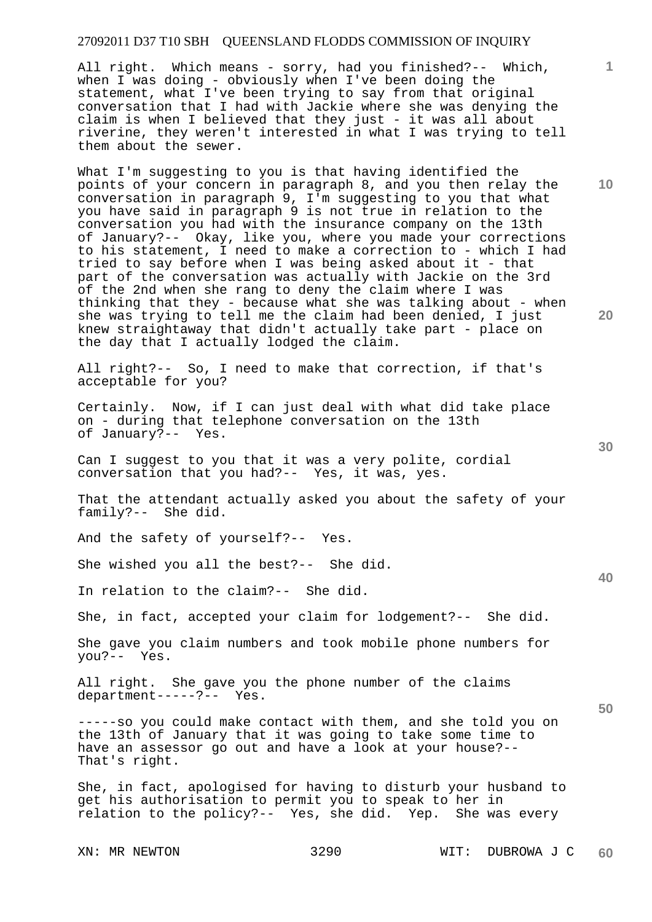All right. Which means - sorry, had you finished?-- Which, when I was doing - obviously when I've been doing the statement, what I've been trying to say from that original conversation that I had with Jackie where she was denying the claim is when I believed that they just - it was all about riverine, they weren't interested in what I was trying to tell them about the sewer.

What I'm suggesting to you is that having identified the points of your concern in paragraph 8, and you then relay the conversation in paragraph 9, I'm suggesting to you that what you have said in paragraph 9 is not true in relation to the conversation you had with the insurance company on the 13th of January?-- Okay, like you, where you made your corrections to his statement, I need to make a correction to - which I had tried to say before when I was being asked about it - that part of the conversation was actually with Jackie on the 3rd of the 2nd when she rang to deny the claim where I was thinking that they - because what she was talking about - when she was trying to tell me the claim had been denied, I just knew straightaway that didn't actually take part - place on the day that I actually lodged the claim.

All right?-- So, I need to make that correction, if that's acceptable for you?

Certainly. Now, if I can just deal with what did take place on - during that telephone conversation on the 13th of January?-- Yes.

Can I suggest to you that it was a very polite, cordial conversation that you had?-- Yes, it was, yes.

That the attendant actually asked you about the safety of your family?-- She did.

And the safety of yourself?-- Yes.

She wished you all the best?-- She did.

In relation to the claim?-- She did.

She, in fact, accepted your claim for lodgement?-- She did.

She gave you claim numbers and took mobile phone numbers for you?-- Yes.

All right. She gave you the phone number of the claims department-----?-- Yes.

-----so you could make contact with them, and she told you on the 13th of January that it was going to take some time to have an assessor go out and have a look at your house?-- That's right.

She, in fact, apologised for having to disturb your husband to get his authorisation to permit you to speak to her in relation to the policy?-- Yes, she did. Yep. She was every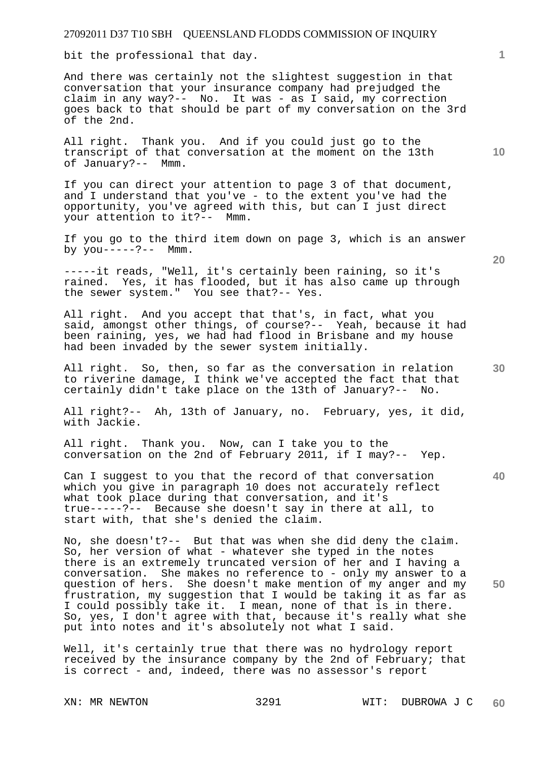bit the professional that day.

And there was certainly not the slightest suggestion in that conversation that your insurance company had prejudged the claim in any way?-- No. It was - as I said, my correction goes back to that should be part of my conversation on the 3rd of the 2nd.

All right. Thank you. And if you could just go to the transcript of that conversation at the moment on the 13th of January?-- Mmm.

If you can direct your attention to page 3 of that document, and I understand that you've - to the extent you've had the opportunity, you've agreed with this, but can I just direct your attention to it?-- Mmm.

If you go to the third item down on page 3, which is an answer by you-----?-- Mmm.

-----it reads, "Well, it's certainly been raining, so it's rained. Yes, it has flooded, but it has also came up through the sewer system." You see that?-- Yes.

All right. And you accept that that's, in fact, what you said, amongst other things, of course?-- Yeah, because it had been raining, yes, we had had flood in Brisbane and my house had been invaded by the sewer system initially.

All right. So, then, so far as the conversation in relation to riverine damage, I think we've accepted the fact that that certainly didn't take place on the 13th of January?-- No.

All right?-- Ah, 13th of January, no. February, yes, it did, with Jackie.

All right. Thank you. Now, can I take you to the conversation on the 2nd of February 2011, if I may?-- Yep.

Can I suggest to you that the record of that conversation which you give in paragraph 10 does not accurately reflect what took place during that conversation, and it's true-----?-- Because she doesn't say in there at all, to start with, that she's denied the claim.

No, she doesn't?-- But that was when she did deny the claim. So, her version of what - whatever she typed in the notes there is an extremely truncated version of her and I having a conversation. She makes no reference to - only my answer to a question of hers. She doesn't make mention of my anger and my frustration, my suggestion that I would be taking it as far as I could possibly take it. I mean, none of that is in there. So, yes, I don't agree with that, because it's really what she put into notes and it's absolutely not what I said.

Well, it's certainly true that there was no hydrology report received by the insurance company by the 2nd of February; that is correct - and, indeed, there was no assessor's report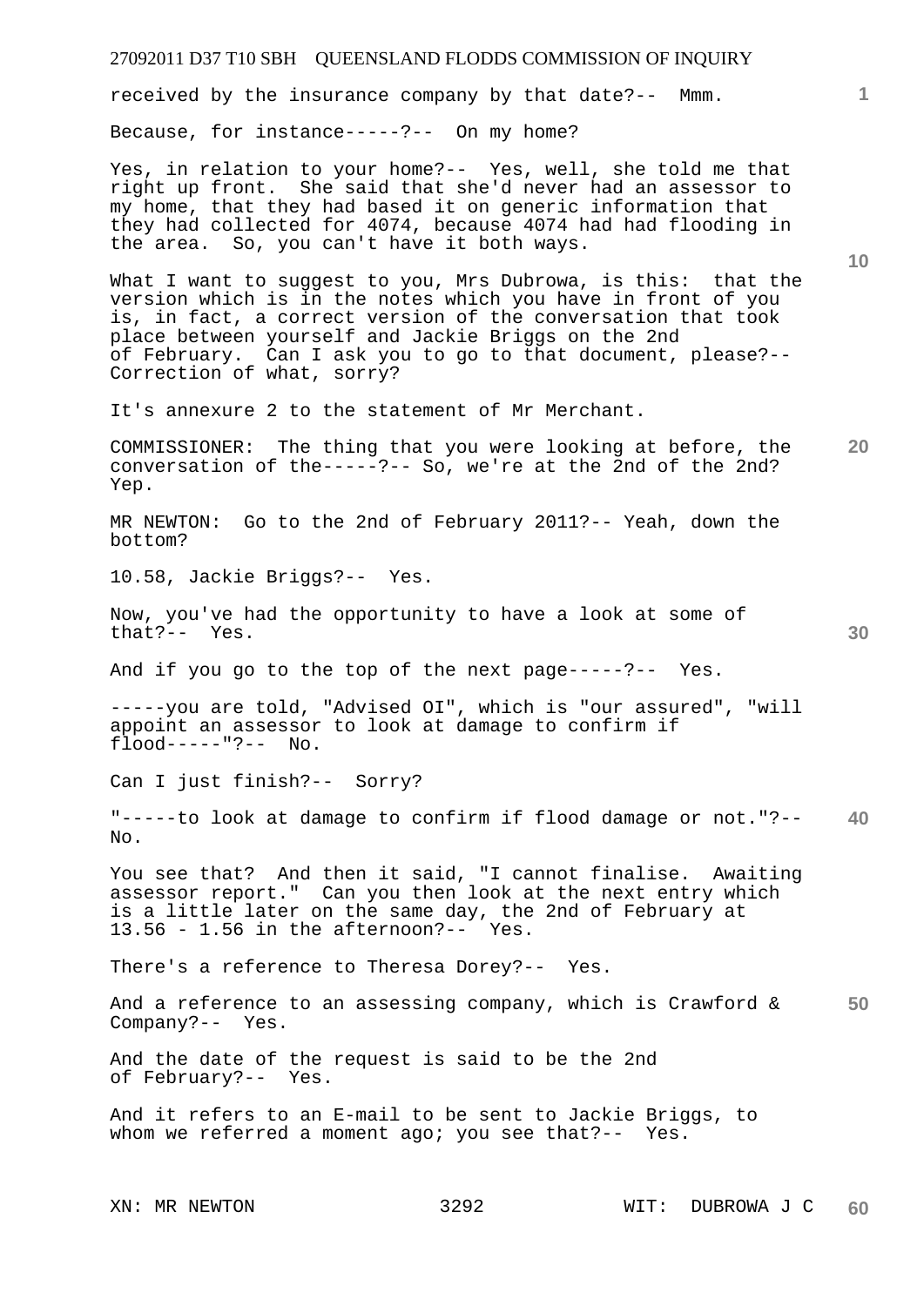received by the insurance company by that date?-- Mmm.

Because, for instance-----?-- On my home?

Yes, in relation to your home?-- Yes, well, she told me that right up front. She said that she'd never had an assessor to my home, that they had based it on generic information that they had collected for 4074, because 4074 had had flooding in the area. So, you can't have it both ways.

What I want to suggest to you, Mrs Dubrowa, is this: that the version which is in the notes which you have in front of you is, in fact, a correct version of the conversation that took place between yourself and Jackie Briggs on the 2nd of February. Can I ask you to go to that document, please?-- Correction of what, sorry?

It's annexure 2 to the statement of Mr Merchant.

COMMISSIONER: The thing that you were looking at before, the conversation of the-----?-- So, we're at the 2nd of the 2nd? Yep.

MR NEWTON: Go to the 2nd of February 2011?-- Yeah, down the bottom?

10.58, Jackie Briggs?-- Yes.

Now, you've had the opportunity to have a look at some of that?-- Yes.

And if you go to the top of the next page-----?-- Yes.

-----you are told, "Advised OI", which is "our assured", "will appoint an assessor to look at damage to confirm if flood-----"?-- No.

Can I just finish?-- Sorry?

"-----to look at damage to confirm if flood damage or not."?-- No.

You see that? And then it said, "I cannot finalise. Awaiting assessor report." Can you then look at the next entry which is a little later on the same day, the 2nd of February at 13.56 - 1.56 in the afternoon?-- Yes.

There's a reference to Theresa Dorey?-- Yes.

And a reference to an assessing company, which is Crawford & Company?-- Yes.

And the date of the request is said to be the 2nd of February?-- Yes.

And it refers to an E-mail to be sent to Jackie Briggs, to whom we referred a moment ago; you see that?-- Yes.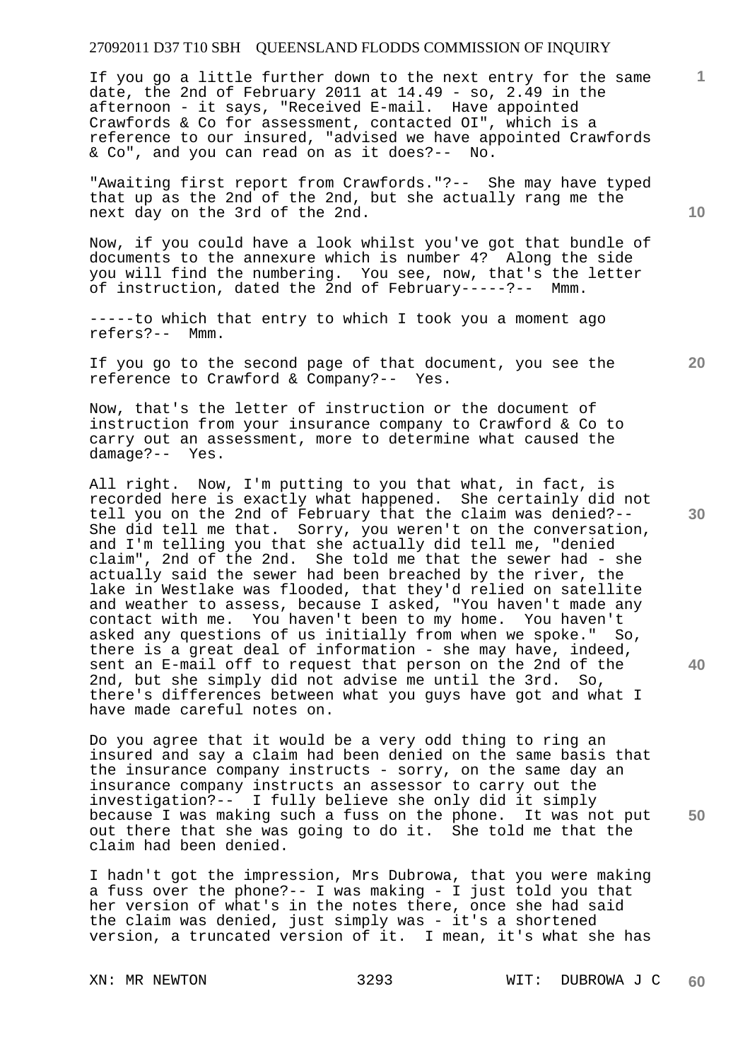If you go a little further down to the next entry for the same date, the 2nd of February 2011 at 14.49 - so, 2.49 in the afternoon - it says, "Received E-mail. Have appointed Crawfords & Co for assessment, contacted OI", which is a reference to our insured, "advised we have appointed Crawfords & Co", and you can read on as it does?-- No.

"Awaiting first report from Crawfords."?-- She may have typed that up as the 2nd of the 2nd, but she actually rang me the next day on the 3rd of the 2nd.

Now, if you could have a look whilst you've got that bundle of documents to the annexure which is number 4? Along the side you will find the numbering. You see, now, that's the letter of instruction, dated the 2nd of February-----?-- Mmm.

-----to which that entry to which I took you a moment ago refers?-- Mmm.

If you go to the second page of that document, you see the reference to Crawford & Company?-- Yes.

Now, that's the letter of instruction or the document of instruction from your insurance company to Crawford & Co to carry out an assessment, more to determine what caused the damage?-- Yes.

All right. Now, I'm putting to you that what, in fact, is recorded here is exactly what happened. She certainly did not tell you on the 2nd of February that the claim was denied?-- She did tell me that. Sorry, you weren't on the conversation, and I'm telling you that she actually did tell me, "denied claim", 2nd of the 2nd. She told me that the sewer had - she actually said the sewer had been breached by the river, the lake in Westlake was flooded, that they'd relied on satellite and weather to assess, because I asked, "You haven't made any contact with me. You haven't been to my home. You haven't asked any questions of us initially from when we spoke." So, there is a great deal of information - she may have, indeed, sent an E-mail off to request that person on the 2nd of the 2nd, but she simply did not advise me until the 3rd. So, there's differences between what you guys have got and what I have made careful notes on.

Do you agree that it would be a very odd thing to ring an insured and say a claim had been denied on the same basis that the insurance company instructs - sorry, on the same day an insurance company instructs an assessor to carry out the investigation?-- I fully believe she only did it simply because I was making such a fuss on the phone. It was not put out there that she was going to do it. She told me that the claim had been denied.

I hadn't got the impression, Mrs Dubrowa, that you were making a fuss over the phone?-- I was making - I just told you that her version of what's in the notes there, once she had said the claim was denied, just simply was - it's a shortened version, a truncated version of it. I mean, it's what she has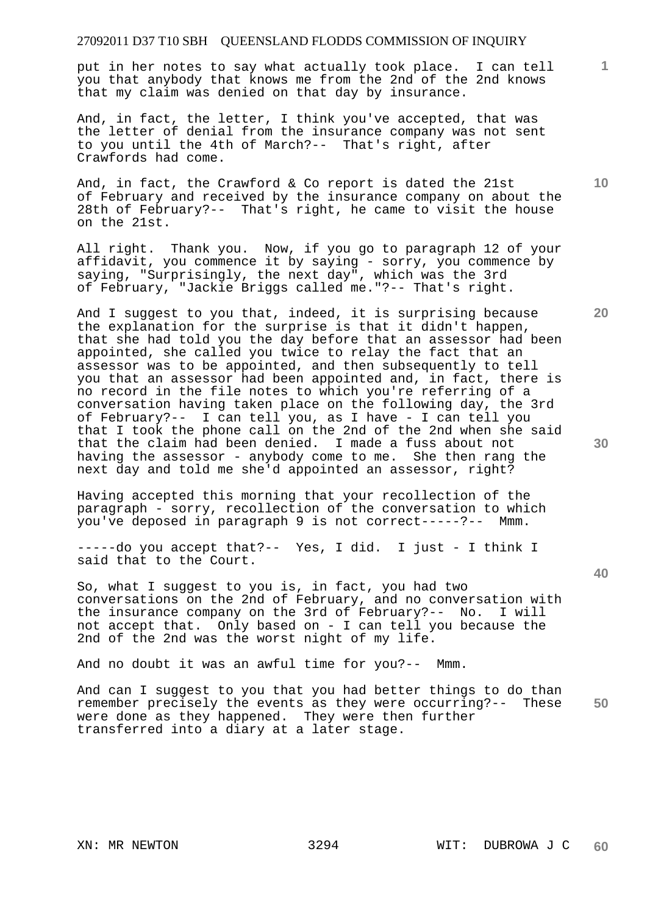put in her notes to say what actually took place. I can tell you that anybody that knows me from the 2nd of the 2nd knows that my claim was denied on that day by insurance.

And, in fact, the letter, I think you've accepted, that was the letter of denial from the insurance company was not sent to you until the 4th of March?-- That's right, after Crawfords had come.

And, in fact, the Crawford & Co report is dated the 21st of February and received by the insurance company on about the 28th of February?-- That's right, he came to visit the house on the 21st.

All right. Thank you. Now, if you go to paragraph 12 of your affidavit, you commence it by saying - sorry, you commence by saying, "Surprisingly, the next day", which was the 3rd of February, "Jackie Briggs called me."?-- That's right.

And I suggest to you that, indeed, it is surprising because the explanation for the surprise is that it didn't happen, that she had told you the day before that an assessor had been appointed, she called you twice to relay the fact that an assessor was to be appointed, and then subsequently to tell you that an assessor had been appointed and, in fact, there is no record in the file notes to which you're referring of a conversation having taken place on the following day, the 3rd of February?-- I can tell you, as I have - I can tell you that I took the phone call on the 2nd of the 2nd when she said that the claim had been denied. I made a fuss about not having the assessor - anybody come to me. She then rang the next day and told me she'd appointed an assessor, right?

Having accepted this morning that your recollection of the paragraph - sorry, recollection of the conversation to which you've deposed in paragraph 9 is not correct-----?-- Mmm.

-----do you accept that?-- Yes, I did. I just - I think I said that to the Court.

So, what I suggest to you is, in fact, you had two conversations on the 2nd of February, and no conversation with the insurance company on the 3rd of February?-- No. I will not accept that. Only based on - I can tell you because the 2nd of the 2nd was the worst night of my life.

And no doubt it was an awful time for you?-- Mmm.

And can I suggest to you that you had better things to do than remember precisely the events as they were occurring?-- These were done as they happened. They were then further transferred into a diary at a later stage.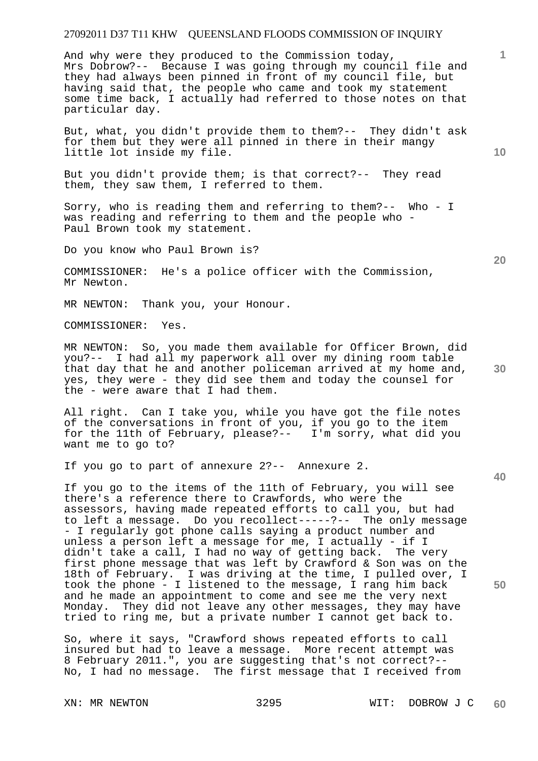And why were they produced to the Commission today, Mrs Dobrow?-- Because I was going through my council file and they had always been pinned in front of my council file, but having said that, the people who came and took my statement some time back, I actually had referred to those notes on that particular day.

But, what, you didn't provide them to them?-- They didn't ask for them but they were all pinned in there in their mangy little lot inside my file.

But you didn't provide them; is that correct?-- They read them, they saw them, I referred to them.

Sorry, who is reading them and referring to them?-- Who - I was reading and referring to them and the people who - Paul Brown took my statement.

Do you know who Paul Brown is?

COMMISSIONER: He's a police officer with the Commission, Mr Newton.

MR NEWTON: Thank you, your Honour.

COMMISSIONER: Yes.

MR NEWTON: So, you made them available for Officer Brown, did you?-- I had all my paperwork all over my dining room table that day that he and another policeman arrived at my home and, yes, they were - they did see them and today the counsel for the - were aware that I had them.

All right. Can I take you, while you have got the file notes of the conversations in front of you, if you go to the item for the 11th of February, please?-- I'm sorry, what did you want me to go to?

If you go to part of annexure 2?-- Annexure 2.

If you go to the items of the 11th of February, you will see there's a reference there to Crawfords, who were the assessors, having made repeated efforts to call you, but had to left a message. Do you recollect-----?-- The only message - I regularly got phone calls saying a product number and unless a person left a message for me, I actually - if I didn't take a call, I had no way of getting back. The very first phone message that was left by Crawford & Son was on the 18th of February. I was driving at the time, I pulled over, I took the phone - I listened to the message, I rang him back and he made an appointment to come and see me the very next Monday. They did not leave any other messages, they may have tried to ring me, but a private number I cannot get back to.

So, where it says, "Crawford shows repeated efforts to call insured but had to leave a message. More recent attempt was 8 February 2011.", you are suggesting that's not correct?-- No, I had no message. The first message that I received from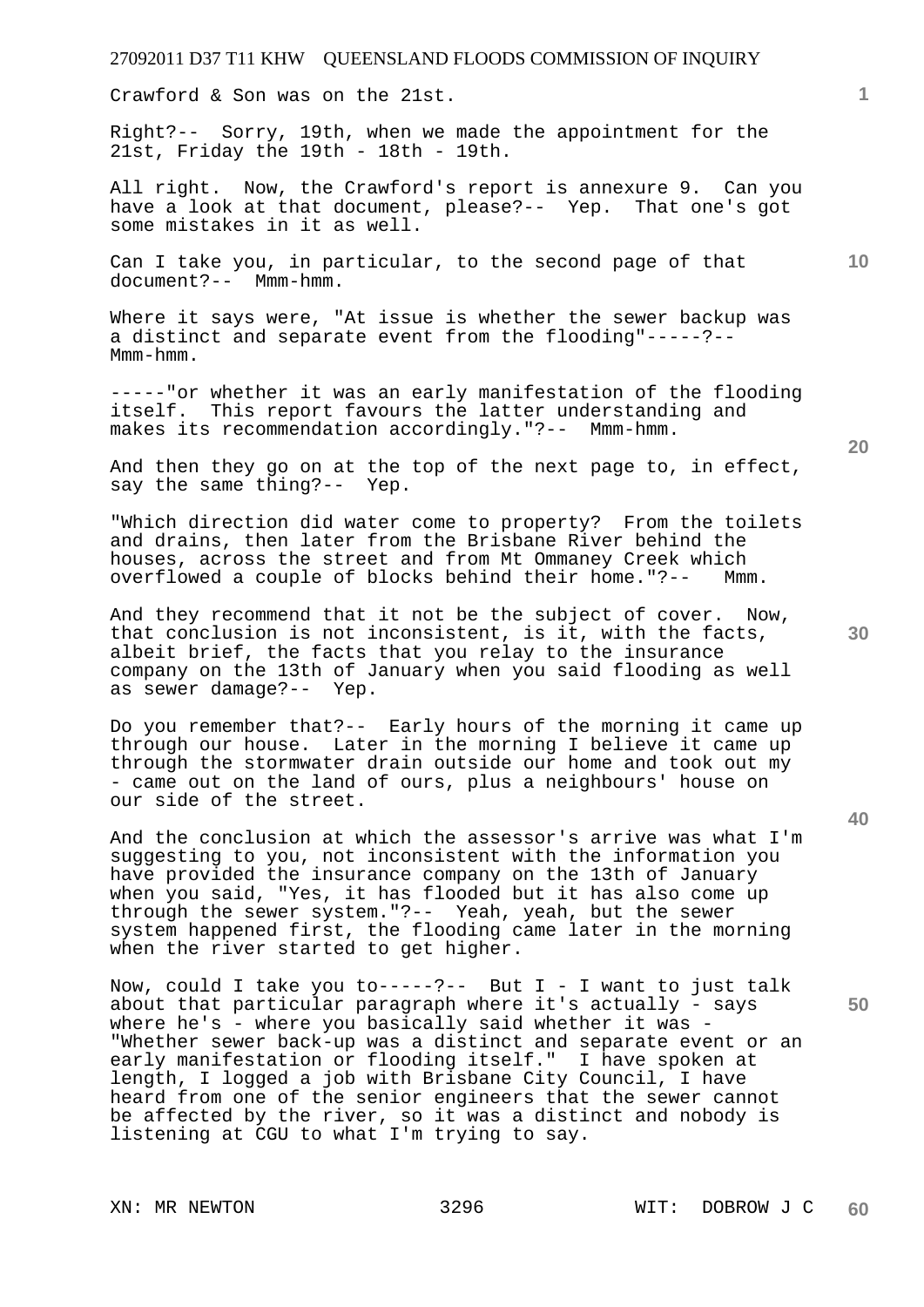Crawford & Son was on the 21st.

Right?-- Sorry, 19th, when we made the appointment for the 21st, Friday the 19th - 18th - 19th.

All right. Now, the Crawford's report is annexure 9. Can you have a look at that document, please?-- Yep. That one's got some mistakes in it as well.

Can I take you, in particular, to the second page of that document?-- Mmm-hmm.

Where it says were, "At issue is whether the sewer backup was a distinct and separate event from the flooding"-----?-- Mmm-hmm.

-----"or whether it was an early manifestation of the flooding itself. This report favours the latter understanding and makes its recommendation accordingly."?-- Mmm-hmm.

And then they go on at the top of the next page to, in effect, say the same thing?-- Yep.

"Which direction did water come to property? From the toilets and drains, then later from the Brisbane River behind the houses, across the street and from Mt Ommaney Creek which overflowed a couple of blocks behind their home."?-- Mmm.

And they recommend that it not be the subject of cover. Now, that conclusion is not inconsistent, is it, with the facts, albeit brief, the facts that you relay to the insurance company on the 13th of January when you said flooding as well as sewer damage?-- Yep.

Do you remember that?-- Early hours of the morning it came up through our house. Later in the morning I believe it came up through the stormwater drain outside our home and took out my - came out on the land of ours, plus a neighbours' house on our side of the street.

And the conclusion at which the assessor's arrive was what I'm suggesting to you, not inconsistent with the information you have provided the insurance company on the 13th of January when you said, "Yes, it has flooded but it has also come up through the sewer system."?-- Yeah, yeah, but the sewer system happened first, the flooding came later in the morning when the river started to get higher.

Now, could I take you to-----?-- But I - I want to just talk about that particular paragraph where it's actually - says where he's - where you basically said whether it was - "Whether sewer back-up was a distinct and separate event or an early manifestation or flooding itself." I have spoken at length, I logged a job with Brisbane City Council, I have heard from one of the senior engineers that the sewer cannot be affected by the river, so it was a distinct and nobody is listening at CGU to what I'm trying to say.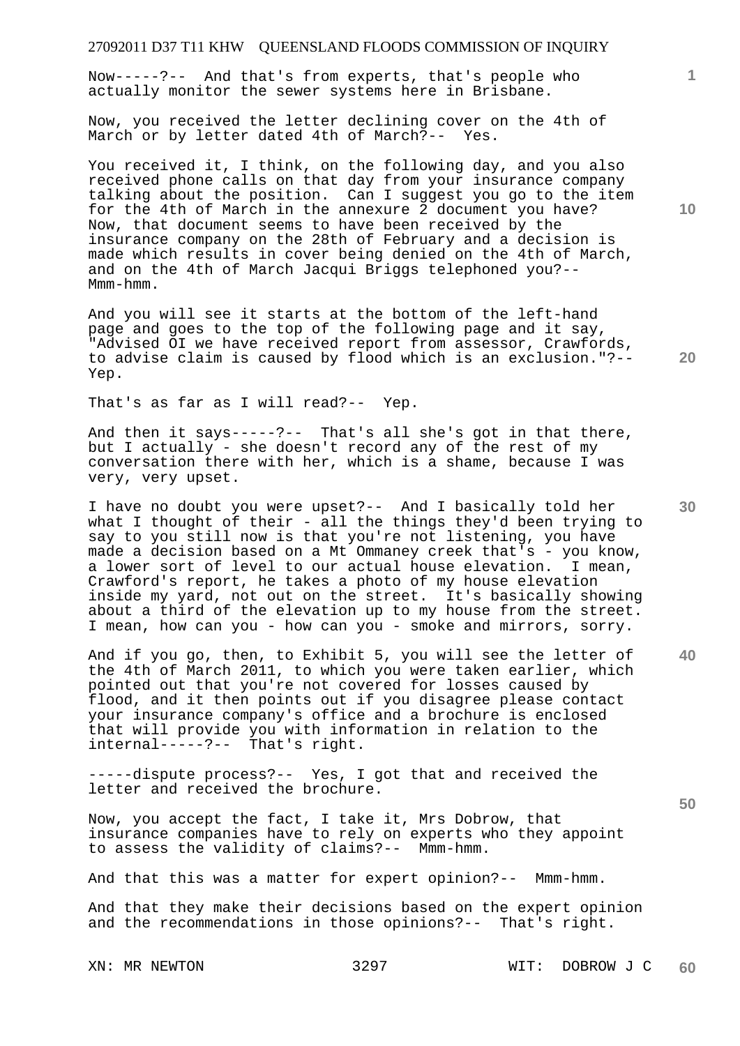Now-----?-- And that's from experts, that's people who actually monitor the sewer systems here in Brisbane.

Now, you received the letter declining cover on the 4th of March or by letter dated 4th of March?-- Yes.

You received it, I think, on the following day, and you also received phone calls on that day from your insurance company talking about the position. Can I suggest you go to the item for the 4th of March in the annexure 2 document you have? Now, that document seems to have been received by the insurance company on the 28th of February and a decision is made which results in cover being denied on the 4th of March, and on the 4th of March Jacqui Briggs telephoned you?-- Mmm-hmm.

And you will see it starts at the bottom of the left-hand page and goes to the top of the following page and it say, "Advised OI we have received report from assessor, Crawfords, to advise claim is caused by flood which is an exclusion."?-- Yep.

That's as far as I will read?-- Yep.

And then it says-----?-- That's all she's got in that there, but I actually - she doesn't record any of the rest of my conversation there with her, which is a shame, because I was very, very upset.

I have no doubt you were upset?-- And I basically told her what I thought of their - all the things they'd been trying to say to you still now is that you're not listening, you have made a decision based on a Mt Ommaney creek that's - you know, a lower sort of level to our actual house elevation. I mean, Crawford's report, he takes a photo of my house elevation inside my yard, not out on the street. It's basically showing about a third of the elevation up to my house from the street. I mean, how can you - how can you - smoke and mirrors, sorry.

And if you go, then, to Exhibit 5, you will see the letter of the 4th of March 2011, to which you were taken earlier, which pointed out that you're not covered for losses caused by flood, and it then points out if you disagree please contact your insurance company's office and a brochure is enclosed that will provide you with information in relation to the internal-----?-- That's right.

-----dispute process?-- Yes, I got that and received the letter and received the brochure.

Now, you accept the fact, I take it, Mrs Dobrow, that insurance companies have to rely on experts who they appoint to assess the validity of claims?-- Mmm-hmm.

And that this was a matter for expert opinion?-- Mmm-hmm.

And that they make their decisions based on the expert opinion and the recommendations in those opinions?-- That's right.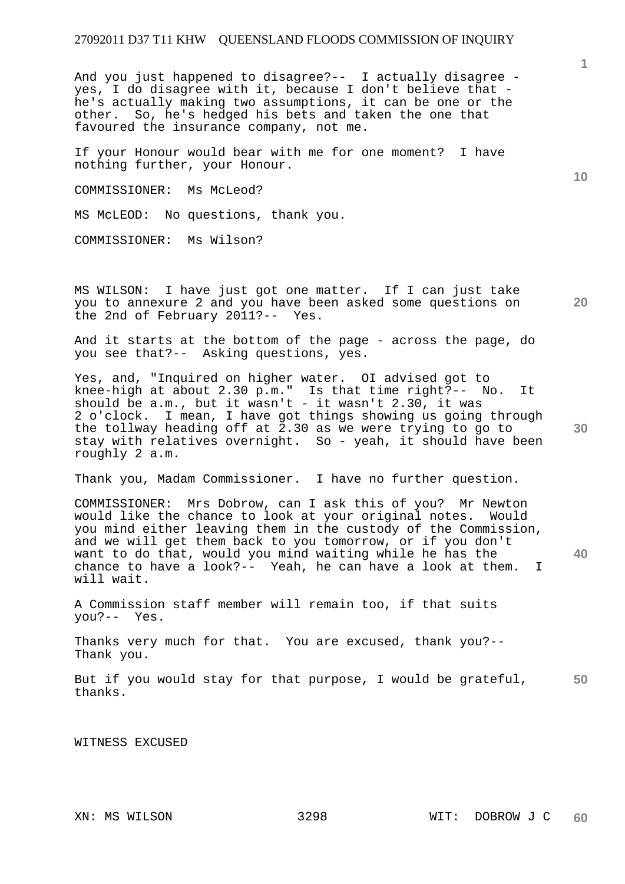And you just happened to disagree?-- I actually disagree - yes, I do disagree with it, because I don't believe that - he's actually making two assumptions, it can be one or the other. So, he's hedged his bets and taken the one that favoured the insurance company, not me.

If your Honour would bear with me for one moment? I have nothing further, your Honour.

COMMISSIONER: Ms McLeod?

MS McLEOD: No questions, thank you.

COMMISSIONER: Ms Wilson?

MS WILSON: I have just got one matter. If I can just take you to annexure 2 and you have been asked some questions on the 2nd of February 2011?-- Yes.

And it starts at the bottom of the page - across the page, do you see that?-- Asking questions, yes.

Yes, and, "Inquired on higher water. OI advised got to knee-high at about 2.30 p.m." Is that time right?-- No. It should be a.m., but it wasn't - it wasn't 2.30, it was 2 o'clock. I mean, I have got things showing us going through the tollway heading off at 2.30 as we were trying to go to stay with relatives overnight. So - yeah, it should have been roughly 2 a.m.

Thank you, Madam Commissioner. I have no further question.

COMMISSIONER: Mrs Dobrow, can I ask this of you? Mr Newton would like the chance to look at your original notes. Would you mind either leaving them in the custody of the Commission, and we will get them back to you tomorrow, or if you don't want to do that, would you mind waiting while he has the chance to have a look?-- Yeah, he can have a look at them. I will wait.

A Commission staff member will remain too, if that suits you?-- Yes.

Thanks very much for that. You are excused, thank you?-- Thank you.

But if you would stay for that purpose, I would be grateful, thanks.

WITNESS EXCUSED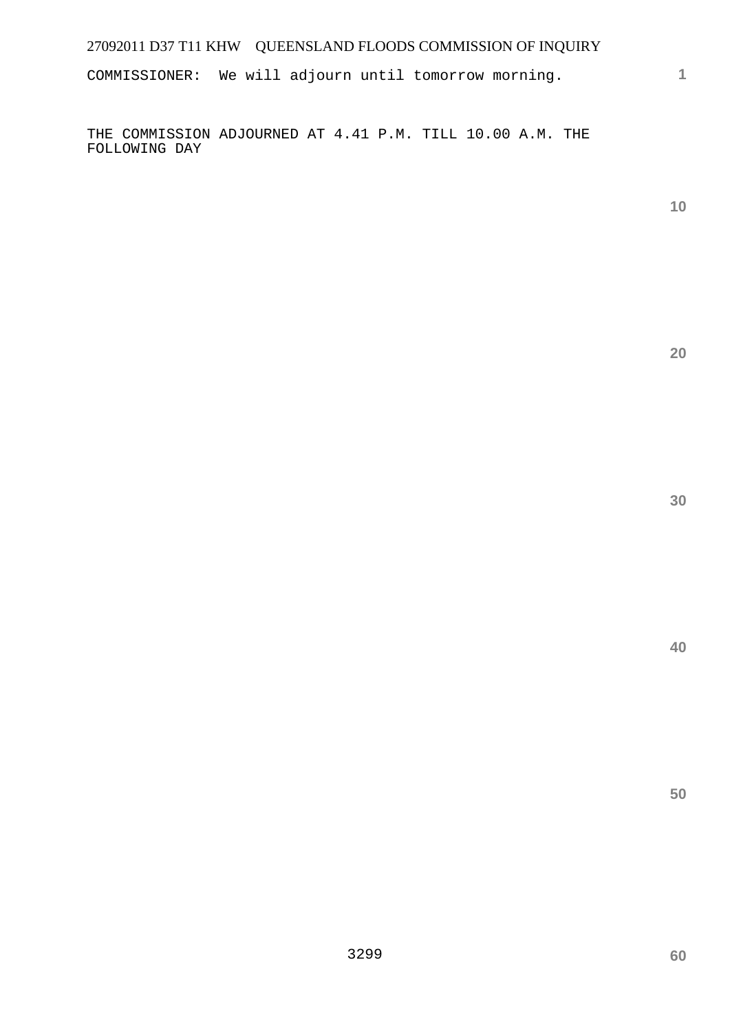COMMISSIONER: We will adjourn until tomorrow morning.

THE COMMISSION ADJOURNED AT 4.41 P.M. TILL 10.00 A.M. THE FOLLOWING DAY